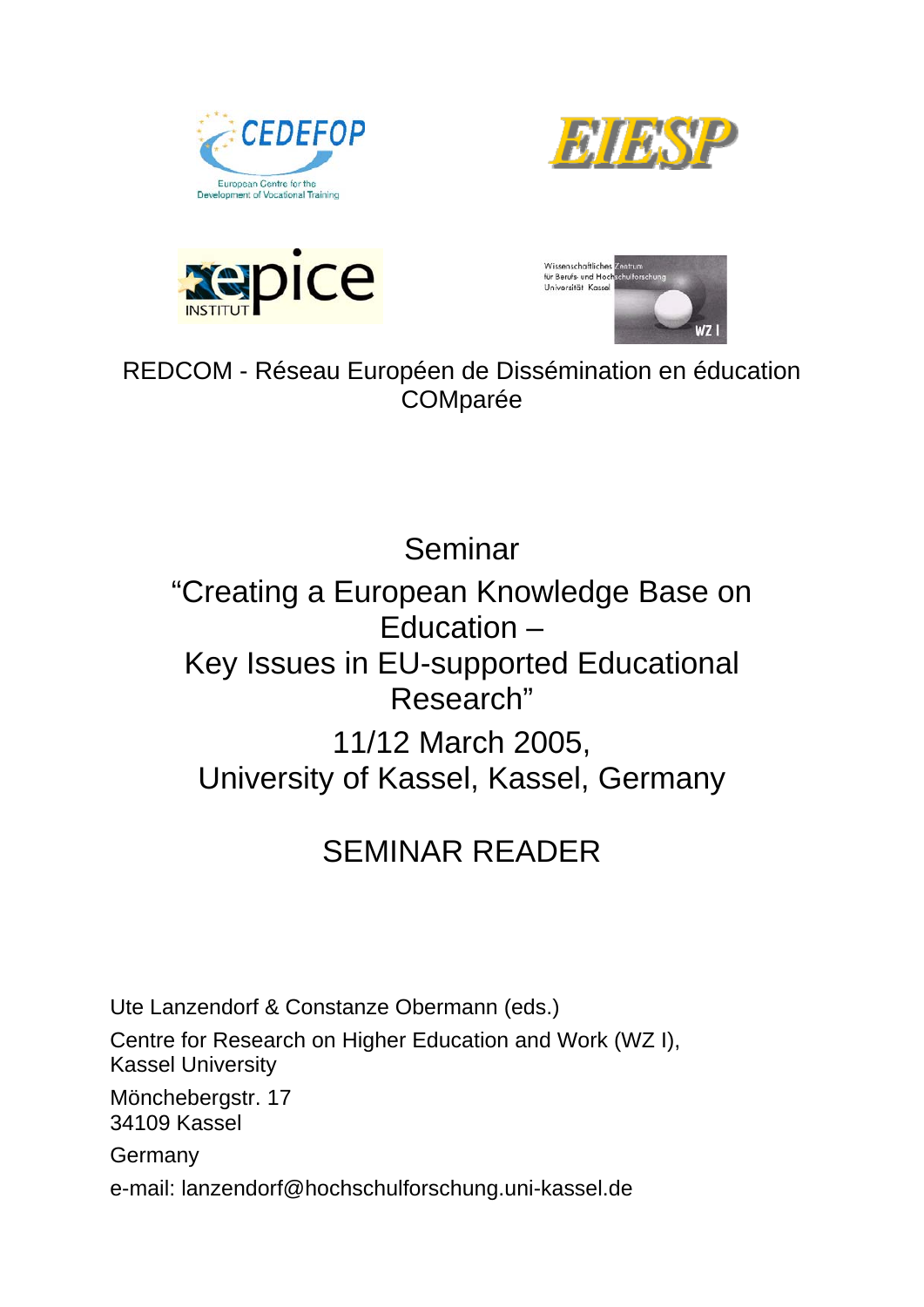CEDEFOP

European Centre for the Development of Vocational Training

EIESP

epice INSTITUT

Wissenschaftliches Zentrum für Berufs- und Hochschulforschung Universität Kassel

WZ I

REDCOM - Réseau Européen de Dissémination en éducation COMparée

# Seminar

# "Creating a European Knowledge Base on Education – Key Issues in EU-supported Educational Research"

## 11/12 March 2005, University of Kassel, Kassel, Germany

## SEMINAR READER

Ute Lanzendorf & Constanze Obermann (eds.)

Centre for Research on Higher Education and Work (WZ I), Kassel University

Mönchebergstr. 17
34109 Kassel

Germany

e-mail: lanzendorf@hochschulforschung.uni-kassel.de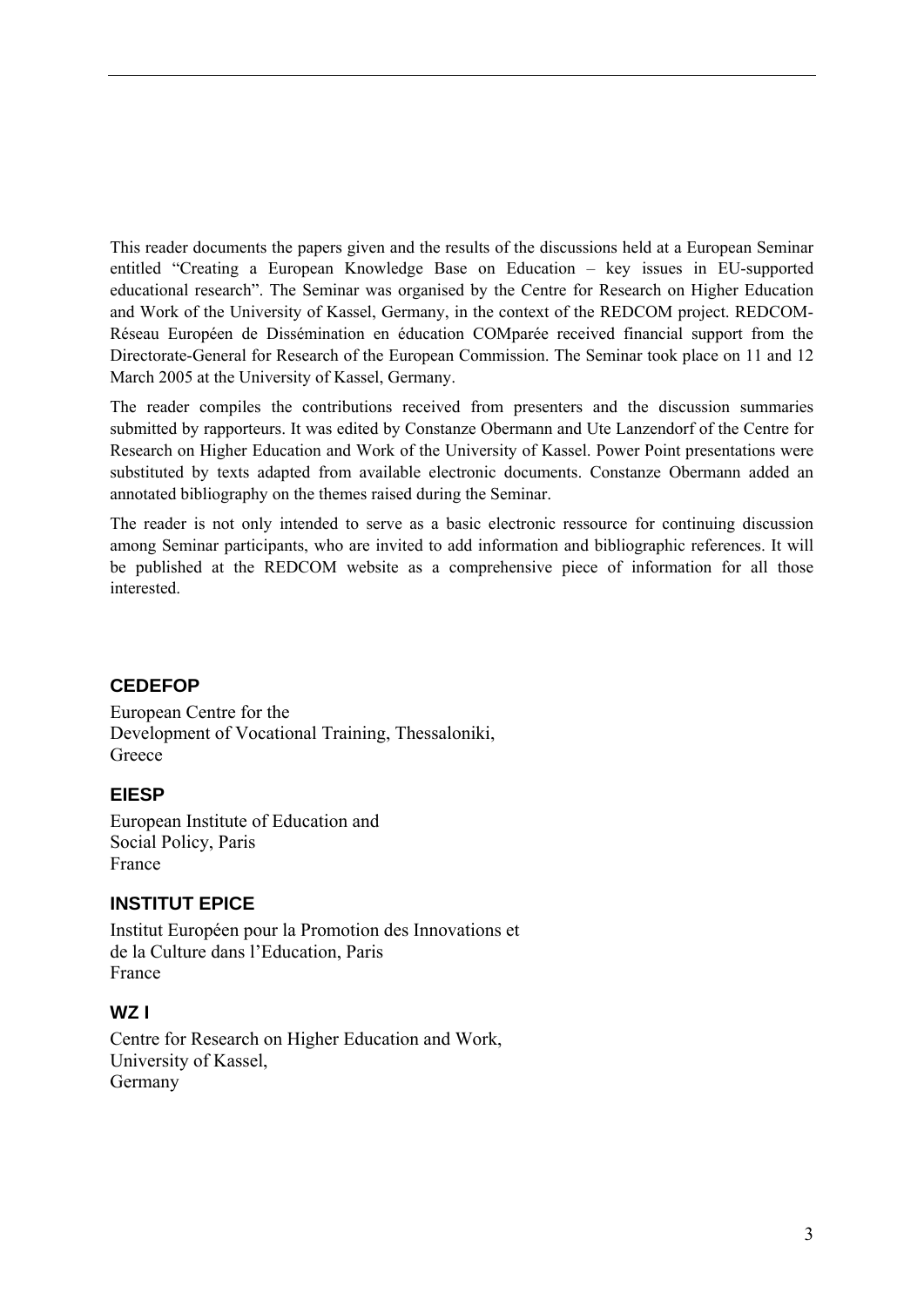This reader documents the papers given and the results of the discussions held at a European Seminar entitled "Creating a European Knowledge Base on Education – key issues in EU-supported educational research". The Seminar was organised by the Centre for Research on Higher Education and Work of the University of Kassel, Germany, in the context of the REDCOM project. REDCOM-Réseau Européen de Dissémination en éducation COMparée received financial support from the Directorate-General for Research of the European Commission. The Seminar took place on 11 and 12 March 2005 at the University of Kassel, Germany.

The reader compiles the contributions received from presenters and the discussion summaries submitted by rapporteurs. It was edited by Constanze Obermann and Ute Lanzendorf of the Centre for Research on Higher Education and Work of the University of Kassel. Power Point presentations were substituted by texts adapted from available electronic documents. Constanze Obermann added an annotated bibliography on the themes raised during the Seminar.

The reader is not only intended to serve as a basic electronic ressource for continuing discussion among Seminar participants, who are invited to add information and bibliographic references. It will be published at the REDCOM website as a comprehensive piece of information for all those interested.

**CEDEFOP**

European Centre for the
Development of Vocational Training, Thessaloniki,
Greece

**EIESP**

European Institute of Education and
Social Policy, Paris
France

**INSTITUT EPICE**

Institut Européen pour la Promotion des Innovations et
de la Culture dans l'Education, Paris
France

**WZ I**

Centre for Research on Higher Education and Work,
University of Kassel,
Germany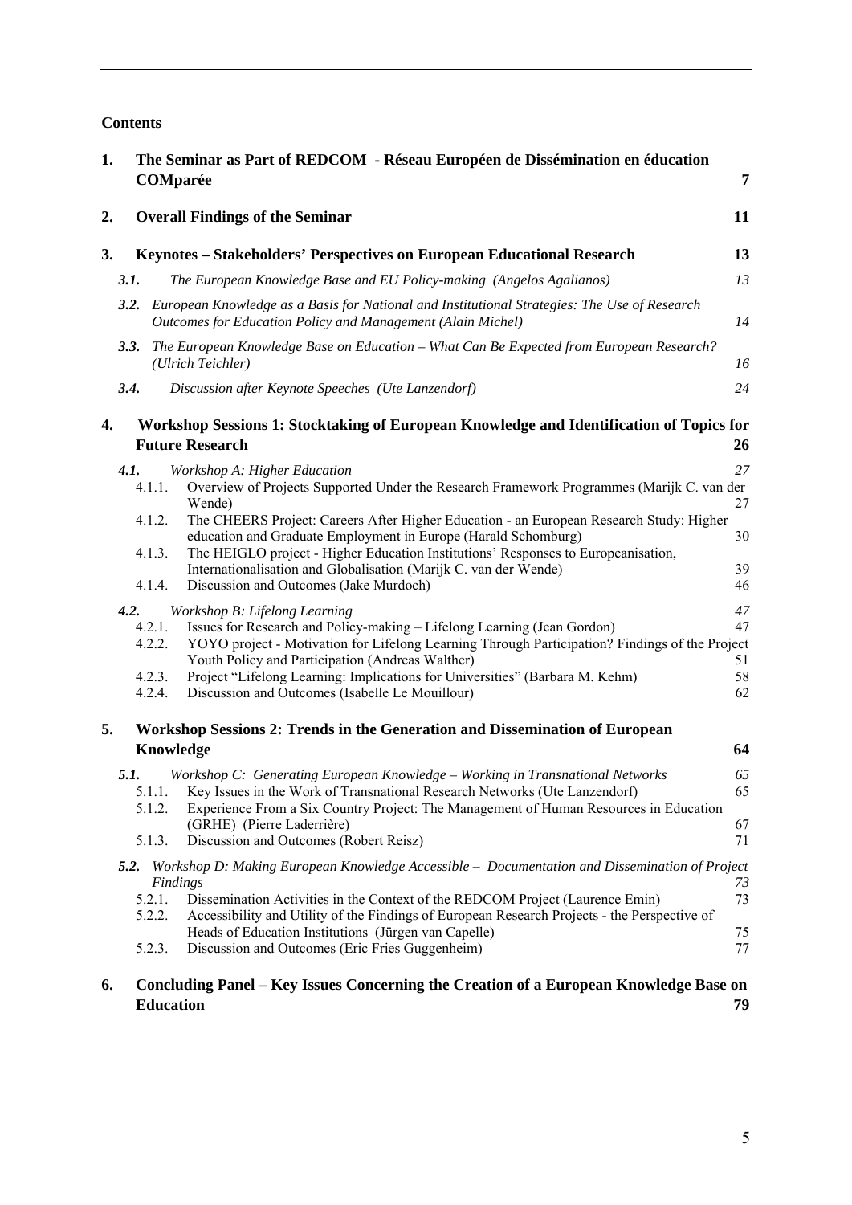**Contents**

**1. The Seminar as Part of REDCOM - Réseau Européen de Dissémination en éducation COMparée 7**

**2. Overall Findings of the Seminar 11**

**3. Keynotes – Stakeholders' Perspectives on European Educational Research 13**

*3.1. The European Knowledge Base and EU Policy-making (Angelos Agalianos) 13*

*3.2. European Knowledge as a Basis for National and Institutional Strategies: The Use of Research Outcomes for Education Policy and Management (Alain Michel) 14*

*3.3. The European Knowledge Base on Education – What Can Be Expected from European Research? (Ulrich Teichler) 16*

*3.4. Discussion after Keynote Speeches (Ute Lanzendorf) 24*

**4. Workshop Sessions 1: Stocktaking of European Knowledge and Identification of Topics for Future Research 26**

*4.1. Workshop A: Higher Education 27*

4.1.1. Overview of Projects Supported Under the Research Framework Programmes (Marijk C. van der Wende) 27

4.1.2. The CHEERS Project: Careers After Higher Education - an European Research Study: Higher education and Graduate Employment in Europe (Harald Schomburg) 30

4.1.3. The HEIGLO project - Higher Education Institutions' Responses to Europeanisation, Internationalisation and Globalisation (Marijk C. van der Wende) 39

4.1.4. Discussion and Outcomes (Jake Murdoch) 46

*4.2. Workshop B: Lifelong Learning 47*

4.2.1. Issues for Research and Policy-making – Lifelong Learning (Jean Gordon) 47

4.2.2. YOYO project - Motivation for Lifelong Learning Through Participation? Findings of the Project Youth Policy and Participation (Andreas Walther) 51

4.2.3. Project "Lifelong Learning: Implications for Universities" (Barbara M. Kehm) 58

4.2.4. Discussion and Outcomes (Isabelle Le Mouillour) 62

**5. Workshop Sessions 2: Trends in the Generation and Dissemination of European Knowledge 64**

*5.1. Workshop C: Generating European Knowledge – Working in Transnational Networks 65*

5.1.1. Key Issues in the Work of Transnational Research Networks (Ute Lanzendorf) 65

5.1.2. Experience From a Six Country Project: The Management of Human Resources in Education (GRHE) (Pierre Laderrière) 67

5.1.3. Discussion and Outcomes (Robert Reisz) 71

*5.2. Workshop D: Making European Knowledge Accessible – Documentation and Dissemination of Project Findings 73*

5.2.1. Dissemination Activities in the Context of the REDCOM Project (Laurence Emin) 73

5.2.2. Accessibility and Utility of the Findings of European Research Projects - the Perspective of Heads of Education Institutions (Jürgen van Capelle) 75

5.2.3. Discussion and Outcomes (Eric Fries Guggenheim) 77

**6. Concluding Panel – Key Issues Concerning the Creation of a European Knowledge Base on Education 79**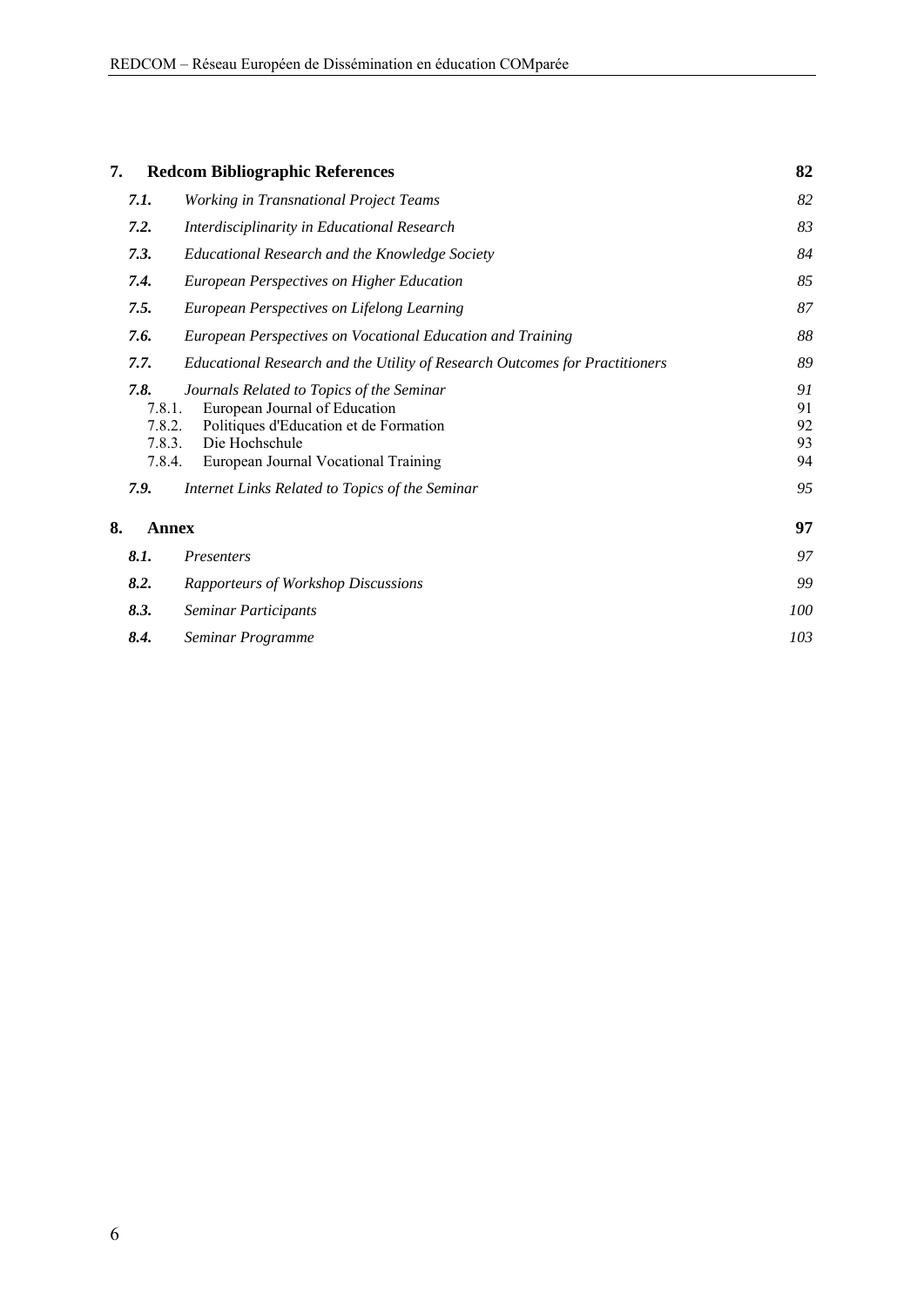| | | |
|---|---|---|
| **7.** | **Redcom Bibliographic References** | **82** |
| ***7.1.*** | *Working in Transnational Project Teams* | *82* |
| ***7.2.*** | *Interdisciplinarity in Educational Research* | *83* |
| ***7.3.*** | *Educational Research and the Knowledge Society* | *84* |
| ***7.4.*** | *European Perspectives on Higher Education* | *85* |
| ***7.5.*** | *European Perspectives on Lifelong Learning* | *87* |
| ***7.6.*** | *European Perspectives on Vocational Education and Training* | *88* |
| ***7.7.*** | *Educational Research and the Utility of Research Outcomes for Practitioners* | *89* |
| ***7.8.*** | *Journals Related to Topics of the Seminar* | *91* |
| 7.8.1. | European Journal of Education | 91 |
| 7.8.2. | Politiques d'Education et de Formation | 92 |
| 7.8.3. | Die Hochschule | 93 |
| 7.8.4. | European Journal Vocational Training | 94 |
| ***7.9.*** | *Internet Links Related to Topics of the Seminar* | *95* |
| **8.** | **Annex** | **97** |
| ***8.1.*** | *Presenters* | *97* |
| ***8.2.*** | *Rapporteurs of Workshop Discussions* | *99* |
| ***8.3.*** | *Seminar Participants* | *100* |
| ***8.4.*** | *Seminar Programme* | *103* |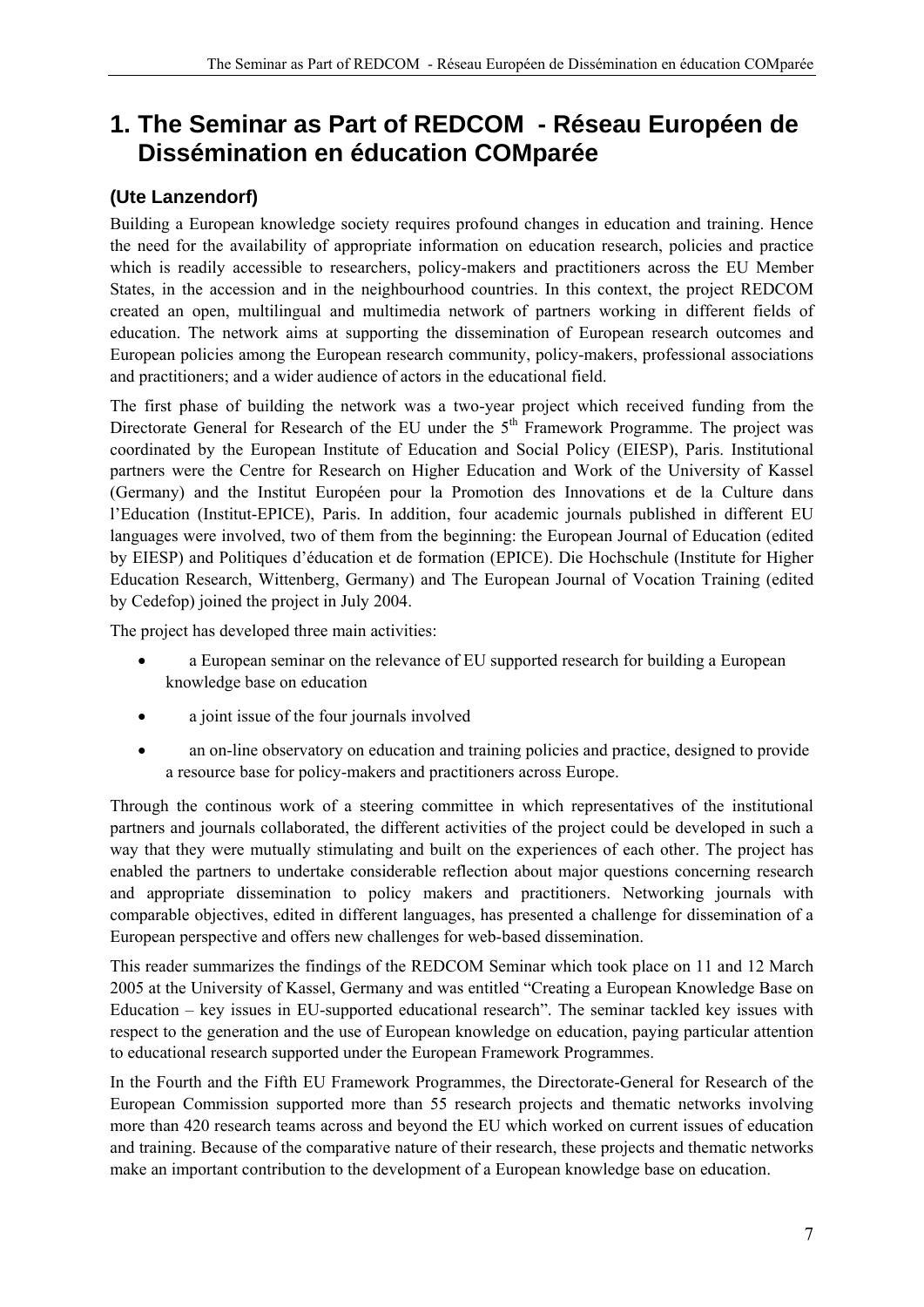# 1. The Seminar as Part of REDCOM - Réseau Européen de Dissémination en éducation COMparée

### (Ute Lanzendorf)

Building a European knowledge society requires profound changes in education and training. Hence the need for the availability of appropriate information on education research, policies and practice which is readily accessible to researchers, policy-makers and practitioners across the EU Member States, in the accession and in the neighbourhood countries. In this context, the project REDCOM created an open, multilingual and multimedia network of partners working in different fields of education. The network aims at supporting the dissemination of European research outcomes and European policies among the European research community, policy-makers, professional associations and practitioners; and a wider audience of actors in the educational field.

The first phase of building the network was a two-year project which received funding from the Directorate General for Research of the EU under the 5th Framework Programme. The project was coordinated by the European Institute of Education and Social Policy (EIESP), Paris. Institutional partners were the Centre for Research on Higher Education and Work of the University of Kassel (Germany) and the Institut Européen pour la Promotion des Innovations et de la Culture dans l'Education (Institut-EPICE), Paris. In addition, four academic journals published in different EU languages were involved, two of them from the beginning: the European Journal of Education (edited by EIESP) and Politiques d'éducation et de formation (EPICE). Die Hochschule (Institute for Higher Education Research, Wittenberg, Germany) and The European Journal of Vocation Training (edited by Cedefop) joined the project in July 2004.

The project has developed three main activities:

- a European seminar on the relevance of EU supported research for building a European knowledge base on education
- a joint issue of the four journals involved
- an on-line observatory on education and training policies and practice, designed to provide a resource base for policy-makers and practitioners across Europe.

Through the continous work of a steering committee in which representatives of the institutional partners and journals collaborated, the different activities of the project could be developed in such a way that they were mutually stimulating and built on the experiences of each other. The project has enabled the partners to undertake considerable reflection about major questions concerning research and appropriate dissemination to policy makers and practitioners. Networking journals with comparable objectives, edited in different languages, has presented a challenge for dissemination of a European perspective and offers new challenges for web-based dissemination.

This reader summarizes the findings of the REDCOM Seminar which took place on 11 and 12 March 2005 at the University of Kassel, Germany and was entitled "Creating a European Knowledge Base on Education – key issues in EU-supported educational research". The seminar tackled key issues with respect to the generation and the use of European knowledge on education, paying particular attention to educational research supported under the European Framework Programmes.

In the Fourth and the Fifth EU Framework Programmes, the Directorate-General for Research of the European Commission supported more than 55 research projects and thematic networks involving more than 420 research teams across and beyond the EU which worked on current issues of education and training. Because of the comparative nature of their research, these projects and thematic networks make an important contribution to the development of a European knowledge base on education.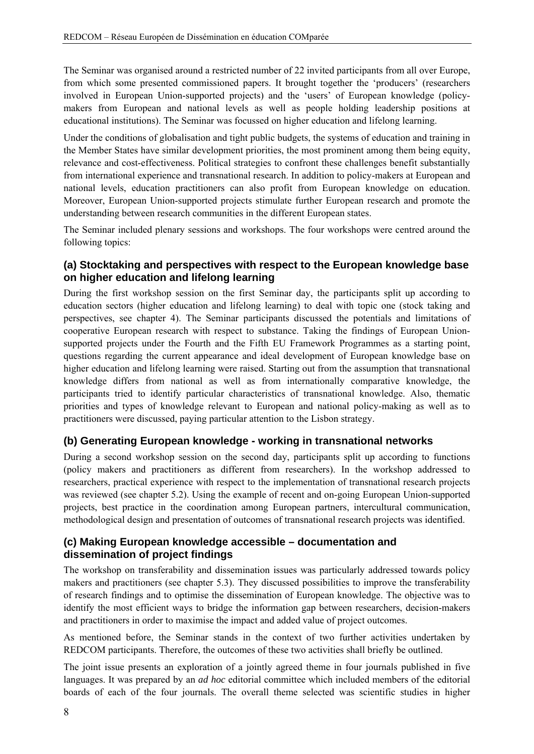The Seminar was organised around a restricted number of 22 invited participants from all over Europe, from which some presented commissioned papers. It brought together the 'producers' (researchers involved in European Union-supported projects) and the 'users' of European knowledge (policy-makers from European and national levels as well as people holding leadership positions at educational institutions). The Seminar was focussed on higher education and lifelong learning.

Under the conditions of globalisation and tight public budgets, the systems of education and training in the Member States have similar development priorities, the most prominent among them being equity, relevance and cost-effectiveness. Political strategies to confront these challenges benefit substantially from international experience and transnational research. In addition to policy-makers at European and national levels, education practitioners can also profit from European knowledge on education. Moreover, European Union-supported projects stimulate further European research and promote the understanding between research communities in the different European states.

The Seminar included plenary sessions and workshops. The four workshops were centred around the following topics:

### (a) Stocktaking and perspectives with respect to the European knowledge base on higher education and lifelong learning

During the first workshop session on the first Seminar day, the participants split up according to education sectors (higher education and lifelong learning) to deal with topic one (stock taking and perspectives, see chapter 4). The Seminar participants discussed the potentials and limitations of cooperative European research with respect to substance. Taking the findings of European Union-supported projects under the Fourth and the Fifth EU Framework Programmes as a starting point, questions regarding the current appearance and ideal development of European knowledge base on higher education and lifelong learning were raised. Starting out from the assumption that transnational knowledge differs from national as well as from internationally comparative knowledge, the participants tried to identify particular characteristics of transnational knowledge. Also, thematic priorities and types of knowledge relevant to European and national policy-making as well as to practitioners were discussed, paying particular attention to the Lisbon strategy.

### (b) Generating European knowledge - working in transnational networks

During a second workshop session on the second day, participants split up according to functions (policy makers and practitioners as different from researchers). In the workshop addressed to researchers, practical experience with respect to the implementation of transnational research projects was reviewed (see chapter 5.2). Using the example of recent and on-going European Union-supported projects, best practice in the coordination among European partners, intercultural communication, methodological design and presentation of outcomes of transnational research projects was identified.

### (c) Making European knowledge accessible – documentation and dissemination of project findings

The workshop on transferability and dissemination issues was particularly addressed towards policy makers and practitioners (see chapter 5.3). They discussed possibilities to improve the transferability of research findings and to optimise the dissemination of European knowledge. The objective was to identify the most efficient ways to bridge the information gap between researchers, decision-makers and practitioners in order to maximise the impact and added value of project outcomes.

As mentioned before, the Seminar stands in the context of two further activities undertaken by REDCOM participants. Therefore, the outcomes of these two activities shall briefly be outlined.

The joint issue presents an exploration of a jointly agreed theme in four journals published in five languages. It was prepared by an *ad hoc* editorial committee which included members of the editorial boards of each of the four journals. The overall theme selected was scientific studies in higher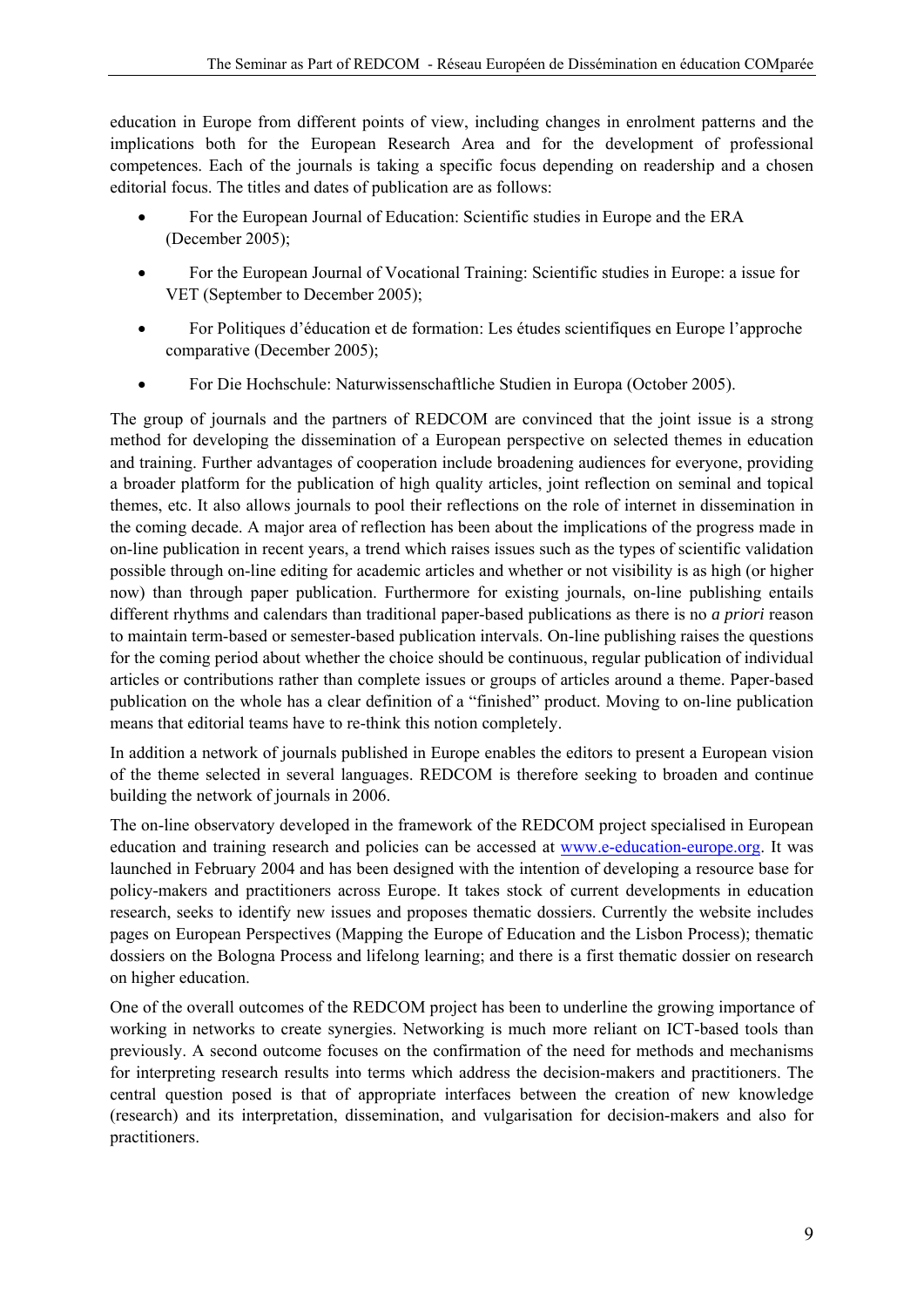education in Europe from different points of view, including changes in enrolment patterns and the implications both for the European Research Area and for the development of professional competences. Each of the journals is taking a specific focus depending on readership and a chosen editorial focus. The titles and dates of publication are as follows:

- For the European Journal of Education: Scientific studies in Europe and the ERA (December 2005);
- For the European Journal of Vocational Training: Scientific studies in Europe: a issue for VET (September to December 2005);
- For Politiques d'éducation et de formation: Les études scientifiques en Europe l'approche comparative (December 2005);
- For Die Hochschule: Naturwissenschaftliche Studien in Europa (October 2005).

The group of journals and the partners of REDCOM are convinced that the joint issue is a strong method for developing the dissemination of a European perspective on selected themes in education and training. Further advantages of cooperation include broadening audiences for everyone, providing a broader platform for the publication of high quality articles, joint reflection on seminal and topical themes, etc. It also allows journals to pool their reflections on the role of internet in dissemination in the coming decade. A major area of reflection has been about the implications of the progress made in on-line publication in recent years, a trend which raises issues such as the types of scientific validation possible through on-line editing for academic articles and whether or not visibility is as high (or higher now) than through paper publication. Furthermore for existing journals, on-line publishing entails different rhythms and calendars than traditional paper-based publications as there is no *a priori* reason to maintain term-based or semester-based publication intervals. On-line publishing raises the questions for the coming period about whether the choice should be continuous, regular publication of individual articles or contributions rather than complete issues or groups of articles around a theme. Paper-based publication on the whole has a clear definition of a "finished" product. Moving to on-line publication means that editorial teams have to re-think this notion completely.

In addition a network of journals published in Europe enables the editors to present a European vision of the theme selected in several languages. REDCOM is therefore seeking to broaden and continue building the network of journals in 2006.

The on-line observatory developed in the framework of the REDCOM project specialised in European education and training research and policies can be accessed at [www.e-education-europe.org](http://www.e-education-europe.org). It was launched in February 2004 and has been designed with the intention of developing a resource base for policy-makers and practitioners across Europe. It takes stock of current developments in education research, seeks to identify new issues and proposes thematic dossiers. Currently the website includes pages on European Perspectives (Mapping the Europe of Education and the Lisbon Process); thematic dossiers on the Bologna Process and lifelong learning; and there is a first thematic dossier on research on higher education.

One of the overall outcomes of the REDCOM project has been to underline the growing importance of working in networks to create synergies. Networking is much more reliant on ICT-based tools than previously. A second outcome focuses on the confirmation of the need for methods and mechanisms for interpreting research results into terms which address the decision-makers and practitioners. The central question posed is that of appropriate interfaces between the creation of new knowledge (research) and its interpretation, dissemination, and vulgarisation for decision-makers and also for practitioners.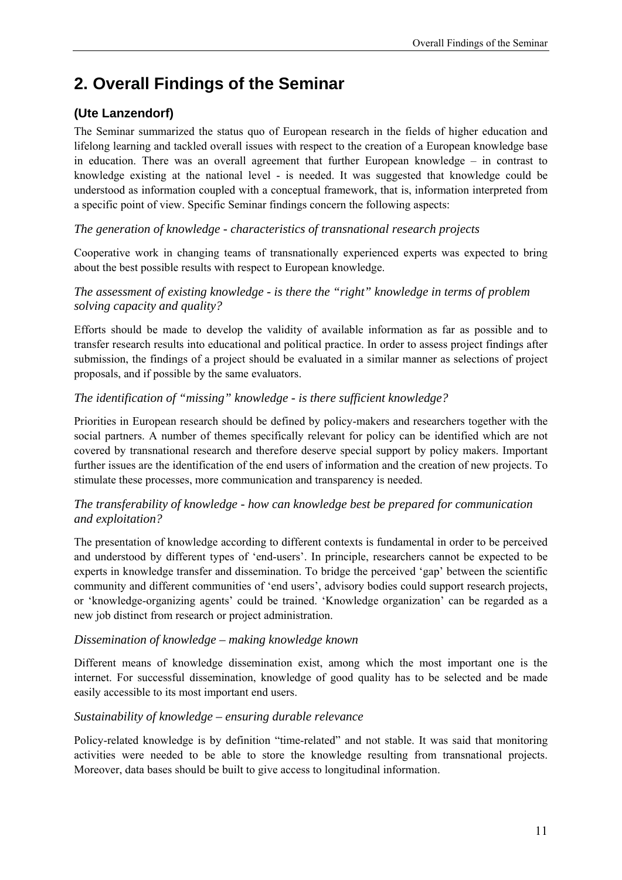# 2. Overall Findings of the Seminar

### (Ute Lanzendorf)

The Seminar summarized the status quo of European research in the fields of higher education and lifelong learning and tackled overall issues with respect to the creation of a European knowledge base in education. There was an overall agreement that further European knowledge – in contrast to knowledge existing at the national level - is needed. It was suggested that knowledge could be understood as information coupled with a conceptual framework, that is, information interpreted from a specific point of view. Specific Seminar findings concern the following aspects:

*The generation of knowledge - characteristics of transnational research projects*

Cooperative work in changing teams of transnationally experienced experts was expected to bring about the best possible results with respect to European knowledge.

*The assessment of existing knowledge - is there the "right" knowledge in terms of problem solving capacity and quality?*

Efforts should be made to develop the validity of available information as far as possible and to transfer research results into educational and political practice. In order to assess project findings after submission, the findings of a project should be evaluated in a similar manner as selections of project proposals, and if possible by the same evaluators.

*The identification of "missing" knowledge - is there sufficient knowledge?*

Priorities in European research should be defined by policy-makers and researchers together with the social partners. A number of themes specifically relevant for policy can be identified which are not covered by transnational research and therefore deserve special support by policy makers. Important further issues are the identification of the end users of information and the creation of new projects. To stimulate these processes, more communication and transparency is needed.

*The transferability of knowledge - how can knowledge best be prepared for communication and exploitation?*

The presentation of knowledge according to different contexts is fundamental in order to be perceived and understood by different types of 'end-users'. In principle, researchers cannot be expected to be experts in knowledge transfer and dissemination. To bridge the perceived 'gap' between the scientific community and different communities of 'end users', advisory bodies could support research projects, or 'knowledge-organizing agents' could be trained. 'Knowledge organization' can be regarded as a new job distinct from research or project administration.

*Dissemination of knowledge – making knowledge known*

Different means of knowledge dissemination exist, among which the most important one is the internet. For successful dissemination, knowledge of good quality has to be selected and be made easily accessible to its most important end users.

*Sustainability of knowledge – ensuring durable relevance*

Policy-related knowledge is by definition "time-related" and not stable. It was said that monitoring activities were needed to be able to store the knowledge resulting from transnational projects. Moreover, data bases should be built to give access to longitudinal information.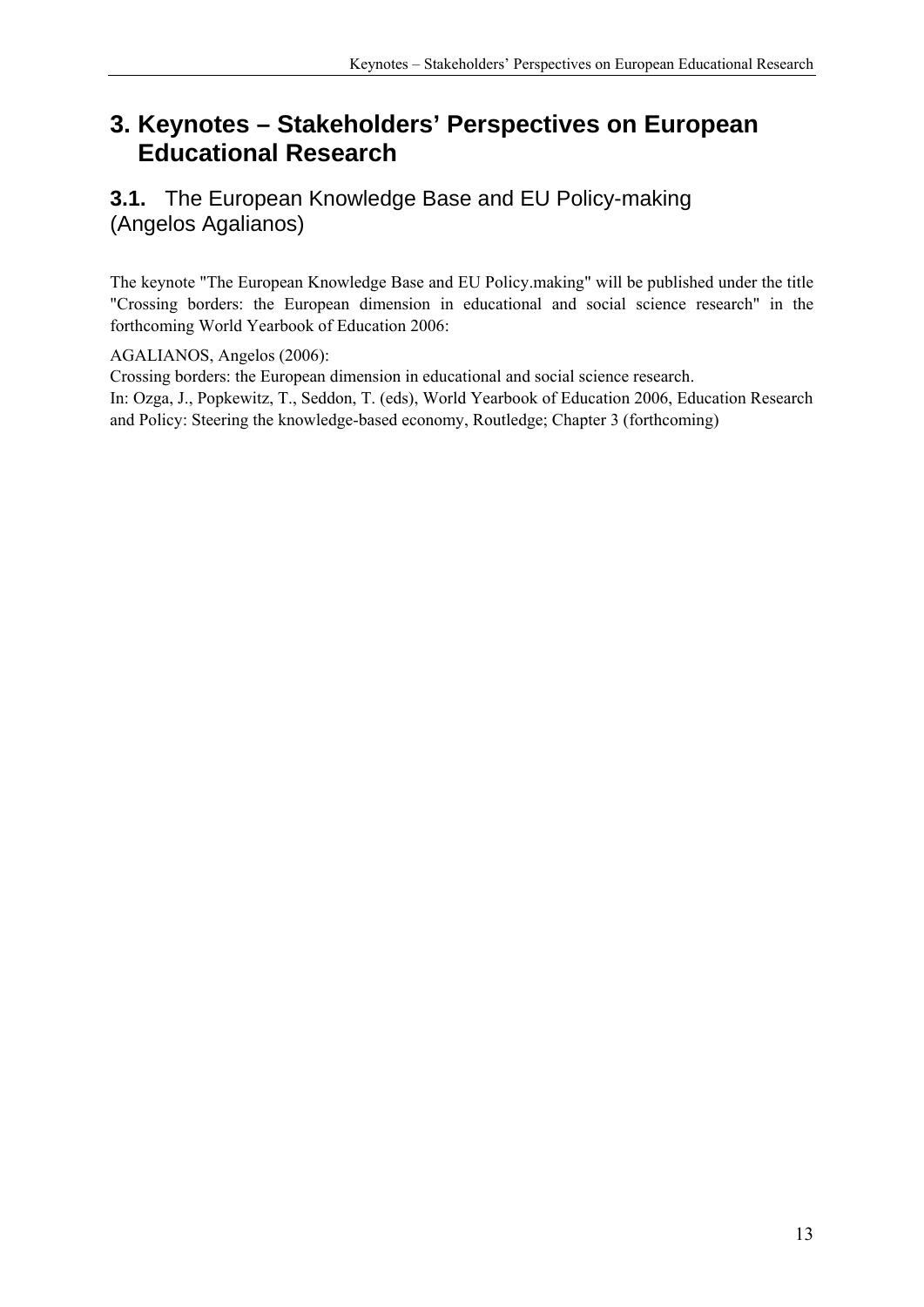# 3. Keynotes – Stakeholders' Perspectives on European Educational Research

## 3.1. The European Knowledge Base and EU Policy-making (Angelos Agalianos)

The keynote "The European Knowledge Base and EU Policy.making" will be published under the title "Crossing borders: the European dimension in educational and social science research" in the forthcoming World Yearbook of Education 2006:

AGALIANOS, Angelos (2006):
Crossing borders: the European dimension in educational and social science research.
In: Ozga, J., Popkewitz, T., Seddon, T. (eds), World Yearbook of Education 2006, Education Research and Policy: Steering the knowledge-based economy, Routledge; Chapter 3 (forthcoming)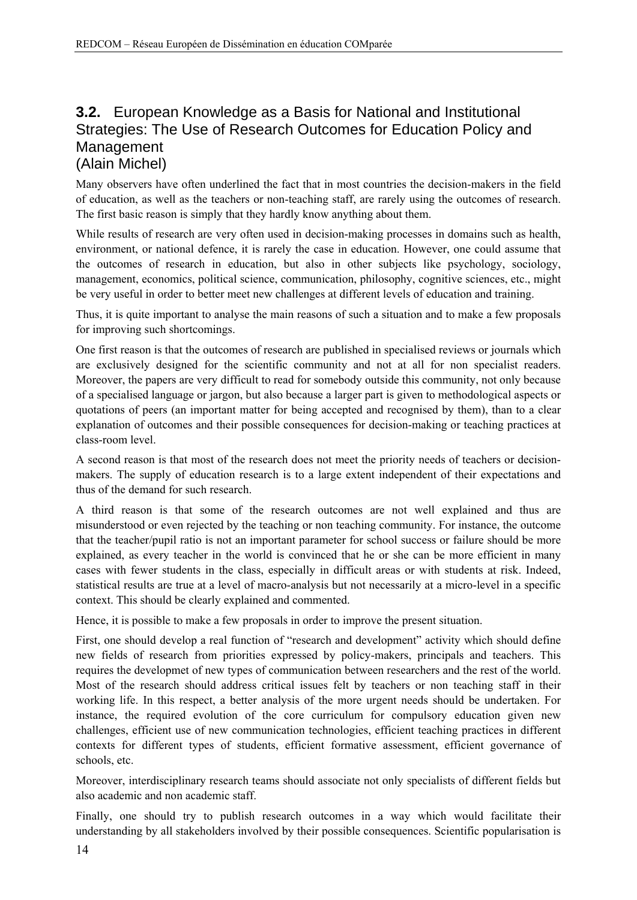## 3.2. European Knowledge as a Basis for National and Institutional Strategies: The Use of Research Outcomes for Education Policy and Management (Alain Michel)

Many observers have often underlined the fact that in most countries the decision-makers in the field of education, as well as the teachers or non-teaching staff, are rarely using the outcomes of research. The first basic reason is simply that they hardly know anything about them.

While results of research are very often used in decision-making processes in domains such as health, environment, or national defence, it is rarely the case in education. However, one could assume that the outcomes of research in education, but also in other subjects like psychology, sociology, management, economics, political science, communication, philosophy, cognitive sciences, etc., might be very useful in order to better meet new challenges at different levels of education and training.

Thus, it is quite important to analyse the main reasons of such a situation and to make a few proposals for improving such shortcomings.

One first reason is that the outcomes of research are published in specialised reviews or journals which are exclusively designed for the scientific community and not at all for non specialist readers. Moreover, the papers are very difficult to read for somebody outside this community, not only because of a specialised language or jargon, but also because a larger part is given to methodological aspects or quotations of peers (an important matter for being accepted and recognised by them), than to a clear explanation of outcomes and their possible consequences for decision-making or teaching practices at class-room level.

A second reason is that most of the research does not meet the priority needs of teachers or decision-makers. The supply of education research is to a large extent independent of their expectations and thus of the demand for such research.

A third reason is that some of the research outcomes are not well explained and thus are misunderstood or even rejected by the teaching or non teaching community. For instance, the outcome that the teacher/pupil ratio is not an important parameter for school success or failure should be more explained, as every teacher in the world is convinced that he or she can be more efficient in many cases with fewer students in the class, especially in difficult areas or with students at risk. Indeed, statistical results are true at a level of macro-analysis but not necessarily at a micro-level in a specific context. This should be clearly explained and commented.

Hence, it is possible to make a few proposals in order to improve the present situation.

First, one should develop a real function of "research and development" activity which should define new fields of research from priorities expressed by policy-makers, principals and teachers. This requires the developmet of new types of communication between researchers and the rest of the world. Most of the research should address critical issues felt by teachers or non teaching staff in their working life. In this respect, a better analysis of the more urgent needs should be undertaken. For instance, the required evolution of the core curriculum for compulsory education given new challenges, efficient use of new communication technologies, efficient teaching practices in different contexts for different types of students, efficient formative assessment, efficient governance of schools, etc.

Moreover, interdisciplinary research teams should associate not only specialists of different fields but also academic and non academic staff.

Finally, one should try to publish research outcomes in a way which would facilitate their understanding by all stakeholders involved by their possible consequences. Scientific popularisation is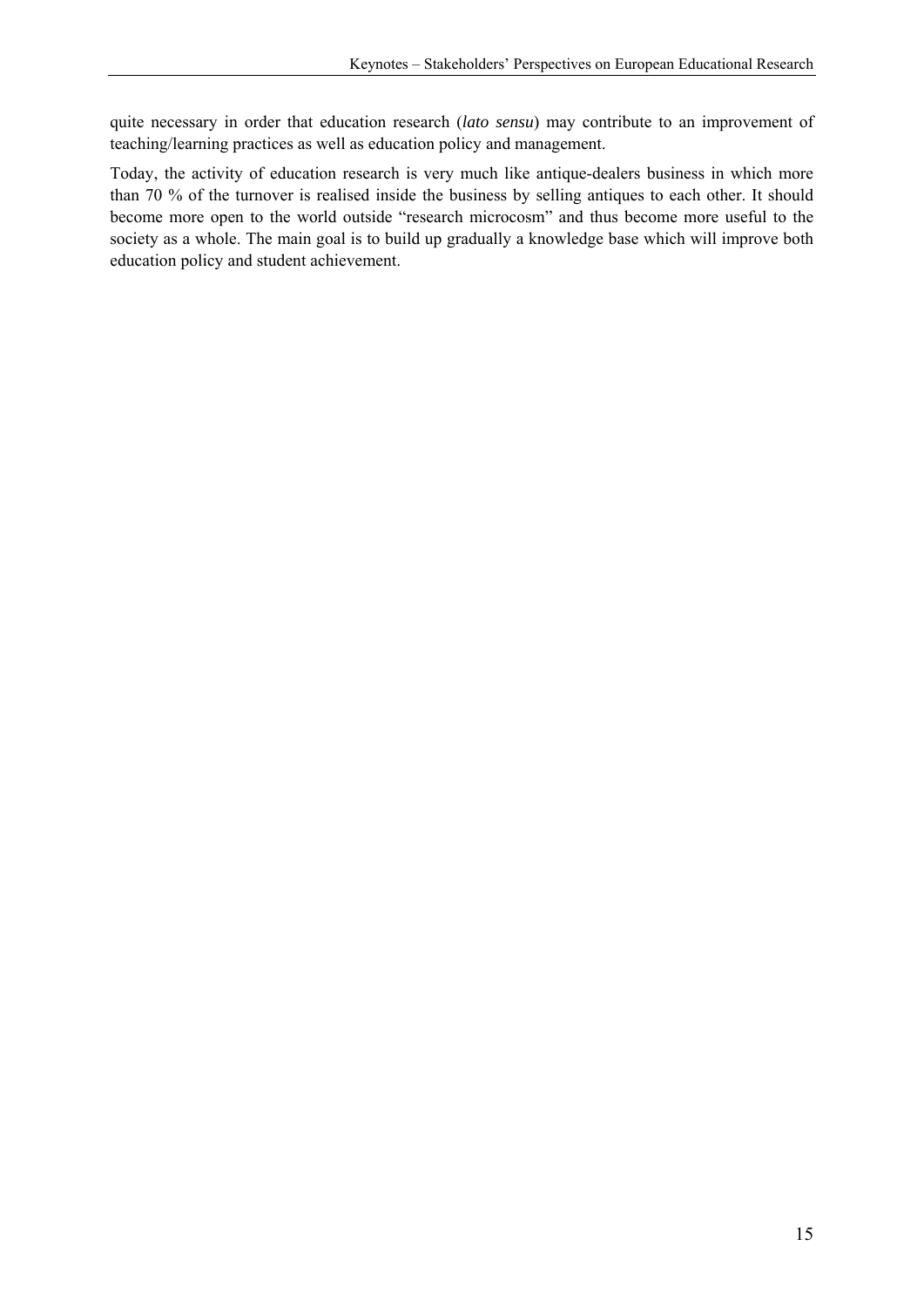quite necessary in order that education research (*lato sensu*) may contribute to an improvement of teaching/learning practices as well as education policy and management.

Today, the activity of education research is very much like antique-dealers business in which more than 70 % of the turnover is realised inside the business by selling antiques to each other. It should become more open to the world outside "research microcosm" and thus become more useful to the society as a whole. The main goal is to build up gradually a knowledge base which will improve both education policy and student achievement.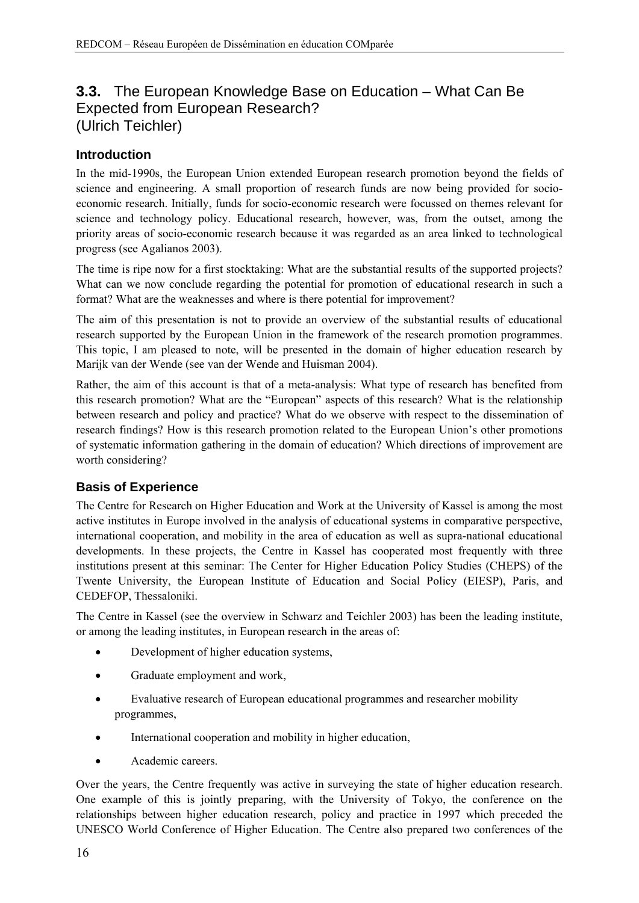## 3.3. The European Knowledge Base on Education – What Can Be Expected from European Research? (Ulrich Teichler)

### Introduction

In the mid-1990s, the European Union extended European research promotion beyond the fields of science and engineering. A small proportion of research funds are now being provided for socio-economic research. Initially, funds for socio-economic research were focussed on themes relevant for science and technology policy. Educational research, however, was, from the outset, among the priority areas of socio-economic research because it was regarded as an area linked to technological progress (see Agalianos 2003).

The time is ripe now for a first stocktaking: What are the substantial results of the supported projects? What can we now conclude regarding the potential for promotion of educational research in such a format? What are the weaknesses and where is there potential for improvement?

The aim of this presentation is not to provide an overview of the substantial results of educational research supported by the European Union in the framework of the research promotion programmes. This topic, I am pleased to note, will be presented in the domain of higher education research by Marijk van der Wende (see van der Wende and Huisman 2004).

Rather, the aim of this account is that of a meta-analysis: What type of research has benefited from this research promotion? What are the "European" aspects of this research? What is the relationship between research and policy and practice? What do we observe with respect to the dissemination of research findings? How is this research promotion related to the European Union's other promotions of systematic information gathering in the domain of education? Which directions of improvement are worth considering?

### Basis of Experience

The Centre for Research on Higher Education and Work at the University of Kassel is among the most active institutes in Europe involved in the analysis of educational systems in comparative perspective, international cooperation, and mobility in the area of education as well as supra-national educational developments. In these projects, the Centre in Kassel has cooperated most frequently with three institutions present at this seminar: The Center for Higher Education Policy Studies (CHEPS) of the Twente University, the European Institute of Education and Social Policy (EIESP), Paris, and CEDEFOP, Thessaloniki.

The Centre in Kassel (see the overview in Schwarz and Teichler 2003) has been the leading institute, or among the leading institutes, in European research in the areas of:

- Development of higher education systems,
- Graduate employment and work,
- Evaluative research of European educational programmes and researcher mobility programmes,
- International cooperation and mobility in higher education,
- Academic careers.

Over the years, the Centre frequently was active in surveying the state of higher education research. One example of this is jointly preparing, with the University of Tokyo, the conference on the relationships between higher education research, policy and practice in 1997 which preceded the UNESCO World Conference of Higher Education. The Centre also prepared two conferences of the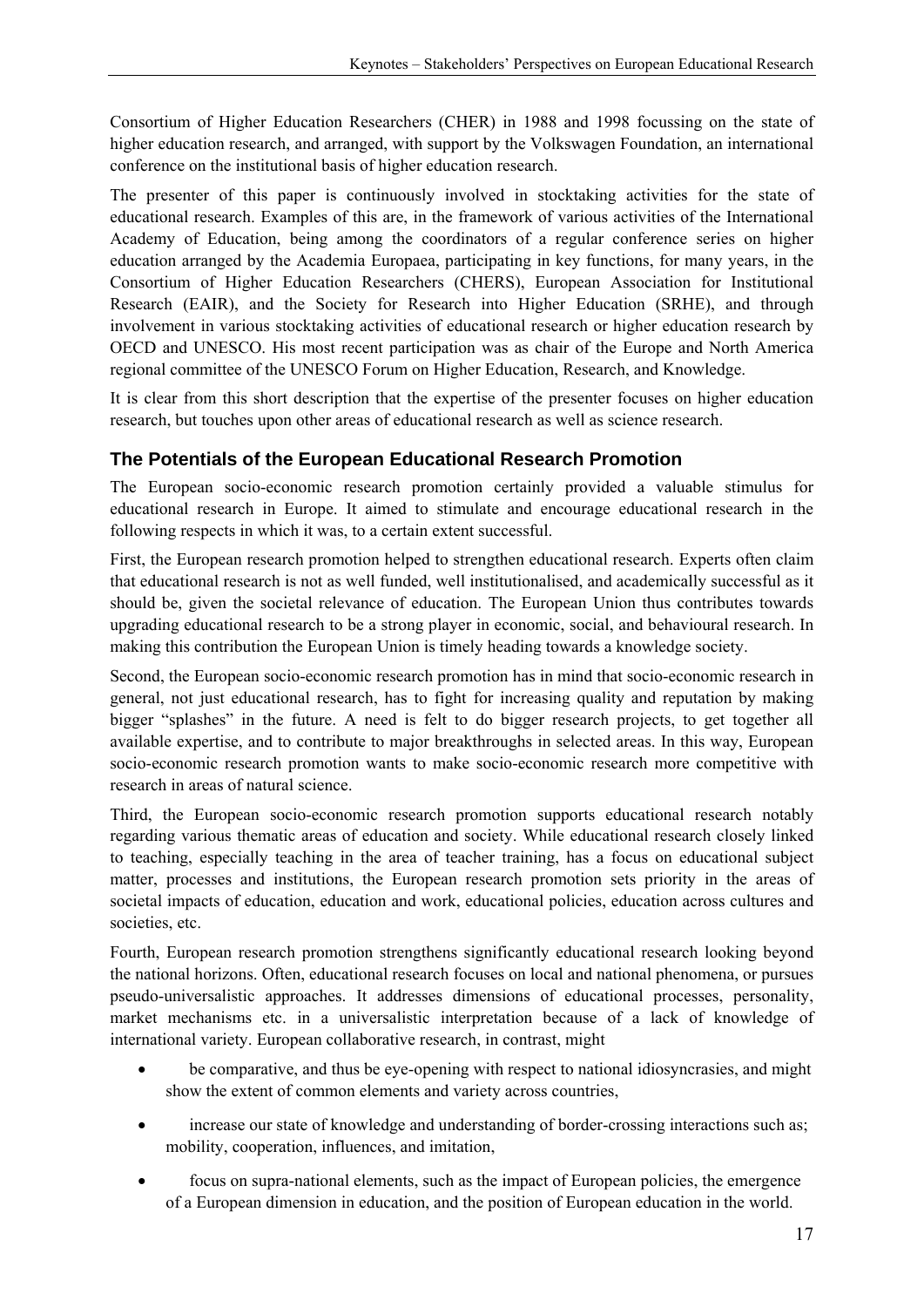Consortium of Higher Education Researchers (CHER) in 1988 and 1998 focussing on the state of higher education research, and arranged, with support by the Volkswagen Foundation, an international conference on the institutional basis of higher education research.

The presenter of this paper is continuously involved in stocktaking activities for the state of educational research. Examples of this are, in the framework of various activities of the International Academy of Education, being among the coordinators of a regular conference series on higher education arranged by the Academia Europaea, participating in key functions, for many years, in the Consortium of Higher Education Researchers (CHERS), European Association for Institutional Research (EAIR), and the Society for Research into Higher Education (SRHE), and through involvement in various stocktaking activities of educational research or higher education research by OECD and UNESCO. His most recent participation was as chair of the Europe and North America regional committee of the UNESCO Forum on Higher Education, Research, and Knowledge.

It is clear from this short description that the expertise of the presenter focuses on higher education research, but touches upon other areas of educational research as well as science research.

## The Potentials of the European Educational Research Promotion

The European socio-economic research promotion certainly provided a valuable stimulus for educational research in Europe. It aimed to stimulate and encourage educational research in the following respects in which it was, to a certain extent successful.

First, the European research promotion helped to strengthen educational research. Experts often claim that educational research is not as well funded, well institutionalised, and academically successful as it should be, given the societal relevance of education. The European Union thus contributes towards upgrading educational research to be a strong player in economic, social, and behavioural research. In making this contribution the European Union is timely heading towards a knowledge society.

Second, the European socio-economic research promotion has in mind that socio-economic research in general, not just educational research, has to fight for increasing quality and reputation by making bigger "splashes" in the future. A need is felt to do bigger research projects, to get together all available expertise, and to contribute to major breakthroughs in selected areas. In this way, European socio-economic research promotion wants to make socio-economic research more competitive with research in areas of natural science.

Third, the European socio-economic research promotion supports educational research notably regarding various thematic areas of education and society. While educational research closely linked to teaching, especially teaching in the area of teacher training, has a focus on educational subject matter, processes and institutions, the European research promotion sets priority in the areas of societal impacts of education, education and work, educational policies, education across cultures and societies, etc.

Fourth, European research promotion strengthens significantly educational research looking beyond the national horizons. Often, educational research focuses on local and national phenomena, or pursues pseudo-universalistic approaches. It addresses dimensions of educational processes, personality, market mechanisms etc. in a universalistic interpretation because of a lack of knowledge of international variety. European collaborative research, in contrast, might

- be comparative, and thus be eye-opening with respect to national idiosyncrasies, and might show the extent of common elements and variety across countries,
- increase our state of knowledge and understanding of border-crossing interactions such as; mobility, cooperation, influences, and imitation,
- focus on supra-national elements, such as the impact of European policies, the emergence of a European dimension in education, and the position of European education in the world.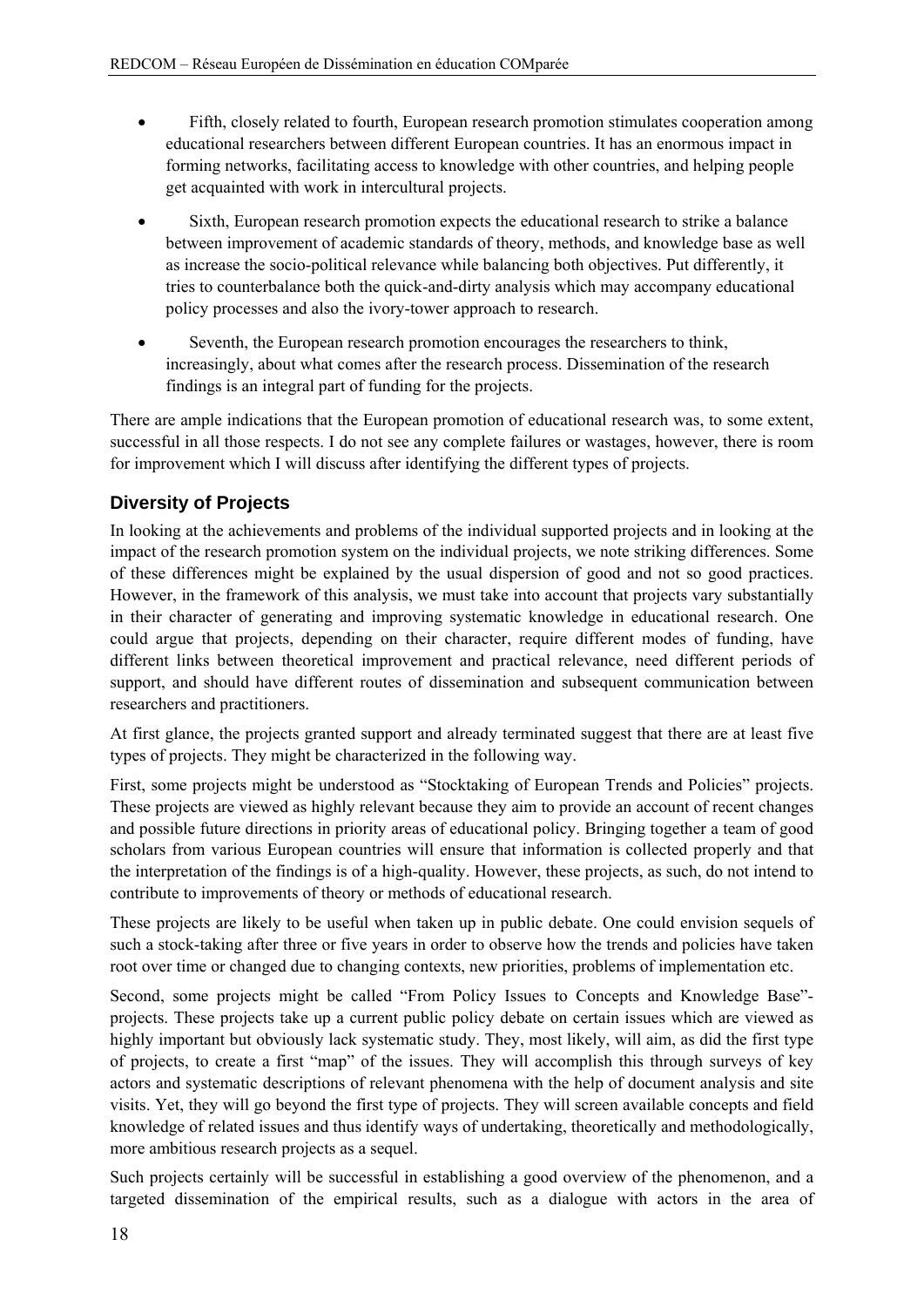- Fifth, closely related to fourth, European research promotion stimulates cooperation among educational researchers between different European countries. It has an enormous impact in forming networks, facilitating access to knowledge with other countries, and helping people get acquainted with work in intercultural projects.
- Sixth, European research promotion expects the educational research to strike a balance between improvement of academic standards of theory, methods, and knowledge base as well as increase the socio-political relevance while balancing both objectives. Put differently, it tries to counterbalance both the quick-and-dirty analysis which may accompany educational policy processes and also the ivory-tower approach to research.
- Seventh, the European research promotion encourages the researchers to think, increasingly, about what comes after the research process. Dissemination of the research findings is an integral part of funding for the projects.

There are ample indications that the European promotion of educational research was, to some extent, successful in all those respects. I do not see any complete failures or wastages, however, there is room for improvement which I will discuss after identifying the different types of projects.

## Diversity of Projects

In looking at the achievements and problems of the individual supported projects and in looking at the impact of the research promotion system on the individual projects, we note striking differences. Some of these differences might be explained by the usual dispersion of good and not so good practices. However, in the framework of this analysis, we must take into account that projects vary substantially in their character of generating and improving systematic knowledge in educational research. One could argue that projects, depending on their character, require different modes of funding, have different links between theoretical improvement and practical relevance, need different periods of support, and should have different routes of dissemination and subsequent communication between researchers and practitioners.

At first glance, the projects granted support and already terminated suggest that there are at least five types of projects. They might be characterized in the following way.

First, some projects might be understood as "Stocktaking of European Trends and Policies" projects. These projects are viewed as highly relevant because they aim to provide an account of recent changes and possible future directions in priority areas of educational policy. Bringing together a team of good scholars from various European countries will ensure that information is collected properly and that the interpretation of the findings is of a high-quality. However, these projects, as such, do not intend to contribute to improvements of theory or methods of educational research.

These projects are likely to be useful when taken up in public debate. One could envision sequels of such a stock-taking after three or five years in order to observe how the trends and policies have taken root over time or changed due to changing contexts, new priorities, problems of implementation etc.

Second, some projects might be called "From Policy Issues to Concepts and Knowledge Base"-projects. These projects take up a current public policy debate on certain issues which are viewed as highly important but obviously lack systematic study. They, most likely, will aim, as did the first type of projects, to create a first "map" of the issues. They will accomplish this through surveys of key actors and systematic descriptions of relevant phenomena with the help of document analysis and site visits. Yet, they will go beyond the first type of projects. They will screen available concepts and field knowledge of related issues and thus identify ways of undertaking, theoretically and methodologically, more ambitious research projects as a sequel.

Such projects certainly will be successful in establishing a good overview of the phenomenon, and a targeted dissemination of the empirical results, such as a dialogue with actors in the area of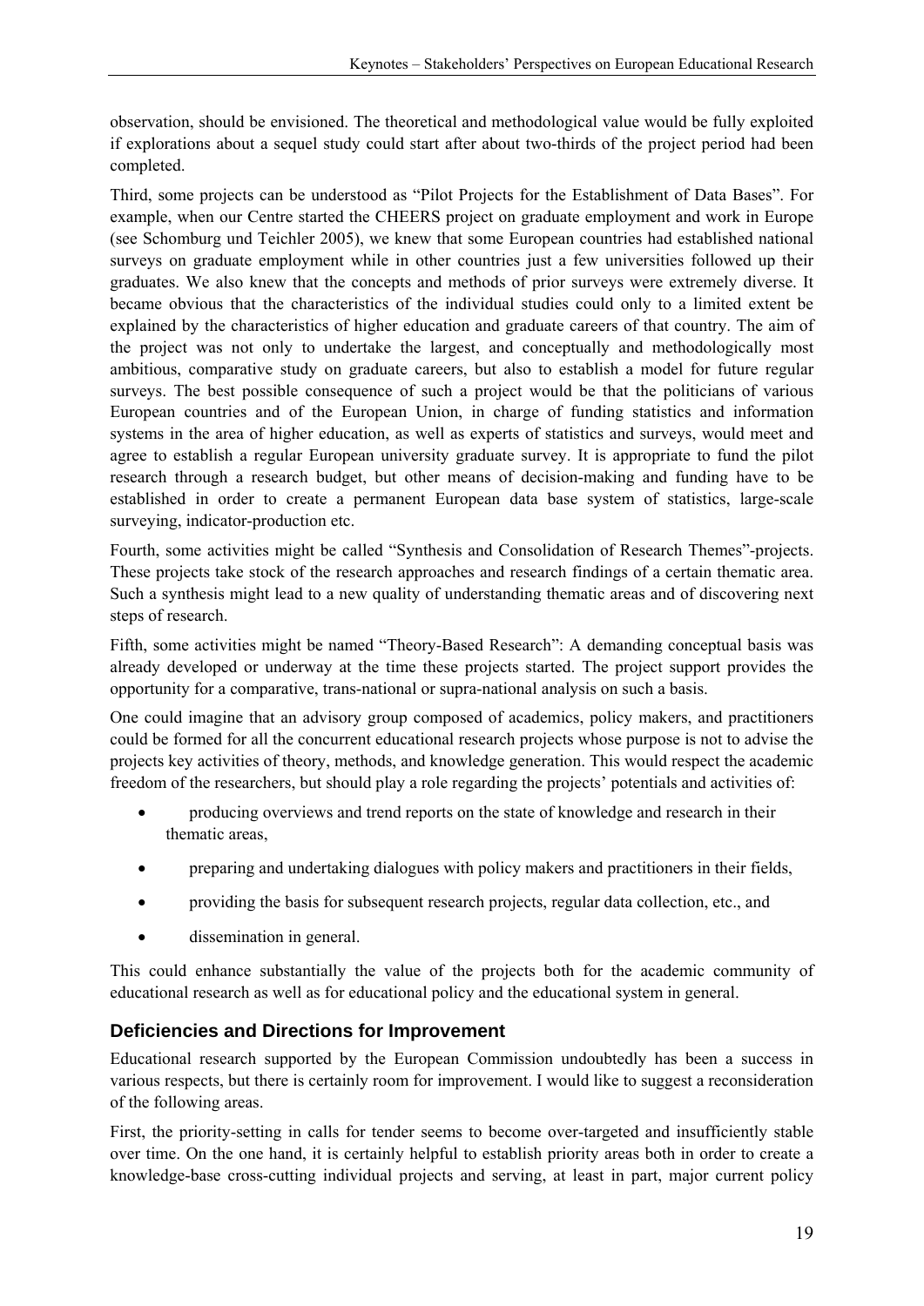observation, should be envisioned. The theoretical and methodological value would be fully exploited if explorations about a sequel study could start after about two-thirds of the project period had been completed.

Third, some projects can be understood as "Pilot Projects for the Establishment of Data Bases". For example, when our Centre started the CHEERS project on graduate employment and work in Europe (see Schomburg und Teichler 2005), we knew that some European countries had established national surveys on graduate employment while in other countries just a few universities followed up their graduates. We also knew that the concepts and methods of prior surveys were extremely diverse. It became obvious that the characteristics of the individual studies could only to a limited extent be explained by the characteristics of higher education and graduate careers of that country. The aim of the project was not only to undertake the largest, and conceptually and methodologically most ambitious, comparative study on graduate careers, but also to establish a model for future regular surveys. The best possible consequence of such a project would be that the politicians of various European countries and of the European Union, in charge of funding statistics and information systems in the area of higher education, as well as experts of statistics and surveys, would meet and agree to establish a regular European university graduate survey. It is appropriate to fund the pilot research through a research budget, but other means of decision-making and funding have to be established in order to create a permanent European data base system of statistics, large-scale surveying, indicator-production etc.

Fourth, some activities might be called "Synthesis and Consolidation of Research Themes"-projects. These projects take stock of the research approaches and research findings of a certain thematic area. Such a synthesis might lead to a new quality of understanding thematic areas and of discovering next steps of research.

Fifth, some activities might be named "Theory-Based Research": A demanding conceptual basis was already developed or underway at the time these projects started. The project support provides the opportunity for a comparative, trans-national or supra-national analysis on such a basis.

One could imagine that an advisory group composed of academics, policy makers, and practitioners could be formed for all the concurrent educational research projects whose purpose is not to advise the projects key activities of theory, methods, and knowledge generation. This would respect the academic freedom of the researchers, but should play a role regarding the projects' potentials and activities of:

- producing overviews and trend reports on the state of knowledge and research in their thematic areas,
- preparing and undertaking dialogues with policy makers and practitioners in their fields,
- providing the basis for subsequent research projects, regular data collection, etc., and
- dissemination in general.

This could enhance substantially the value of the projects both for the academic community of educational research as well as for educational policy and the educational system in general.

### Deficiencies and Directions for Improvement

Educational research supported by the European Commission undoubtedly has been a success in various respects, but there is certainly room for improvement. I would like to suggest a reconsideration of the following areas.

First, the priority-setting in calls for tender seems to become over-targeted and insufficiently stable over time. On the one hand, it is certainly helpful to establish priority areas both in order to create a knowledge-base cross-cutting individual projects and serving, at least in part, major current policy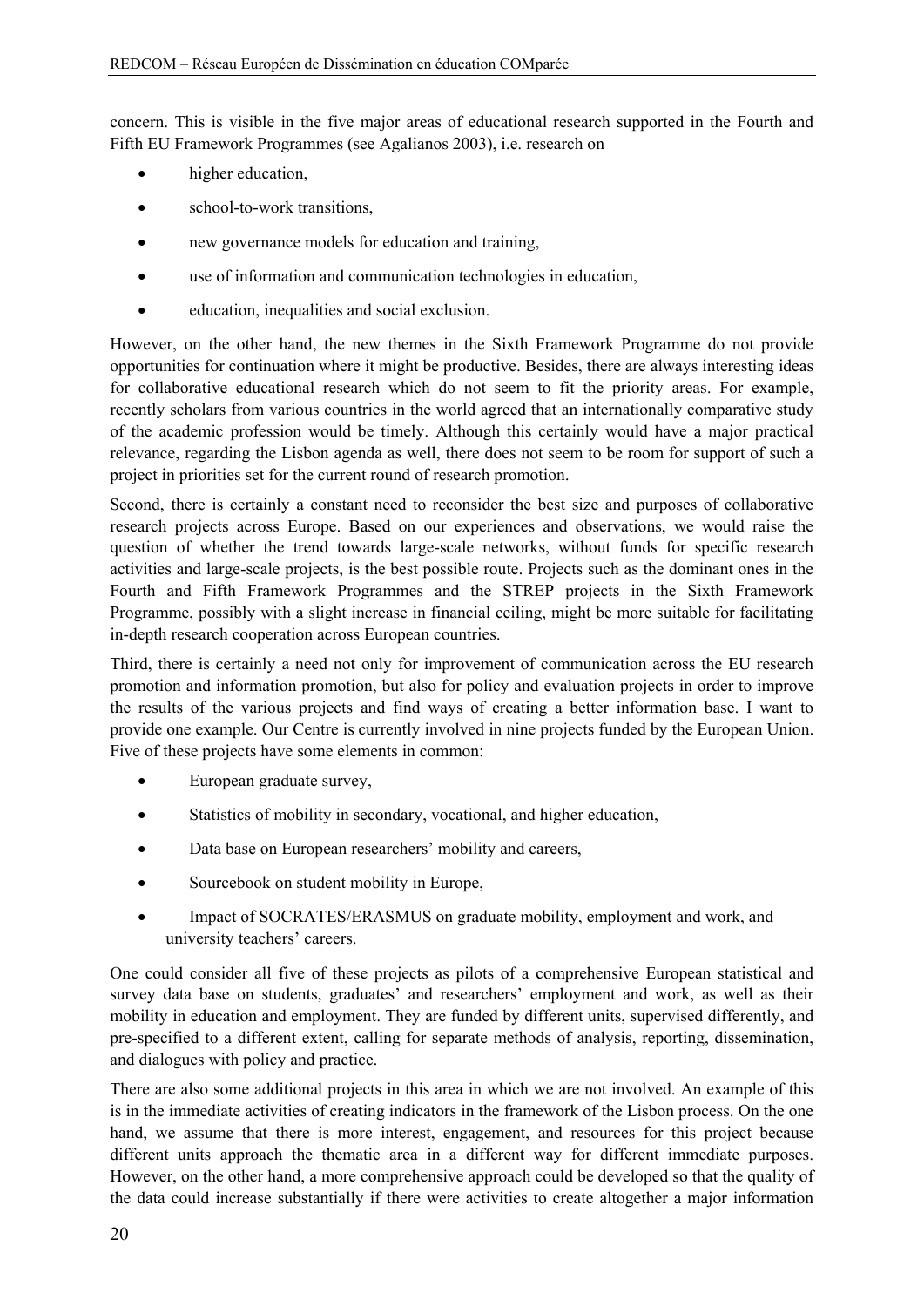concern. This is visible in the five major areas of educational research supported in the Fourth and Fifth EU Framework Programmes (see Agalianos 2003), i.e. research on

- higher education,
- school-to-work transitions,
- new governance models for education and training,
- use of information and communication technologies in education,
- education, inequalities and social exclusion.

However, on the other hand, the new themes in the Sixth Framework Programme do not provide opportunities for continuation where it might be productive. Besides, there are always interesting ideas for collaborative educational research which do not seem to fit the priority areas. For example, recently scholars from various countries in the world agreed that an internationally comparative study of the academic profession would be timely. Although this certainly would have a major practical relevance, regarding the Lisbon agenda as well, there does not seem to be room for support of such a project in priorities set for the current round of research promotion.

Second, there is certainly a constant need to reconsider the best size and purposes of collaborative research projects across Europe. Based on our experiences and observations, we would raise the question of whether the trend towards large-scale networks, without funds for specific research activities and large-scale projects, is the best possible route. Projects such as the dominant ones in the Fourth and Fifth Framework Programmes and the STREP projects in the Sixth Framework Programme, possibly with a slight increase in financial ceiling, might be more suitable for facilitating in-depth research cooperation across European countries.

Third, there is certainly a need not only for improvement of communication across the EU research promotion and information promotion, but also for policy and evaluation projects in order to improve the results of the various projects and find ways of creating a better information base. I want to provide one example. Our Centre is currently involved in nine projects funded by the European Union. Five of these projects have some elements in common:

- European graduate survey,
- Statistics of mobility in secondary, vocational, and higher education,
- Data base on European researchers' mobility and careers,
- Sourcebook on student mobility in Europe,
- Impact of SOCRATES/ERASMUS on graduate mobility, employment and work, and university teachers' careers.

One could consider all five of these projects as pilots of a comprehensive European statistical and survey data base on students, graduates' and researchers' employment and work, as well as their mobility in education and employment. They are funded by different units, supervised differently, and pre-specified to a different extent, calling for separate methods of analysis, reporting, dissemination, and dialogues with policy and practice.

There are also some additional projects in this area in which we are not involved. An example of this is in the immediate activities of creating indicators in the framework of the Lisbon process. On the one hand, we assume that there is more interest, engagement, and resources for this project because different units approach the thematic area in a different way for different immediate purposes. However, on the other hand, a more comprehensive approach could be developed so that the quality of the data could increase substantially if there were activities to create altogether a major information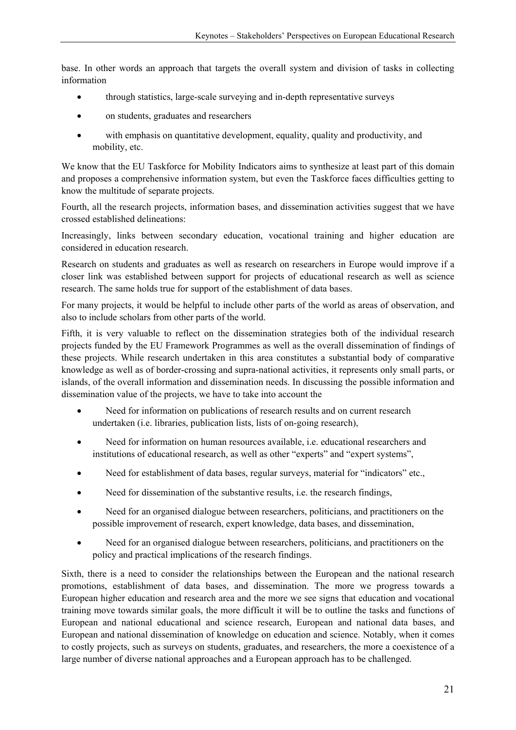base. In other words an approach that targets the overall system and division of tasks in collecting information

- through statistics, large-scale surveying and in-depth representative surveys
- on students, graduates and researchers
- with emphasis on quantitative development, equality, quality and productivity, and mobility, etc.

We know that the EU Taskforce for Mobility Indicators aims to synthesize at least part of this domain and proposes a comprehensive information system, but even the Taskforce faces difficulties getting to know the multitude of separate projects.

Fourth, all the research projects, information bases, and dissemination activities suggest that we have crossed established delineations:

Increasingly, links between secondary education, vocational training and higher education are considered in education research.

Research on students and graduates as well as research on researchers in Europe would improve if a closer link was established between support for projects of educational research as well as science research. The same holds true for support of the establishment of data bases.

For many projects, it would be helpful to include other parts of the world as areas of observation, and also to include scholars from other parts of the world.

Fifth, it is very valuable to reflect on the dissemination strategies both of the individual research projects funded by the EU Framework Programmes as well as the overall dissemination of findings of these projects. While research undertaken in this area constitutes a substantial body of comparative knowledge as well as of border-crossing and supra-national activities, it represents only small parts, or islands, of the overall information and dissemination needs. In discussing the possible information and dissemination value of the projects, we have to take into account the

- Need for information on publications of research results and on current research undertaken (i.e. libraries, publication lists, lists of on-going research),
- Need for information on human resources available, i.e. educational researchers and institutions of educational research, as well as other "experts" and "expert systems",
- Need for establishment of data bases, regular surveys, material for "indicators" etc.,
- Need for dissemination of the substantive results, i.e. the research findings,
- Need for an organised dialogue between researchers, politicians, and practitioners on the possible improvement of research, expert knowledge, data bases, and dissemination,
- Need for an organised dialogue between researchers, politicians, and practitioners on the policy and practical implications of the research findings.

Sixth, there is a need to consider the relationships between the European and the national research promotions, establishment of data bases, and dissemination. The more we progress towards a European higher education and research area and the more we see signs that education and vocational training move towards similar goals, the more difficult it will be to outline the tasks and functions of European and national educational and science research, European and national data bases, and European and national dissemination of knowledge on education and science. Notably, when it comes to costly projects, such as surveys on students, graduates, and researchers, the more a coexistence of a large number of diverse national approaches and a European approach has to be challenged.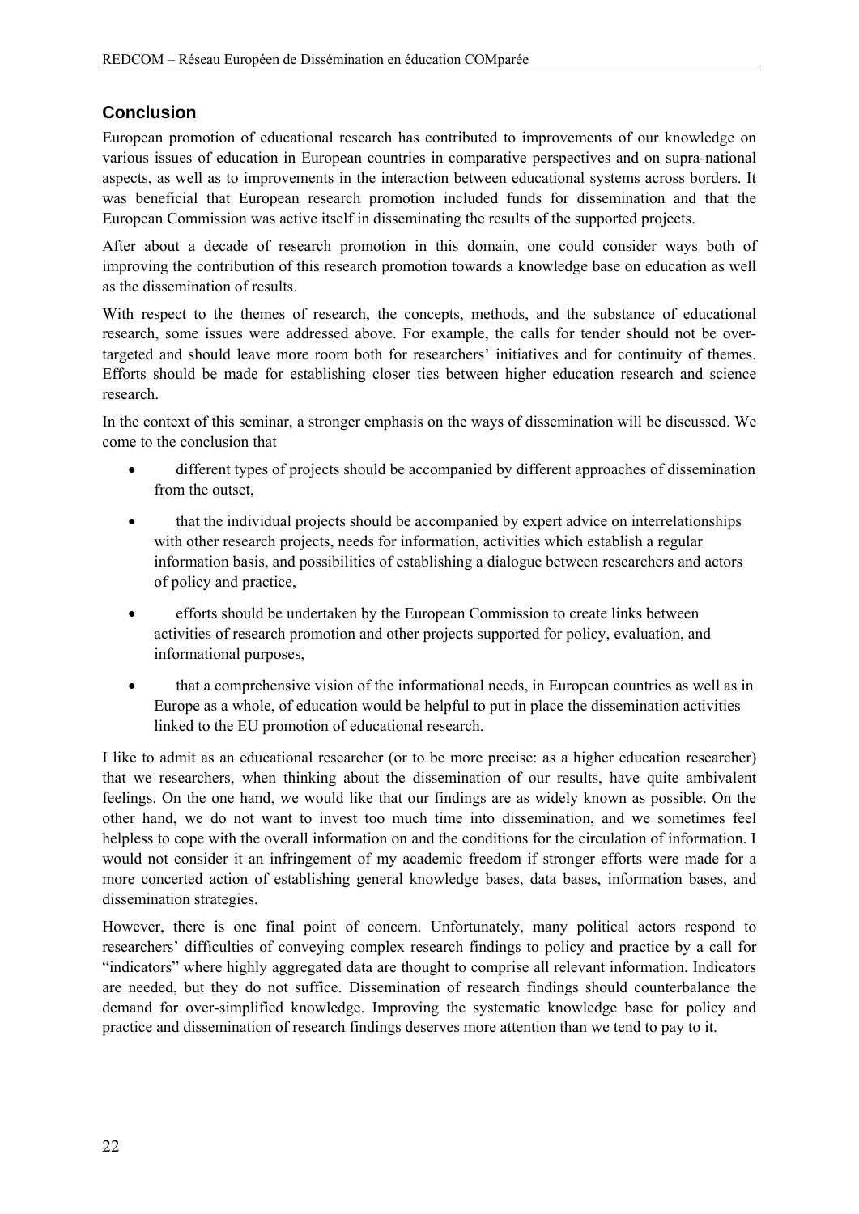## Conclusion

European promotion of educational research has contributed to improvements of our knowledge on various issues of education in European countries in comparative perspectives and on supra-national aspects, as well as to improvements in the interaction between educational systems across borders. It was beneficial that European research promotion included funds for dissemination and that the European Commission was active itself in disseminating the results of the supported projects.

After about a decade of research promotion in this domain, one could consider ways both of improving the contribution of this research promotion towards a knowledge base on education as well as the dissemination of results.

With respect to the themes of research, the concepts, methods, and the substance of educational research, some issues were addressed above. For example, the calls for tender should not be over-targeted and should leave more room both for researchers' initiatives and for continuity of themes. Efforts should be made for establishing closer ties between higher education research and science research.

In the context of this seminar, a stronger emphasis on the ways of dissemination will be discussed. We come to the conclusion that

- different types of projects should be accompanied by different approaches of dissemination from the outset,
- that the individual projects should be accompanied by expert advice on interrelationships with other research projects, needs for information, activities which establish a regular information basis, and possibilities of establishing a dialogue between researchers and actors of policy and practice,
- efforts should be undertaken by the European Commission to create links between activities of research promotion and other projects supported for policy, evaluation, and informational purposes,
- that a comprehensive vision of the informational needs, in European countries as well as in Europe as a whole, of education would be helpful to put in place the dissemination activities linked to the EU promotion of educational research.

I like to admit as an educational researcher (or to be more precise: as a higher education researcher) that we researchers, when thinking about the dissemination of our results, have quite ambivalent feelings. On the one hand, we would like that our findings are as widely known as possible. On the other hand, we do not want to invest too much time into dissemination, and we sometimes feel helpless to cope with the overall information on and the conditions for the circulation of information. I would not consider it an infringement of my academic freedom if stronger efforts were made for a more concerted action of establishing general knowledge bases, data bases, information bases, and dissemination strategies.

However, there is one final point of concern. Unfortunately, many political actors respond to researchers' difficulties of conveying complex research findings to policy and practice by a call for "indicators" where highly aggregated data are thought to comprise all relevant information. Indicators are needed, but they do not suffice. Dissemination of research findings should counterbalance the demand for over-simplified knowledge. Improving the systematic knowledge base for policy and practice and dissemination of research findings deserves more attention than we tend to pay to it.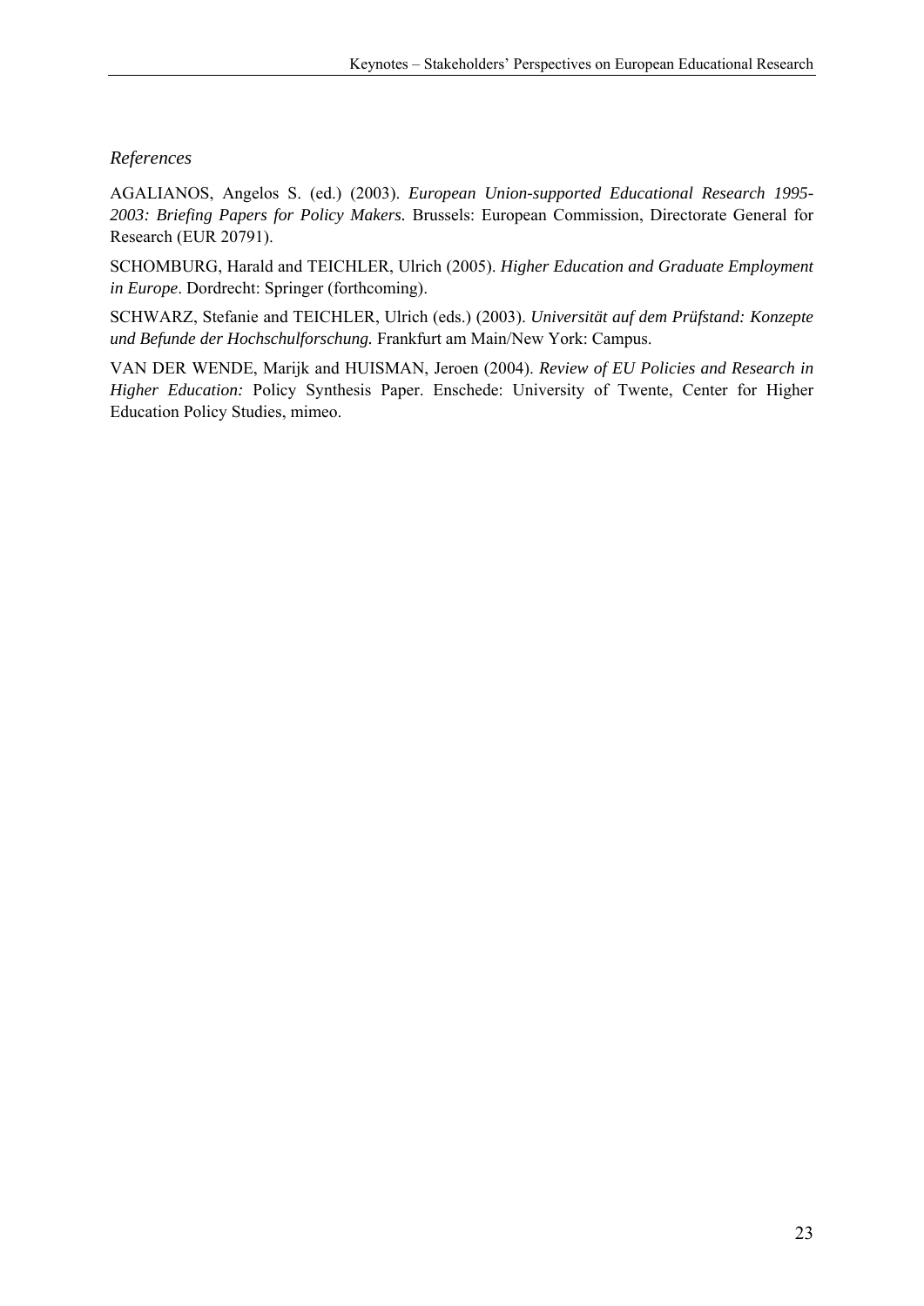*References*

AGALIANOS, Angelos S. (ed.) (2003). *European Union-supported Educational Research 1995-2003: Briefing Papers for Policy Makers.* Brussels: European Commission, Directorate General for Research (EUR 20791).

SCHOMBURG, Harald and TEICHLER, Ulrich (2005). *Higher Education and Graduate Employment in Europe*. Dordrecht: Springer (forthcoming).

SCHWARZ, Stefanie and TEICHLER, Ulrich (eds.) (2003). *Universität auf dem Prüfstand: Konzepte und Befunde der Hochschulforschung.* Frankfurt am Main/New York: Campus.

VAN DER WENDE, Marijk and HUISMAN, Jeroen (2004). *Review of EU Policies and Research in Higher Education:* Policy Synthesis Paper. Enschede: University of Twente, Center for Higher Education Policy Studies, mimeo.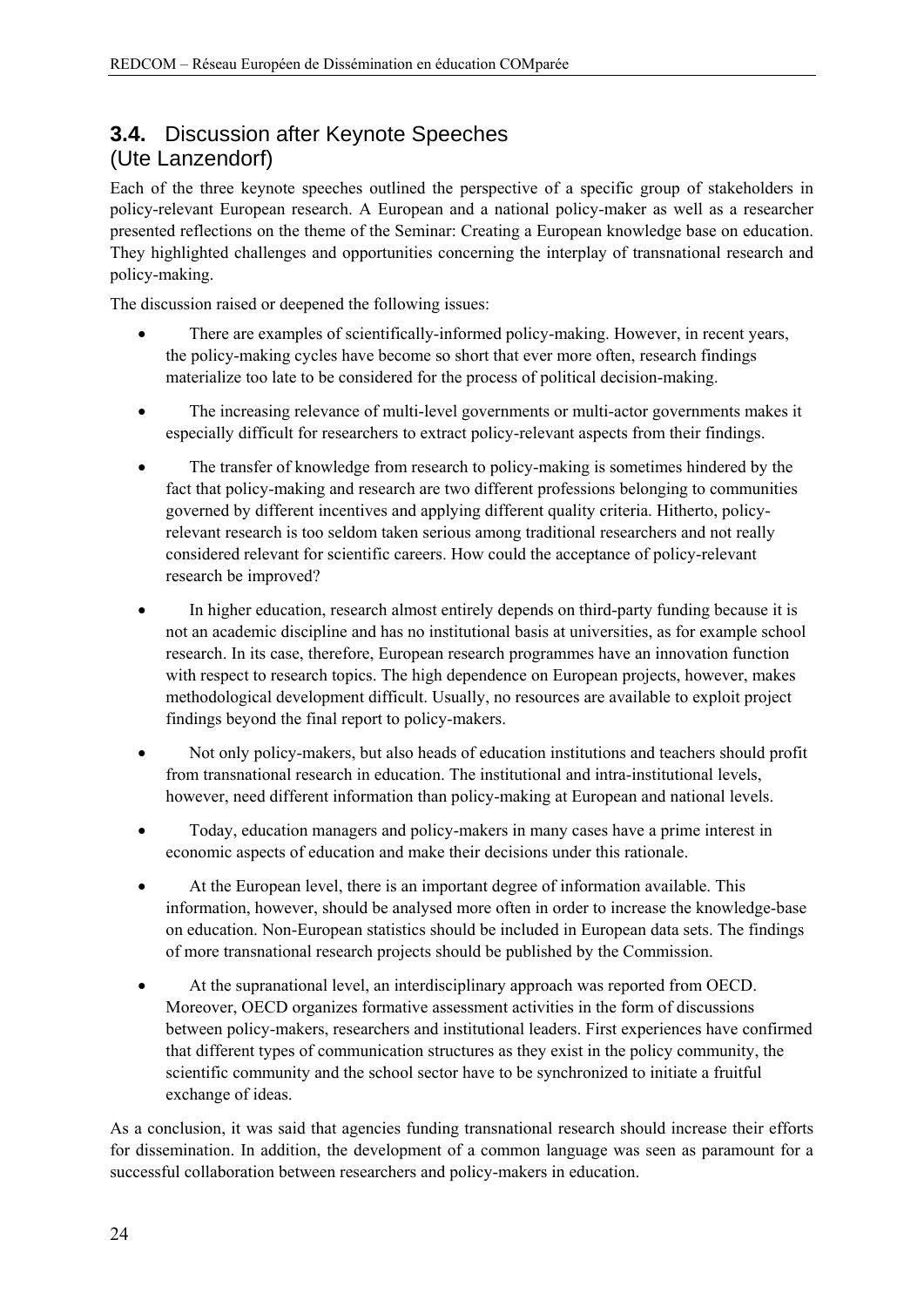## 3.4. Discussion after Keynote Speeches (Ute Lanzendorf)

Each of the three keynote speeches outlined the perspective of a specific group of stakeholders in policy-relevant European research. A European and a national policy-maker as well as a researcher presented reflections on the theme of the Seminar: Creating a European knowledge base on education. They highlighted challenges and opportunities concerning the interplay of transnational research and policy-making.

The discussion raised or deepened the following issues:

- There are examples of scientifically-informed policy-making. However, in recent years, the policy-making cycles have become so short that ever more often, research findings materialize too late to be considered for the process of political decision-making.
- The increasing relevance of multi-level governments or multi-actor governments makes it especially difficult for researchers to extract policy-relevant aspects from their findings.
- The transfer of knowledge from research to policy-making is sometimes hindered by the fact that policy-making and research are two different professions belonging to communities governed by different incentives and applying different quality criteria. Hitherto, policy-relevant research is too seldom taken serious among traditional researchers and not really considered relevant for scientific careers. How could the acceptance of policy-relevant research be improved?
- In higher education, research almost entirely depends on third-party funding because it is not an academic discipline and has no institutional basis at universities, as for example school research. In its case, therefore, European research programmes have an innovation function with respect to research topics. The high dependence on European projects, however, makes methodological development difficult. Usually, no resources are available to exploit project findings beyond the final report to policy-makers.
- Not only policy-makers, but also heads of education institutions and teachers should profit from transnational research in education. The institutional and intra-institutional levels, however, need different information than policy-making at European and national levels.
- Today, education managers and policy-makers in many cases have a prime interest in economic aspects of education and make their decisions under this rationale.
- At the European level, there is an important degree of information available. This information, however, should be analysed more often in order to increase the knowledge-base on education. Non-European statistics should be included in European data sets. The findings of more transnational research projects should be published by the Commission.
- At the supranational level, an interdisciplinary approach was reported from OECD. Moreover, OECD organizes formative assessment activities in the form of discussions between policy-makers, researchers and institutional leaders. First experiences have confirmed that different types of communication structures as they exist in the policy community, the scientific community and the school sector have to be synchronized to initiate a fruitful exchange of ideas.

As a conclusion, it was said that agencies funding transnational research should increase their efforts for dissemination. In addition, the development of a common language was seen as paramount for a successful collaboration between researchers and policy-makers in education.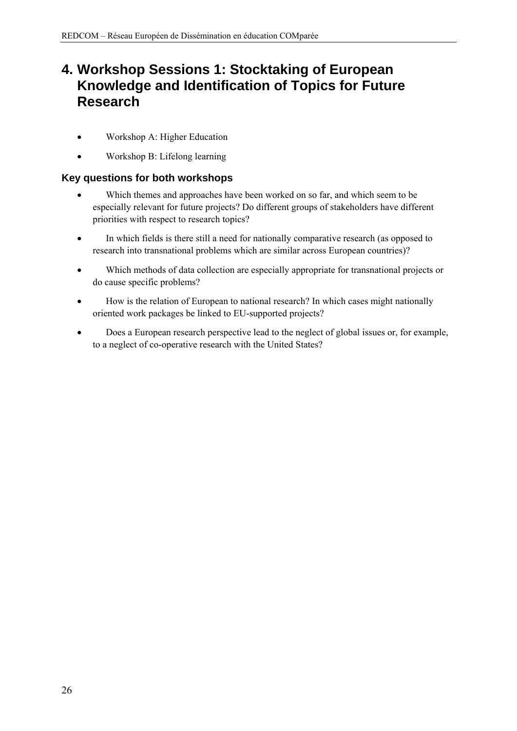# 4. Workshop Sessions 1: Stocktaking of European Knowledge and Identification of Topics for Future Research

- Workshop A: Higher Education
- Workshop B: Lifelong learning

## Key questions for both workshops

- Which themes and approaches have been worked on so far, and which seem to be especially relevant for future projects? Do different groups of stakeholders have different priorities with respect to research topics?
- In which fields is there still a need for nationally comparative research (as opposed to research into transnational problems which are similar across European countries)?
- Which methods of data collection are especially appropriate for transnational projects or do cause specific problems?
- How is the relation of European to national research? In which cases might nationally oriented work packages be linked to EU-supported projects?
- Does a European research perspective lead to the neglect of global issues or, for example, to a neglect of co-operative research with the United States?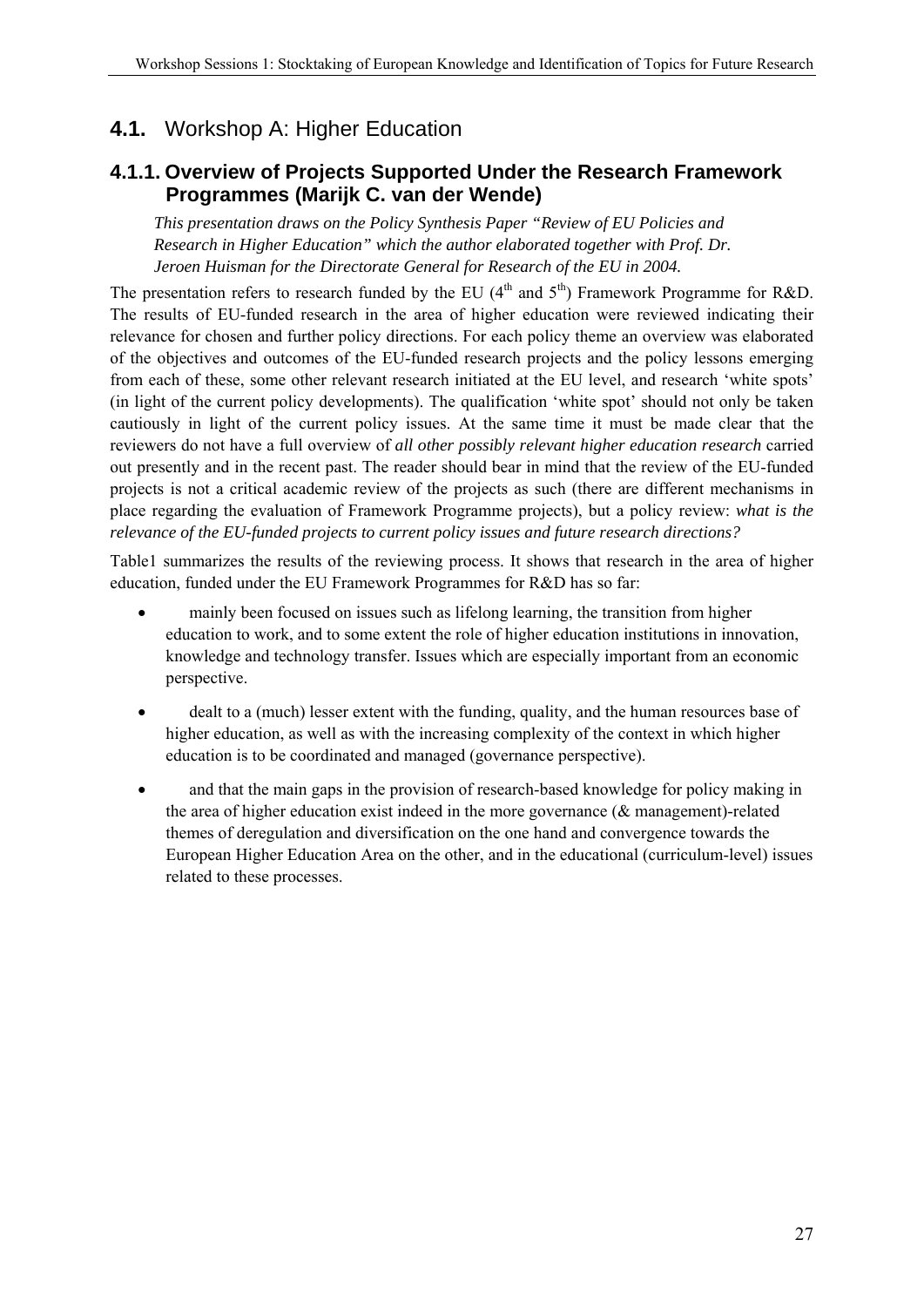## 4.1. Workshop A: Higher Education

### 4.1.1. Overview of Projects Supported Under the Research Framework Programmes (Marijk C. van der Wende)

*This presentation draws on the Policy Synthesis Paper "Review of EU Policies and Research in Higher Education" which the author elaborated together with Prof. Dr. Jeroen Huisman for the Directorate General for Research of the EU in 2004.*

The presentation refers to research funded by the EU (4th and 5th) Framework Programme for R&D. The results of EU-funded research in the area of higher education were reviewed indicating their relevance for chosen and further policy directions. For each policy theme an overview was elaborated of the objectives and outcomes of the EU-funded research projects and the policy lessons emerging from each of these, some other relevant research initiated at the EU level, and research 'white spots' (in light of the current policy developments). The qualification 'white spot' should not only be taken cautiously in light of the current policy issues. At the same time it must be made clear that the reviewers do not have a full overview of *all other possibly relevant higher education research* carried out presently and in the recent past. The reader should bear in mind that the review of the EU-funded projects is not a critical academic review of the projects as such (there are different mechanisms in place regarding the evaluation of Framework Programme projects), but a policy review: *what is the relevance of the EU-funded projects to current policy issues and future research directions?*

Table1 summarizes the results of the reviewing process. It shows that research in the area of higher education, funded under the EU Framework Programmes for R&D has so far:

- mainly been focused on issues such as lifelong learning, the transition from higher education to work, and to some extent the role of higher education institutions in innovation, knowledge and technology transfer. Issues which are especially important from an economic perspective.
- dealt to a (much) lesser extent with the funding, quality, and the human resources base of higher education, as well as with the increasing complexity of the context in which higher education is to be coordinated and managed (governance perspective).
- and that the main gaps in the provision of research-based knowledge for policy making in the area of higher education exist indeed in the more governance (& management)-related themes of deregulation and diversification on the one hand and convergence towards the European Higher Education Area on the other, and in the educational (curriculum-level) issues related to these processes.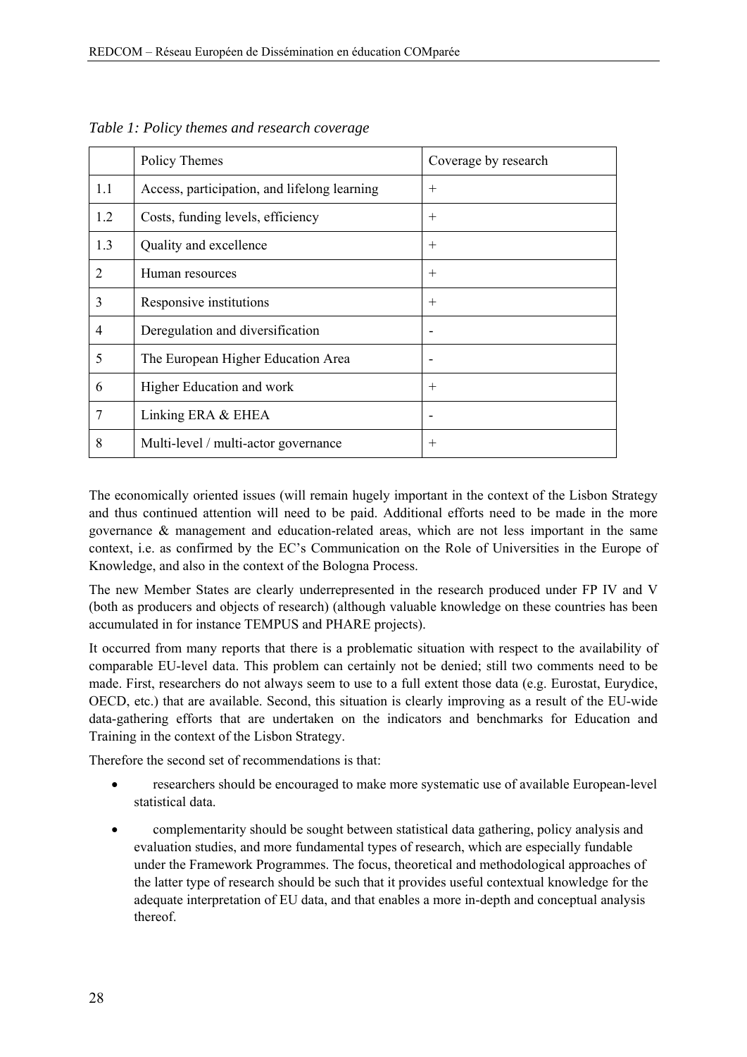*Table 1: Policy themes and research coverage*

| | Policy Themes | Coverage by research |
|---|---|---|
| 1.1 | Access, participation, and lifelong learning | + |
| 1.2 | Costs, funding levels, efficiency | + |
| 1.3 | Quality and excellence | + |
| 2 | Human resources | + |
| 3 | Responsive institutions | + |
| 4 | Deregulation and diversification | - |
| 5 | The European Higher Education Area | - |
| 6 | Higher Education and work | + |
| 7 | Linking ERA & EHEA | - |
| 8 | Multi-level / multi-actor governance | + |

The economically oriented issues (will remain hugely important in the context of the Lisbon Strategy and thus continued attention will need to be paid. Additional efforts need to be made in the more governance & management and education-related areas, which are not less important in the same context, i.e. as confirmed by the EC's Communication on the Role of Universities in the Europe of Knowledge, and also in the context of the Bologna Process.

The new Member States are clearly underrepresented in the research produced under FP IV and V (both as producers and objects of research) (although valuable knowledge on these countries has been accumulated in for instance TEMPUS and PHARE projects).

It occurred from many reports that there is a problematic situation with respect to the availability of comparable EU-level data. This problem can certainly not be denied; still two comments need to be made. First, researchers do not always seem to use to a full extent those data (e.g. Eurostat, Eurydice, OECD, etc.) that are available. Second, this situation is clearly improving as a result of the EU-wide data-gathering efforts that are undertaken on the indicators and benchmarks for Education and Training in the context of the Lisbon Strategy.

Therefore the second set of recommendations is that:

- researchers should be encouraged to make more systematic use of available European-level statistical data.
- complementarity should be sought between statistical data gathering, policy analysis and evaluation studies, and more fundamental types of research, which are especially fundable under the Framework Programmes. The focus, theoretical and methodological approaches of the latter type of research should be such that it provides useful contextual knowledge for the adequate interpretation of EU data, and that enables a more in-depth and conceptual analysis thereof.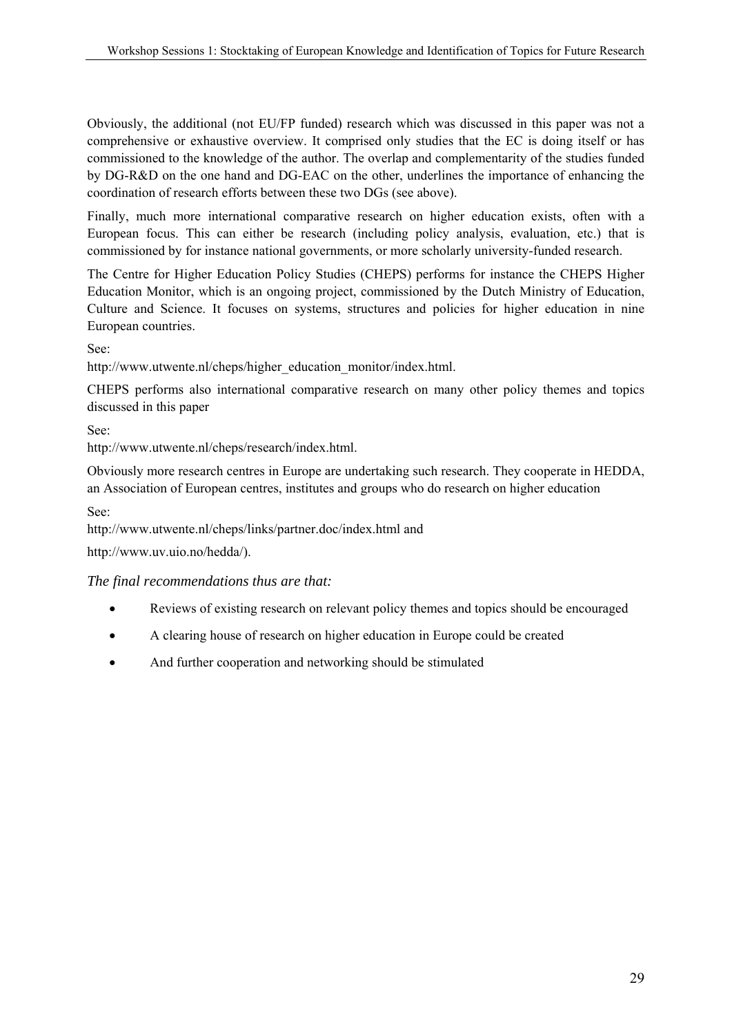Obviously, the additional (not EU/FP funded) research which was discussed in this paper was not a comprehensive or exhaustive overview. It comprised only studies that the EC is doing itself or has commissioned to the knowledge of the author. The overlap and complementarity of the studies funded by DG-R&D on the one hand and DG-EAC on the other, underlines the importance of enhancing the coordination of research efforts between these two DGs (see above).

Finally, much more international comparative research on higher education exists, often with a European focus. This can either be research (including policy analysis, evaluation, etc.) that is commissioned by for instance national governments, or more scholarly university-funded research.

The Centre for Higher Education Policy Studies (CHEPS) performs for instance the CHEPS Higher Education Monitor, which is an ongoing project, commissioned by the Dutch Ministry of Education, Culture and Science. It focuses on systems, structures and policies for higher education in nine European countries.

See:
http://www.utwente.nl/cheps/higher_education_monitor/index.html.

CHEPS performs also international comparative research on many other policy themes and topics discussed in this paper

See:
http://www.utwente.nl/cheps/research/index.html.

Obviously more research centres in Europe are undertaking such research. They cooperate in HEDDA, an Association of European centres, institutes and groups who do research on higher education

See:
http://www.utwente.nl/cheps/links/partner.doc/index.html and

http://www.uv.uio.no/hedda/).

*The final recommendations thus are that:*

- Reviews of existing research on relevant policy themes and topics should be encouraged
- A clearing house of research on higher education in Europe could be created
- And further cooperation and networking should be stimulated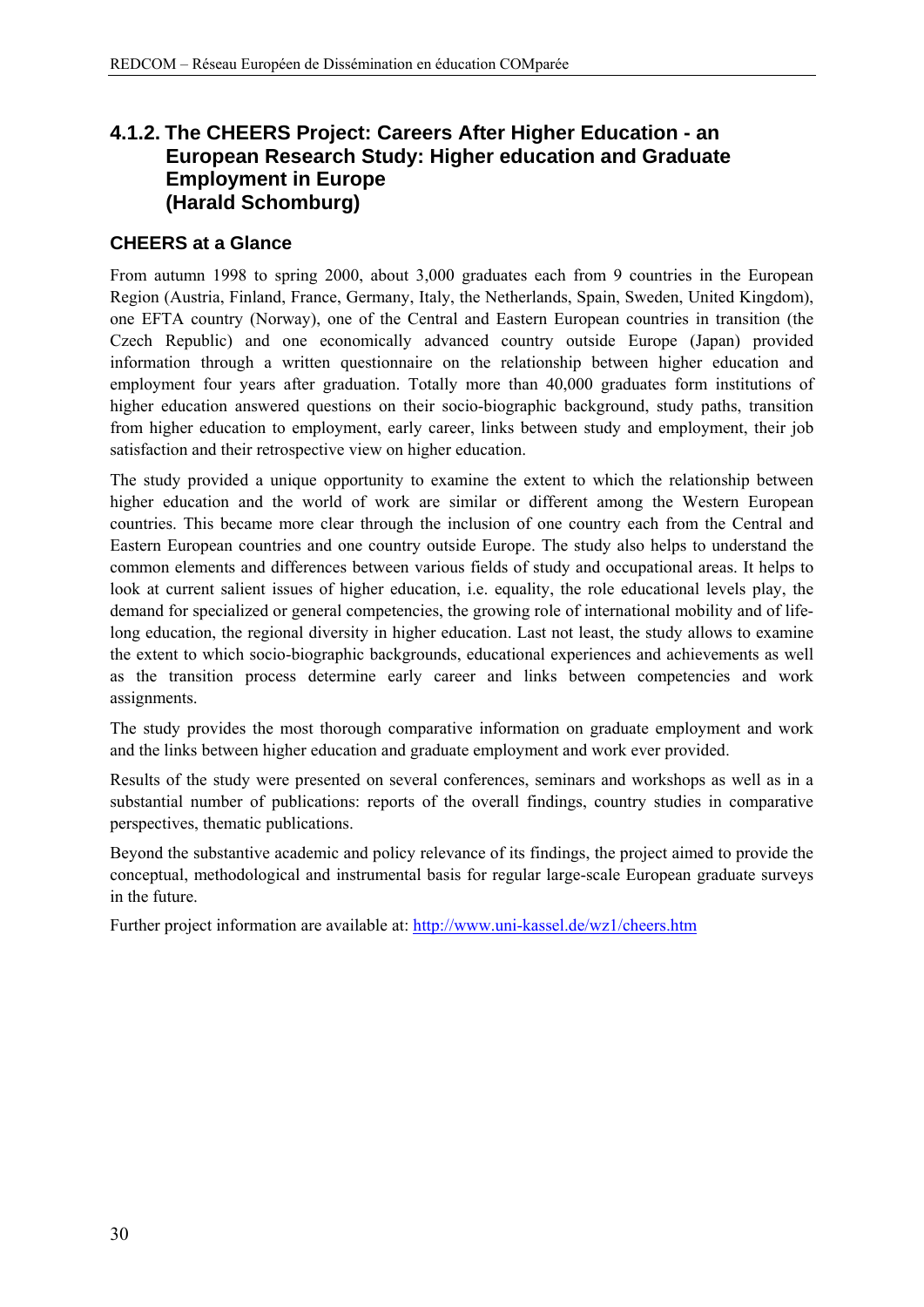### 4.1.2. The CHEERS Project: Careers After Higher Education - an European Research Study: Higher education and Graduate Employment in Europe (Harald Schomburg)

#### CHEERS at a Glance

From autumn 1998 to spring 2000, about 3,000 graduates each from 9 countries in the European Region (Austria, Finland, France, Germany, Italy, the Netherlands, Spain, Sweden, United Kingdom), one EFTA country (Norway), one of the Central and Eastern European countries in transition (the Czech Republic) and one economically advanced country outside Europe (Japan) provided information through a written questionnaire on the relationship between higher education and employment four years after graduation. Totally more than 40,000 graduates form institutions of higher education answered questions on their socio-biographic background, study paths, transition from higher education to employment, early career, links between study and employment, their job satisfaction and their retrospective view on higher education.

The study provided a unique opportunity to examine the extent to which the relationship between higher education and the world of work are similar or different among the Western European countries. This became more clear through the inclusion of one country each from the Central and Eastern European countries and one country outside Europe. The study also helps to understand the common elements and differences between various fields of study and occupational areas. It helps to look at current salient issues of higher education, i.e. equality, the role educational levels play, the demand for specialized or general competencies, the growing role of international mobility and of life-long education, the regional diversity in higher education. Last not least, the study allows to examine the extent to which socio-biographic backgrounds, educational experiences and achievements as well as the transition process determine early career and links between competencies and work assignments.

The study provides the most thorough comparative information on graduate employment and work and the links between higher education and graduate employment and work ever provided.

Results of the study were presented on several conferences, seminars and workshops as well as in a substantial number of publications: reports of the overall findings, country studies in comparative perspectives, thematic publications.

Beyond the substantive academic and policy relevance of its findings, the project aimed to provide the conceptual, methodological and instrumental basis for regular large-scale European graduate surveys in the future.

Further project information are available at: http://www.uni-kassel.de/wz1/cheers.htm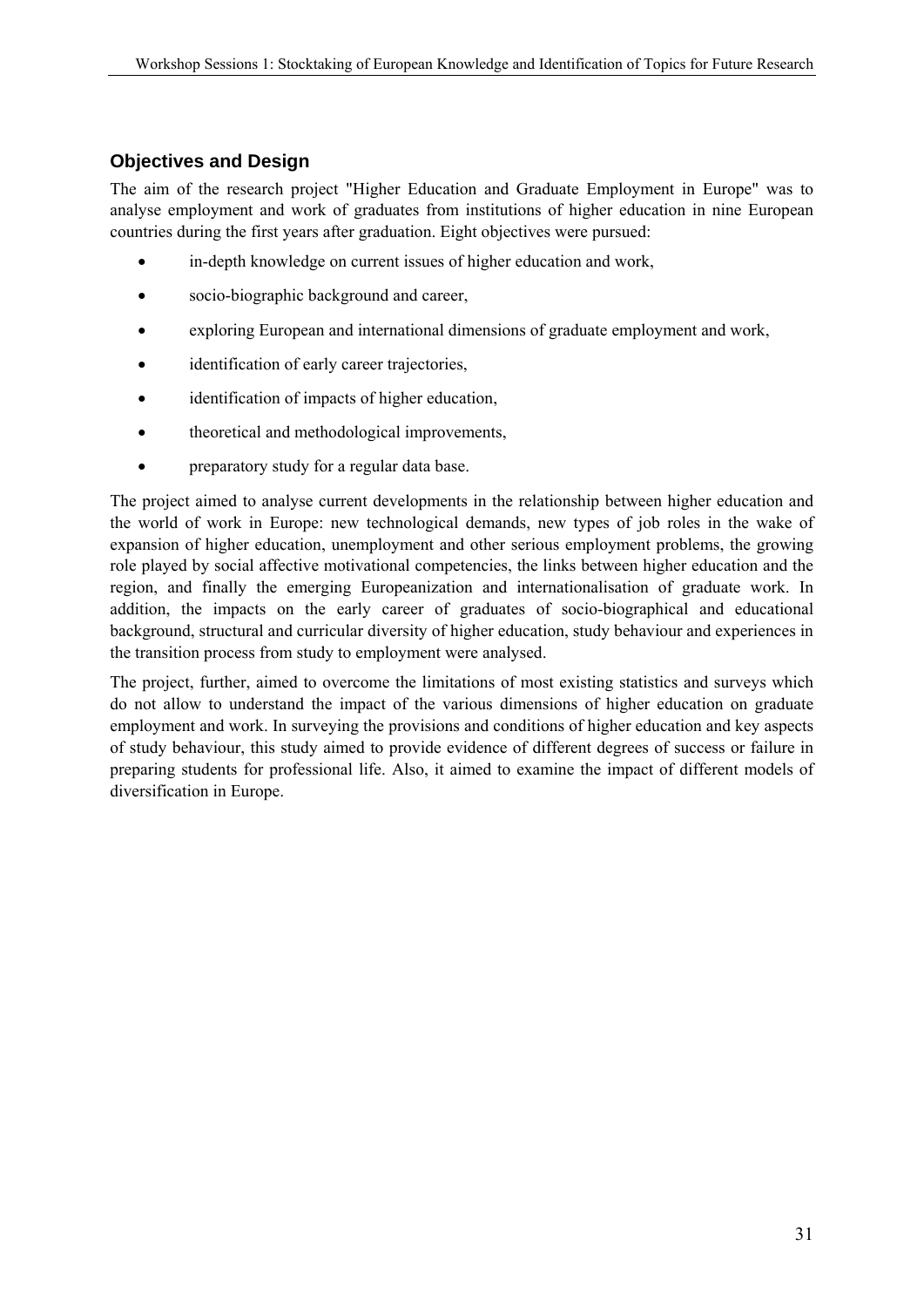## Objectives and Design

The aim of the research project "Higher Education and Graduate Employment in Europe" was to analyse employment and work of graduates from institutions of higher education in nine European countries during the first years after graduation. Eight objectives were pursued:

- in-depth knowledge on current issues of higher education and work,
- socio-biographic background and career,
- exploring European and international dimensions of graduate employment and work,
- identification of early career trajectories,
- identification of impacts of higher education,
- theoretical and methodological improvements,
- preparatory study for a regular data base.

The project aimed to analyse current developments in the relationship between higher education and the world of work in Europe: new technological demands, new types of job roles in the wake of expansion of higher education, unemployment and other serious employment problems, the growing role played by social affective motivational competencies, the links between higher education and the region, and finally the emerging Europeanization and internationalisation of graduate work. In addition, the impacts on the early career of graduates of socio-biographical and educational background, structural and curricular diversity of higher education, study behaviour and experiences in the transition process from study to employment were analysed.

The project, further, aimed to overcome the limitations of most existing statistics and surveys which do not allow to understand the impact of the various dimensions of higher education on graduate employment and work. In surveying the provisions and conditions of higher education and key aspects of study behaviour, this study aimed to provide evidence of different degrees of success or failure in preparing students for professional life. Also, it aimed to examine the impact of different models of diversification in Europe.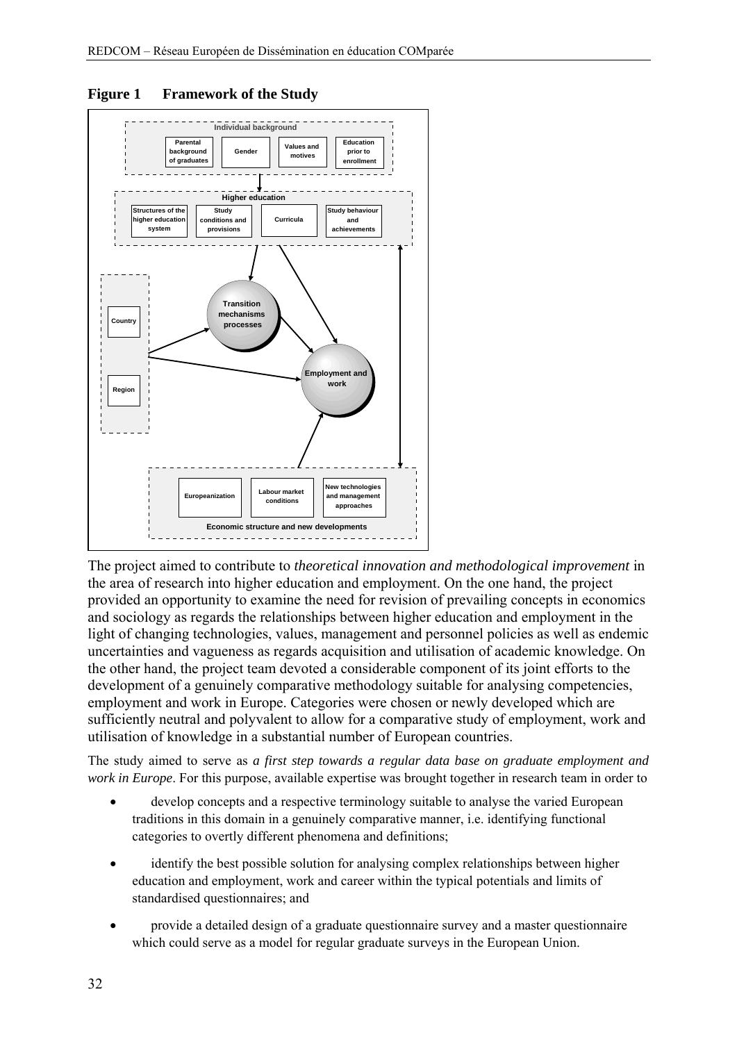**Figure 1 Framework of the Study**

Individual background

Parental background of graduates

Gender

Values and motives

Education prior to enrollment

Higher education

Structures of the higher education system

Study conditions and provisions

Curricula

Study behaviour and achievements

Country

Region

Transition mechanisms processes

Employment and work

Europeanization

Labour market conditions

New technologies and management approaches

Economic structure and new developments

The project aimed to contribute to *theoretical innovation and methodological improvement* in the area of research into higher education and employment. On the one hand, the project provided an opportunity to examine the need for revision of prevailing concepts in economics and sociology as regards the relationships between higher education and employment in the light of changing technologies, values, management and personnel policies as well as endemic uncertainties and vagueness as regards acquisition and utilisation of academic knowledge. On the other hand, the project team devoted a considerable component of its joint efforts to the development of a genuinely comparative methodology suitable for analysing competencies, employment and work in Europe. Categories were chosen or newly developed which are sufficiently neutral and polyvalent to allow for a comparative study of employment, work and utilisation of knowledge in a substantial number of European countries.

The study aimed to serve as *a first step towards a regular data base on graduate employment and work in Europe*. For this purpose, available expertise was brought together in research team in order to

- develop concepts and a respective terminology suitable to analyse the varied European traditions in this domain in a genuinely comparative manner, i.e. identifying functional categories to overtly different phenomena and definitions;
- identify the best possible solution for analysing complex relationships between higher education and employment, work and career within the typical potentials and limits of standardised questionnaires; and
- provide a detailed design of a graduate questionnaire survey and a master questionnaire which could serve as a model for regular graduate surveys in the European Union.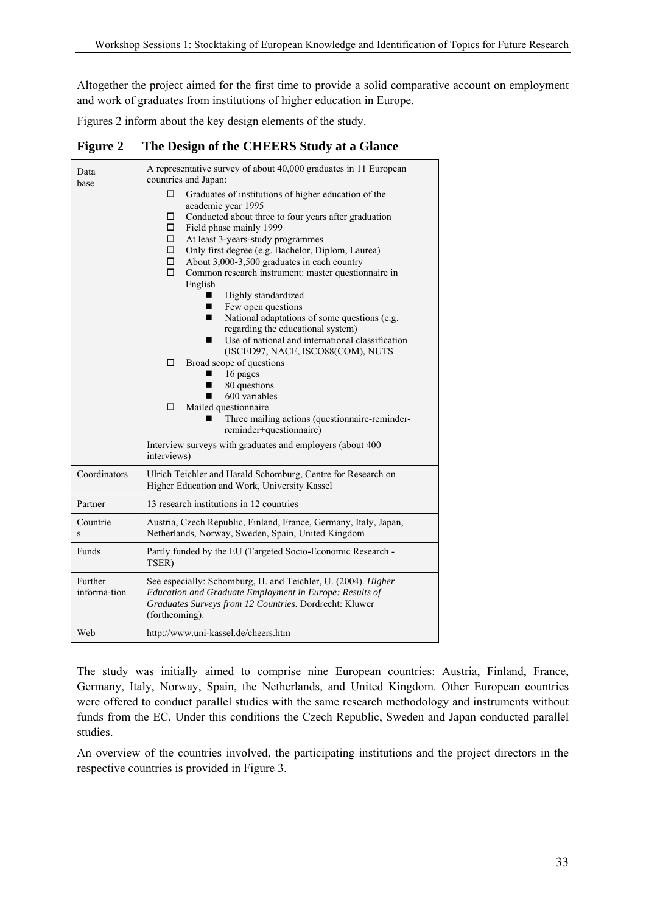Altogether the project aimed for the first time to provide a solid comparative account on employment and work of graduates from institutions of higher education in Europe.

Figures 2 inform about the key design elements of the study.

**Figure 2 The Design of the CHEERS Study at a Glance**

| | |
|---|---|
| Data base | A representative survey of about 40,000 graduates in 11 European countries and Japan:<br>☐ Graduates of institutions of higher education of the academic year 1995<br>☐ Conducted about three to four years after graduation<br>☐ Field phase mainly 1999<br>☐ At least 3-years-study programmes<br>☐ Only first degree (e.g. Bachelor, Diplom, Laurea)<br>☐ About 3,000-3,500 graduates in each country<br>☐ Common research instrument: master questionnaire in English<br>■ Highly standardized<br>■ Few open questions<br>■ National adaptations of some questions (e.g. regarding the educational system)<br>■ Use of national and international classification (ISCED97, NACE, ISCO88(COM), NUTS<br>☐ Broad scope of questions<br>■ 16 pages<br>■ 80 questions<br>■ 600 variables<br>☐ Mailed questionnaire<br>■ Three mailing actions (questionnaire-reminder-reminder+questionnaire) |
| | Interview surveys with graduates and employers (about 400 interviews) |
| Coordinators | Ulrich Teichler and Harald Schomburg, Centre for Research on Higher Education and Work, University Kassel |
| Partner | 13 research institutions in 12 countries |
| Countrie s | Austria, Czech Republic, Finland, France, Germany, Italy, Japan, Netherlands, Norway, Sweden, Spain, United Kingdom |
| Funds | Partly funded by the EU (Targeted Socio-Economic Research - TSER) |
| Further informa-tion | See especially: Schomburg, H. and Teichler, U. (2004). *Higher Education and Graduate Employment in Europe: Results of Graduates Surveys from 12 Countries*. Dordrecht: Kluwer (forthcoming). |
| Web | http://www.uni-kassel.de/cheers.htm |

The study was initially aimed to comprise nine European countries: Austria, Finland, France, Germany, Italy, Norway, Spain, the Netherlands, and United Kingdom. Other European countries were offered to conduct parallel studies with the same research methodology and instruments without funds from the EC. Under this conditions the Czech Republic, Sweden and Japan conducted parallel studies.

An overview of the countries involved, the participating institutions and the project directors in the respective countries is provided in Figure 3.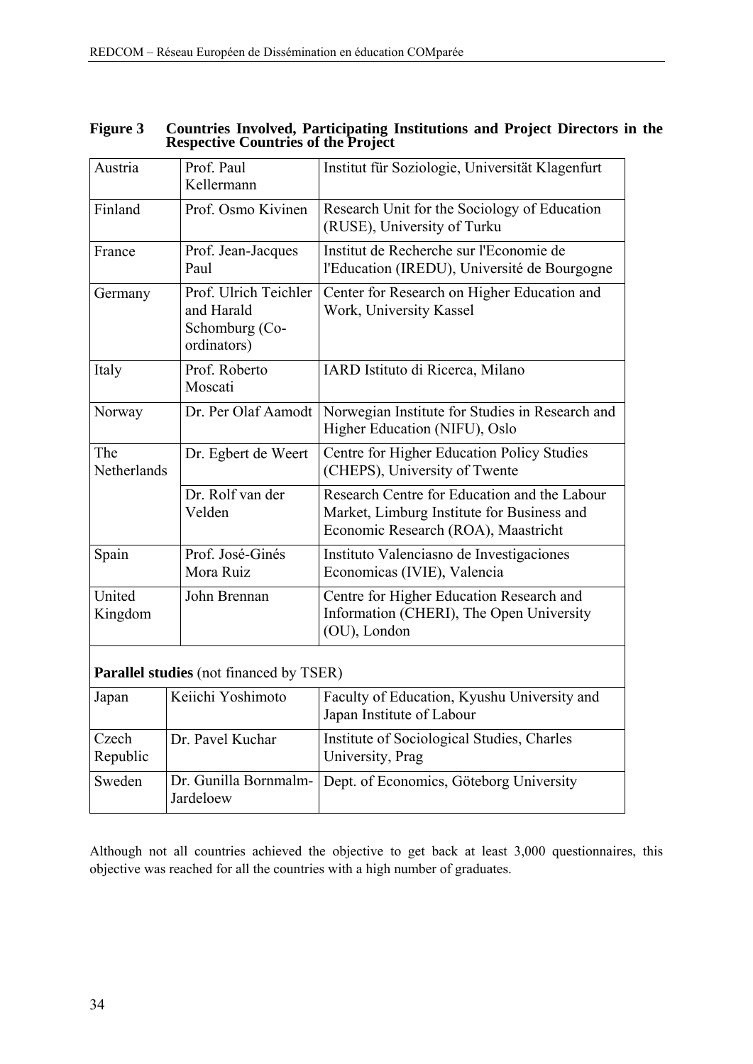**Figure 3 Countries Involved, Participating Institutions and Project Directors in the Respective Countries of the Project**

| | | |
|---|---|---|
| Austria | Prof. Paul Kellermann | Institut für Soziologie, Universität Klagenfurt |
| Finland | Prof. Osmo Kivinen | Research Unit for the Sociology of Education (RUSE), University of Turku |
| France | Prof. Jean-Jacques Paul | Institut de Recherche sur l'Economie de l'Education (IREDU), Université de Bourgogne |
| Germany | Prof. Ulrich Teichler and Harald Schomburg (Co-ordinators) | Center for Research on Higher Education and Work, University Kassel |
| Italy | Prof. Roberto Moscati | IARD Istituto di Ricerca, Milano |
| Norway | Dr. Per Olaf Aamodt | Norwegian Institute for Studies in Research and Higher Education (NIFU), Oslo |
| The Netherlands | Dr. Egbert de Weert | Centre for Higher Education Policy Studies (CHEPS), University of Twente |
| | Dr. Rolf van der Velden | Research Centre for Education and the Labour Market, Limburg Institute for Business and Economic Research (ROA), Maastricht |
| Spain | Prof. José-Ginés Mora Ruiz | Instituto Valenciasno de Investigaciones Economicas (IVIE), Valencia |
| United Kingdom | John Brennan | Centre for Higher Education Research and Information (CHERI), The Open University (OU), London |
| **Parallel studies** (not financed by TSER) | | |
| Japan | Keiichi Yoshimoto | Faculty of Education, Kyushu University and Japan Institute of Labour |
| Czech Republic | Dr. Pavel Kuchar | Institute of Sociological Studies, Charles University, Prag |
| Sweden | Dr. Gunilla Bornmalm-Jardeloew | Dept. of Economics, Göteborg University |

Although not all countries achieved the objective to get back at least 3,000 questionnaires, this objective was reached for all the countries with a high number of graduates.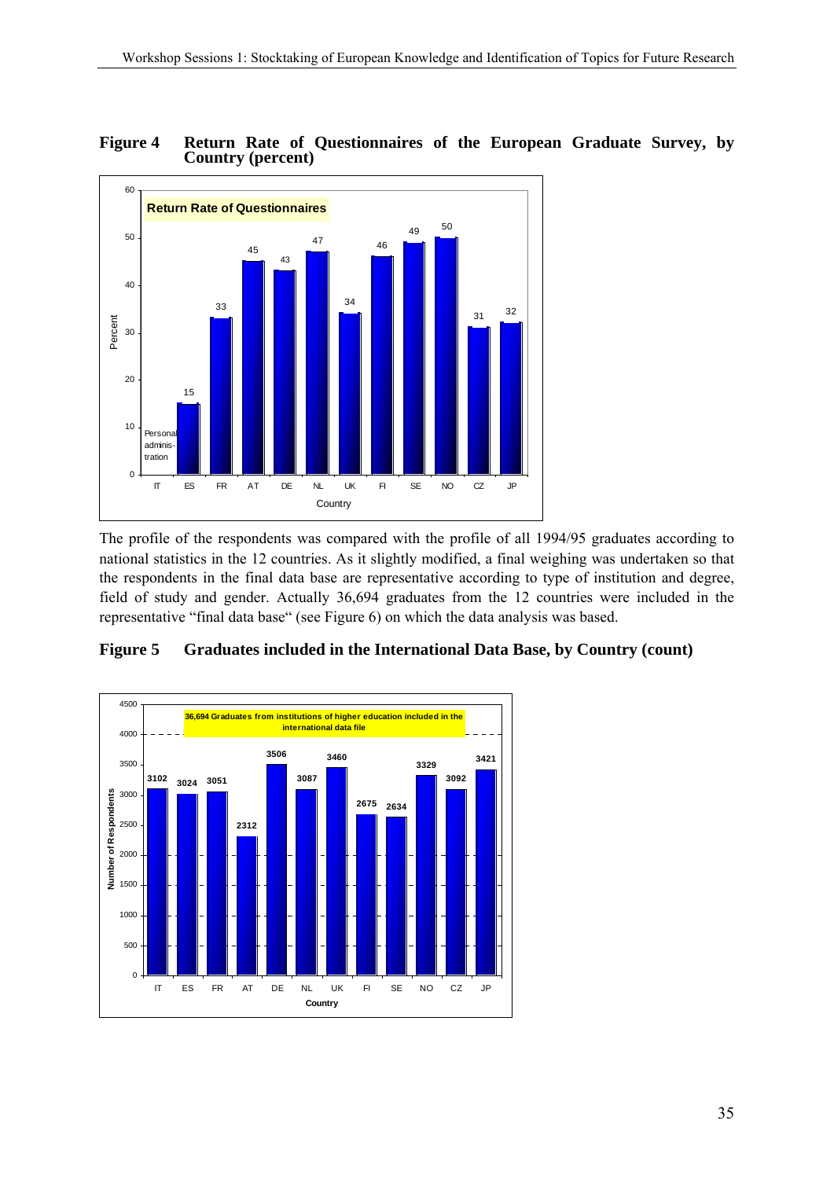**Figure 4 Return Rate of Questionnaires of the European Graduate Survey, by Country (percent)**

Return Rate of Questionnaires

Percent

60
50
40
30
20
10
0

Personal adminis- tration

15
33
45
43
47
34
46
49
50
31
32

IT ES FR AT DE NL UK FI SE NO CZ JP

Country

The profile of the respondents was compared with the profile of all 1994/95 graduates according to national statistics in the 12 countries. As it slightly modified, a final weighing was undertaken so that the respondents in the final data base are representative according to type of institution and degree, field of study and gender. Actually 36,694 graduates from the 12 countries were included in the representative "final data base" (see Figure 6) on which the data analysis was based.

**Figure 5 Graduates included in the International Data Base, by Country (count)**

36,694 Graduates from institutions of higher education included in the international data file

Number of Respondents

4500
4000
3500
3000
2500
2000
1500
1000
500
0

3102
3024
3051
2312
3506
3087
3460
2675
2634
3329
3092
3421

IT ES FR AT DE NL UK FI SE NO CZ JP

Country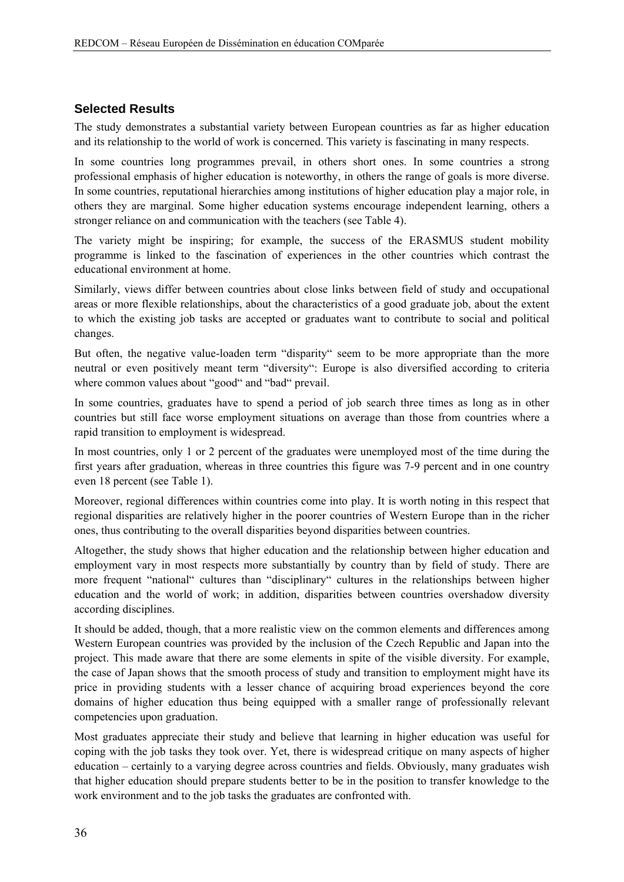## Selected Results

The study demonstrates a substantial variety between European countries as far as higher education and its relationship to the world of work is concerned. This variety is fascinating in many respects.

In some countries long programmes prevail, in others short ones. In some countries a strong professional emphasis of higher education is noteworthy, in others the range of goals is more diverse. In some countries, reputational hierarchies among institutions of higher education play a major role, in others they are marginal. Some higher education systems encourage independent learning, others a stronger reliance on and communication with the teachers (see Table 4).

The variety might be inspiring; for example, the success of the ERASMUS student mobility programme is linked to the fascination of experiences in the other countries which contrast the educational environment at home.

Similarly, views differ between countries about close links between field of study and occupational areas or more flexible relationships, about the characteristics of a good graduate job, about the extent to which the existing job tasks are accepted or graduates want to contribute to social and political changes.

But often, the negative value-loaden term "disparity" seem to be more appropriate than the more neutral or even positively meant term "diversity": Europe is also diversified according to criteria where common values about "good" and "bad" prevail.

In some countries, graduates have to spend a period of job search three times as long as in other countries but still face worse employment situations on average than those from countries where a rapid transition to employment is widespread.

In most countries, only 1 or 2 percent of the graduates were unemployed most of the time during the first years after graduation, whereas in three countries this figure was 7-9 percent and in one country even 18 percent (see Table 1).

Moreover, regional differences within countries come into play. It is worth noting in this respect that regional disparities are relatively higher in the poorer countries of Western Europe than in the richer ones, thus contributing to the overall disparities beyond disparities between countries.

Altogether, the study shows that higher education and the relationship between higher education and employment vary in most respects more substantially by country than by field of study. There are more frequent "national" cultures than "disciplinary" cultures in the relationships between higher education and the world of work; in addition, disparities between countries overshadow diversity according disciplines.

It should be added, though, that a more realistic view on the common elements and differences among Western European countries was provided by the inclusion of the Czech Republic and Japan into the project. This made aware that there are some elements in spite of the visible diversity. For example, the case of Japan shows that the smooth process of study and transition to employment might have its price in providing students with a lesser chance of acquiring broad experiences beyond the core domains of higher education thus being equipped with a smaller range of professionally relevant competencies upon graduation.

Most graduates appreciate their study and believe that learning in higher education was useful for coping with the job tasks they took over. Yet, there is widespread critique on many aspects of higher education – certainly to a varying degree across countries and fields. Obviously, many graduates wish that higher education should prepare students better to be in the position to transfer knowledge to the work environment and to the job tasks the graduates are confronted with.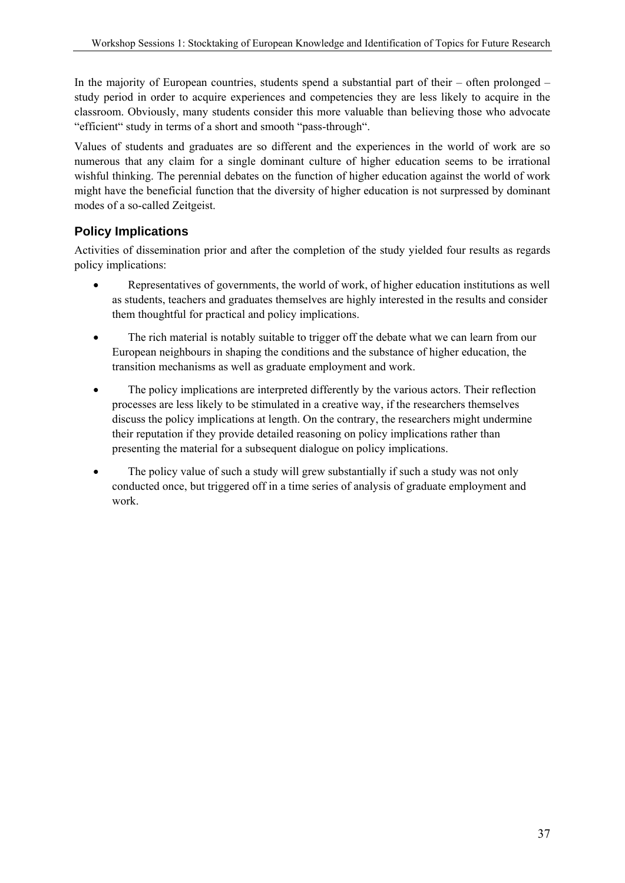In the majority of European countries, students spend a substantial part of their – often prolonged – study period in order to acquire experiences and competencies they are less likely to acquire in the classroom. Obviously, many students consider this more valuable than believing those who advocate "efficient" study in terms of a short and smooth "pass-through".

Values of students and graduates are so different and the experiences in the world of work are so numerous that any claim for a single dominant culture of higher education seems to be irrational wishful thinking. The perennial debates on the function of higher education against the world of work might have the beneficial function that the diversity of higher education is not surpressed by dominant modes of a so-called Zeitgeist.

## Policy Implications

Activities of dissemination prior and after the completion of the study yielded four results as regards policy implications:

- Representatives of governments, the world of work, of higher education institutions as well as students, teachers and graduates themselves are highly interested in the results and consider them thoughtful for practical and policy implications.
- The rich material is notably suitable to trigger off the debate what we can learn from our European neighbours in shaping the conditions and the substance of higher education, the transition mechanisms as well as graduate employment and work.
- The policy implications are interpreted differently by the various actors. Their reflection processes are less likely to be stimulated in a creative way, if the researchers themselves discuss the policy implications at length. On the contrary, the researchers might undermine their reputation if they provide detailed reasoning on policy implications rather than presenting the material for a subsequent dialogue on policy implications.
- The policy value of such a study will grew substantially if such a study was not only conducted once, but triggered off in a time series of analysis of graduate employment and work.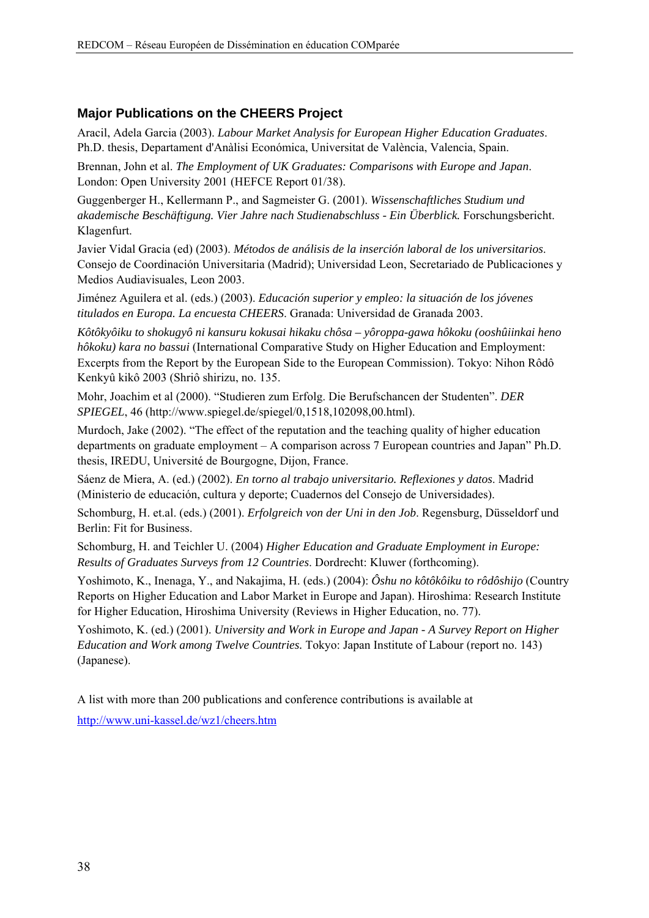## Major Publications on the CHEERS Project

Aracil, Adela Garcia (2003). *Labour Market Analysis for European Higher Education Graduates*. Ph.D. thesis, Departament d'Anàlisi Económica, Universitat de València, Valencia, Spain.

Brennan, John et al. *The Employment of UK Graduates: Comparisons with Europe and Japan*. London: Open University 2001 (HEFCE Report 01/38).

Guggenberger H., Kellermann P., and Sagmeister G. (2001). *Wissenschaftliches Studium und akademische Beschäftigung. Vier Jahre nach Studienabschluss - Ein Überblick.* Forschungsbericht. Klagenfurt.

Javier Vidal Gracia (ed) (2003). *Métodos de análisis de la inserción laboral de los universitarios*. Consejo de Coordinación Universitaria (Madrid); Universidad Leon, Secretariado de Publicaciones y Medios Audiavisuales, Leon 2003.

Jiménez Aguilera et al. (eds.) (2003). *Educación superior y empleo: la situación de los jóvenes titulados en Europa. La encuesta CHEERS*. Granada: Universidad de Granada 2003.

*Kôtôkyôiku to shokugyô ni kansuru kokusai hikaku chôsa – yôroppa-gawa hôkoku (ooshûiinkai heno hôkoku) kara no bassui* (International Comparative Study on Higher Education and Employment: Excerpts from the Report by the European Side to the European Commission). Tokyo: Nihon Rôdô Kenkyû kikô 2003 (Shriô shirizu, no. 135.

Mohr, Joachim et al (2000). “Studieren zum Erfolg. Die Berufschancen der Studenten”. *DER SPIEGEL*, 46 (http://www.spiegel.de/spiegel/0,1518,102098,00.html).

Murdoch, Jake (2002). “The effect of the reputation and the teaching quality of higher education departments on graduate employment – A comparison across 7 European countries and Japan” Ph.D. thesis, IREDU, Université de Bourgogne, Dijon, France.

Sáenz de Miera, A. (ed.) (2002). *En torno al trabajo universitario. Reflexiones y datos*. Madrid (Ministerio de educación, cultura y deporte; Cuadernos del Consejo de Universidades).

Schomburg, H. et.al. (eds.) (2001). *Erfolgreich von der Uni in den Job*. Regensburg, Düsseldorf und Berlin: Fit for Business.

Schomburg, H. and Teichler U. (2004) *Higher Education and Graduate Employment in Europe: Results of Graduates Surveys from 12 Countries*. Dordrecht: Kluwer (forthcoming).

Yoshimoto, K., Inenaga, Y., and Nakajima, H. (eds.) (2004): *Ôshu no kôtôkôiku to rôdôshijo* (Country Reports on Higher Education and Labor Market in Europe and Japan). Hiroshima: Research Institute for Higher Education, Hiroshima University (Reviews in Higher Education, no. 77).

Yoshimoto, K. (ed.) (2001). *University and Work in Europe and Japan - A Survey Report on Higher Education and Work among Twelve Countries.* Tokyo: Japan Institute of Labour (report no. 143) (Japanese).

A list with more than 200 publications and conference contributions is available at

http://www.uni-kassel.de/wz1/cheers.htm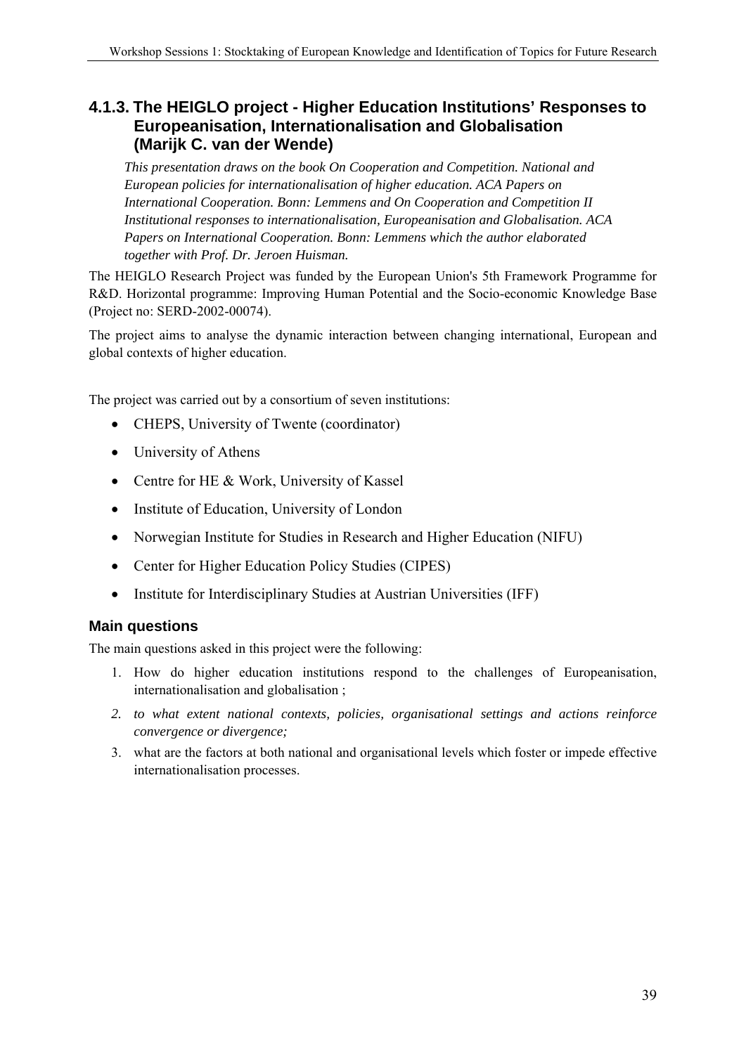### 4.1.3. The HEIGLO project - Higher Education Institutions' Responses to Europeanisation, Internationalisation and Globalisation (Marijk C. van der Wende)

*This presentation draws on the book On Cooperation and Competition. National and European policies for internationalisation of higher education. ACA Papers on International Cooperation. Bonn: Lemmens and On Cooperation and Competition II Institutional responses to internationalisation, Europeanisation and Globalisation. ACA Papers on International Cooperation. Bonn: Lemmens which the author elaborated together with Prof. Dr. Jeroen Huisman.*

The HEIGLO Research Project was funded by the European Union's 5th Framework Programme for R&D. Horizontal programme: Improving Human Potential and the Socio-economic Knowledge Base (Project no: SERD-2002-00074).

The project aims to analyse the dynamic interaction between changing international, European and global contexts of higher education.

The project was carried out by a consortium of seven institutions:

- CHEPS, University of Twente (coordinator)
- University of Athens
- Centre for HE & Work, University of Kassel
- Institute of Education, University of London
- Norwegian Institute for Studies in Research and Higher Education (NIFU)
- Center for Higher Education Policy Studies (CIPES)
- Institute for Interdisciplinary Studies at Austrian Universities (IFF)

#### Main questions

The main questions asked in this project were the following:

1. How do higher education institutions respond to the challenges of Europeanisation, internationalisation and globalisation ;
2. *to what extent national contexts, policies, organisational settings and actions reinforce convergence or divergence;*
3. what are the factors at both national and organisational levels which foster or impede effective internationalisation processes.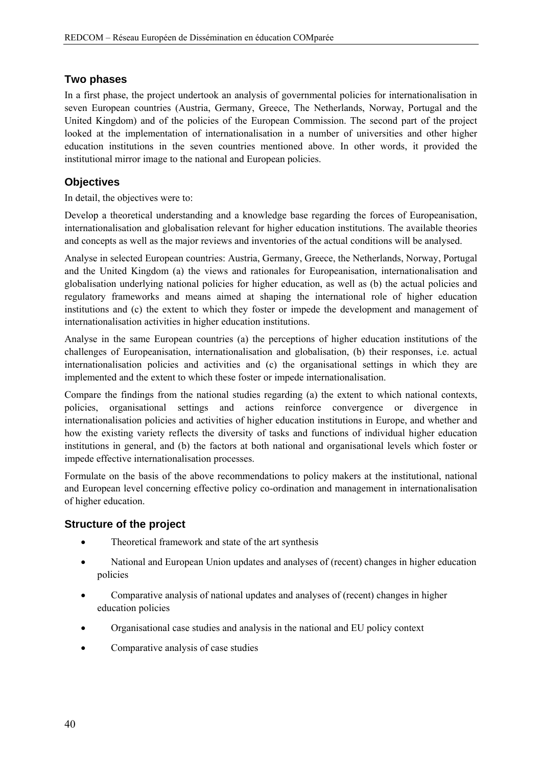## Two phases

In a first phase, the project undertook an analysis of governmental policies for internationalisation in seven European countries (Austria, Germany, Greece, The Netherlands, Norway, Portugal and the United Kingdom) and of the policies of the European Commission. The second part of the project looked at the implementation of internationalisation in a number of universities and other higher education institutions in the seven countries mentioned above. In other words, it provided the institutional mirror image to the national and European policies.

## Objectives

In detail, the objectives were to:

Develop a theoretical understanding and a knowledge base regarding the forces of Europeanisation, internationalisation and globalisation relevant for higher education institutions. The available theories and concepts as well as the major reviews and inventories of the actual conditions will be analysed.

Analyse in selected European countries: Austria, Germany, Greece, the Netherlands, Norway, Portugal and the United Kingdom (a) the views and rationales for Europeanisation, internationalisation and globalisation underlying national policies for higher education, as well as (b) the actual policies and regulatory frameworks and means aimed at shaping the international role of higher education institutions and (c) the extent to which they foster or impede the development and management of internationalisation activities in higher education institutions.

Analyse in the same European countries (a) the perceptions of higher education institutions of the challenges of Europeanisation, internationalisation and globalisation, (b) their responses, i.e. actual internationalisation policies and activities and (c) the organisational settings in which they are implemented and the extent to which these foster or impede internationalisation.

Compare the findings from the national studies regarding (a) the extent to which national contexts, policies, organisational settings and actions reinforce convergence or divergence in internationalisation policies and activities of higher education institutions in Europe, and whether and how the existing variety reflects the diversity of tasks and functions of individual higher education institutions in general, and (b) the factors at both national and organisational levels which foster or impede effective internationalisation processes.

Formulate on the basis of the above recommendations to policy makers at the institutional, national and European level concerning effective policy co-ordination and management in internationalisation of higher education.

## Structure of the project

- Theoretical framework and state of the art synthesis
- National and European Union updates and analyses of (recent) changes in higher education policies
- Comparative analysis of national updates and analyses of (recent) changes in higher education policies
- Organisational case studies and analysis in the national and EU policy context
- Comparative analysis of case studies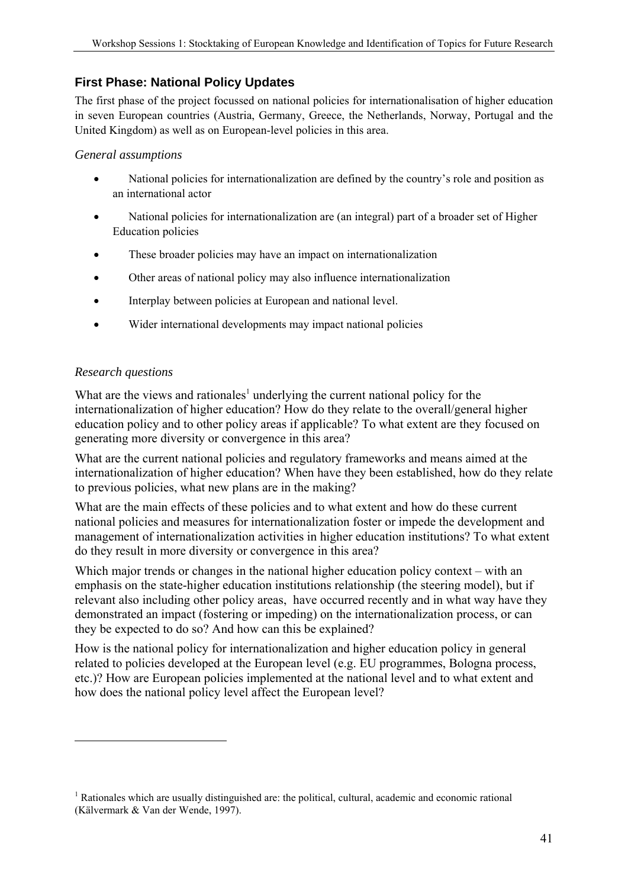## First Phase: National Policy Updates

The first phase of the project focussed on national policies for internationalisation of higher education in seven European countries (Austria, Germany, Greece, the Netherlands, Norway, Portugal and the United Kingdom) as well as on European-level policies in this area.

*General assumptions*

- National policies for internationalization are defined by the country's role and position as an international actor
- National policies for internationalization are (an integral) part of a broader set of Higher Education policies
- These broader policies may have an impact on internationalization
- Other areas of national policy may also influence internationalization
- Interplay between policies at European and national level.
- Wider international developments may impact national policies

*Research questions*

What are the views and rationales[1] underlying the current national policy for the internationalization of higher education? How do they relate to the overall/general higher education policy and to other policy areas if applicable? To what extent are they focused on generating more diversity or convergence in this area?

What are the current national policies and regulatory frameworks and means aimed at the internationalization of higher education? When have they been established, how do they relate to previous policies, what new plans are in the making?

What are the main effects of these policies and to what extent and how do these current national policies and measures for internationalization foster or impede the development and management of internationalization activities in higher education institutions? To what extent do they result in more diversity or convergence in this area?

Which major trends or changes in the national higher education policy context – with an emphasis on the state-higher education institutions relationship (the steering model), but if relevant also including other policy areas, have occurred recently and in what way have they demonstrated an impact (fostering or impeding) on the internationalization process, or can they be expected to do so? And how can this be explained?

How is the national policy for internationalization and higher education policy in general related to policies developed at the European level (e.g. EU programmes, Bologna process, etc.)? How are European policies implemented at the national level and to what extent and how does the national policy level affect the European level?

---

[1] Rationales which are usually distinguished are: the political, cultural, academic and economic rational (Kälvermark & Van der Wende, 1997).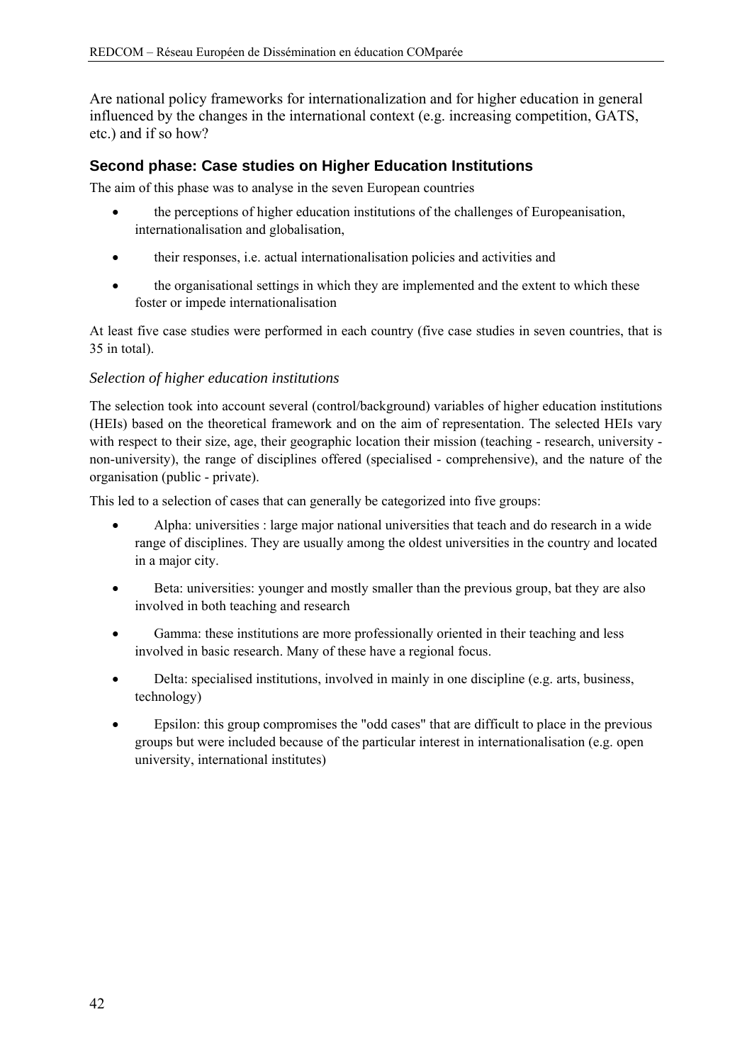Are national policy frameworks for internationalization and for higher education in general influenced by the changes in the international context (e.g. increasing competition, GATS, etc.) and if so how?

### Second phase: Case studies on Higher Education Institutions

The aim of this phase was to analyse in the seven European countries

- the perceptions of higher education institutions of the challenges of Europeanisation, internationalisation and globalisation,
- their responses, i.e. actual internationalisation policies and activities and
- the organisational settings in which they are implemented and the extent to which these foster or impede internationalisation

At least five case studies were performed in each country (five case studies in seven countries, that is 35 in total).

*Selection of higher education institutions*

The selection took into account several (control/background) variables of higher education institutions (HEIs) based on the theoretical framework and on the aim of representation. The selected HEIs vary with respect to their size, age, their geographic location their mission (teaching - research, university - non-university), the range of disciplines offered (specialised - comprehensive), and the nature of the organisation (public - private).

This led to a selection of cases that can generally be categorized into five groups:

- Alpha: universities : large major national universities that teach and do research in a wide range of disciplines. They are usually among the oldest universities in the country and located in a major city.
- Beta: universities: younger and mostly smaller than the previous group, bat they are also involved in both teaching and research
- Gamma: these institutions are more professionally oriented in their teaching and less involved in basic research. Many of these have a regional focus.
- Delta: specialised institutions, involved in mainly in one discipline (e.g. arts, business, technology)
- Epsilon: this group compromises the "odd cases" that are difficult to place in the previous groups but were included because of the particular interest in internationalisation (e.g. open university, international institutes)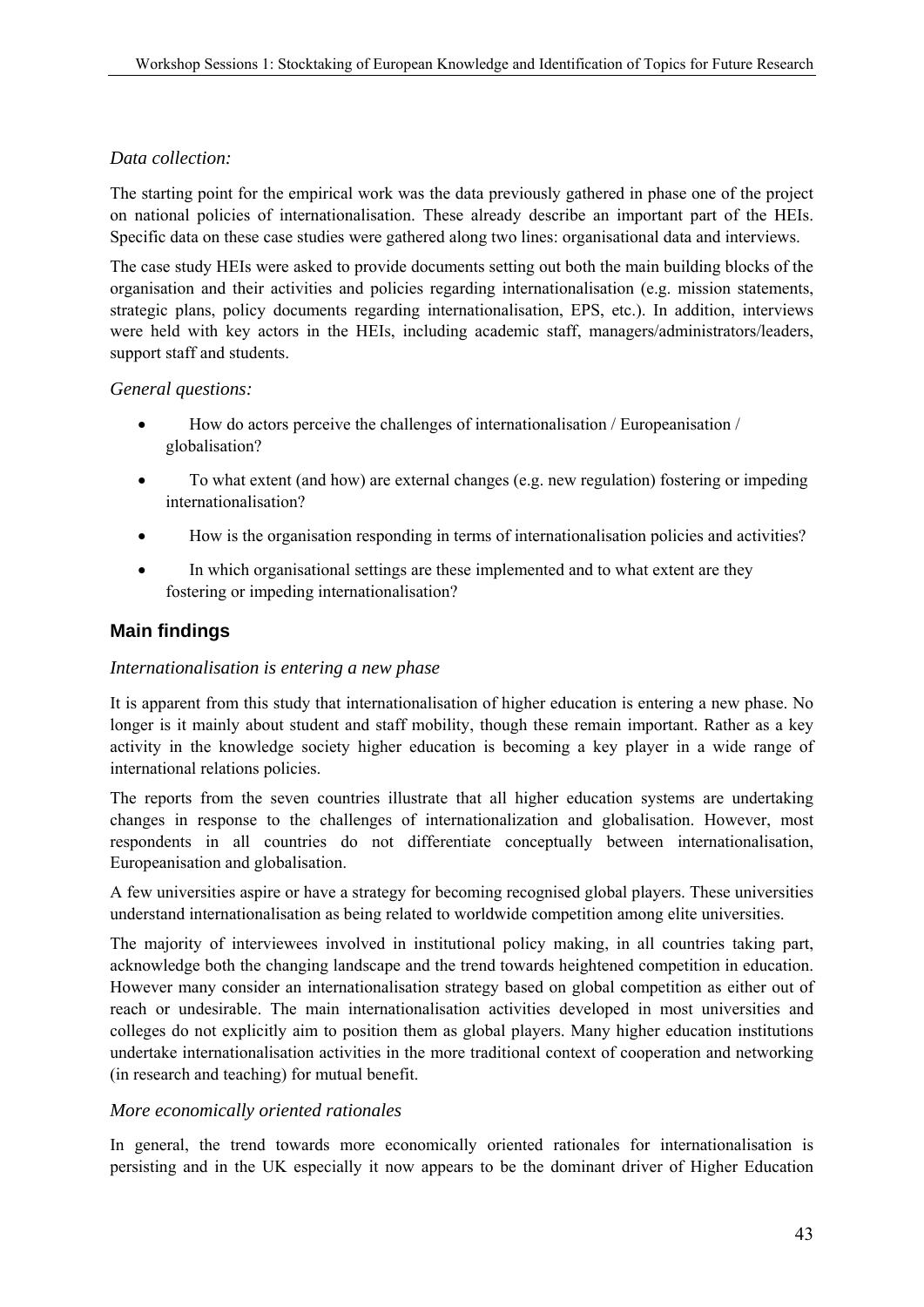*Data collection:*

The starting point for the empirical work was the data previously gathered in phase one of the project on national policies of internationalisation. These already describe an important part of the HEIs. Specific data on these case studies were gathered along two lines: organisational data and interviews.

The case study HEIs were asked to provide documents setting out both the main building blocks of the organisation and their activities and policies regarding internationalisation (e.g. mission statements, strategic plans, policy documents regarding internationalisation, EPS, etc.). In addition, interviews were held with key actors in the HEIs, including academic staff, managers/administrators/leaders, support staff and students.

*General questions:*

- How do actors perceive the challenges of internationalisation / Europeanisation / globalisation?
- To what extent (and how) are external changes (e.g. new regulation) fostering or impeding internationalisation?
- How is the organisation responding in terms of internationalisation policies and activities?
- In which organisational settings are these implemented and to what extent are they fostering or impeding internationalisation?

## Main findings

*Internationalisation is entering a new phase*

It is apparent from this study that internationalisation of higher education is entering a new phase. No longer is it mainly about student and staff mobility, though these remain important. Rather as a key activity in the knowledge society higher education is becoming a key player in a wide range of international relations policies.

The reports from the seven countries illustrate that all higher education systems are undertaking changes in response to the challenges of internationalization and globalisation. However, most respondents in all countries do not differentiate conceptually between internationalisation, Europeanisation and globalisation.

A few universities aspire or have a strategy for becoming recognised global players. These universities understand internationalisation as being related to worldwide competition among elite universities.

The majority of interviewees involved in institutional policy making, in all countries taking part, acknowledge both the changing landscape and the trend towards heightened competition in education. However many consider an internationalisation strategy based on global competition as either out of reach or undesirable. The main internationalisation activities developed in most universities and colleges do not explicitly aim to position them as global players. Many higher education institutions undertake internationalisation activities in the more traditional context of cooperation and networking (in research and teaching) for mutual benefit.

*More economically oriented rationales*

In general, the trend towards more economically oriented rationales for internationalisation is persisting and in the UK especially it now appears to be the dominant driver of Higher Education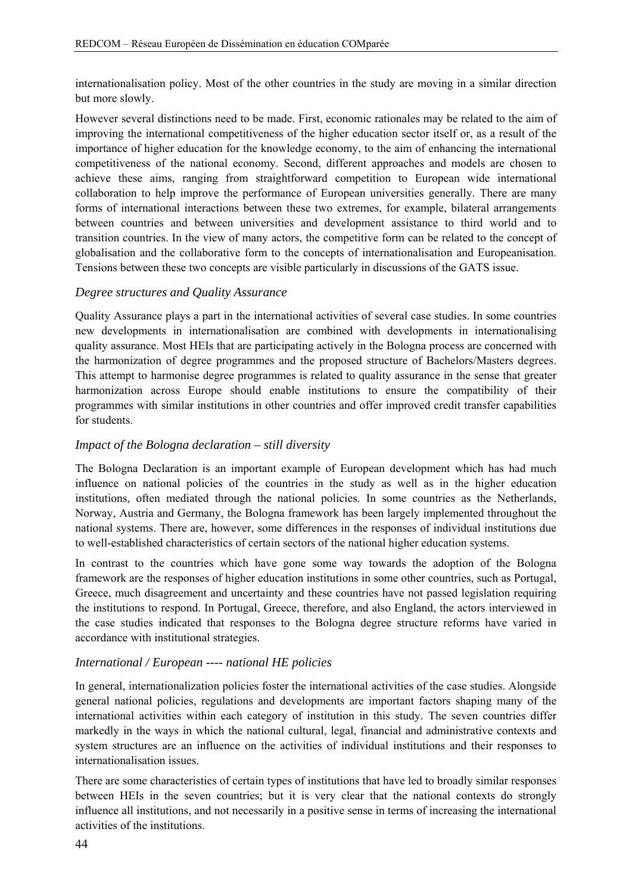internationalisation policy. Most of the other countries in the study are moving in a similar direction but more slowly.

However several distinctions need to be made. First, economic rationales may be related to the aim of improving the international competitiveness of the higher education sector itself or, as a result of the importance of higher education for the knowledge economy, to the aim of enhancing the international competitiveness of the national economy. Second, different approaches and models are chosen to achieve these aims, ranging from straightforward competition to European wide international collaboration to help improve the performance of European universities generally. There are many forms of international interactions between these two extremes, for example, bilateral arrangements between countries and between universities and development assistance to third world and to transition countries. In the view of many actors, the competitive form can be related to the concept of globalisation and the collaborative form to the concepts of internationalisation and Europeanisation. Tensions between these two concepts are visible particularly in discussions of the GATS issue.

### *Degree structures and Quality Assurance*

Quality Assurance plays a part in the international activities of several case studies. In some countries new developments in internationalisation are combined with developments in internationalising quality assurance. Most HEIs that are participating actively in the Bologna process are concerned with the harmonization of degree programmes and the proposed structure of Bachelors/Masters degrees. This attempt to harmonise degree programmes is related to quality assurance in the sense that greater harmonization across Europe should enable institutions to ensure the compatibility of their programmes with similar institutions in other countries and offer improved credit transfer capabilities for students.

### *Impact of the Bologna declaration – still diversity*

The Bologna Declaration is an important example of European development which has had much influence on national policies of the countries in the study as well as in the higher education institutions, often mediated through the national policies. In some countries as the Netherlands, Norway, Austria and Germany, the Bologna framework has been largely implemented throughout the national systems. There are, however, some differences in the responses of individual institutions due to well-established characteristics of certain sectors of the national higher education systems.

In contrast to the countries which have gone some way towards the adoption of the Bologna framework are the responses of higher education institutions in some other countries, such as Portugal, Greece, much disagreement and uncertainty and these countries have not passed legislation requiring the institutions to respond. In Portugal, Greece, therefore, and also England, the actors interviewed in the case studies indicated that responses to the Bologna degree structure reforms have varied in accordance with institutional strategies.

### *International / European ---- national HE policies*

In general, internationalization policies foster the international activities of the case studies. Alongside general national policies, regulations and developments are important factors shaping many of the international activities within each category of institution in this study. The seven countries differ markedly in the ways in which the national cultural, legal, financial and administrative contexts and system structures are an influence on the activities of individual institutions and their responses to internationalisation issues.

There are some characteristics of certain types of institutions that have led to broadly similar responses between HEIs in the seven countries; but it is very clear that the national contexts do strongly influence all institutions, and not necessarily in a positive sense in terms of increasing the international activities of the institutions.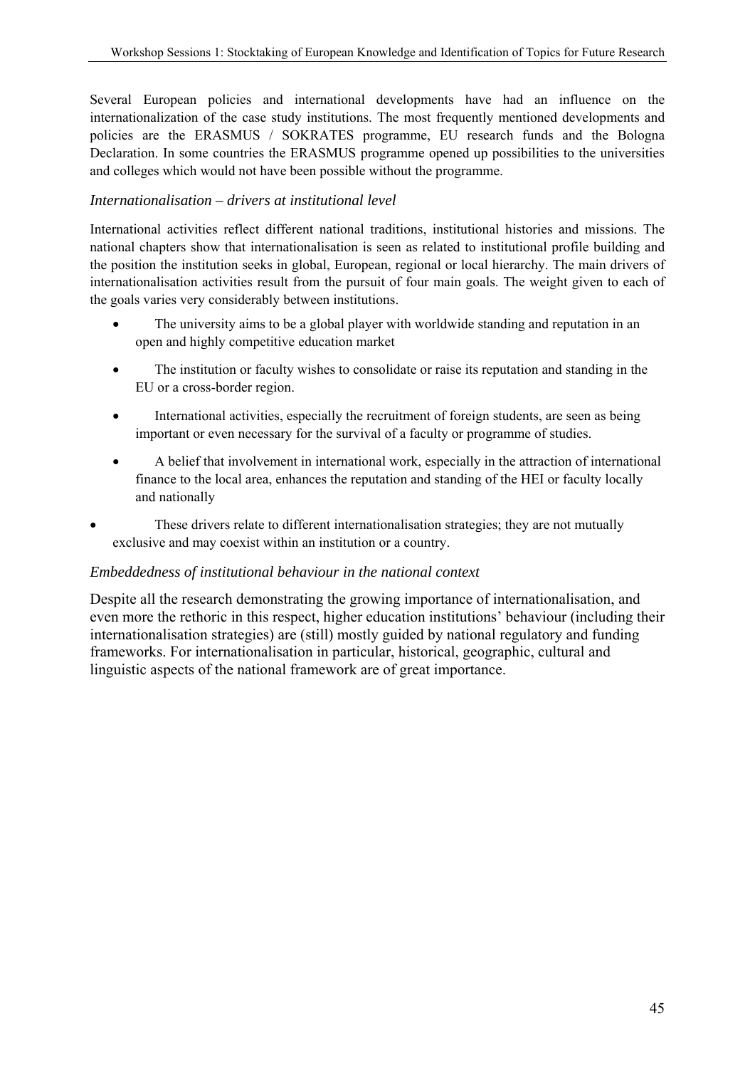Several European policies and international developments have had an influence on the internationalization of the case study institutions. The most frequently mentioned developments and policies are the ERASMUS / SOKRATES programme, EU research funds and the Bologna Declaration. In some countries the ERASMUS programme opened up possibilities to the universities and colleges which would not have been possible without the programme.

### *Internationalisation – drivers at institutional level*

International activities reflect different national traditions, institutional histories and missions. The national chapters show that internationalisation is seen as related to institutional profile building and the position the institution seeks in global, European, regional or local hierarchy. The main drivers of internationalisation activities result from the pursuit of four main goals. The weight given to each of the goals varies very considerably between institutions.

- The university aims to be a global player with worldwide standing and reputation in an open and highly competitive education market
- The institution or faculty wishes to consolidate or raise its reputation and standing in the EU or a cross-border region.
- International activities, especially the recruitment of foreign students, are seen as being important or even necessary for the survival of a faculty or programme of studies.
- A belief that involvement in international work, especially in the attraction of international finance to the local area, enhances the reputation and standing of the HEI or faculty locally and nationally

- These drivers relate to different internationalisation strategies; they are not mutually exclusive and may coexist within an institution or a country.

### *Embeddedness of institutional behaviour in the national context*

Despite all the research demonstrating the growing importance of internationalisation, and even more the rethoric in this respect, higher education institutions' behaviour (including their internationalisation strategies) are (still) mostly guided by national regulatory and funding frameworks. For internationalisation in particular, historical, geographic, cultural and linguistic aspects of the national framework are of great importance.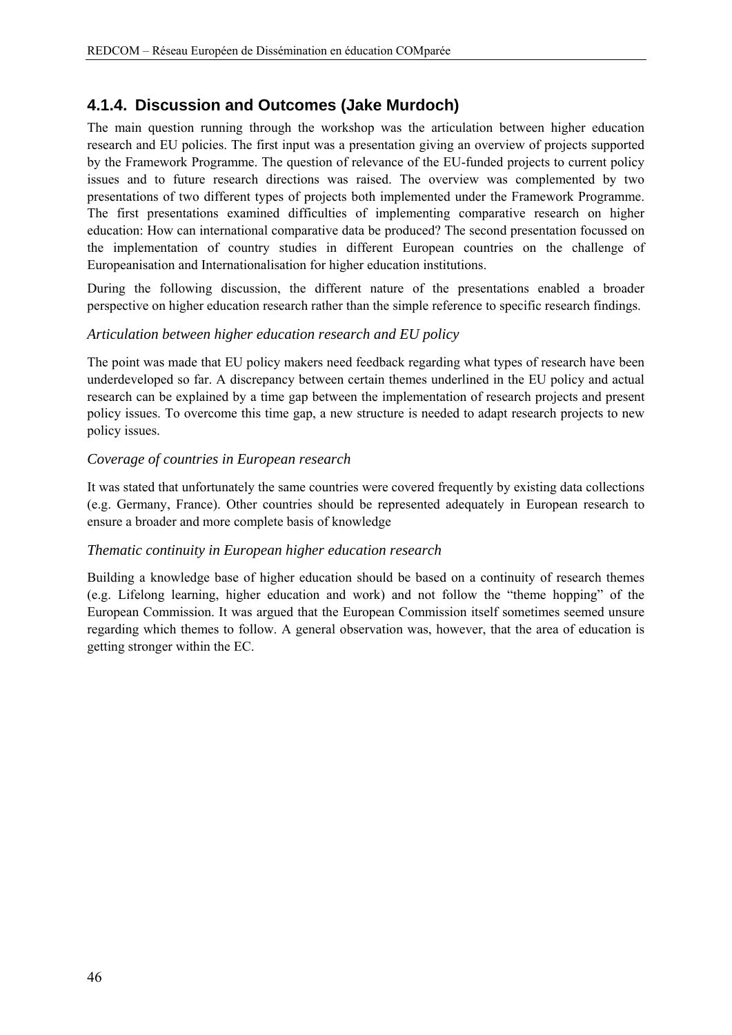### 4.1.4. Discussion and Outcomes (Jake Murdoch)

The main question running through the workshop was the articulation between higher education research and EU policies. The first input was a presentation giving an overview of projects supported by the Framework Programme. The question of relevance of the EU-funded projects to current policy issues and to future research directions was raised. The overview was complemented by two presentations of two different types of projects both implemented under the Framework Programme. The first presentations examined difficulties of implementing comparative research on higher education: How can international comparative data be produced? The second presentation focussed on the implementation of country studies in different European countries on the challenge of Europeanisation and Internationalisation for higher education institutions.

During the following discussion, the different nature of the presentations enabled a broader perspective on higher education research rather than the simple reference to specific research findings.

*Articulation between higher education research and EU policy*

The point was made that EU policy makers need feedback regarding what types of research have been underdeveloped so far. A discrepancy between certain themes underlined in the EU policy and actual research can be explained by a time gap between the implementation of research projects and present policy issues. To overcome this time gap, a new structure is needed to adapt research projects to new policy issues.

*Coverage of countries in European research*

It was stated that unfortunately the same countries were covered frequently by existing data collections (e.g. Germany, France). Other countries should be represented adequately in European research to ensure a broader and more complete basis of knowledge

*Thematic continuity in European higher education research*

Building a knowledge base of higher education should be based on a continuity of research themes (e.g. Lifelong learning, higher education and work) and not follow the "theme hopping" of the European Commission. It was argued that the European Commission itself sometimes seemed unsure regarding which themes to follow. A general observation was, however, that the area of education is getting stronger within the EC.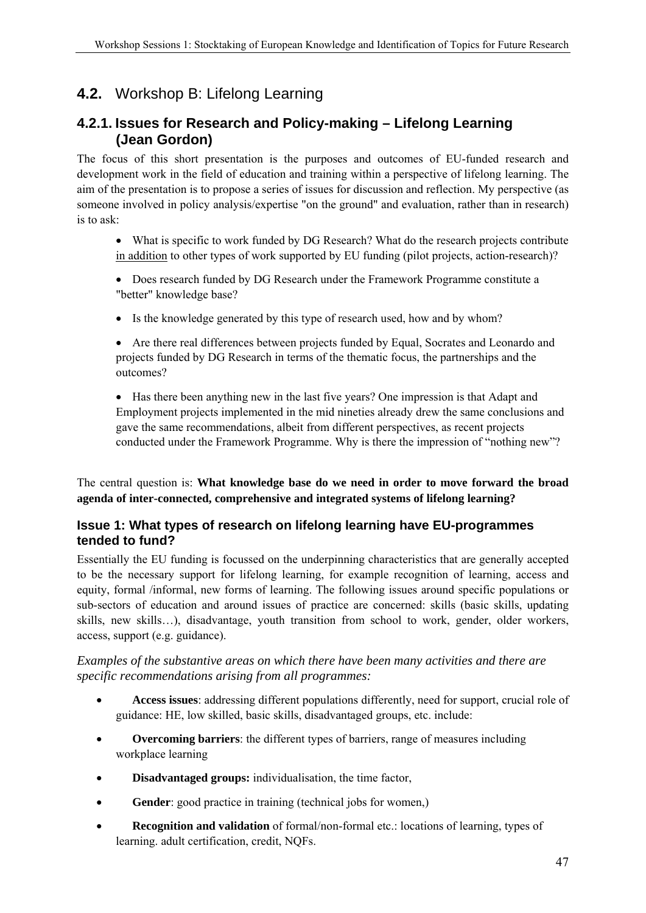## 4.2. Workshop B: Lifelong Learning

### 4.2.1. Issues for Research and Policy-making – Lifelong Learning (Jean Gordon)

The focus of this short presentation is the purposes and outcomes of EU-funded research and development work in the field of education and training within a perspective of lifelong learning. The aim of the presentation is to propose a series of issues for discussion and reflection. My perspective (as someone involved in policy analysis/expertise "on the ground" and evaluation, rather than in research) is to ask:

- What is specific to work funded by DG Research? What do the research projects contribute <u>in addition</u> to other types of work supported by EU funding (pilot projects, action-research)?
- Does research funded by DG Research under the Framework Programme constitute a "better" knowledge base?
- Is the knowledge generated by this type of research used, how and by whom?
- Are there real differences between projects funded by Equal, Socrates and Leonardo and projects funded by DG Research in terms of the thematic focus, the partnerships and the outcomes?
- Has there been anything new in the last five years? One impression is that Adapt and Employment projects implemented in the mid nineties already drew the same conclusions and gave the same recommendations, albeit from different perspectives, as recent projects conducted under the Framework Programme. Why is there the impression of "nothing new"?

The central question is: **What knowledge base do we need in order to move forward the broad agenda of inter-connected, comprehensive and integrated systems of lifelong learning?**

#### Issue 1: What types of research on lifelong learning have EU-programmes tended to fund?

Essentially the EU funding is focussed on the underpinning characteristics that are generally accepted to be the necessary support for lifelong learning, for example recognition of learning, access and equity, formal /informal, new forms of learning. The following issues around specific populations or sub-sectors of education and around issues of practice are concerned: skills (basic skills, updating skills, new skills…), disadvantage, youth transition from school to work, gender, older workers, access, support (e.g. guidance).

*Examples of the substantive areas on which there have been many activities and there are specific recommendations arising from all programmes:*

- **Access issues**: addressing different populations differently, need for support, crucial role of guidance: HE, low skilled, basic skills, disadvantaged groups, etc. include:
- **Overcoming barriers**: the different types of barriers, range of measures including workplace learning
- **Disadvantaged groups:** individualisation, the time factor,
- **Gender**: good practice in training (technical jobs for women,)
- **Recognition and validation** of formal/non-formal etc.: locations of learning, types of learning. adult certification, credit, NQFs.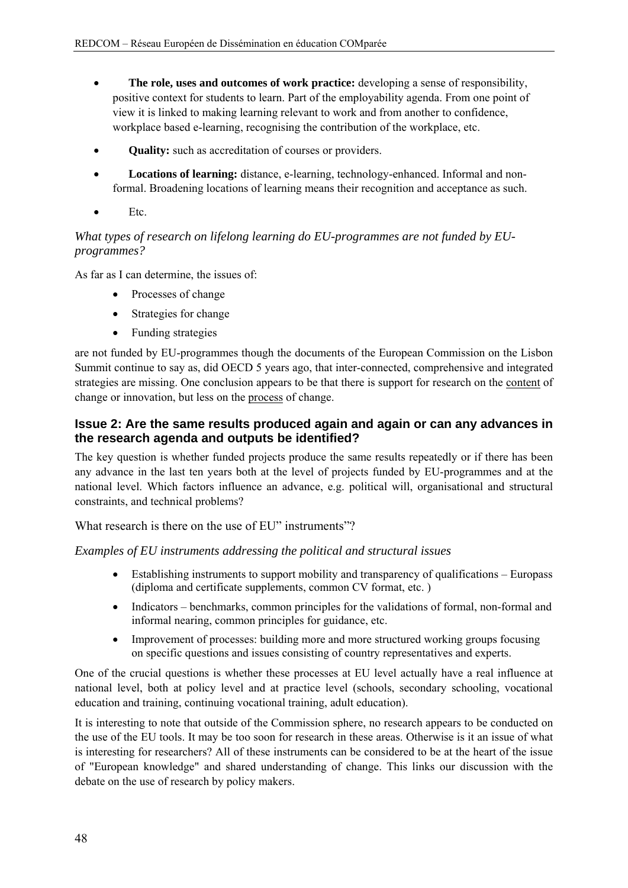- **The role, uses and outcomes of work practice:** developing a sense of responsibility, positive context for students to learn. Part of the employability agenda. From one point of view it is linked to making learning relevant to work and from another to confidence, workplace based e-learning, recognising the contribution of the workplace, etc.
- **Quality:** such as accreditation of courses or providers.
- **Locations of learning:** distance, e-learning, technology-enhanced. Informal and non-formal. Broadening locations of learning means their recognition and acceptance as such.
- Etc.

*What types of research on lifelong learning do EU-programmes are not funded by EU-programmes?*

As far as I can determine, the issues of:

- Processes of change
- Strategies for change
- Funding strategies

are not funded by EU-programmes though the documents of the European Commission on the Lisbon Summit continue to say as, did OECD 5 years ago, that inter-connected, comprehensive and integrated strategies are missing. One conclusion appears to be that there is support for research on the <u>content</u> of change or innovation, but less on the <u>process</u> of change.

### Issue 2: Are the same results produced again and again or can any advances in the research agenda and outputs be identified?

The key question is whether funded projects produce the same results repeatedly or if there has been any advance in the last ten years both at the level of projects funded by EU-programmes and at the national level. Which factors influence an advance, e.g. political will, organisational and structural constraints, and technical problems?

What research is there on the use of EU" instruments"?

*Examples of EU instruments addressing the political and structural issues*

- Establishing instruments to support mobility and transparency of qualifications – Europass (diploma and certificate supplements, common CV format, etc. )
- Indicators – benchmarks, common principles for the validations of formal, non-formal and informal nearing, common principles for guidance, etc.
- Improvement of processes: building more and more structured working groups focusing on specific questions and issues consisting of country representatives and experts.

One of the crucial questions is whether these processes at EU level actually have a real influence at national level, both at policy level and at practice level (schools, secondary schooling, vocational education and training, continuing vocational training, adult education).

It is interesting to note that outside of the Commission sphere, no research appears to be conducted on the use of the EU tools. It may be too soon for research in these areas. Otherwise is it an issue of what is interesting for researchers? All of these instruments can be considered to be at the heart of the issue of "European knowledge" and shared understanding of change. This links our discussion with the debate on the use of research by policy makers.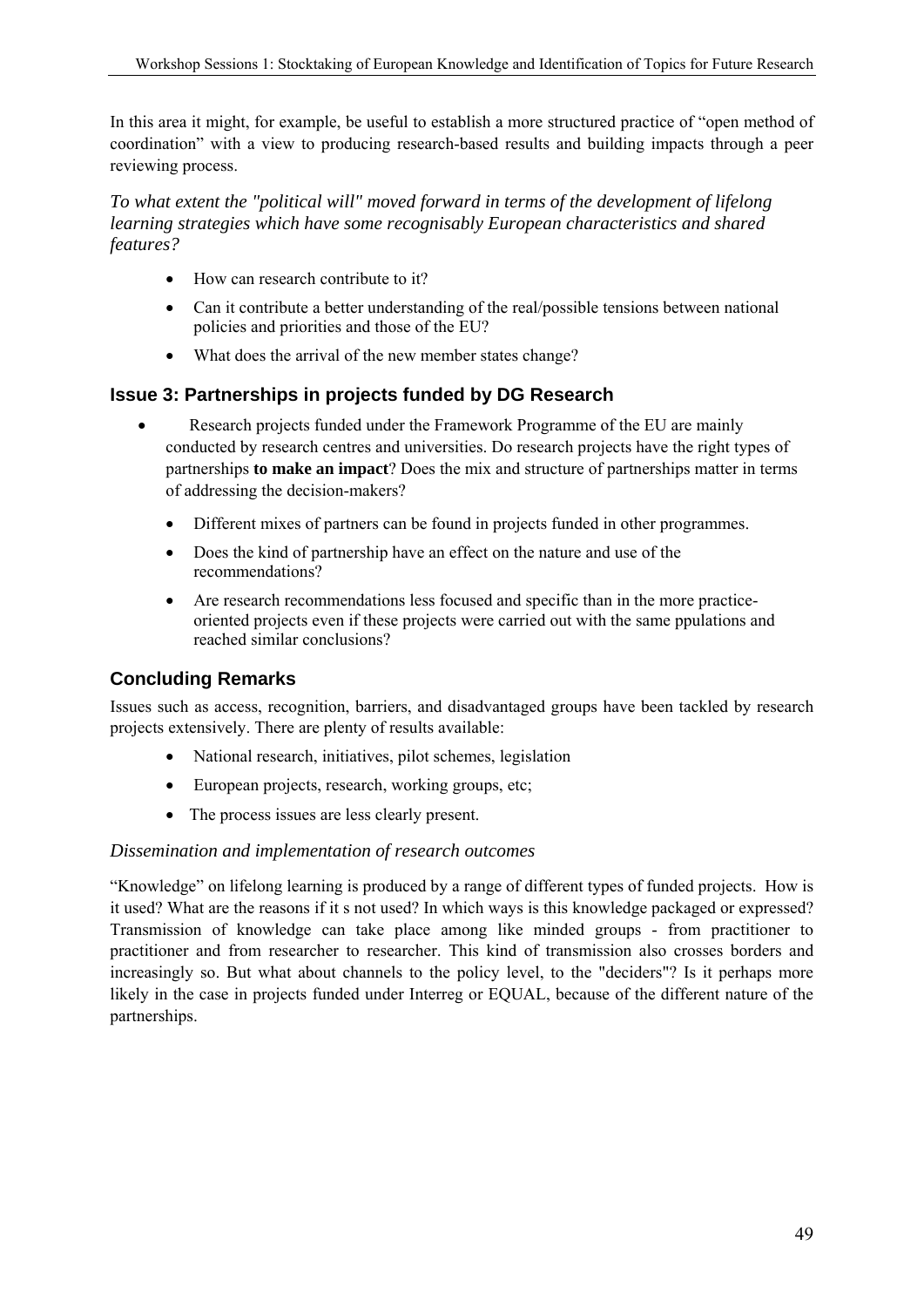In this area it might, for example, be useful to establish a more structured practice of "open method of coordination" with a view to producing research-based results and building impacts through a peer reviewing process.

*To what extent the "political will" moved forward in terms of the development of lifelong learning strategies which have some recognisable European characteristics and shared features?*

- How can research contribute to it?
- Can it contribute a better understanding of the real/possible tensions between national policies and priorities and those of the EU?
- What does the arrival of the new member states change?

### Issue 3: Partnerships in projects funded by DG Research

- Research projects funded under the Framework Programme of the EU are mainly conducted by research centres and universities. Do research projects have the right types of partnerships **to make an impact**? Does the mix and structure of partnerships matter in terms of addressing the decision-makers?
    - Different mixes of partners can be found in projects funded in other programmes.
    - Does the kind of partnership have an effect on the nature and use of the recommendations?
    - Are research recommendations less focused and specific than in the more practice-oriented projects even if these projects were carried out with the same ppulations and reached similar conclusions?

### Concluding Remarks

Issues such as access, recognition, barriers, and disadvantaged groups have been tackled by research projects extensively. There are plenty of results available:

- National research, initiatives, pilot schemes, legislation
- European projects, research, working groups, etc;
- The process issues are less clearly present.

*Dissemination and implementation of research outcomes*

"Knowledge" on lifelong learning is produced by a range of different types of funded projects. How is it used? What are the reasons if it s not used? In which ways is this knowledge packaged or expressed? Transmission of knowledge can take place among like minded groups - from practitioner to practitioner and from researcher to researcher. This kind of transmission also crosses borders and increasingly so. But what about channels to the policy level, to the "deciders"? Is it perhaps more likely in the case in projects funded under Interreg or EQUAL, because of the different nature of the partnerships.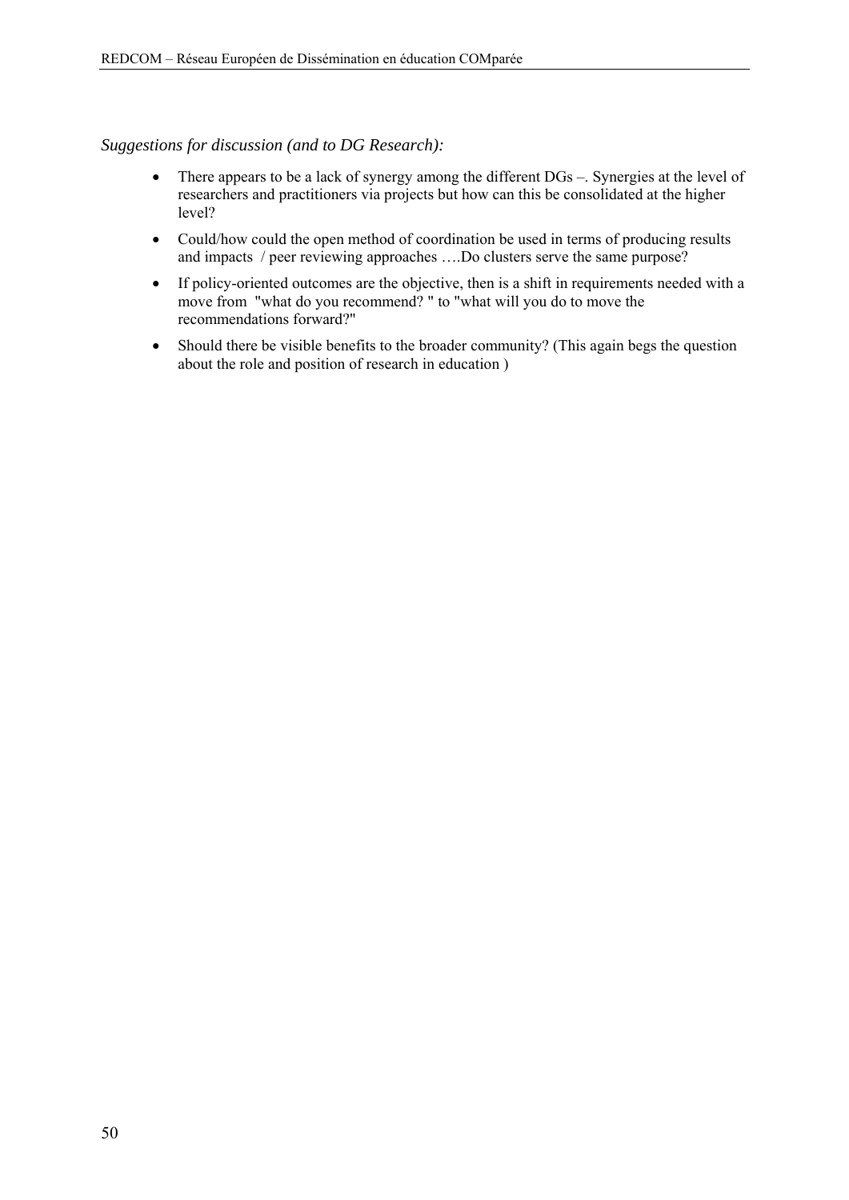*Suggestions for discussion (and to DG Research):*

- There appears to be a lack of synergy among the different DGs –. Synergies at the level of researchers and practitioners via projects but how can this be consolidated at the higher level?
- Could/how could the open method of coordination be used in terms of producing results and impacts / peer reviewing approaches ….Do clusters serve the same purpose?
- If policy-oriented outcomes are the objective, then is a shift in requirements needed with a move from "what do you recommend? " to "what will you do to move the recommendations forward?"
- Should there be visible benefits to the broader community? (This again begs the question about the role and position of research in education )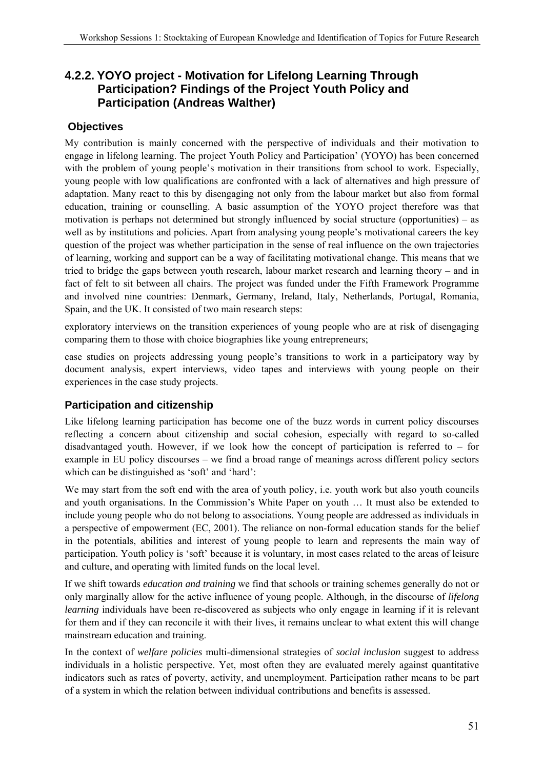### 4.2.2. YOYO project - Motivation for Lifelong Learning Through Participation? Findings of the Project Youth Policy and Participation (Andreas Walther)

#### Objectives

My contribution is mainly concerned with the perspective of individuals and their motivation to engage in lifelong learning. The project Youth Policy and Participation' (YOYO) has been concerned with the problem of young people's motivation in their transitions from school to work. Especially, young people with low qualifications are confronted with a lack of alternatives and high pressure of adaptation. Many react to this by disengaging not only from the labour market but also from formal education, training or counselling. A basic assumption of the YOYO project therefore was that motivation is perhaps not determined but strongly influenced by social structure (opportunities) – as well as by institutions and policies. Apart from analysing young people's motivational careers the key question of the project was whether participation in the sense of real influence on the own trajectories of learning, working and support can be a way of facilitating motivational change. This means that we tried to bridge the gaps between youth research, labour market research and learning theory – and in fact of felt to sit between all chairs. The project was funded under the Fifth Framework Programme and involved nine countries: Denmark, Germany, Ireland, Italy, Netherlands, Portugal, Romania, Spain, and the UK. It consisted of two main research steps:

exploratory interviews on the transition experiences of young people who are at risk of disengaging comparing them to those with choice biographies like young entrepreneurs;

case studies on projects addressing young people's transitions to work in a participatory way by document analysis, expert interviews, video tapes and interviews with young people on their experiences in the case study projects.

#### Participation and citizenship

Like lifelong learning participation has become one of the buzz words in current policy discourses reflecting a concern about citizenship and social cohesion, especially with regard to so-called disadvantaged youth. However, if we look how the concept of participation is referred to – for example in EU policy discourses – we find a broad range of meanings across different policy sectors which can be distinguished as 'soft' and 'hard':

We may start from the soft end with the area of youth policy, i.e. youth work but also youth councils and youth organisations. In the Commission's White Paper on youth … It must also be extended to include young people who do not belong to associations. Young people are addressed as individuals in a perspective of empowerment (EC, 2001). The reliance on non-formal education stands for the belief in the potentials, abilities and interest of young people to learn and represents the main way of participation. Youth policy is 'soft' because it is voluntary, in most cases related to the areas of leisure and culture, and operating with limited funds on the local level.

If we shift towards *education and training* we find that schools or training schemes generally do not or only marginally allow for the active influence of young people. Although, in the discourse of *lifelong learning* individuals have been re-discovered as subjects who only engage in learning if it is relevant for them and if they can reconcile it with their lives, it remains unclear to what extent this will change mainstream education and training.

In the context of *welfare policies* multi-dimensional strategies of *social inclusion* suggest to address individuals in a holistic perspective. Yet, most often they are evaluated merely against quantitative indicators such as rates of poverty, activity, and unemployment. Participation rather means to be part of a system in which the relation between individual contributions and benefits is assessed.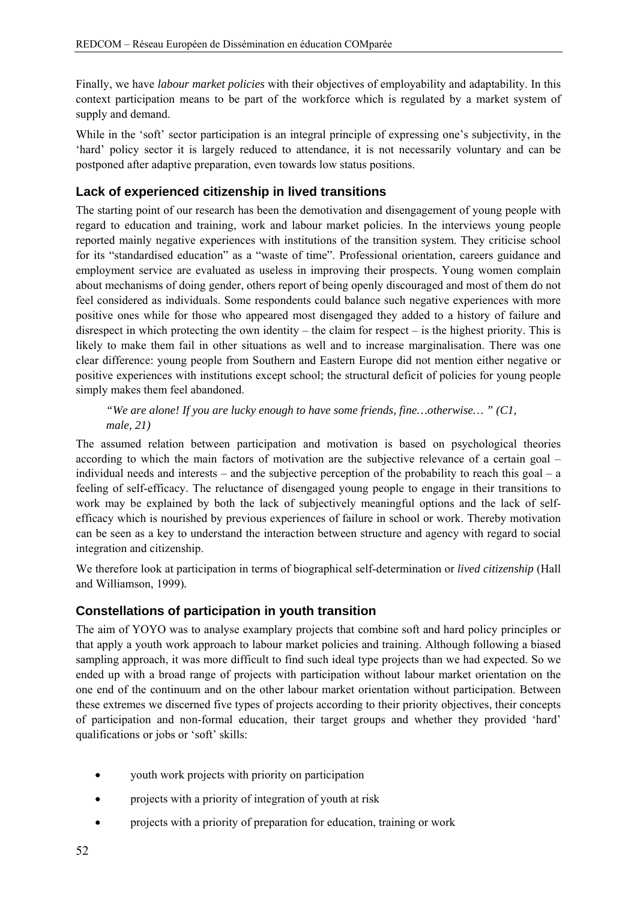Finally, we have *labour market policies* with their objectives of employability and adaptability. In this context participation means to be part of the workforce which is regulated by a market system of supply and demand.

While in the 'soft' sector participation is an integral principle of expressing one's subjectivity, in the 'hard' policy sector it is largely reduced to attendance, it is not necessarily voluntary and can be postponed after adaptive preparation, even towards low status positions.

## Lack of experienced citizenship in lived transitions

The starting point of our research has been the demotivation and disengagement of young people with regard to education and training, work and labour market policies. In the interviews young people reported mainly negative experiences with institutions of the transition system. They criticise school for its "standardised education" as a "waste of time". Professional orientation, careers guidance and employment service are evaluated as useless in improving their prospects. Young women complain about mechanisms of doing gender, others report of being openly discouraged and most of them do not feel considered as individuals. Some respondents could balance such negative experiences with more positive ones while for those who appeared most disengaged they added to a history of failure and disrespect in which protecting the own identity – the claim for respect – is the highest priority. This is likely to make them fail in other situations as well and to increase marginalisation. There was one clear difference: young people from Southern and Eastern Europe did not mention either negative or positive experiences with institutions except school; the structural deficit of policies for young people simply makes them feel abandoned.

> *"We are alone! If you are lucky enough to have some friends, fine…otherwise… " (C1, male, 21)*

The assumed relation between participation and motivation is based on psychological theories according to which the main factors of motivation are the subjective relevance of a certain goal – individual needs and interests – and the subjective perception of the probability to reach this goal – a feeling of self-efficacy. The reluctance of disengaged young people to engage in their transitions to work may be explained by both the lack of subjectively meaningful options and the lack of self-efficacy which is nourished by previous experiences of failure in school or work. Thereby motivation can be seen as a key to understand the interaction between structure and agency with regard to social integration and citizenship.

We therefore look at participation in terms of biographical self-determination or *lived citizenship* (Hall and Williamson, 1999).

## Constellations of participation in youth transition

The aim of YOYO was to analyse examplary projects that combine soft and hard policy principles or that apply a youth work approach to labour market policies and training. Although following a biased sampling approach, it was more difficult to find such ideal type projects than we had expected. So we ended up with a broad range of projects with participation without labour market orientation on the one end of the continuum and on the other labour market orientation without participation. Between these extremes we discerned five types of projects according to their priority objectives, their concepts of participation and non-formal education, their target groups and whether they provided 'hard' qualifications or jobs or 'soft' skills:

- youth work projects with priority on participation
- projects with a priority of integration of youth at risk
- projects with a priority of preparation for education, training or work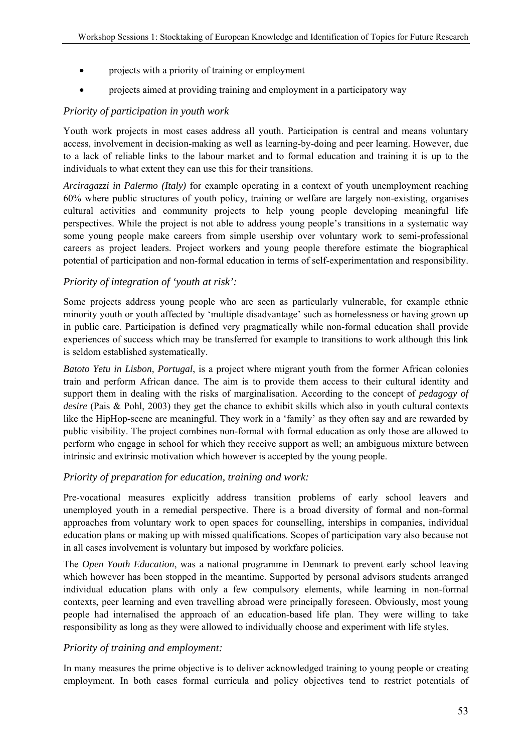- projects with a priority of training or employment
- projects aimed at providing training and employment in a participatory way

*Priority of participation in youth work*

Youth work projects in most cases address all youth. Participation is central and means voluntary access, involvement in decision-making as well as learning-by-doing and peer learning. However, due to a lack of reliable links to the labour market and to formal education and training it is up to the individuals to what extent they can use this for their transitions.

*Arciragazzi in Palermo (Italy)* for example operating in a context of youth unemployment reaching 60% where public structures of youth policy, training or welfare are largely non-existing, organises cultural activities and community projects to help young people developing meaningful life perspectives. While the project is not able to address young people's transitions in a systematic way some young people make careers from simple usership over voluntary work to semi-professional careers as project leaders. Project workers and young people therefore estimate the biographical potential of participation and non-formal education in terms of self-experimentation and responsibility.

*Priority of integration of 'youth at risk':*

Some projects address young people who are seen as particularly vulnerable, for example ethnic minority youth or youth affected by 'multiple disadvantage' such as homelessness or having grown up in public care. Participation is defined very pragmatically while non-formal education shall provide experiences of success which may be transferred for example to transitions to work although this link is seldom established systematically.

*Batoto Yetu in Lisbon, Portugal*, is a project where migrant youth from the former African colonies train and perform African dance. The aim is to provide them access to their cultural identity and support them in dealing with the risks of marginalisation. According to the concept of *pedagogy of desire* (Pais & Pohl, 2003) they get the chance to exhibit skills which also in youth cultural contexts like the HipHop-scene are meaningful. They work in a 'family' as they often say and are rewarded by public visibility. The project combines non-formal with formal education as only those are allowed to perform who engage in school for which they receive support as well; an ambiguous mixture between intrinsic and extrinsic motivation which however is accepted by the young people.

*Priority of preparation for education, training and work:*

Pre-vocational measures explicitly address transition problems of early school leavers and unemployed youth in a remedial perspective. There is a broad diversity of formal and non-formal approaches from voluntary work to open spaces for counselling, interships in companies, individual education plans or making up with missed qualifications. Scopes of participation vary also because not in all cases involvement is voluntary but imposed by workfare policies.

The *Open Youth Education*, was a national programme in Denmark to prevent early school leaving which however has been stopped in the meantime. Supported by personal advisors students arranged individual education plans with only a few compulsory elements, while learning in non-formal contexts, peer learning and even travelling abroad were principally foreseen. Obviously, most young people had internalised the approach of an education-based life plan. They were willing to take responsibility as long as they were allowed to individually choose and experiment with life styles.

*Priority of training and employment:*

In many measures the prime objective is to deliver acknowledged training to young people or creating employment. In both cases formal curricula and policy objectives tend to restrict potentials of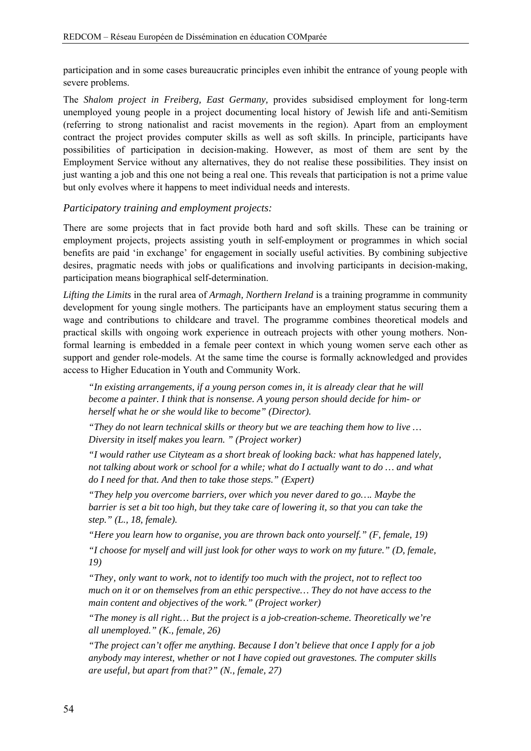participation and in some cases bureaucratic principles even inhibit the entrance of young people with severe problems.

The *Shalom project in Freiberg, East Germany*, provides subsidised employment for long-term unemployed young people in a project documenting local history of Jewish life and anti-Semitism (referring to strong nationalist and racist movements in the region). Apart from an employment contract the project provides computer skills as well as soft skills. In principle, participants have possibilities of participation in decision-making. However, as most of them are sent by the Employment Service without any alternatives, they do not realise these possibilities. They insist on just wanting a job and this one not being a real one. This reveals that participation is not a prime value but only evolves where it happens to meet individual needs and interests.

### *Participatory training and employment projects:*

There are some projects that in fact provide both hard and soft skills. These can be training or employment projects, projects assisting youth in self-employment or programmes in which social benefits are paid 'in exchange' for engagement in socially useful activities. By combining subjective desires, pragmatic needs with jobs or qualifications and involving participants in decision-making, participation means biographical self-determination.

*Lifting the Limits* in the rural area of *Armagh, Northern Ireland* is a training programme in community development for young single mothers. The participants have an employment status securing them a wage and contributions to childcare and travel. The programme combines theoretical models and practical skills with ongoing work experience in outreach projects with other young mothers. Non-formal learning is embedded in a female peer context in which young women serve each other as support and gender role-models. At the same time the course is formally acknowledged and provides access to Higher Education in Youth and Community Work.

> *"In existing arrangements, if a young person comes in, it is already clear that he will become a painter. I think that is nonsense. A young person should decide for him- or herself what he or she would like to become" (Director).*
>
> *"They do not learn technical skills or theory but we are teaching them how to live … Diversity in itself makes you learn. " (Project worker)*
>
> *"I would rather use Cityteam as a short break of looking back: what has happened lately, not talking about work or school for a while; what do I actually want to do … and what do I need for that. And then to take those steps." (Expert)*
>
> *"They help you overcome barriers, over which you never dared to go…. Maybe the barrier is set a bit too high, but they take care of lowering it, so that you can take the step." (L., 18, female).*
>
> *"Here you learn how to organise, you are thrown back onto yourself." (F, female, 19)*
>
> *"I choose for myself and will just look for other ways to work on my future." (D, female, 19)*
>
> *"They, only want to work, not to identify too much with the project, not to reflect too much on it or on themselves from an ethic perspective… They do not have access to the main content and objectives of the work." (Project worker)*
>
> *"The money is all right… But the project is a job-creation-scheme. Theoretically we're all unemployed." (K., female, 26)*
>
> *"The project can't offer me anything. Because I don't believe that once I apply for a job anybody may interest, whether or not I have copied out gravestones. The computer skills are useful, but apart from that?" (N., female, 27)*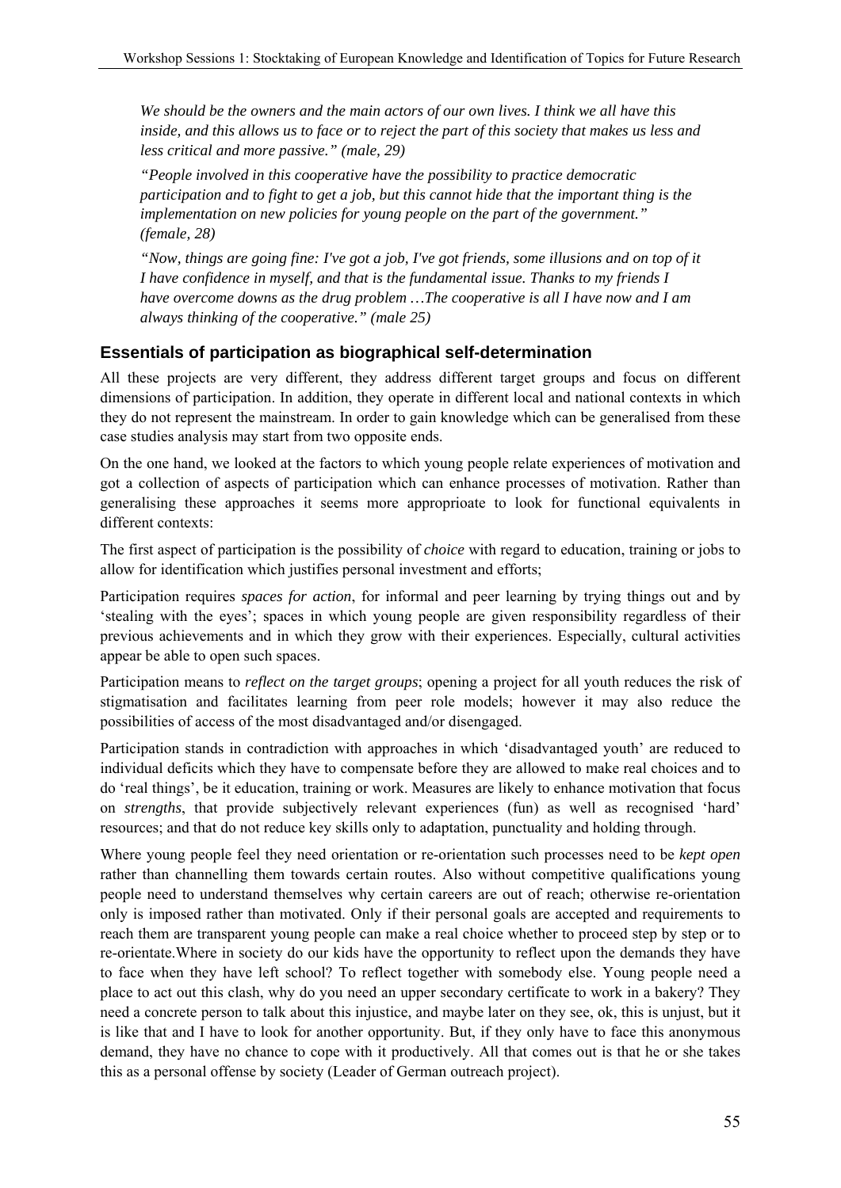*We should be the owners and the main actors of our own lives. I think we all have this inside, and this allows us to face or to reject the part of this society that makes us less and less critical and more passive." (male, 29)*

*"People involved in this cooperative have the possibility to practice democratic participation and to fight to get a job, but this cannot hide that the important thing is the implementation on new policies for young people on the part of the government." (female, 28)*

*"Now, things are going fine: I've got a job, I've got friends, some illusions and on top of it I have confidence in myself, and that is the fundamental issue. Thanks to my friends I have overcome downs as the drug problem …The cooperative is all I have now and I am always thinking of the cooperative." (male 25)*

## Essentials of participation as biographical self-determination

All these projects are very different, they address different target groups and focus on different dimensions of participation. In addition, they operate in different local and national contexts in which they do not represent the mainstream. In order to gain knowledge which can be generalised from these case studies analysis may start from two opposite ends.

On the one hand, we looked at the factors to which young people relate experiences of motivation and got a collection of aspects of participation which can enhance processes of motivation. Rather than generalising these approaches it seems more approprioate to look for functional equivalents in different contexts:

The first aspect of participation is the possibility of *choice* with regard to education, training or jobs to allow for identification which justifies personal investment and efforts;

Participation requires *spaces for action*, for informal and peer learning by trying things out and by 'stealing with the eyes'; spaces in which young people are given responsibility regardless of their previous achievements and in which they grow with their experiences. Especially, cultural activities appear be able to open such spaces.

Participation means to *reflect on the target groups*; opening a project for all youth reduces the risk of stigmatisation and facilitates learning from peer role models; however it may also reduce the possibilities of access of the most disadvantaged and/or disengaged.

Participation stands in contradiction with approaches in which 'disadvantaged youth' are reduced to individual deficits which they have to compensate before they are allowed to make real choices and to do 'real things', be it education, training or work. Measures are likely to enhance motivation that focus on *strengths*, that provide subjectively relevant experiences (fun) as well as recognised 'hard' resources; and that do not reduce key skills only to adaptation, punctuality and holding through.

Where young people feel they need orientation or re-orientation such processes need to be *kept open* rather than channelling them towards certain routes. Also without competitive qualifications young people need to understand themselves why certain careers are out of reach; otherwise re-orientation only is imposed rather than motivated. Only if their personal goals are accepted and requirements to reach them are transparent young people can make a real choice whether to proceed step by step or to re-orientate.Where in society do our kids have the opportunity to reflect upon the demands they have to face when they have left school? To reflect together with somebody else. Young people need a place to act out this clash, why do you need an upper secondary certificate to work in a bakery? They need a concrete person to talk about this injustice, and maybe later on they see, ok, this is unjust, but it is like that and I have to look for another opportunity. But, if they only have to face this anonymous demand, they have no chance to cope with it productively. All that comes out is that he or she takes this as a personal offense by society (Leader of German outreach project).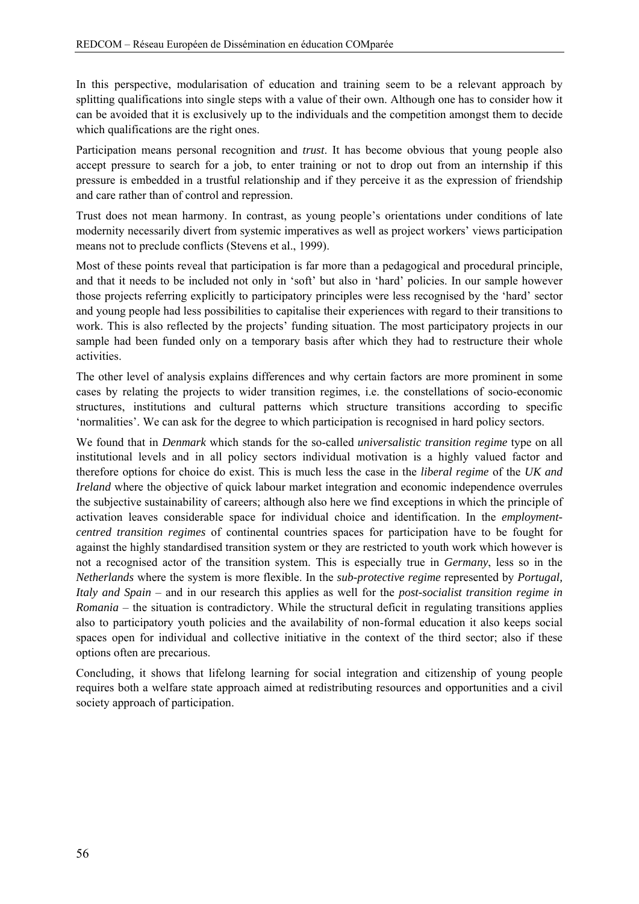In this perspective, modularisation of education and training seem to be a relevant approach by splitting qualifications into single steps with a value of their own. Although one has to consider how it can be avoided that it is exclusively up to the individuals and the competition amongst them to decide which qualifications are the right ones.

Participation means personal recognition and *trust*. It has become obvious that young people also accept pressure to search for a job, to enter training or not to drop out from an internship if this pressure is embedded in a trustful relationship and if they perceive it as the expression of friendship and care rather than of control and repression.

Trust does not mean harmony. In contrast, as young people's orientations under conditions of late modernity necessarily divert from systemic imperatives as well as project workers' views participation means not to preclude conflicts (Stevens et al., 1999).

Most of these points reveal that participation is far more than a pedagogical and procedural principle, and that it needs to be included not only in 'soft' but also in 'hard' policies. In our sample however those projects referring explicitly to participatory principles were less recognised by the 'hard' sector and young people had less possibilities to capitalise their experiences with regard to their transitions to work. This is also reflected by the projects' funding situation. The most participatory projects in our sample had been funded only on a temporary basis after which they had to restructure their whole activities.

The other level of analysis explains differences and why certain factors are more prominent in some cases by relating the projects to wider transition regimes, i.e. the constellations of socio-economic structures, institutions and cultural patterns which structure transitions according to specific 'normalities'. We can ask for the degree to which participation is recognised in hard policy sectors.

We found that in *Denmark* which stands for the so-called *universalistic transition regime* type on all institutional levels and in all policy sectors individual motivation is a highly valued factor and therefore options for choice do exist. This is much less the case in the *liberal regime* of the *UK and Ireland* where the objective of quick labour market integration and economic independence overrules the subjective sustainability of careers; although also here we find exceptions in which the principle of activation leaves considerable space for individual choice and identification. In the *employment-centred transition regimes* of continental countries spaces for participation have to be fought for against the highly standardised transition system or they are restricted to youth work which however is not a recognised actor of the transition system. This is especially true in *Germany*, less so in the *Netherlands* where the system is more flexible. In the *sub-protective regime* represented by *Portugal, Italy and Spain* – and in our research this applies as well for the *post-socialist transition regime in Romania* – the situation is contradictory. While the structural deficit in regulating transitions applies also to participatory youth policies and the availability of non-formal education it also keeps social spaces open for individual and collective initiative in the context of the third sector; also if these options often are precarious.

Concluding, it shows that lifelong learning for social integration and citizenship of young people requires both a welfare state approach aimed at redistributing resources and opportunities and a civil society approach of participation.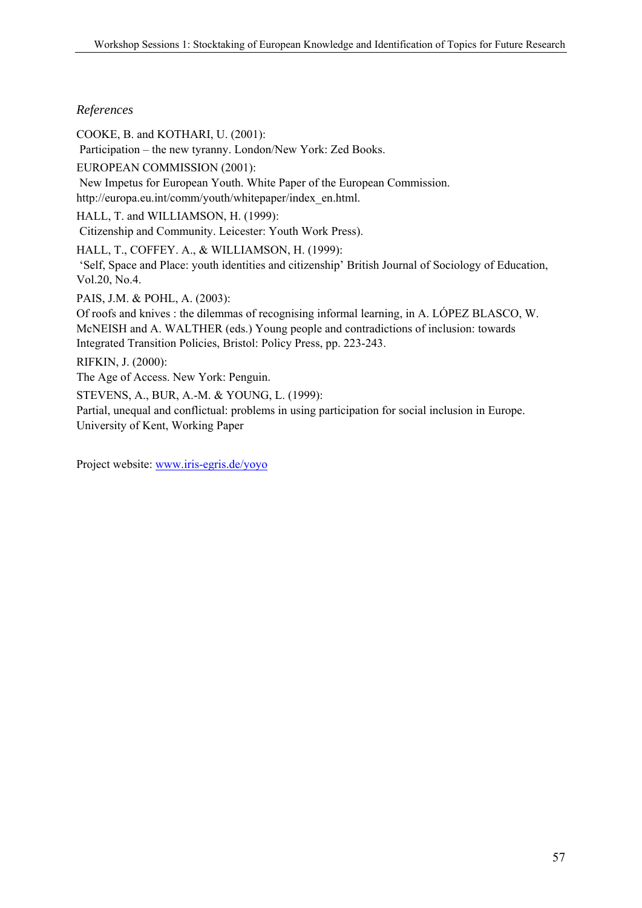*References*

COOKE, B. and KOTHARI, U. (2001):
Participation – the new tyranny. London/New York: Zed Books.

EUROPEAN COMMISSION (2001):
New Impetus for European Youth. White Paper of the European Commission. http://europa.eu.int/comm/youth/whitepaper/index_en.html.

HALL, T. and WILLIAMSON, H. (1999):
Citizenship and Community. Leicester: Youth Work Press).

HALL, T., COFFEY. A., & WILLIAMSON, H. (1999):
'Self, Space and Place: youth identities and citizenship' British Journal of Sociology of Education, Vol.20, No.4.

PAIS, J.M. & POHL, A. (2003):
Of roofs and knives : the dilemmas of recognising informal learning, in A. LÓPEZ BLASCO, W. McNEISH and A. WALTHER (eds.) Young people and contradictions of inclusion: towards Integrated Transition Policies, Bristol: Policy Press, pp. 223-243.

RIFKIN, J. (2000):
The Age of Access. New York: Penguin.

STEVENS, A., BUR, A.-M. & YOUNG, L. (1999):
Partial, unequal and conflictual: problems in using participation for social inclusion in Europe. University of Kent, Working Paper

Project website: www.iris-egris.de/yoyo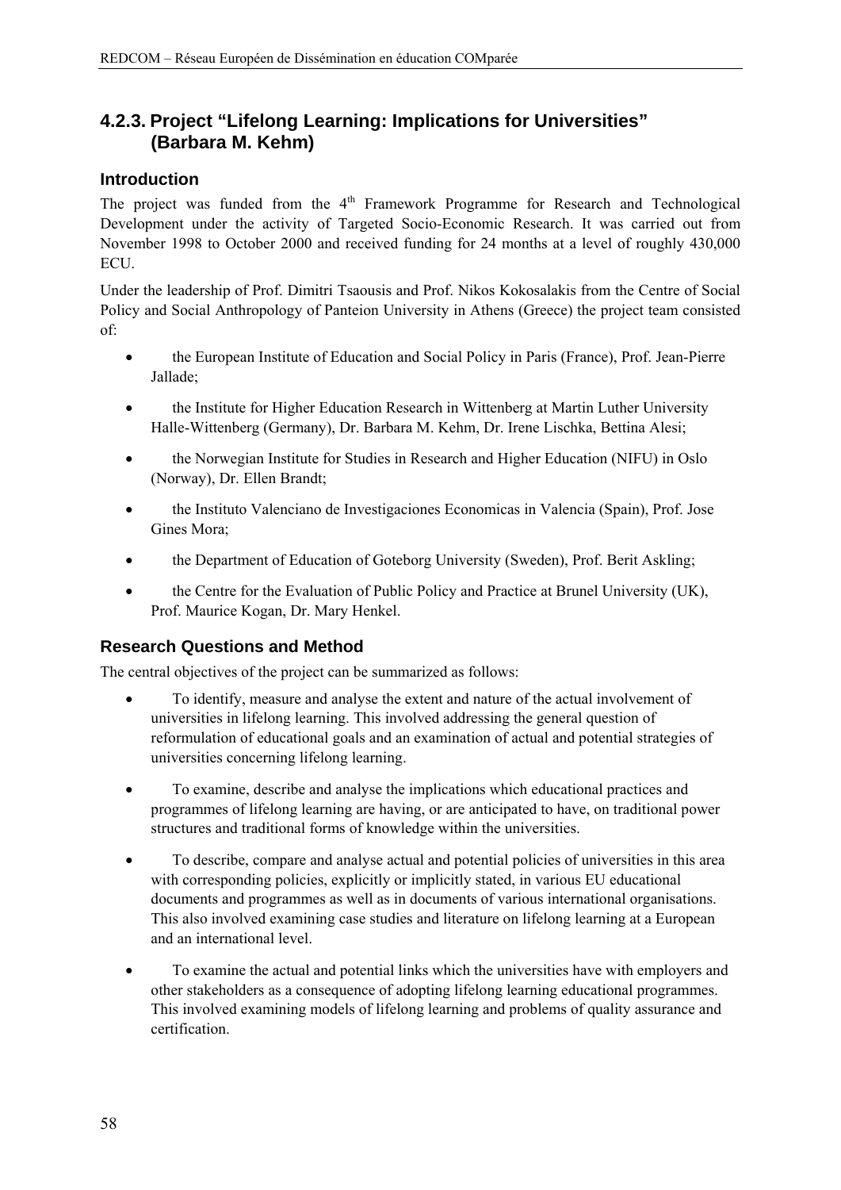### 4.2.3. Project “Lifelong Learning: Implications for Universities” (Barbara M. Kehm)

#### Introduction

The project was funded from the 4th Framework Programme for Research and Technological Development under the activity of Targeted Socio-Economic Research. It was carried out from November 1998 to October 2000 and received funding for 24 months at a level of roughly 430,000 ECU.

Under the leadership of Prof. Dimitri Tsaousis and Prof. Nikos Kokosalakis from the Centre of Social Policy and Social Anthropology of Panteion University in Athens (Greece) the project team consisted of:

- the European Institute of Education and Social Policy in Paris (France), Prof. Jean-Pierre Jallade;
- the Institute for Higher Education Research in Wittenberg at Martin Luther University Halle-Wittenberg (Germany), Dr. Barbara M. Kehm, Dr. Irene Lischka, Bettina Alesi;
- the Norwegian Institute for Studies in Research and Higher Education (NIFU) in Oslo (Norway), Dr. Ellen Brandt;
- the Instituto Valenciano de Investigaciones Economicas in Valencia (Spain), Prof. Jose Gines Mora;
- the Department of Education of Goteborg University (Sweden), Prof. Berit Askling;
- the Centre for the Evaluation of Public Policy and Practice at Brunel University (UK), Prof. Maurice Kogan, Dr. Mary Henkel.

#### Research Questions and Method

The central objectives of the project can be summarized as follows:

- To identify, measure and analyse the extent and nature of the actual involvement of universities in lifelong learning. This involved addressing the general question of reformulation of educational goals and an examination of actual and potential strategies of universities concerning lifelong learning.
- To examine, describe and analyse the implications which educational practices and programmes of lifelong learning are having, or are anticipated to have, on traditional power structures and traditional forms of knowledge within the universities.
- To describe, compare and analyse actual and potential policies of universities in this area with corresponding policies, explicitly or implicitly stated, in various EU educational documents and programmes as well as in documents of various international organisations. This also involved examining case studies and literature on lifelong learning at a European and an international level.
- To examine the actual and potential links which the universities have with employers and other stakeholders as a consequence of adopting lifelong learning educational programmes. This involved examining models of lifelong learning and problems of quality assurance and certification.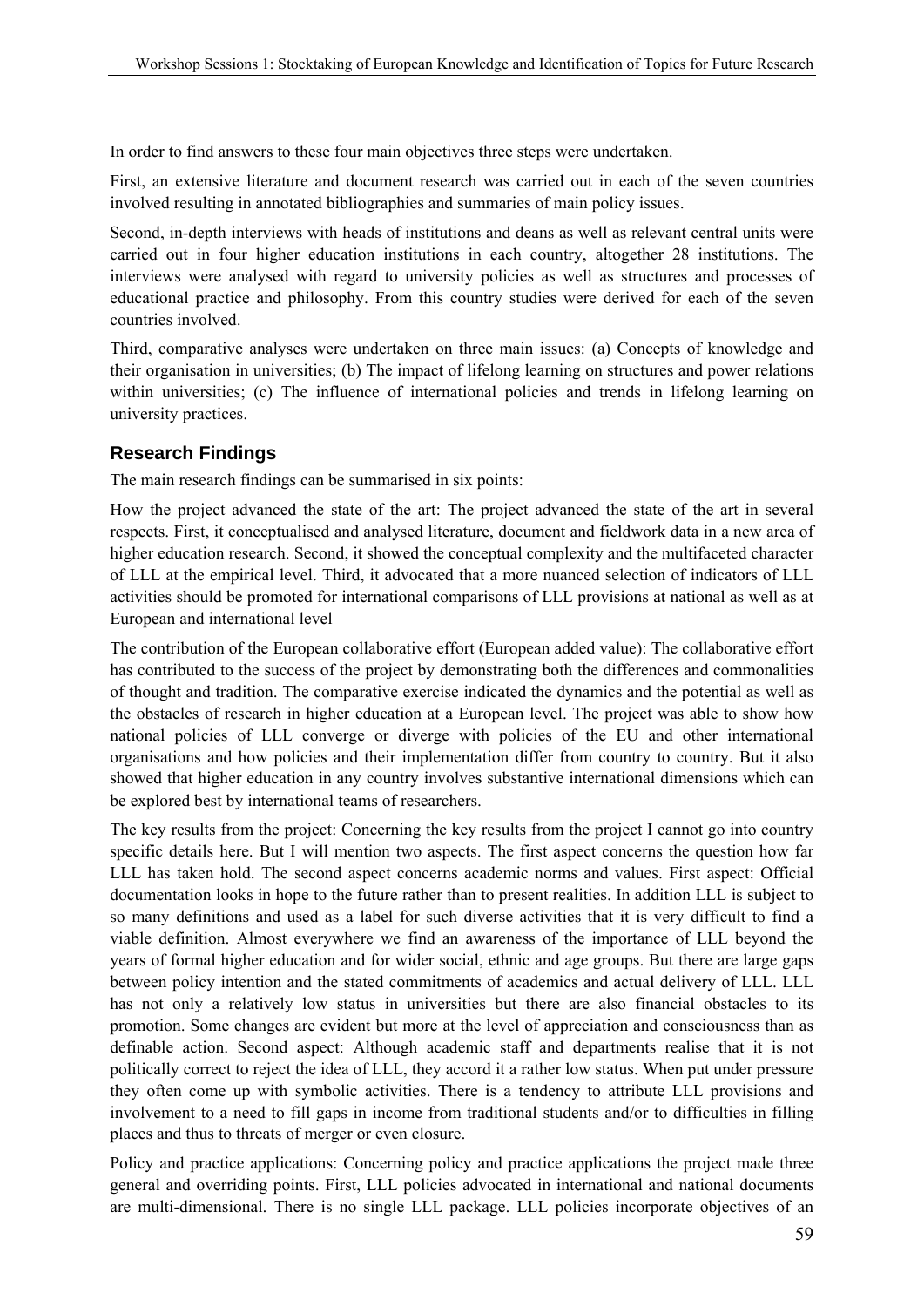In order to find answers to these four main objectives three steps were undertaken.

First, an extensive literature and document research was carried out in each of the seven countries involved resulting in annotated bibliographies and summaries of main policy issues.

Second, in-depth interviews with heads of institutions and deans as well as relevant central units were carried out in four higher education institutions in each country, altogether 28 institutions. The interviews were analysed with regard to university policies as well as structures and processes of educational practice and philosophy. From this country studies were derived for each of the seven countries involved.

Third, comparative analyses were undertaken on three main issues: (a) Concepts of knowledge and their organisation in universities; (b) The impact of lifelong learning on structures and power relations within universities; (c) The influence of international policies and trends in lifelong learning on university practices.

## Research Findings

The main research findings can be summarised in six points:

How the project advanced the state of the art: The project advanced the state of the art in several respects. First, it conceptualised and analysed literature, document and fieldwork data in a new area of higher education research. Second, it showed the conceptual complexity and the multifaceted character of LLL at the empirical level. Third, it advocated that a more nuanced selection of indicators of LLL activities should be promoted for international comparisons of LLL provisions at national as well as at European and international level

The contribution of the European collaborative effort (European added value): The collaborative effort has contributed to the success of the project by demonstrating both the differences and commonalities of thought and tradition. The comparative exercise indicated the dynamics and the potential as well as the obstacles of research in higher education at a European level. The project was able to show how national policies of LLL converge or diverge with policies of the EU and other international organisations and how policies and their implementation differ from country to country. But it also showed that higher education in any country involves substantive international dimensions which can be explored best by international teams of researchers.

The key results from the project: Concerning the key results from the project I cannot go into country specific details here. But I will mention two aspects. The first aspect concerns the question how far LLL has taken hold. The second aspect concerns academic norms and values. First aspect: Official documentation looks in hope to the future rather than to present realities. In addition LLL is subject to so many definitions and used as a label for such diverse activities that it is very difficult to find a viable definition. Almost everywhere we find an awareness of the importance of LLL beyond the years of formal higher education and for wider social, ethnic and age groups. But there are large gaps between policy intention and the stated commitments of academics and actual delivery of LLL. LLL has not only a relatively low status in universities but there are also financial obstacles to its promotion. Some changes are evident but more at the level of appreciation and consciousness than as definable action. Second aspect: Although academic staff and departments realise that it is not politically correct to reject the idea of LLL, they accord it a rather low status. When put under pressure they often come up with symbolic activities. There is a tendency to attribute LLL provisions and involvement to a need to fill gaps in income from traditional students and/or to difficulties in filling places and thus to threats of merger or even closure.

Policy and practice applications: Concerning policy and practice applications the project made three general and overriding points. First, LLL policies advocated in international and national documents are multi-dimensional. There is no single LLL package. LLL policies incorporate objectives of an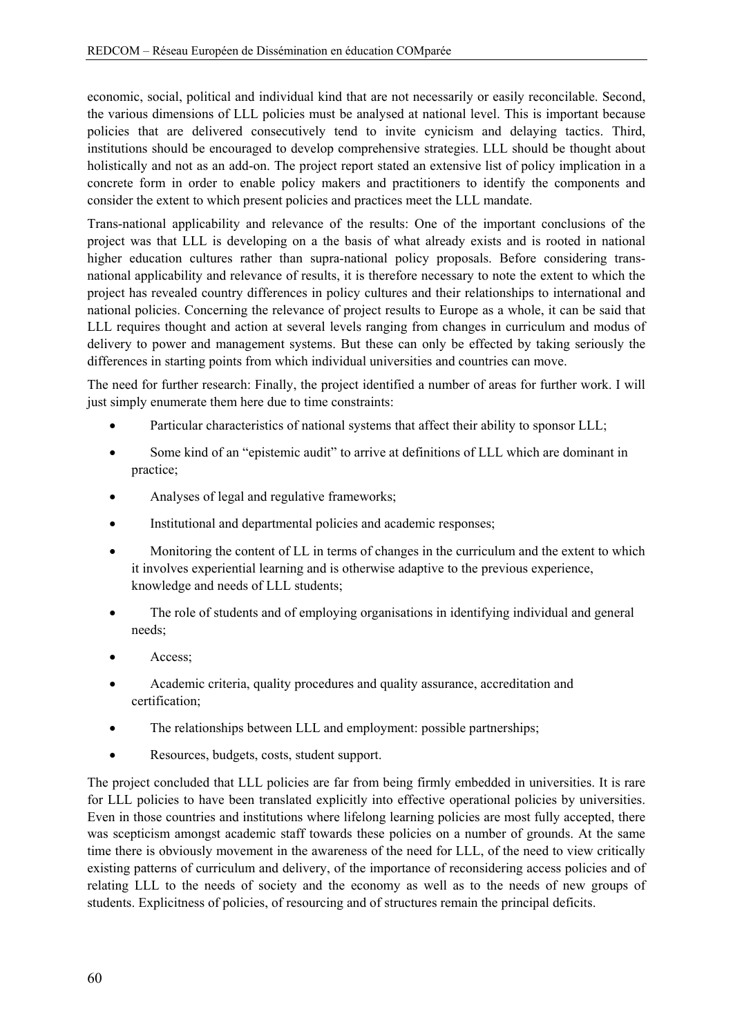economic, social, political and individual kind that are not necessarily or easily reconcilable. Second, the various dimensions of LLL policies must be analysed at national level. This is important because policies that are delivered consecutively tend to invite cynicism and delaying tactics. Third, institutions should be encouraged to develop comprehensive strategies. LLL should be thought about holistically and not as an add-on. The project report stated an extensive list of policy implication in a concrete form in order to enable policy makers and practitioners to identify the components and consider the extent to which present policies and practices meet the LLL mandate.

Trans-national applicability and relevance of the results: One of the important conclusions of the project was that LLL is developing on a the basis of what already exists and is rooted in national higher education cultures rather than supra-national policy proposals. Before considering trans-national applicability and relevance of results, it is therefore necessary to note the extent to which the project has revealed country differences in policy cultures and their relationships to international and national policies. Concerning the relevance of project results to Europe as a whole, it can be said that LLL requires thought and action at several levels ranging from changes in curriculum and modus of delivery to power and management systems. But these can only be effected by taking seriously the differences in starting points from which individual universities and countries can move.

The need for further research: Finally, the project identified a number of areas for further work. I will just simply enumerate them here due to time constraints:

- Particular characteristics of national systems that affect their ability to sponsor LLL;
- Some kind of an "epistemic audit" to arrive at definitions of LLL which are dominant in practice;
- Analyses of legal and regulative frameworks;
- Institutional and departmental policies and academic responses;
- Monitoring the content of LL in terms of changes in the curriculum and the extent to which it involves experiential learning and is otherwise adaptive to the previous experience, knowledge and needs of LLL students;
- The role of students and of employing organisations in identifying individual and general needs;
- Access;
- Academic criteria, quality procedures and quality assurance, accreditation and certification;
- The relationships between LLL and employment: possible partnerships;
- Resources, budgets, costs, student support.

The project concluded that LLL policies are far from being firmly embedded in universities. It is rare for LLL policies to have been translated explicitly into effective operational policies by universities. Even in those countries and institutions where lifelong learning policies are most fully accepted, there was scepticism amongst academic staff towards these policies on a number of grounds. At the same time there is obviously movement in the awareness of the need for LLL, of the need to view critically existing patterns of curriculum and delivery, of the importance of reconsidering access policies and of relating LLL to the needs of society and the economy as well as to the needs of new groups of students. Explicitness of policies, of resourcing and of structures remain the principal deficits.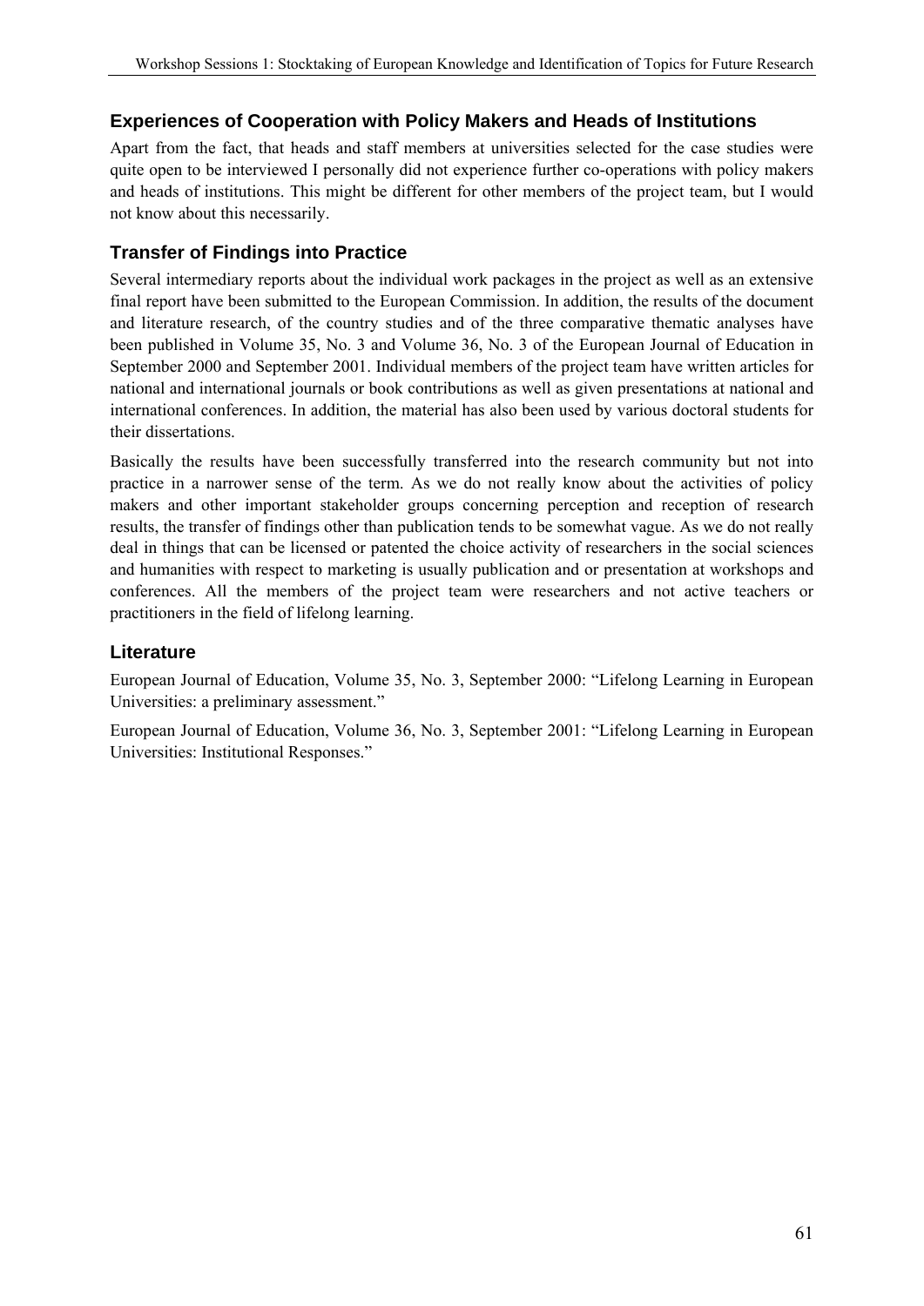## Experiences of Cooperation with Policy Makers and Heads of Institutions

Apart from the fact, that heads and staff members at universities selected for the case studies were quite open to be interviewed I personally did not experience further co-operations with policy makers and heads of institutions. This might be different for other members of the project team, but I would not know about this necessarily.

## Transfer of Findings into Practice

Several intermediary reports about the individual work packages in the project as well as an extensive final report have been submitted to the European Commission. In addition, the results of the document and literature research, of the country studies and of the three comparative thematic analyses have been published in Volume 35, No. 3 and Volume 36, No. 3 of the European Journal of Education in September 2000 and September 2001. Individual members of the project team have written articles for national and international journals or book contributions as well as given presentations at national and international conferences. In addition, the material has also been used by various doctoral students for their dissertations.

Basically the results have been successfully transferred into the research community but not into practice in a narrower sense of the term. As we do not really know about the activities of policy makers and other important stakeholder groups concerning perception and reception of research results, the transfer of findings other than publication tends to be somewhat vague. As we do not really deal in things that can be licensed or patented the choice activity of researchers in the social sciences and humanities with respect to marketing is usually publication and or presentation at workshops and conferences. All the members of the project team were researchers and not active teachers or practitioners in the field of lifelong learning.

## Literature

European Journal of Education, Volume 35, No. 3, September 2000: “Lifelong Learning in European Universities: a preliminary assessment.”

European Journal of Education, Volume 36, No. 3, September 2001: “Lifelong Learning in European Universities: Institutional Responses.”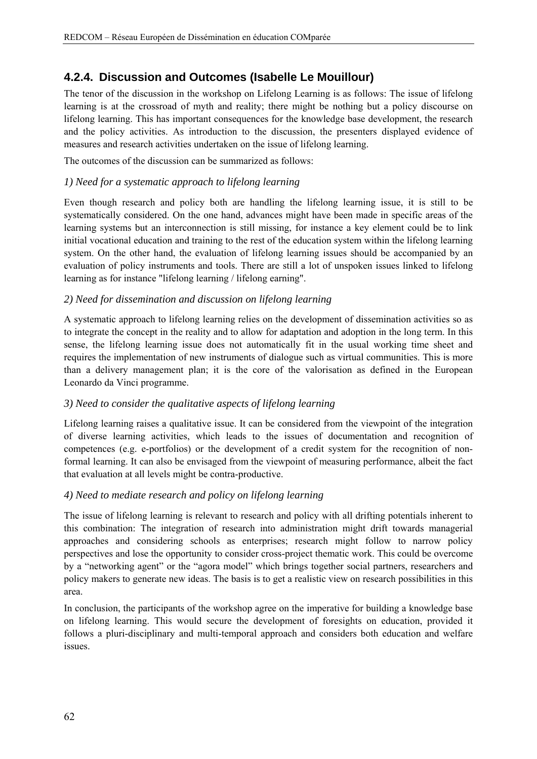### 4.2.4. Discussion and Outcomes (Isabelle Le Mouillour)

The tenor of the discussion in the workshop on Lifelong Learning is as follows: The issue of lifelong learning is at the crossroad of myth and reality; there might be nothing but a policy discourse on lifelong learning. This has important consequences for the knowledge base development, the research and the policy activities. As introduction to the discussion, the presenters displayed evidence of measures and research activities undertaken on the issue of lifelong learning.

The outcomes of the discussion can be summarized as follows:

*1) Need for a systematic approach to lifelong learning*

Even though research and policy both are handling the lifelong learning issue, it is still to be systematically considered. On the one hand, advances might have been made in specific areas of the learning systems but an interconnection is still missing, for instance a key element could be to link initial vocational education and training to the rest of the education system within the lifelong learning system. On the other hand, the evaluation of lifelong learning issues should be accompanied by an evaluation of policy instruments and tools. There are still a lot of unspoken issues linked to lifelong learning as for instance "lifelong learning / lifelong earning".

*2) Need for dissemination and discussion on lifelong learning*

A systematic approach to lifelong learning relies on the development of dissemination activities so as to integrate the concept in the reality and to allow for adaptation and adoption in the long term. In this sense, the lifelong learning issue does not automatically fit in the usual working time sheet and requires the implementation of new instruments of dialogue such as virtual communities. This is more than a delivery management plan; it is the core of the valorisation as defined in the European Leonardo da Vinci programme.

*3) Need to consider the qualitative aspects of lifelong learning*

Lifelong learning raises a qualitative issue. It can be considered from the viewpoint of the integration of diverse learning activities, which leads to the issues of documentation and recognition of competences (e.g. e-portfolios) or the development of a credit system for the recognition of non-formal learning. It can also be envisaged from the viewpoint of measuring performance, albeit the fact that evaluation at all levels might be contra-productive.

*4) Need to mediate research and policy on lifelong learning*

The issue of lifelong learning is relevant to research and policy with all drifting potentials inherent to this combination: The integration of research into administration might drift towards managerial approaches and considering schools as enterprises; research might follow to narrow policy perspectives and lose the opportunity to consider cross-project thematic work. This could be overcome by a “networking agent” or the “agora model” which brings together social partners, researchers and policy makers to generate new ideas. The basis is to get a realistic view on research possibilities in this area.

In conclusion, the participants of the workshop agree on the imperative for building a knowledge base on lifelong learning. This would secure the development of foresights on education, provided it follows a pluri-disciplinary and multi-temporal approach and considers both education and welfare issues.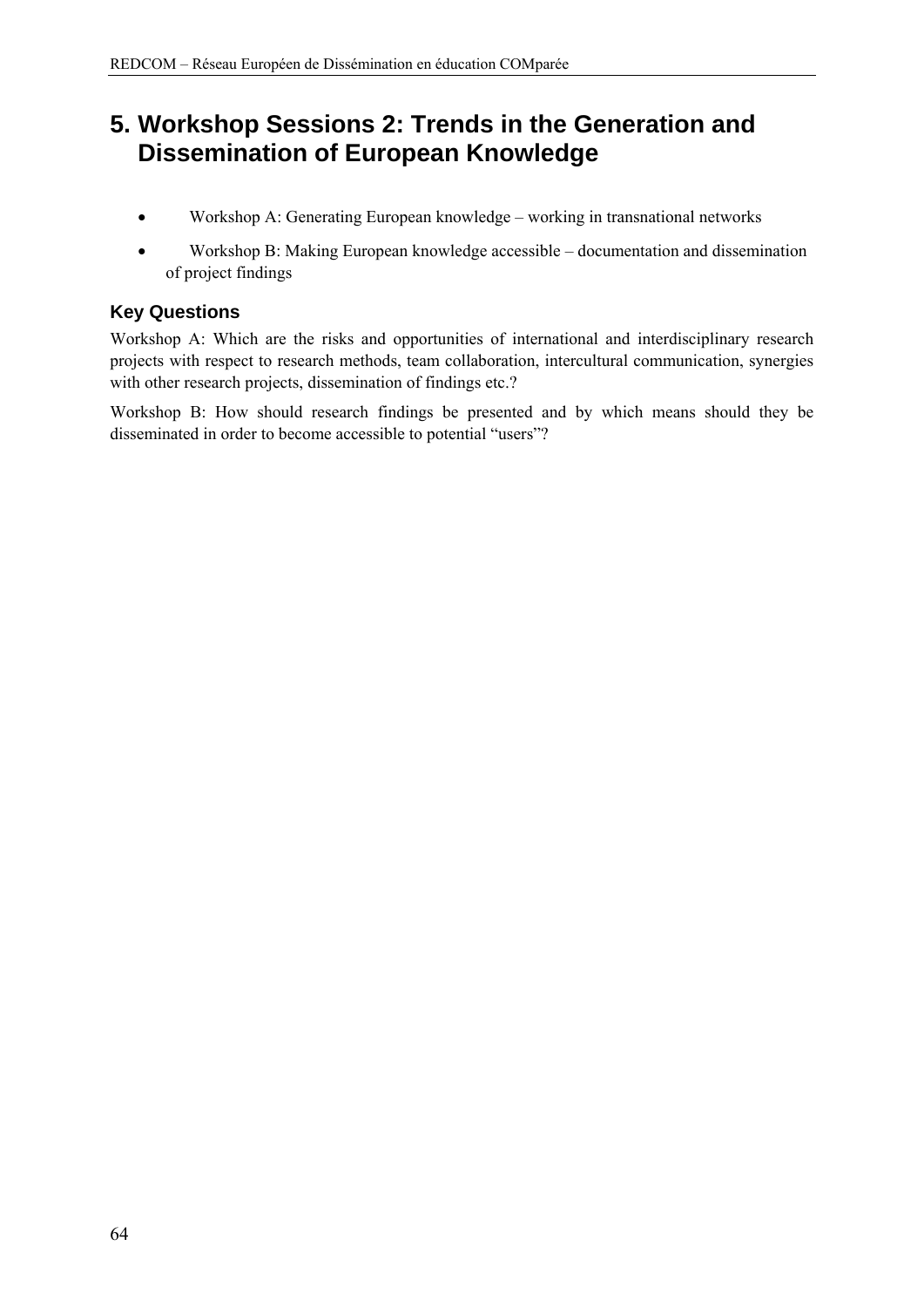# 5. Workshop Sessions 2: Trends in the Generation and Dissemination of European Knowledge

- Workshop A: Generating European knowledge – working in transnational networks
- Workshop B: Making European knowledge accessible – documentation and dissemination of project findings

## Key Questions

Workshop A: Which are the risks and opportunities of international and interdisciplinary research projects with respect to research methods, team collaboration, intercultural communication, synergies with other research projects, dissemination of findings etc.?

Workshop B: How should research findings be presented and by which means should they be disseminated in order to become accessible to potential "users"?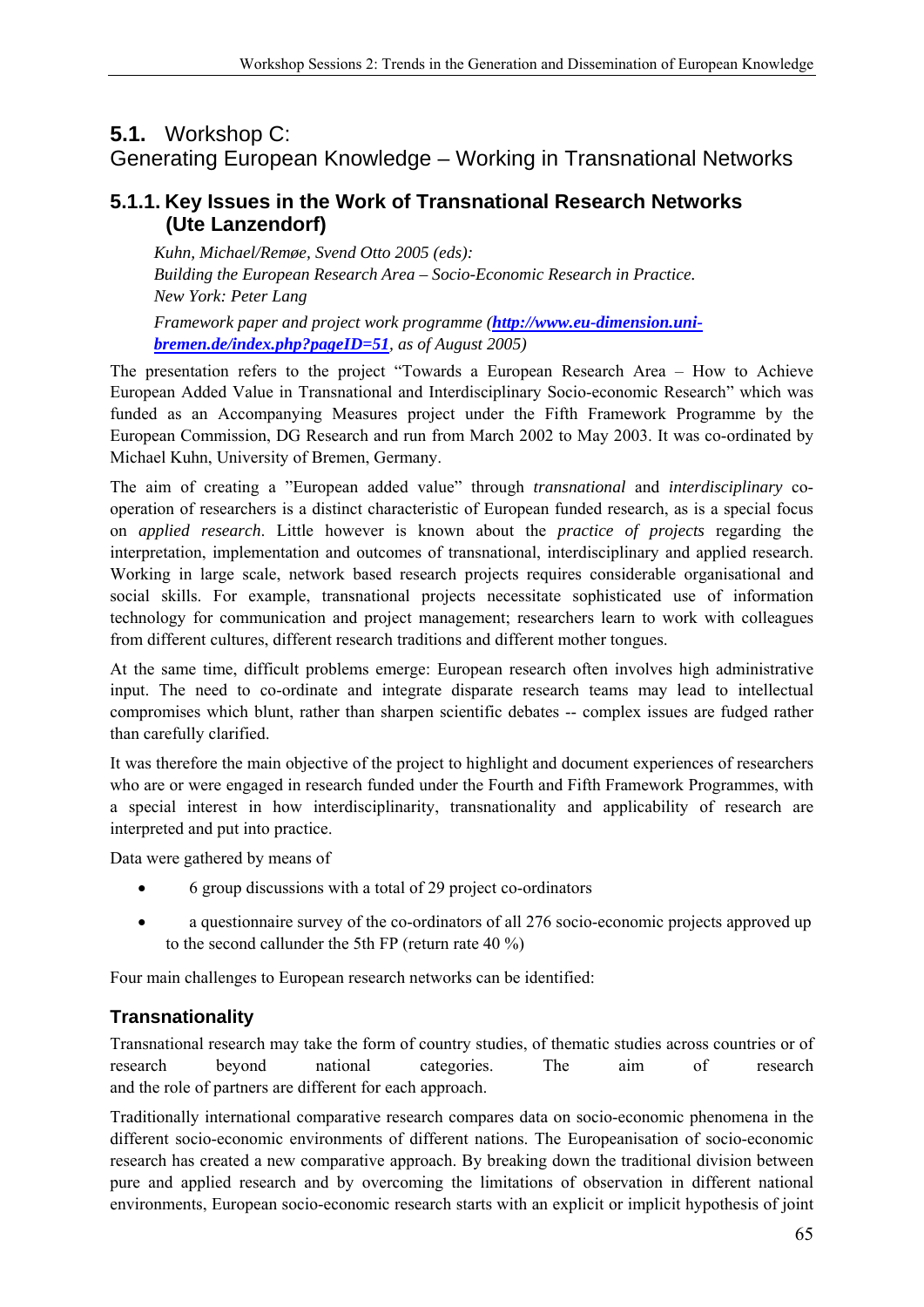## 5.1. Workshop C: Generating European Knowledge – Working in Transnational Networks

### 5.1.1. Key Issues in the Work of Transnational Research Networks (Ute Lanzendorf)

*Kuhn, Michael/Remøe, Svend Otto 2005 (eds):*
*Building the European Research Area – Socio-Economic Research in Practice.*
*New York: Peter Lang*

*Framework paper and project work programme (**http://www.eu-dimension.uni-bremen.de/index.php?pageID=51**, as of August 2005)*

The presentation refers to the project "Towards a European Research Area – How to Achieve European Added Value in Transnational and Interdisciplinary Socio-economic Research" which was funded as an Accompanying Measures project under the Fifth Framework Programme by the European Commission, DG Research and run from March 2002 to May 2003. It was co-ordinated by Michael Kuhn, University of Bremen, Germany.

The aim of creating a "European added value" through *transnational* and *interdisciplinary* co-operation of researchers is a distinct characteristic of European funded research, as is a special focus on *applied research*. Little however is known about the *practice of projects* regarding the interpretation, implementation and outcomes of transnational, interdisciplinary and applied research. Working in large scale, network based research projects requires considerable organisational and social skills. For example, transnational projects necessitate sophisticated use of information technology for communication and project management; researchers learn to work with colleagues from different cultures, different research traditions and different mother tongues.

At the same time, difficult problems emerge: European research often involves high administrative input. The need to co-ordinate and integrate disparate research teams may lead to intellectual compromises which blunt, rather than sharpen scientific debates -- complex issues are fudged rather than carefully clarified.

It was therefore the main objective of the project to highlight and document experiences of researchers who are or were engaged in research funded under the Fourth and Fifth Framework Programmes, with a special interest in how interdisciplinarity, transnationality and applicability of research are interpreted and put into practice.

Data were gathered by means of

- 6 group discussions with a total of 29 project co-ordinators
- a questionnaire survey of the co-ordinators of all 276 socio-economic projects approved up to the second callunder the 5th FP (return rate 40 %)

Four main challenges to European research networks can be identified:

#### Transnationality

Transnational research may take the form of country studies, of thematic studies across countries or of research beyond national categories. The aim of research and the role of partners are different for each approach.

Traditionally international comparative research compares data on socio-economic phenomena in the different socio-economic environments of different nations. The Europeanisation of socio-economic research has created a new comparative approach. By breaking down the traditional division between pure and applied research and by overcoming the limitations of observation in different national environments, European socio-economic research starts with an explicit or implicit hypothesis of joint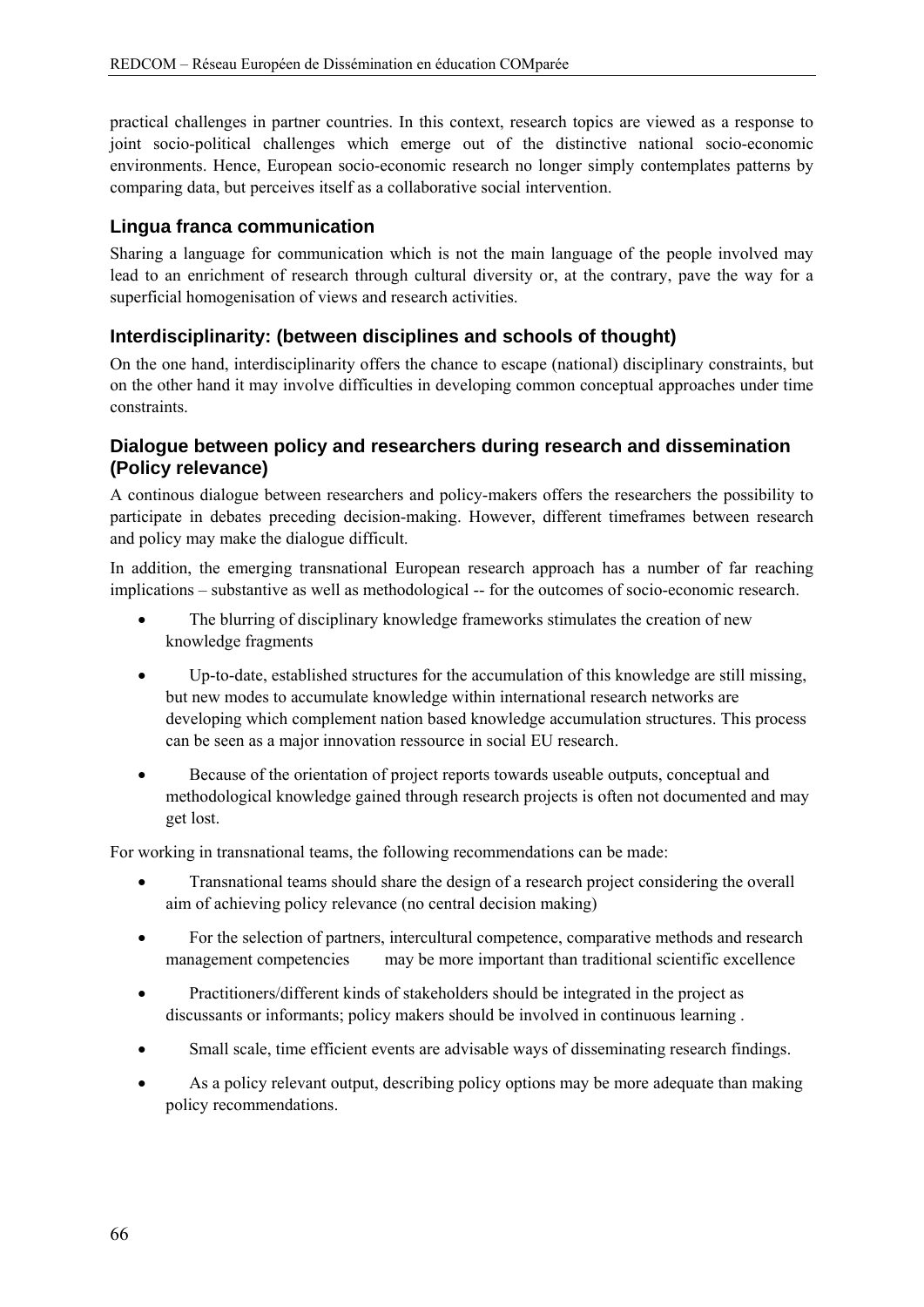practical challenges in partner countries. In this context, research topics are viewed as a response to joint socio-political challenges which emerge out of the distinctive national socio-economic environments. Hence, European socio-economic research no longer simply contemplates patterns by comparing data, but perceives itself as a collaborative social intervention.

### Lingua franca communication

Sharing a language for communication which is not the main language of the people involved may lead to an enrichment of research through cultural diversity or, at the contrary, pave the way for a superficial homogenisation of views and research activities.

### Interdisciplinarity: (between disciplines and schools of thought)

On the one hand, interdisciplinarity offers the chance to escape (national) disciplinary constraints, but on the other hand it may involve difficulties in developing common conceptual approaches under time constraints.

### Dialogue between policy and researchers during research and dissemination (Policy relevance)

A continous dialogue between researchers and policy-makers offers the researchers the possibility to participate in debates preceding decision-making. However, different timeframes between research and policy may make the dialogue difficult.

In addition, the emerging transnational European research approach has a number of far reaching implications – substantive as well as methodological -- for the outcomes of socio-economic research.

- The blurring of disciplinary knowledge frameworks stimulates the creation of new knowledge fragments
- Up-to-date, established structures for the accumulation of this knowledge are still missing, but new modes to accumulate knowledge within international research networks are developing which complement nation based knowledge accumulation structures. This process can be seen as a major innovation ressource in social EU research.
- Because of the orientation of project reports towards useable outputs, conceptual and methodological knowledge gained through research projects is often not documented and may get lost.

For working in transnational teams, the following recommendations can be made:

- Transnational teams should share the design of a research project considering the overall aim of achieving policy relevance (no central decision making)
- For the selection of partners, intercultural competence, comparative methods and research management competencies may be more important than traditional scientific excellence
- Practitioners/different kinds of stakeholders should be integrated in the project as discussants or informants; policy makers should be involved in continuous learning .
- Small scale, time efficient events are advisable ways of disseminating research findings.
- As a policy relevant output, describing policy options may be more adequate than making policy recommendations.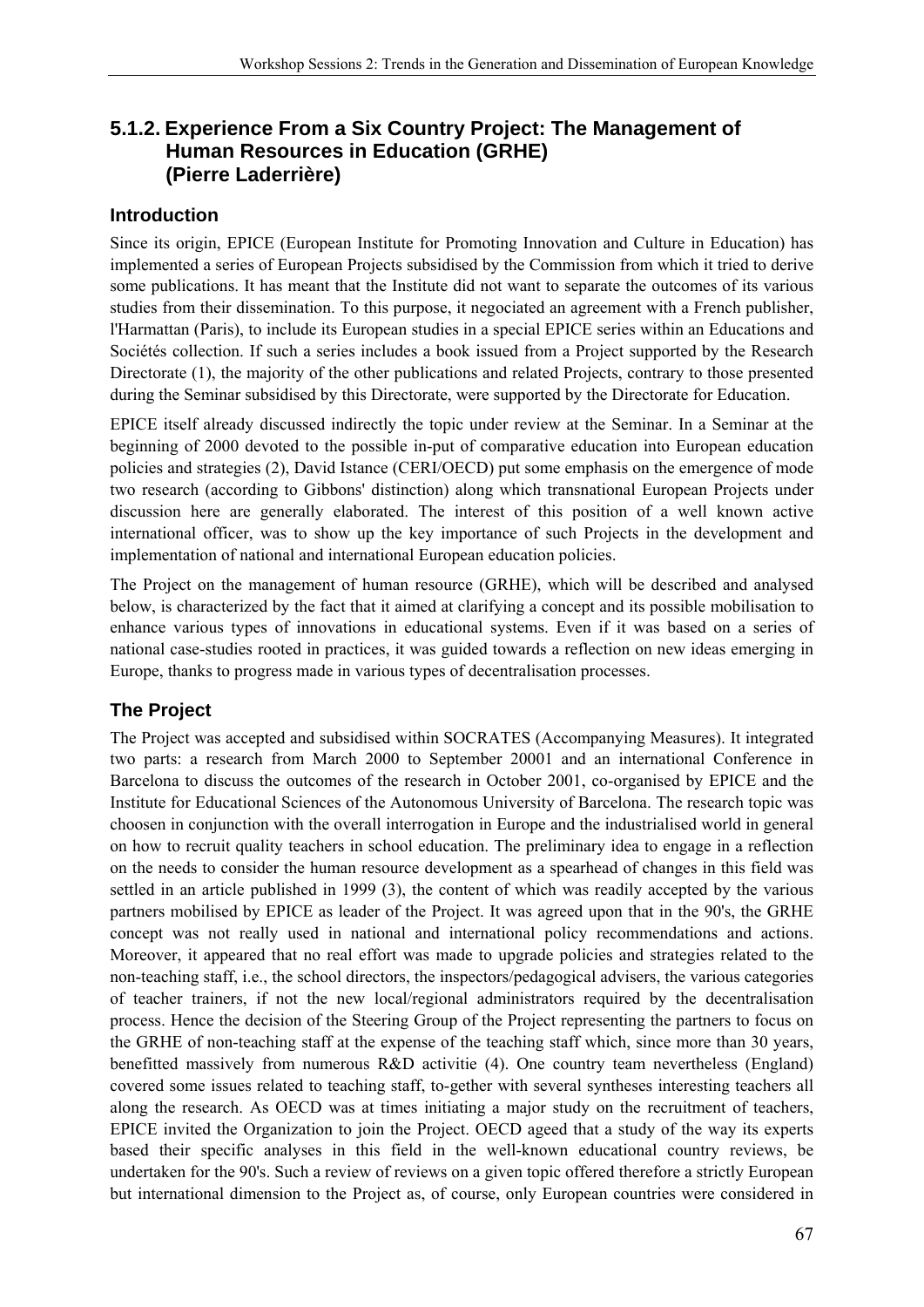### 5.1.2. Experience From a Six Country Project: The Management of Human Resources in Education (GRHE) (Pierre Laderrière)

#### Introduction

Since its origin, EPICE (European Institute for Promoting Innovation and Culture in Education) has implemented a series of European Projects subsidised by the Commission from which it tried to derive some publications. It has meant that the Institute did not want to separate the outcomes of its various studies from their dissemination. To this purpose, it negociated an agreement with a French publisher, l'Harmattan (Paris), to include its European studies in a special EPICE series within an Educations and Sociétés collection. If such a series includes a book issued from a Project supported by the Research Directorate (1), the majority of the other publications and related Projects, contrary to those presented during the Seminar subsidised by this Directorate, were supported by the Directorate for Education.

EPICE itself already discussed indirectly the topic under review at the Seminar. In a Seminar at the beginning of 2000 devoted to the possible in-put of comparative education into European education policies and strategies (2), David Istance (CERI/OECD) put some emphasis on the emergence of mode two research (according to Gibbons' distinction) along which transnational European Projects under discussion here are generally elaborated. The interest of this position of a well known active international officer, was to show up the key importance of such Projects in the development and implementation of national and international European education policies.

The Project on the management of human resource (GRHE), which will be described and analysed below, is characterized by the fact that it aimed at clarifying a concept and its possible mobilisation to enhance various types of innovations in educational systems. Even if it was based on a series of national case-studies rooted in practices, it was guided towards a reflection on new ideas emerging in Europe, thanks to progress made in various types of decentralisation processes.

#### The Project

The Project was accepted and subsidised within SOCRATES (Accompanying Measures). It integrated two parts: a research from March 2000 to September 20001 and an international Conference in Barcelona to discuss the outcomes of the research in October 2001, co-organised by EPICE and the Institute for Educational Sciences of the Autonomous University of Barcelona. The research topic was choosen in conjunction with the overall interrogation in Europe and the industrialised world in general on how to recruit quality teachers in school education. The preliminary idea to engage in a reflection on the needs to consider the human resource development as a spearhead of changes in this field was settled in an article published in 1999 (3), the content of which was readily accepted by the various partners mobilised by EPICE as leader of the Project. It was agreed upon that in the 90's, the GRHE concept was not really used in national and international policy recommendations and actions. Moreover, it appeared that no real effort was made to upgrade policies and strategies related to the non-teaching staff, i.e., the school directors, the inspectors/pedagogical advisers, the various categories of teacher trainers, if not the new local/regional administrators required by the decentralisation process. Hence the decision of the Steering Group of the Project representing the partners to focus on the GRHE of non-teaching staff at the expense of the teaching staff which, since more than 30 years, benefitted massively from numerous R&D activitie (4). One country team nevertheless (England) covered some issues related to teaching staff, to-gether with several syntheses interesting teachers all along the research. As OECD was at times initiating a major study on the recruitment of teachers, EPICE invited the Organization to join the Project. OECD ageed that a study of the way its experts based their specific analyses in this field in the well-known educational country reviews, be undertaken for the 90's. Such a review of reviews on a given topic offered therefore a strictly European but international dimension to the Project as, of course, only European countries were considered in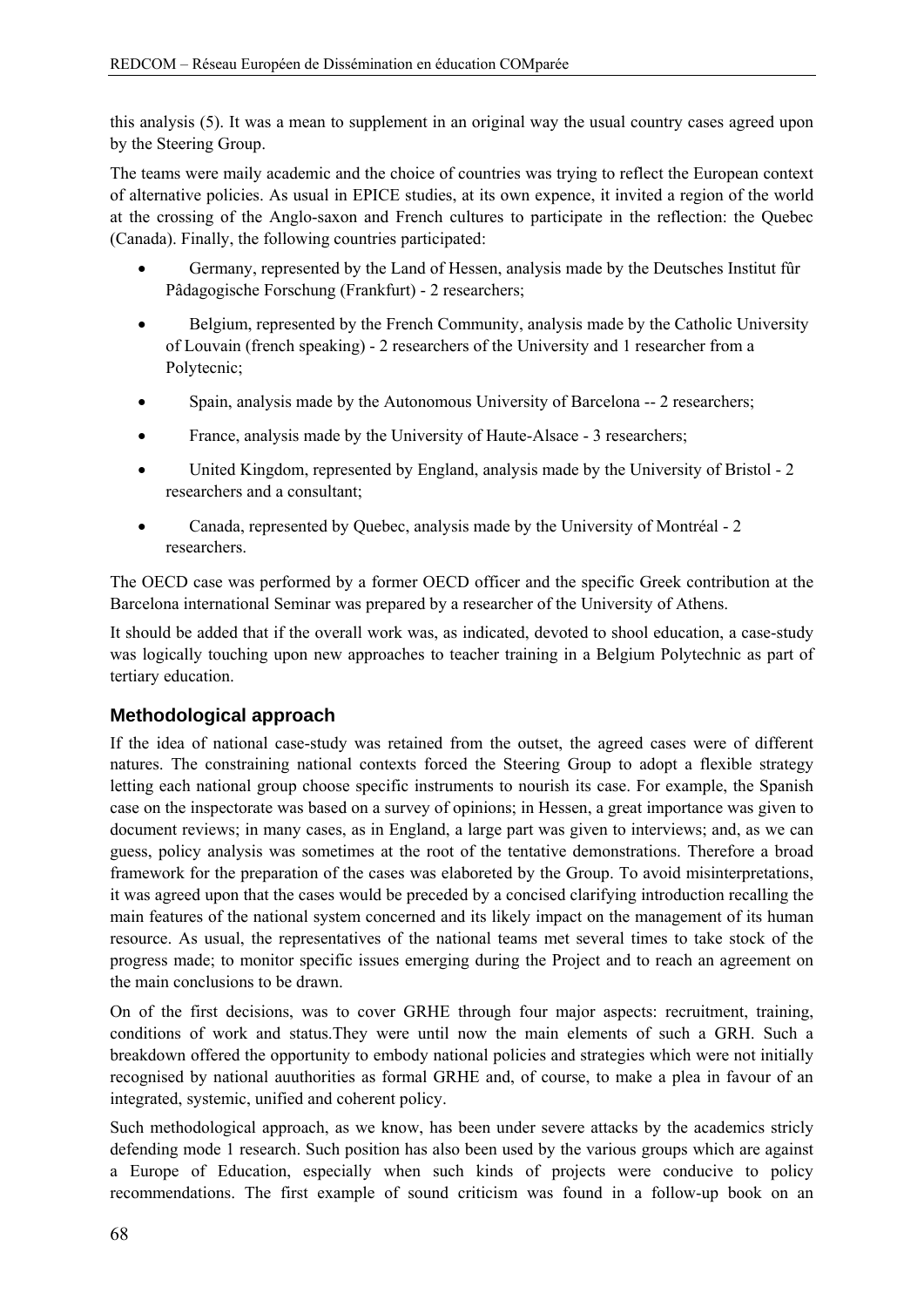this analysis (5). It was a mean to supplement in an original way the usual country cases agreed upon by the Steering Group.

The teams were maily academic and the choice of countries was trying to reflect the European context of alternative policies. As usual in EPICE studies, at its own expence, it invited a region of the world at the crossing of the Anglo-saxon and French cultures to participate in the reflection: the Quebec (Canada). Finally, the following countries participated:

- Germany, represented by the Land of Hessen, analysis made by the Deutsches Institut fûr Pâdagogische Forschung (Frankfurt) - 2 researchers;
- Belgium, represented by the French Community, analysis made by the Catholic University of Louvain (french speaking) - 2 researchers of the University and 1 researcher from a Polytecnic;
- Spain, analysis made by the Autonomous University of Barcelona -- 2 researchers;
- France, analysis made by the University of Haute-Alsace - 3 researchers;
- United Kingdom, represented by England, analysis made by the University of Bristol - 2 researchers and a consultant;
- Canada, represented by Quebec, analysis made by the University of Montréal - 2 researchers.

The OECD case was performed by a former OECD officer and the specific Greek contribution at the Barcelona international Seminar was prepared by a researcher of the University of Athens.

It should be added that if the overall work was, as indicated, devoted to shool education, a case-study was logically touching upon new approaches to teacher training in a Belgium Polytechnic as part of tertiary education.

## Methodological approach

If the idea of national case-study was retained from the outset, the agreed cases were of different natures. The constraining national contexts forced the Steering Group to adopt a flexible strategy letting each national group choose specific instruments to nourish its case. For example, the Spanish case on the inspectorate was based on a survey of opinions; in Hessen, a great importance was given to document reviews; in many cases, as in England, a large part was given to interviews; and, as we can guess, policy analysis was sometimes at the root of the tentative demonstrations. Therefore a broad framework for the preparation of the cases was elaboreted by the Group. To avoid misinterpretations, it was agreed upon that the cases would be preceded by a concised clarifying introduction recalling the main features of the national system concerned and its likely impact on the management of its human resource. As usual, the representatives of the national teams met several times to take stock of the progress made; to monitor specific issues emerging during the Project and to reach an agreement on the main conclusions to be drawn.

On of the first decisions, was to cover GRHE through four major aspects: recruitment, training, conditions of work and status.They were until now the main elements of such a GRH. Such a breakdown offered the opportunity to embody national policies and strategies which were not initially recognised by national auuthorities as formal GRHE and, of course, to make a plea in favour of an integrated, systemic, unified and coherent policy.

Such methodological approach, as we know, has been under severe attacks by the academics stricly defending mode 1 research. Such position has also been used by the various groups which are against a Europe of Education, especially when such kinds of projects were conducive to policy recommendations. The first example of sound criticism was found in a follow-up book on an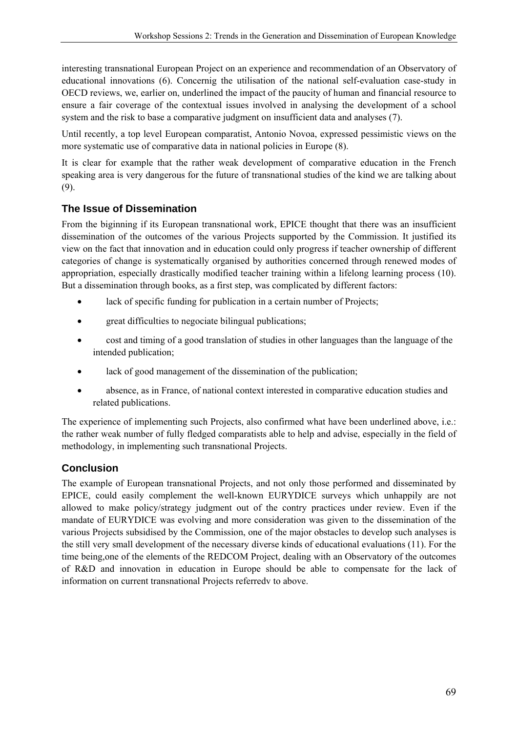interesting transnational European Project on an experience and recommendation of an Observatory of educational innovations (6). Concernig the utilisation of the national self-evaluation case-study in OECD reviews, we, earlier on, underlined the impact of the paucity of human and financial resource to ensure a fair coverage of the contextual issues involved in analysing the development of a school system and the risk to base a comparative judgment on insufficient data and analyses (7).

Until recently, a top level European comparatist, Antonio Novoa, expressed pessimistic views on the more systematic use of comparative data in national policies in Europe (8).

It is clear for example that the rather weak development of comparative education in the French speaking area is very dangerous for the future of transnational studies of the kind we are talking about (9).

## The Issue of Dissemination

From the beginning if its European transnational work, EPICE thought that there was an insufficient dissemination of the outcomes of the various Projects supported by the Commission. It justified its view on the fact that innovation and in education could only progress if teacher ownership of different categories of change is systematically organised by authorities concerned through renewed modes of appropriation, especially drastically modified teacher training within a lifelong learning process (10). But a dissemination through books, as a first step, was complicated by different factors:

- lack of specific funding for publication in a certain number of Projects;
- great difficulties to negociate bilingual publications;
- cost and timing of a good translation of studies in other languages than the language of the intended publication;
- lack of good management of the dissemination of the publication;
- absence, as in France, of national context interested in comparative education studies and related publications.

The experience of implementing such Projects, also confirmed what have been underlined above, i.e.: the rather weak number of fully fledged comparatists able to help and advise, especially in the field of methodology, in implementing such transnational Projects.

## Conclusion

The example of European transnational Projects, and not only those performed and disseminated by EPICE, could easily complement the well-known EURYDICE surveys which unhappily are not allowed to make policy/strategy judgment out of the contry practices under review. Even if the mandate of EURYDICE was evolving and more consideration was given to the dissemination of the various Projects subsidised by the Commission, one of the major obstacles to develop such analyses is the still very small development of the necessary diverse kinds of educational evaluations (11). For the time being,one of the elements of the REDCOM Project, dealing with an Observatory of the outcomes of R&D and innovation in education in Europe should be able to compensate for the lack of information on current transnational Projects referredv to above.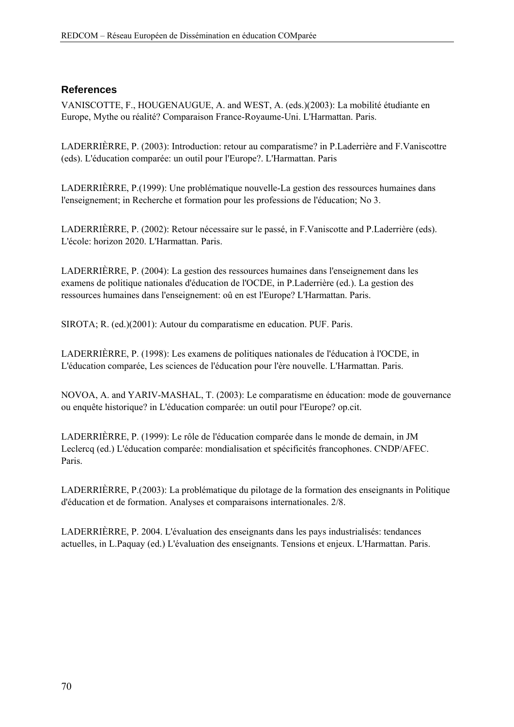## References

VANISCOTTE, F., HOUGENAUGUE, A. and WEST, A. (eds.)(2003): La mobilité étudiante en Europe, Mythe ou réalité? Comparaison France-Royaume-Uni. L'Harmattan. Paris.

LADERRIÈRRE, P. (2003): Introduction: retour au comparatisme? in P.Laderrière and F.Vaniscottre (eds). L'éducation comparée: un outil pour l'Europe?. L'Harmattan. Paris

LADERRIÈRRE, P.(1999): Une problématique nouvelle-La gestion des ressources humaines dans l'enseignement; in Recherche et formation pour les professions de l'éducation; No 3.

LADERRIÈRRE, P. (2002): Retour nécessaire sur le passé, in F.Vaniscotte and P.Laderrière (eds). L'école: horizon 2020. L'Harmattan. Paris.

LADERRIÈRRE, P. (2004): La gestion des ressources humaines dans l'enseignement dans les examens de politique nationales d'éducation de l'OCDE, in P.Laderrière (ed.). La gestion des ressources humaines dans l'enseignement: oû en est l'Europe? L'Harmattan. Paris.

SIROTA; R. (ed.)(2001): Autour du comparatisme en education. PUF. Paris.

LADERRIÈRRE, P. (1998): Les examens de politiques nationales de l'éducation à l'OCDE, in L'éducation comparée, Les sciences de l'éducation pour l'ère nouvelle. L'Harmattan. Paris.

NOVOA, A. and YARIV-MASHAL, T. (2003): Le comparatisme en éducation: mode de gouvernance ou enquête historique? in L'éducation comparée: un outil pour l'Europe? op.cit.

LADERRIÈRRE, P. (1999): Le rôle de l'éducation comparée dans le monde de demain, in JM Leclercq (ed.) L'éducation comparée: mondialisation et spécificités francophones. CNDP/AFEC. Paris.

LADERRIÈRRE, P.(2003): La problématique du pilotage de la formation des enseignants in Politique d'éducation et de formation. Analyses et comparaisons internationales. 2/8.

LADERRIÈRRE, P. 2004. L'évaluation des enseignants dans les pays industrialisés: tendances actuelles, in L.Paquay (ed.) L'évaluation des enseignants. Tensions et enjeux. L'Harmattan. Paris.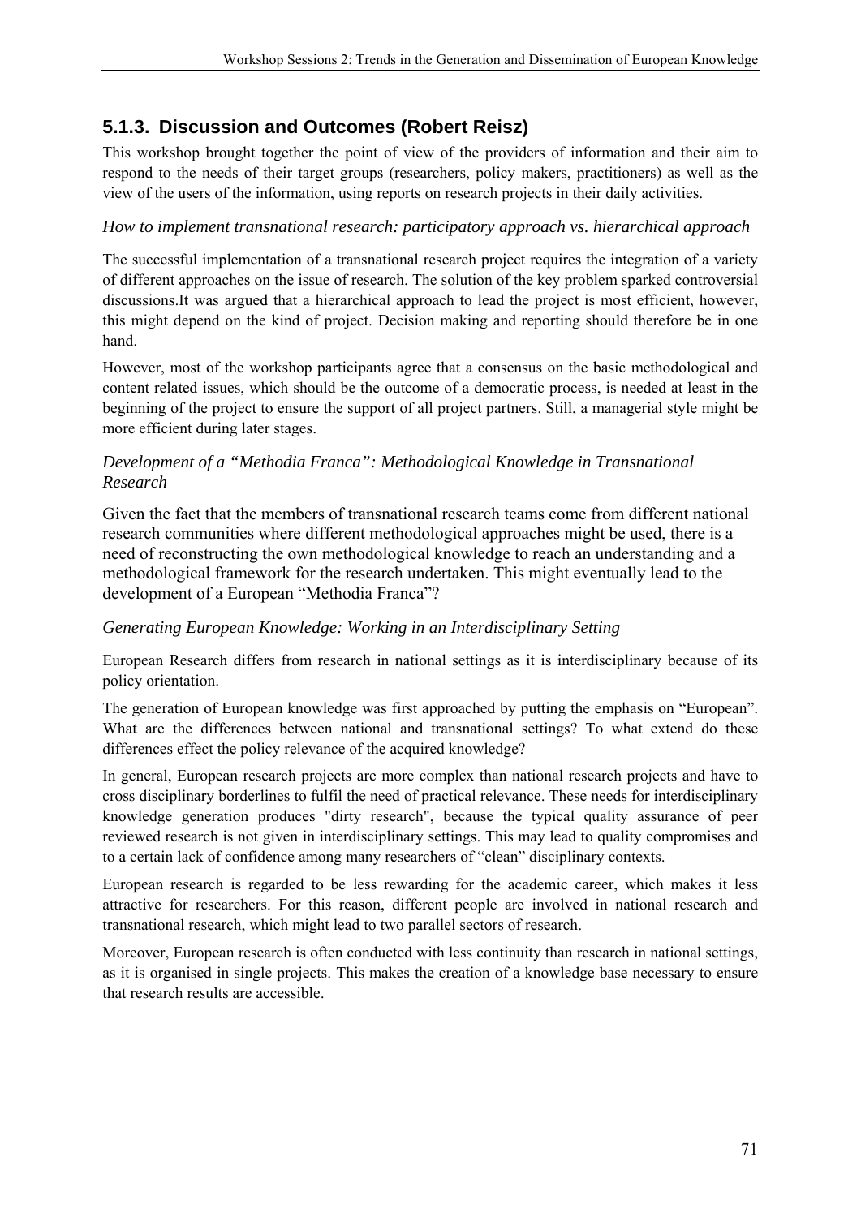### 5.1.3. Discussion and Outcomes (Robert Reisz)

This workshop brought together the point of view of the providers of information and their aim to respond to the needs of their target groups (researchers, policy makers, practitioners) as well as the view of the users of the information, using reports on research projects in their daily activities.

*How to implement transnational research: participatory approach vs. hierarchical approach*

The successful implementation of a transnational research project requires the integration of a variety of different approaches on the issue of research. The solution of the key problem sparked controversial discussions.It was argued that a hierarchical approach to lead the project is most efficient, however, this might depend on the kind of project. Decision making and reporting should therefore be in one hand.

However, most of the workshop participants agree that a consensus on the basic methodological and content related issues, which should be the outcome of a democratic process, is needed at least in the beginning of the project to ensure the support of all project partners. Still, a managerial style might be more efficient during later stages.

*Development of a "Methodia Franca": Methodological Knowledge in Transnational Research*

Given the fact that the members of transnational research teams come from different national research communities where different methodological approaches might be used, there is a need of reconstructing the own methodological knowledge to reach an understanding and a methodological framework for the research undertaken. This might eventually lead to the development of a European "Methodia Franca"?

*Generating European Knowledge: Working in an Interdisciplinary Setting*

European Research differs from research in national settings as it is interdisciplinary because of its policy orientation.

The generation of European knowledge was first approached by putting the emphasis on "European". What are the differences between national and transnational settings? To what extend do these differences effect the policy relevance of the acquired knowledge?

In general, European research projects are more complex than national research projects and have to cross disciplinary borderlines to fulfil the need of practical relevance. These needs for interdisciplinary knowledge generation produces "dirty research", because the typical quality assurance of peer reviewed research is not given in interdisciplinary settings. This may lead to quality compromises and to a certain lack of confidence among many researchers of "clean" disciplinary contexts.

European research is regarded to be less rewarding for the academic career, which makes it less attractive for researchers. For this reason, different people are involved in national research and transnational research, which might lead to two parallel sectors of research.

Moreover, European research is often conducted with less continuity than research in national settings, as it is organised in single projects. This makes the creation of a knowledge base necessary to ensure that research results are accessible.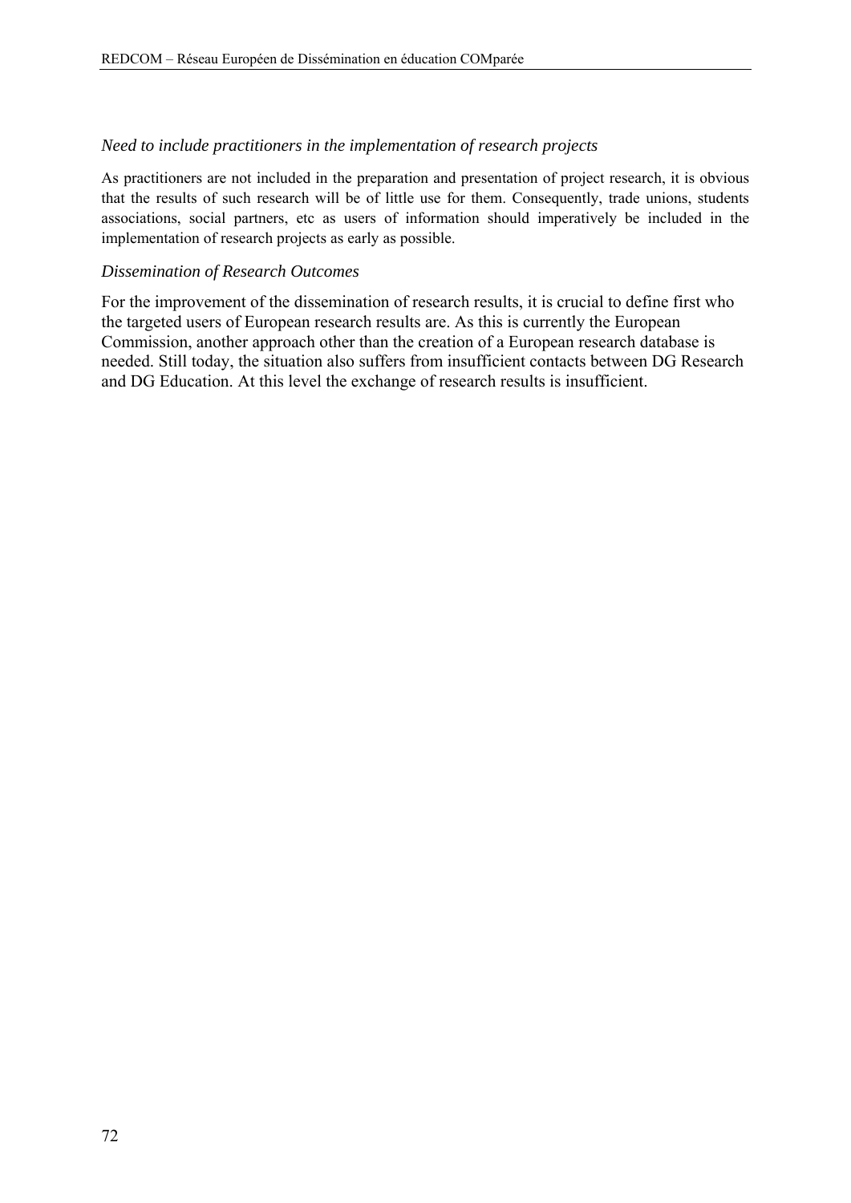*Need to include practitioners in the implementation of research projects*

As practitioners are not included in the preparation and presentation of project research, it is obvious that the results of such research will be of little use for them. Consequently, trade unions, students associations, social partners, etc as users of information should imperatively be included in the implementation of research projects as early as possible.

*Dissemination of Research Outcomes*

For the improvement of the dissemination of research results, it is crucial to define first who the targeted users of European research results are. As this is currently the European Commission, another approach other than the creation of a European research database is needed. Still today, the situation also suffers from insufficient contacts between DG Research and DG Education. At this level the exchange of research results is insufficient.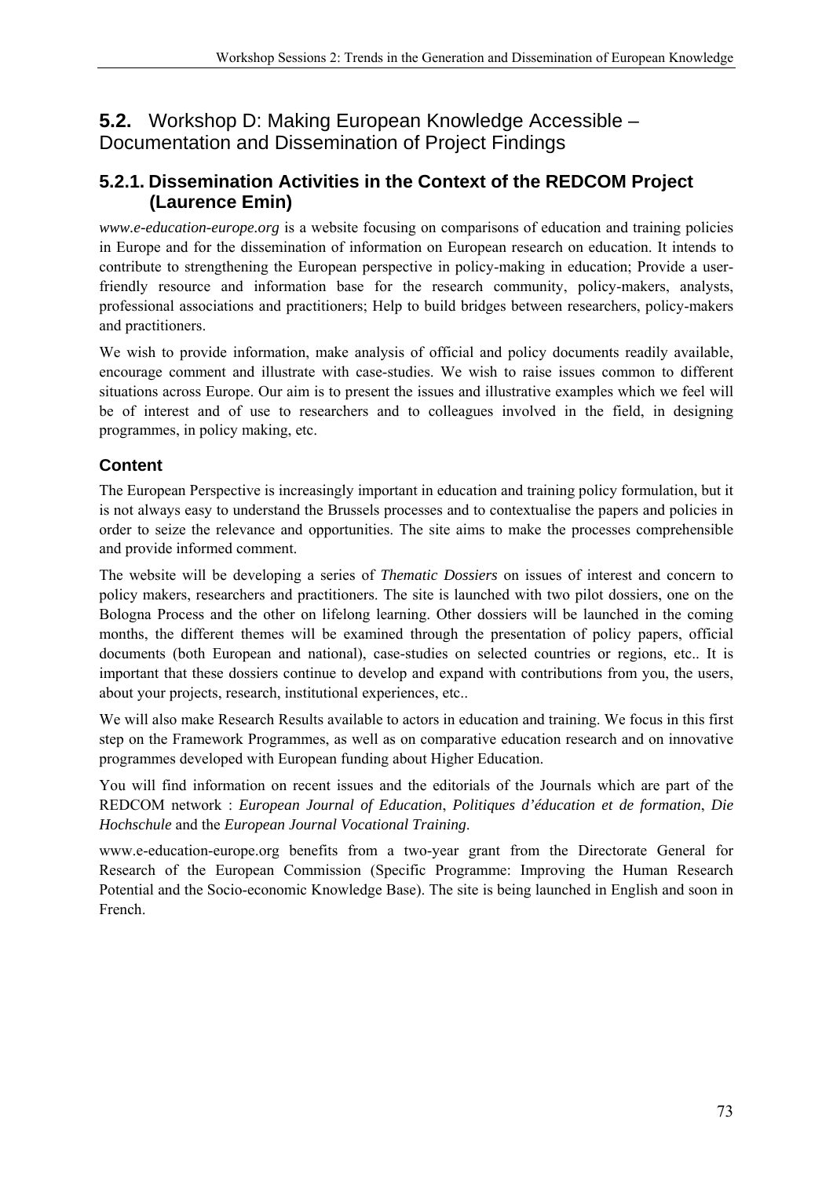## 5.2. Workshop D: Making European Knowledge Accessible – Documentation and Dissemination of Project Findings

### 5.2.1. Dissemination Activities in the Context of the REDCOM Project (Laurence Emin)

*www.e-education-europe.org* is a website focusing on comparisons of education and training policies in Europe and for the dissemination of information on European research on education. It intends to contribute to strengthening the European perspective in policy-making in education; Provide a user-friendly resource and information base for the research community, policy-makers, analysts, professional associations and practitioners; Help to build bridges between researchers, policy-makers and practitioners.

We wish to provide information, make analysis of official and policy documents readily available, encourage comment and illustrate with case-studies. We wish to raise issues common to different situations across Europe. Our aim is to present the issues and illustrative examples which we feel will be of interest and of use to researchers and to colleagues involved in the field, in designing programmes, in policy making, etc.

#### Content

The European Perspective is increasingly important in education and training policy formulation, but it is not always easy to understand the Brussels processes and to contextualise the papers and policies in order to seize the relevance and opportunities. The site aims to make the processes comprehensible and provide informed comment.

The website will be developing a series of *Thematic Dossiers* on issues of interest and concern to policy makers, researchers and practitioners. The site is launched with two pilot dossiers, one on the Bologna Process and the other on lifelong learning. Other dossiers will be launched in the coming months, the different themes will be examined through the presentation of policy papers, official documents (both European and national), case-studies on selected countries or regions, etc.. It is important that these dossiers continue to develop and expand with contributions from you, the users, about your projects, research, institutional experiences, etc..

We will also make Research Results available to actors in education and training. We focus in this first step on the Framework Programmes, as well as on comparative education research and on innovative programmes developed with European funding about Higher Education.

You will find information on recent issues and the editorials of the Journals which are part of the REDCOM network : *European Journal of Education*, *Politiques d'éducation et de formation*, *Die Hochschule* and the *European Journal Vocational Training*.

www.e-education-europe.org benefits from a two-year grant from the Directorate General for Research of the European Commission (Specific Programme: Improving the Human Research Potential and the Socio-economic Knowledge Base). The site is being launched in English and soon in French.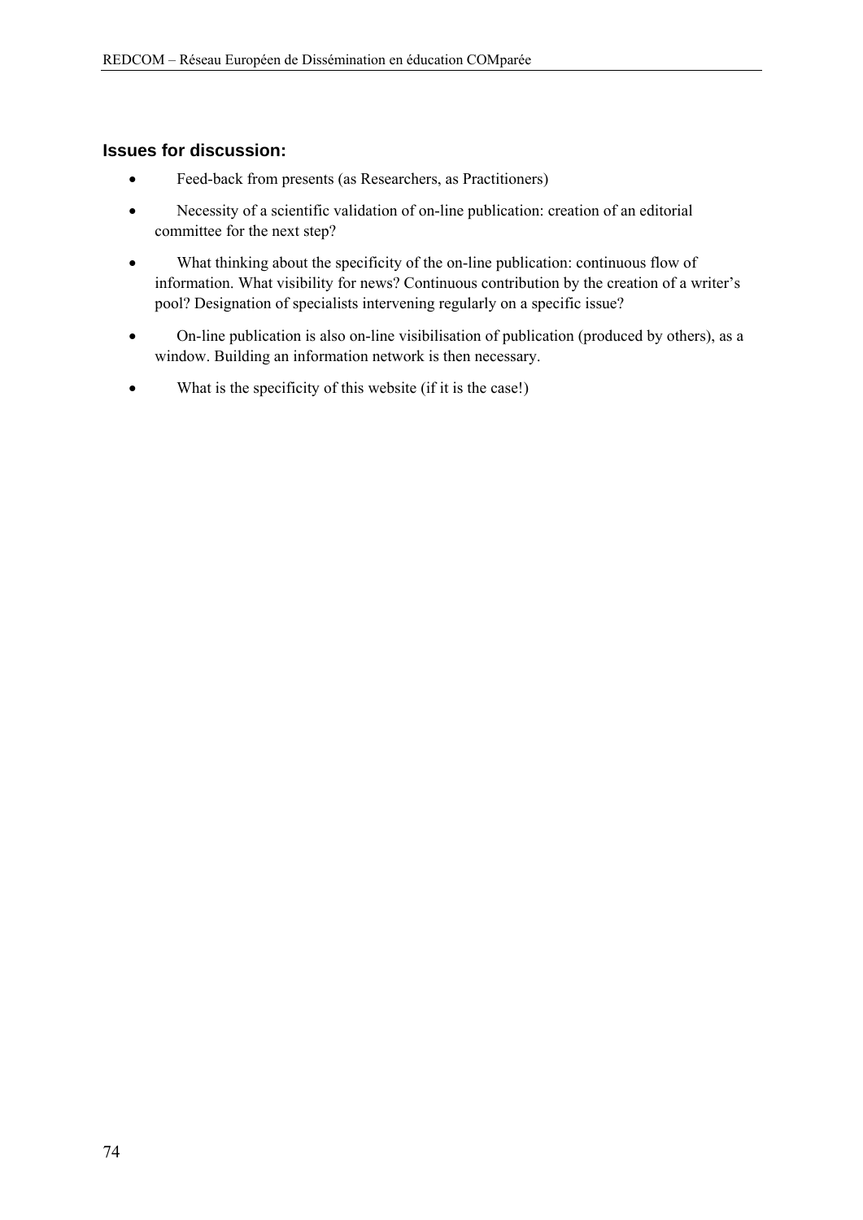### Issues for discussion:

- Feed-back from presents (as Researchers, as Practitioners)
- Necessity of a scientific validation of on-line publication: creation of an editorial committee for the next step?
- What thinking about the specificity of the on-line publication: continuous flow of information. What visibility for news? Continuous contribution by the creation of a writer's pool? Designation of specialists intervening regularly on a specific issue?
- On-line publication is also on-line visibilisation of publication (produced by others), as a window. Building an information network is then necessary.
- What is the specificity of this website (if it is the case!)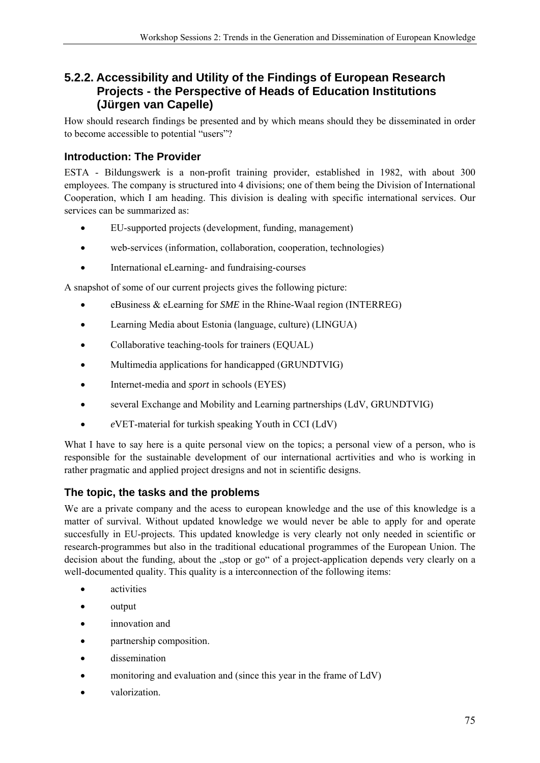### 5.2.2. Accessibility and Utility of the Findings of European Research Projects - the Perspective of Heads of Education Institutions (Jürgen van Capelle)

How should research findings be presented and by which means should they be disseminated in order to become accessible to potential "users"?

#### Introduction: The Provider

ESTA - Bildungswerk is a non-profit training provider, established in 1982, with about 300 employees. The company is structured into 4 divisions; one of them being the Division of International Cooperation, which I am heading. This division is dealing with specific international services. Our services can be summarized as:

- EU-supported projects (development, funding, management)
- web-services (information, collaboration, cooperation, technologies)
- International eLearning- and fundraising-courses

A snapshot of some of our current projects gives the following picture:

- eBusiness & eLearning for *SME* in the Rhine-Waal region (INTERREG)
- Learning Media about Estonia (language, culture) (LINGUA)
- Collaborative teaching-tools for trainers (EQUAL)
- Multimedia applications for handicapped (GRUNDTVIG)
- Internet-media and *sport* in schools (EYES)
- several Exchange and Mobility and Learning partnerships (LdV, GRUNDTVIG)
- *e*VET-material for turkish speaking Youth in CCI (LdV)

What I have to say here is a quite personal view on the topics; a personal view of a person, who is responsible for the sustainable development of our international acrtivities and who is working in rather pragmatic and applied project dresigns and not in scientific designs.

#### The topic, the tasks and the problems

We are a private company and the acess to european knowledge and the use of this knowledge is a matter of survival. Without updated knowledge we would never be able to apply for and operate succesfully in EU-projects. This updated knowledge is very clearly not only needed in scientific or research-programmes but also in the traditional educational programmes of the European Union. The decision about the funding, about the „stop or go" of a project-application depends very clearly on a well-documented quality. This quality is a interconnection of the following items:

- activities
- output
- innovation and
- partnership composition.
- dissemination
- monitoring and evaluation and (since this year in the frame of LdV)
- valorization.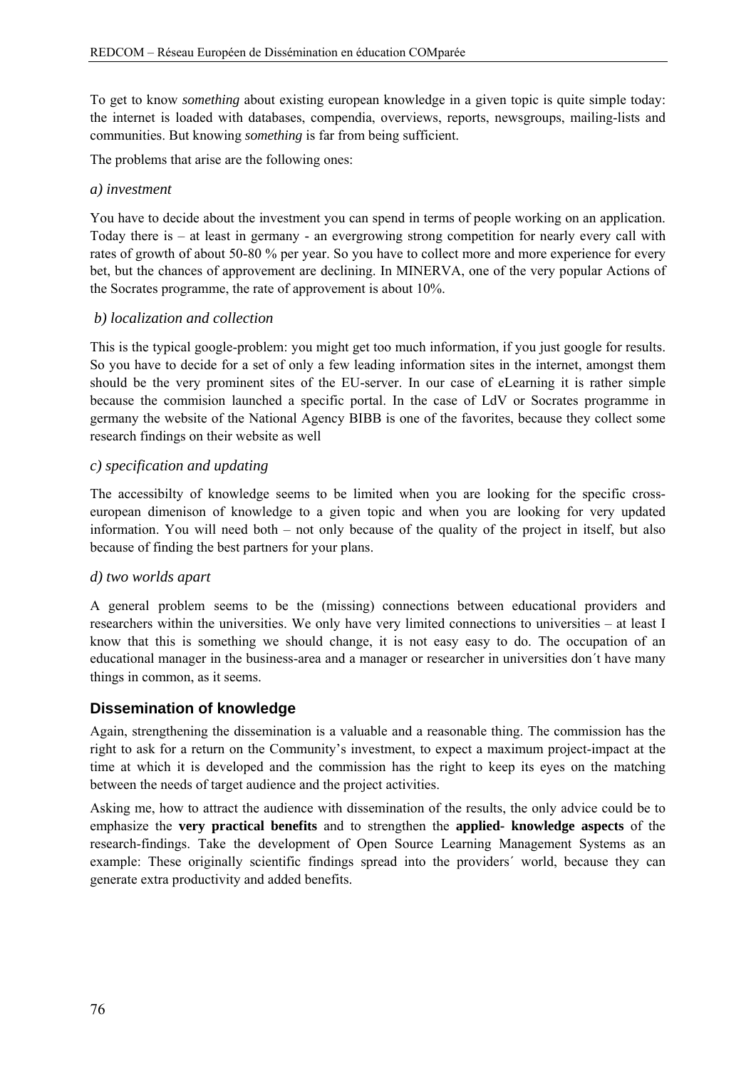To get to know *something* about existing european knowledge in a given topic is quite simple today: the internet is loaded with databases, compendia, overviews, reports, newsgroups, mailing-lists and communities. But knowing *something* is far from being sufficient.

The problems that arise are the following ones:

*a) investment*

You have to decide about the investment you can spend in terms of people working on an application. Today there is – at least in germany - an evergrowing strong competition for nearly every call with rates of growth of about 50-80 % per year. So you have to collect more and more experience for every bet, but the chances of approvement are declining. In MINERVA, one of the very popular Actions of the Socrates programme, the rate of approvement is about 10%.

*b) localization and collection*

This is the typical google-problem: you might get too much information, if you just google for results. So you have to decide for a set of only a few leading information sites in the internet, amongst them should be the very prominent sites of the EU-server. In our case of eLearning it is rather simple because the commision launched a specific portal. In the case of LdV or Socrates programme in germany the website of the National Agency BIBB is one of the favorites, because they collect some research findings on their website as well

*c) specification and updating*

The accessibilty of knowledge seems to be limited when you are looking for the specific cross-european dimenison of knowledge to a given topic and when you are looking for very updated information. You will need both – not only because of the quality of the project in itself, but also because of finding the best partners for your plans.

*d) two worlds apart*

A general problem seems to be the (missing) connections between educational providers and researchers within the universities. We only have very limited connections to universities – at least I know that this is something we should change, it is not easy easy to do. The occupation of an educational manager in the business-area and a manager or researcher in universities don´t have many things in common, as it seems.

## Dissemination of knowledge

Again, strengthening the dissemination is a valuable and a reasonable thing. The commission has the right to ask for a return on the Community's investment, to expect a maximum project-impact at the time at which it is developed and the commission has the right to keep its eyes on the matching between the needs of target audience and the project activities.

Asking me, how to attract the audience with dissemination of the results, the only advice could be to emphasize the **very practical benefits** and to strengthen the **applied- knowledge aspects** of the research-findings. Take the development of Open Source Learning Management Systems as an example: These originally scientific findings spread into the providers´ world, because they can generate extra productivity and added benefits.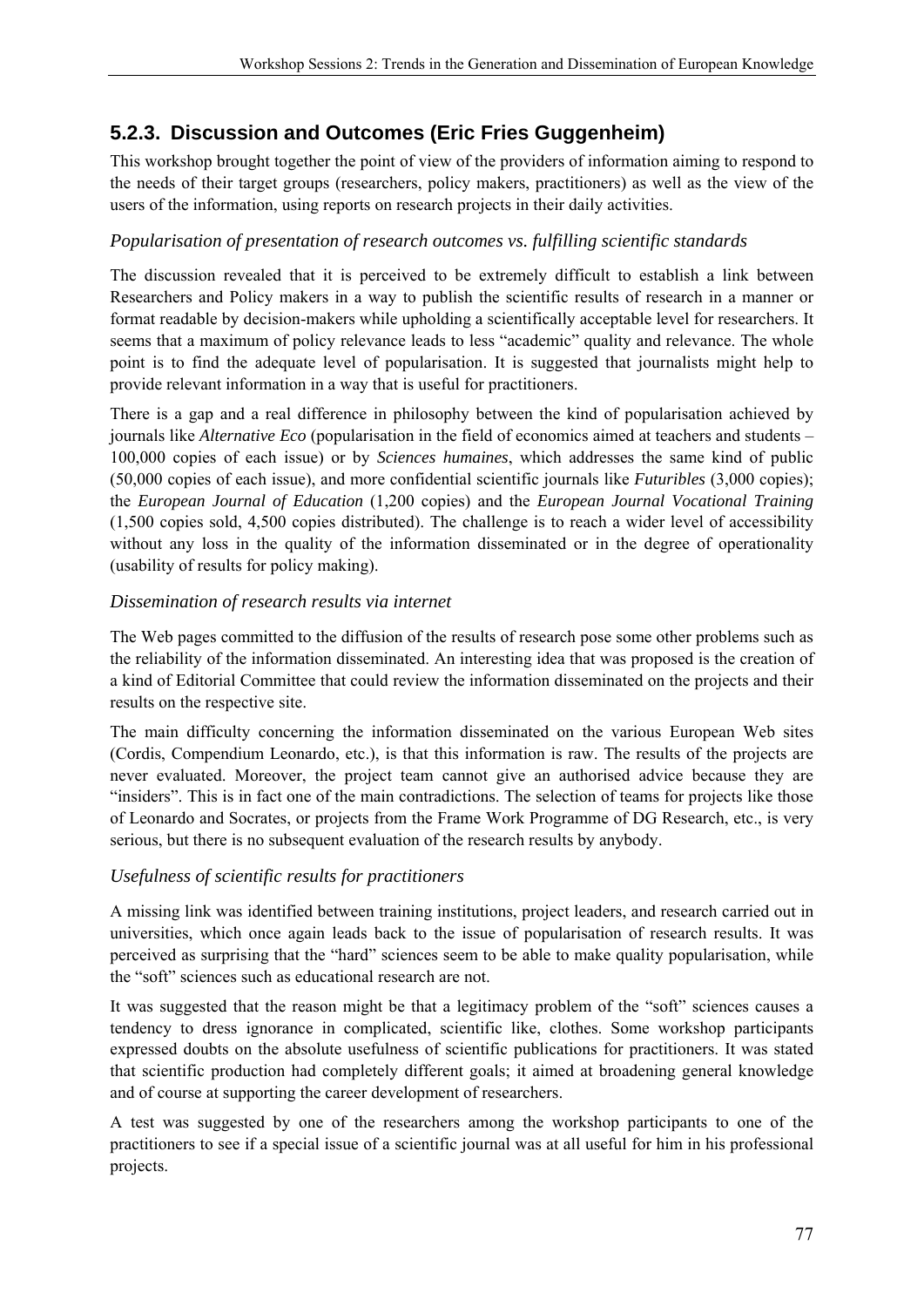## 5.2.3. Discussion and Outcomes (Eric Fries Guggenheim)

This workshop brought together the point of view of the providers of information aiming to respond to the needs of their target groups (researchers, policy makers, practitioners) as well as the view of the users of the information, using reports on research projects in their daily activities.

### *Popularisation of presentation of research outcomes vs. fulfilling scientific standards*

The discussion revealed that it is perceived to be extremely difficult to establish a link between Researchers and Policy makers in a way to publish the scientific results of research in a manner or format readable by decision-makers while upholding a scientifically acceptable level for researchers. It seems that a maximum of policy relevance leads to less "academic" quality and relevance. The whole point is to find the adequate level of popularisation. It is suggested that journalists might help to provide relevant information in a way that is useful for practitioners.

There is a gap and a real difference in philosophy between the kind of popularisation achieved by journals like *Alternative Eco* (popularisation in the field of economics aimed at teachers and students – 100,000 copies of each issue) or by *Sciences humaines*, which addresses the same kind of public (50,000 copies of each issue), and more confidential scientific journals like *Futuribles* (3,000 copies); the *European Journal of Education* (1,200 copies) and the *European Journal Vocational Training* (1,500 copies sold, 4,500 copies distributed). The challenge is to reach a wider level of accessibility without any loss in the quality of the information disseminated or in the degree of operationality (usability of results for policy making).

### *Dissemination of research results via internet*

The Web pages committed to the diffusion of the results of research pose some other problems such as the reliability of the information disseminated. An interesting idea that was proposed is the creation of a kind of Editorial Committee that could review the information disseminated on the projects and their results on the respective site.

The main difficulty concerning the information disseminated on the various European Web sites (Cordis, Compendium Leonardo, etc.), is that this information is raw. The results of the projects are never evaluated. Moreover, the project team cannot give an authorised advice because they are "insiders". This is in fact one of the main contradictions. The selection of teams for projects like those of Leonardo and Socrates, or projects from the Frame Work Programme of DG Research, etc., is very serious, but there is no subsequent evaluation of the research results by anybody.

### *Usefulness of scientific results for practitioners*

A missing link was identified between training institutions, project leaders, and research carried out in universities, which once again leads back to the issue of popularisation of research results. It was perceived as surprising that the "hard" sciences seem to be able to make quality popularisation, while the "soft" sciences such as educational research are not.

It was suggested that the reason might be that a legitimacy problem of the "soft" sciences causes a tendency to dress ignorance in complicated, scientific like, clothes. Some workshop participants expressed doubts on the absolute usefulness of scientific publications for practitioners. It was stated that scientific production had completely different goals; it aimed at broadening general knowledge and of course at supporting the career development of researchers.

A test was suggested by one of the researchers among the workshop participants to one of the practitioners to see if a special issue of a scientific journal was at all useful for him in his professional projects.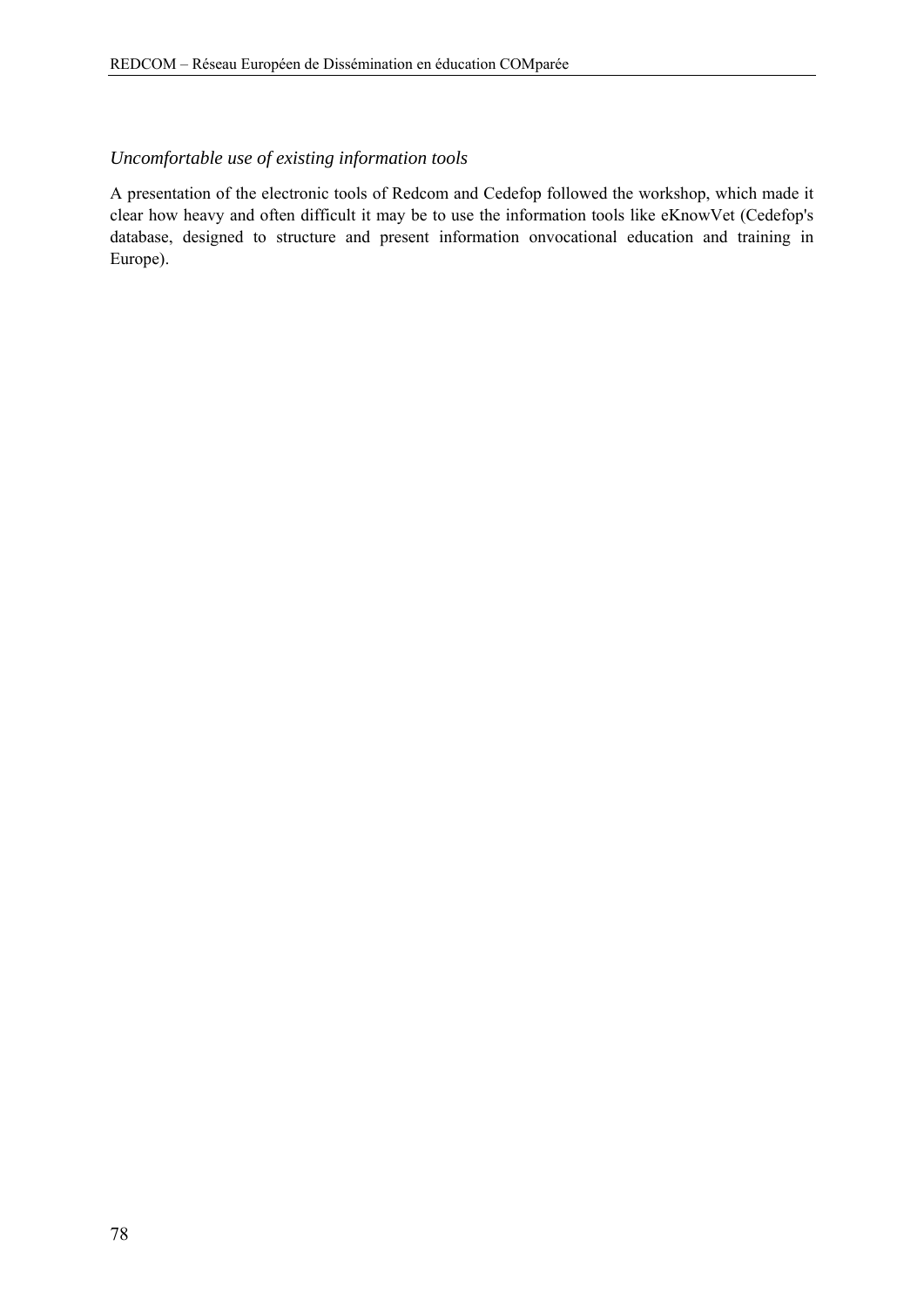*Uncomfortable use of existing information tools*

A presentation of the electronic tools of Redcom and Cedefop followed the workshop, which made it clear how heavy and often difficult it may be to use the information tools like eKnowVet (Cedefop's database, designed to structure and present information onvocational education and training in Europe).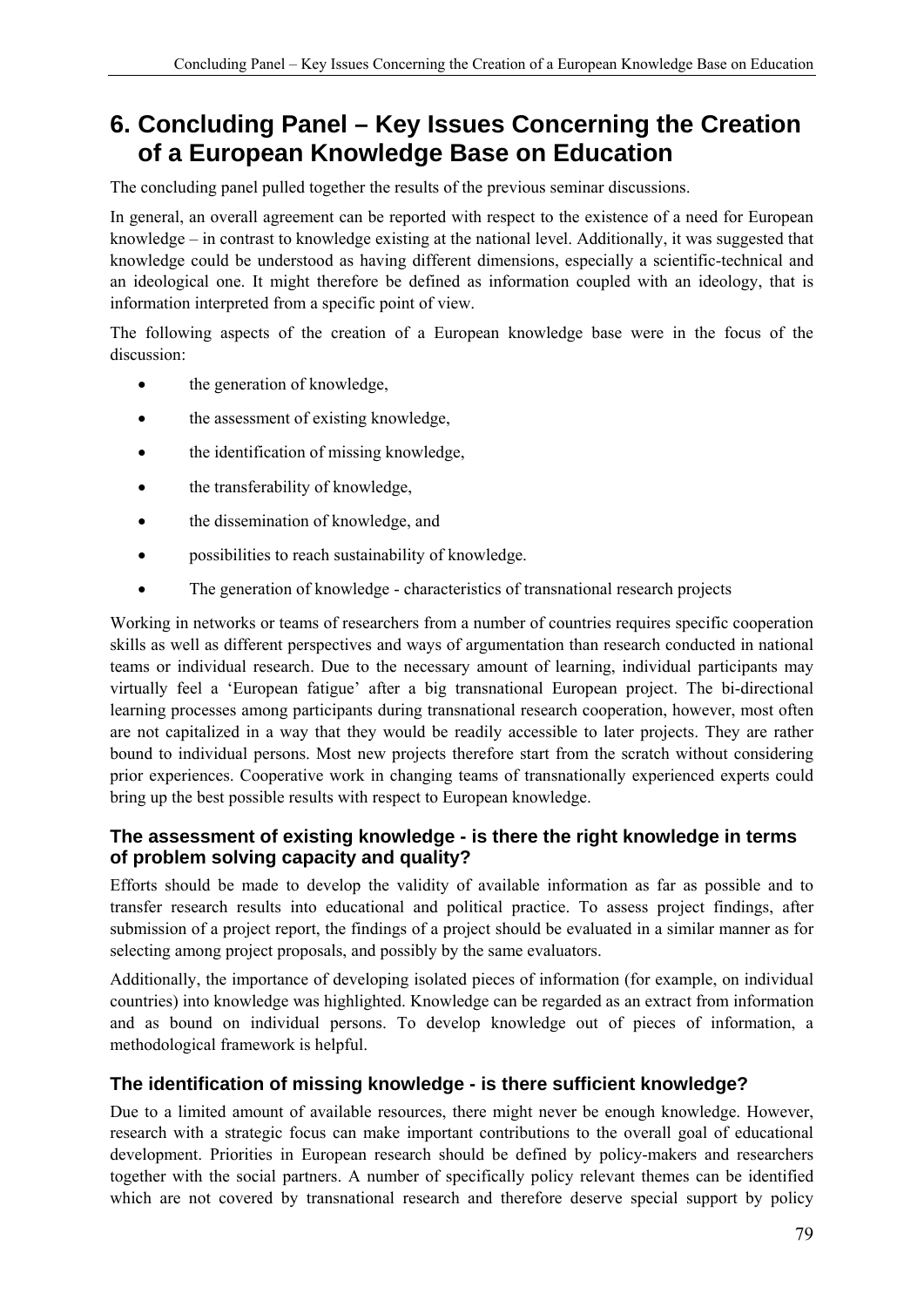# 6. Concluding Panel – Key Issues Concerning the Creation of a European Knowledge Base on Education

The concluding panel pulled together the results of the previous seminar discussions.

In general, an overall agreement can be reported with respect to the existence of a need for European knowledge – in contrast to knowledge existing at the national level. Additionally, it was suggested that knowledge could be understood as having different dimensions, especially a scientific-technical and an ideological one. It might therefore be defined as information coupled with an ideology, that is information interpreted from a specific point of view.

The following aspects of the creation of a European knowledge base were in the focus of the discussion:

- the generation of knowledge,
- the assessment of existing knowledge,
- the identification of missing knowledge,
- the transferability of knowledge,
- the dissemination of knowledge, and
- possibilities to reach sustainability of knowledge.
- The generation of knowledge - characteristics of transnational research projects

Working in networks or teams of researchers from a number of countries requires specific cooperation skills as well as different perspectives and ways of argumentation than research conducted in national teams or individual research. Due to the necessary amount of learning, individual participants may virtually feel a 'European fatigue' after a big transnational European project. The bi-directional learning processes among participants during transnational research cooperation, however, most often are not capitalized in a way that they would be readily accessible to later projects. They are rather bound to individual persons. Most new projects therefore start from the scratch without considering prior experiences. Cooperative work in changing teams of transnationally experienced experts could bring up the best possible results with respect to European knowledge.

### The assessment of existing knowledge - is there the right knowledge in terms of problem solving capacity and quality?

Efforts should be made to develop the validity of available information as far as possible and to transfer research results into educational and political practice. To assess project findings, after submission of a project report, the findings of a project should be evaluated in a similar manner as for selecting among project proposals, and possibly by the same evaluators.

Additionally, the importance of developing isolated pieces of information (for example, on individual countries) into knowledge was highlighted. Knowledge can be regarded as an extract from information and as bound on individual persons. To develop knowledge out of pieces of information, a methodological framework is helpful.

### The identification of missing knowledge - is there sufficient knowledge?

Due to a limited amount of available resources, there might never be enough knowledge. However, research with a strategic focus can make important contributions to the overall goal of educational development. Priorities in European research should be defined by policy-makers and researchers together with the social partners. A number of specifically policy relevant themes can be identified which are not covered by transnational research and therefore deserve special support by policy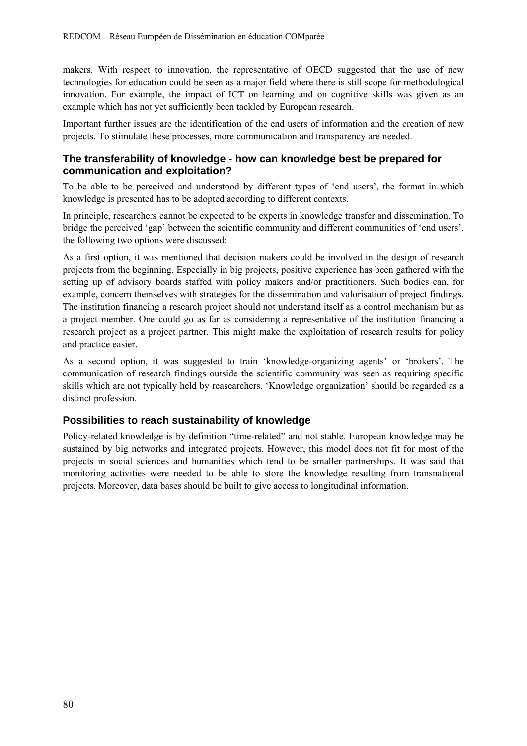makers. With respect to innovation, the representative of OECD suggested that the use of new technologies for education could be seen as a major field where there is still scope for methodological innovation. For example, the impact of ICT on learning and on cognitive skills was given as an example which has not yet sufficiently been tackled by European research.

Important further issues are the identification of the end users of information and the creation of new projects. To stimulate these processes, more communication and transparency are needed.

### The transferability of knowledge - how can knowledge best be prepared for communication and exploitation?

To be able to be perceived and understood by different types of 'end users', the format in which knowledge is presented has to be adopted according to different contexts.

In principle, researchers cannot be expected to be experts in knowledge transfer and dissemination. To bridge the perceived 'gap' between the scientific community and different communities of 'end users', the following two options were discussed:

As a first option, it was mentioned that decision makers could be involved in the design of research projects from the beginning. Especially in big projects, positive experience has been gathered with the setting up of advisory boards staffed with policy makers and/or practitioners. Such bodies can, for example, concern themselves with strategies for the dissemination and valorisation of project findings. The institution financing a research project should not understand itself as a control mechanism but as a project member. One could go as far as considering a representative of the institution financing a research project as a project partner. This might make the exploitation of research results for policy and practice easier.

As a second option, it was suggested to train 'knowledge-organizing agents' or 'brokers'. The communication of research findings outside the scientific community was seen as requiring specific skills which are not typically held by reasearchers. 'Knowledge organization' should be regarded as a distinct profession.

### Possibilities to reach sustainability of knowledge

Policy-related knowledge is by definition "time-related" and not stable. European knowledge may be sustained by big networks and integrated projects. However, this model does not fit for most of the projects in social sciences and humanities which tend to be smaller partnerships. It was said that monitoring activities were needed to be able to store the knowledge resulting from transnational projects. Moreover, data bases should be built to give access to longitudinal information.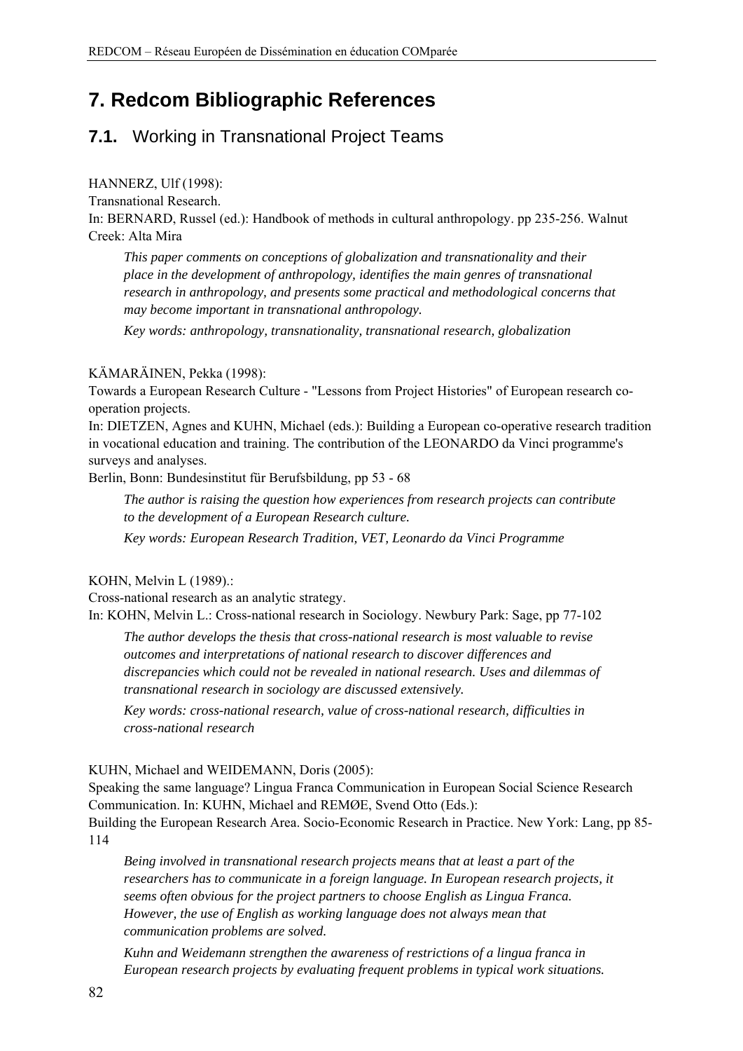# 7. Redcom Bibliographic References

## 7.1. Working in Transnational Project Teams

HANNERZ, Ulf (1998):
Transnational Research.
In: BERNARD, Russel (ed.): Handbook of methods in cultural anthropology. pp 235-256. Walnut Creek: Alta Mira

*This paper comments on conceptions of globalization and transnationality and their place in the development of anthropology, identifies the main genres of transnational research in anthropology, and presents some practical and methodological concerns that may become important in transnational anthropology.*

*Key words: anthropology, transnationality, transnational research, globalization*

KÄMARÄINEN, Pekka (1998):
Towards a European Research Culture - "Lessons from Project Histories" of European research co-operation projects.
In: DIETZEN, Agnes and KUHN, Michael (eds.): Building a European co-operative research tradition in vocational education and training. The contribution of the LEONARDO da Vinci programme's surveys and analyses.
Berlin, Bonn: Bundesinstitut für Berufsbildung, pp 53 - 68

*The author is raising the question how experiences from research projects can contribute to the development of a European Research culture.*

*Key words: European Research Tradition, VET, Leonardo da Vinci Programme*

KOHN, Melvin L (1989).:
Cross-national research as an analytic strategy.
In: KOHN, Melvin L.: Cross-national research in Sociology. Newbury Park: Sage, pp 77-102

*The author develops the thesis that cross-national research is most valuable to revise outcomes and interpretations of national research to discover differences and discrepancies which could not be revealed in national research. Uses and dilemmas of transnational research in sociology are discussed extensively.*

*Key words: cross-national research, value of cross-national research, difficulties in cross-national research*

KUHN, Michael and WEIDEMANN, Doris (2005):
Speaking the same language? Lingua Franca Communication in European Social Science Research Communication. In: KUHN, Michael and REMØE, Svend Otto (Eds.):
Building the European Research Area. Socio-Economic Research in Practice. New York: Lang, pp 85-114

*Being involved in transnational research projects means that at least a part of the researchers has to communicate in a foreign language. In European research projects, it seems often obvious for the project partners to choose English as Lingua Franca. However, the use of English as working language does not always mean that communication problems are solved.*

*Kuhn and Weidemann strengthen the awareness of restrictions of a lingua franca in European research projects by evaluating frequent problems in typical work situations.*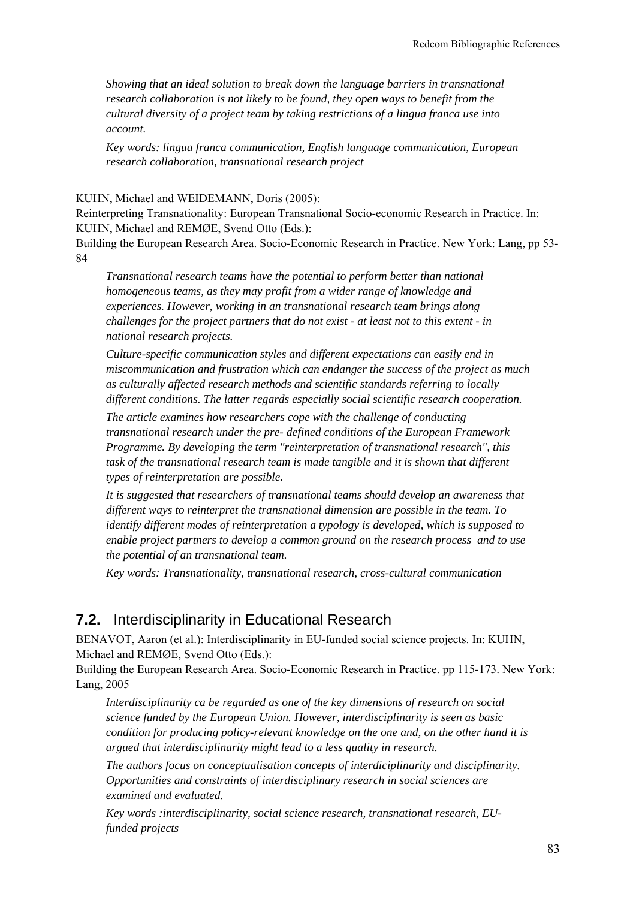*Showing that an ideal solution to break down the language barriers in transnational research collaboration is not likely to be found, they open ways to benefit from the cultural diversity of a project team by taking restrictions of a lingua franca use into account.*

*Key words: lingua franca communication, English language communication, European research collaboration, transnational research project*

KUHN, Michael and WEIDEMANN, Doris (2005):
Reinterpreting Transnationality: European Transnational Socio-economic Research in Practice. In: KUHN, Michael and REMØE, Svend Otto (Eds.):
Building the European Research Area. Socio-Economic Research in Practice. New York: Lang, pp 53-84

*Transnational research teams have the potential to perform better than national homogeneous teams, as they may profit from a wider range of knowledge and experiences. However, working in an transnational research team brings along challenges for the project partners that do not exist - at least not to this extent - in national research projects.*

*Culture-specific communication styles and different expectations can easily end in miscommunication and frustration which can endanger the success of the project as much as culturally affected research methods and scientific standards referring to locally different conditions. The latter regards especially social scientific research cooperation.*

*The article examines how researchers cope with the challenge of conducting transnational research under the pre- defined conditions of the European Framework Programme. By developing the term "reinterpretation of transnational research", this task of the transnational research team is made tangible and it is shown that different types of reinterpretation are possible.*

*It is suggested that researchers of transnational teams should develop an awareness that different ways to reinterpret the transnational dimension are possible in the team. To identify different modes of reinterpretation a typology is developed, which is supposed to enable project partners to develop a common ground on the research process and to use the potential of an transnational team.*

*Key words: Transnationality, transnational research, cross-cultural communication*

## **7.2.** Interdisciplinarity in Educational Research

BENAVOT, Aaron (et al.): Interdisciplinarity in EU-funded social science projects. In: KUHN, Michael and REMØE, Svend Otto (Eds.):
Building the European Research Area. Socio-Economic Research in Practice. pp 115-173. New York: Lang, 2005

*Interdisciplinarity ca be regarded as one of the key dimensions of research on social science funded by the European Union. However, interdisciplinarity is seen as basic condition for producing policy-relevant knowledge on the one and, on the other hand it is argued that interdisciplinarity might lead to a less quality in research.*

*The authors focus on conceptualisation concepts of interdiciplinarity and disciplinarity. Opportunities and constraints of interdisciplinary research in social sciences are examined and evaluated.*

*Key words :interdisciplinarity, social science research, transnational research, EU-funded projects*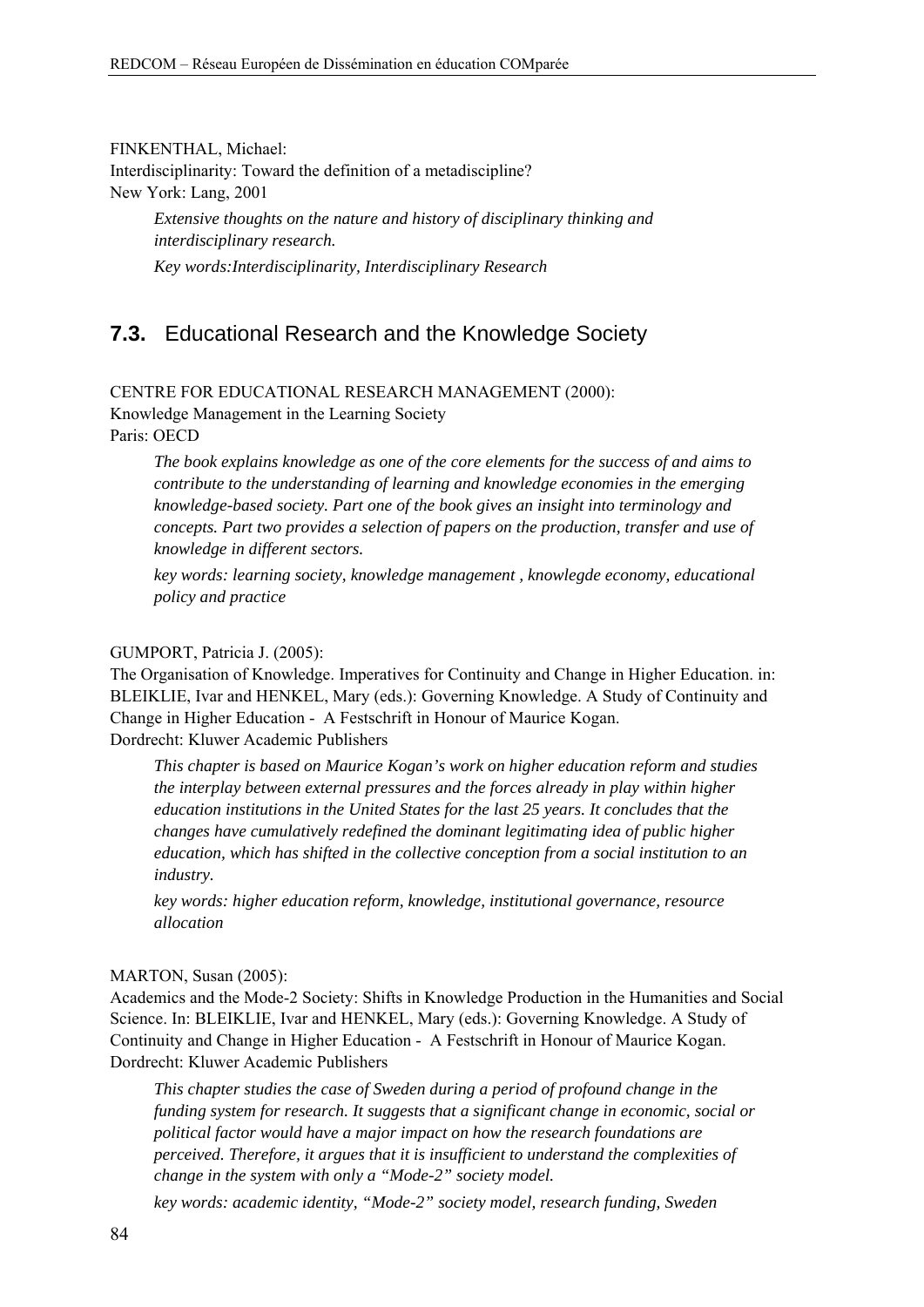FINKENTHAL, Michael:
Interdisciplinarity: Toward the definition of a metadiscipline?
New York: Lang, 2001

> *Extensive thoughts on the nature and history of disciplinary thinking and interdisciplinary research.*
>
> *Key words:Interdisciplinarity, Interdisciplinary Research*

## **7.3.** Educational Research and the Knowledge Society

CENTRE FOR EDUCATIONAL RESEARCH MANAGEMENT (2000):
Knowledge Management in the Learning Society
Paris: OECD

> *The book explains knowledge as one of the core elements for the success of and aims to contribute to the understanding of learning and knowledge economies in the emerging knowledge-based society. Part one of the book gives an insight into terminology and concepts. Part two provides a selection of papers on the production, transfer and use of knowledge in different sectors.*
>
> *key words: learning society, knowledge management , knowlegde economy, educational policy and practice*

GUMPORT, Patricia J. (2005):
The Organisation of Knowledge. Imperatives for Continuity and Change in Higher Education. in: BLEIKLIE, Ivar and HENKEL, Mary (eds.): Governing Knowledge. A Study of Continuity and Change in Higher Education - A Festschrift in Honour of Maurice Kogan.
Dordrecht: Kluwer Academic Publishers

> *This chapter is based on Maurice Kogan's work on higher education reform and studies the interplay between external pressures and the forces already in play within higher education institutions in the United States for the last 25 years. It concludes that the changes have cumulatively redefined the dominant legitimating idea of public higher education, which has shifted in the collective conception from a social institution to an industry.*
>
> *key words: higher education reform, knowledge, institutional governance, resource allocation*

MARTON, Susan (2005):
Academics and the Mode-2 Society: Shifts in Knowledge Production in the Humanities and Social Science. In: BLEIKLIE, Ivar and HENKEL, Mary (eds.): Governing Knowledge. A Study of Continuity and Change in Higher Education - A Festschrift in Honour of Maurice Kogan.
Dordrecht: Kluwer Academic Publishers

> *This chapter studies the case of Sweden during a period of profound change in the funding system for research. It suggests that a significant change in economic, social or political factor would have a major impact on how the research foundations are perceived. Therefore, it argues that it is insufficient to understand the complexities of change in the system with only a "Mode-2" society model.*
>
> *key words: academic identity, "Mode-2" society model, research funding, Sweden*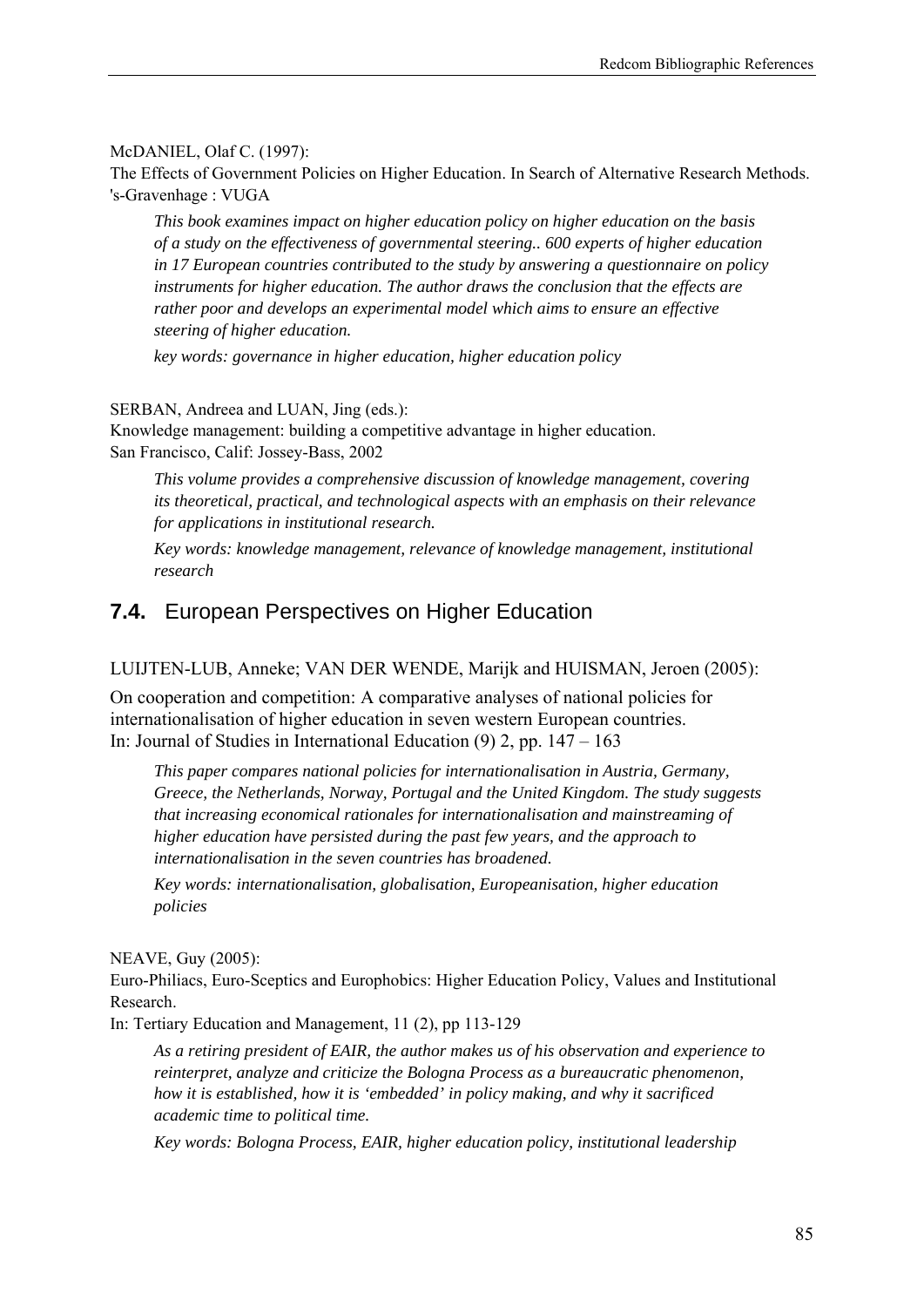McDANIEL, Olaf C. (1997):
The Effects of Government Policies on Higher Education. In Search of Alternative Research Methods. 's-Gravenhage : VUGA

> *This book examines impact on higher education policy on higher education on the basis of a study on the effectiveness of governmental steering.. 600 experts of higher education in 17 European countries contributed to the study by answering a questionnaire on policy instruments for higher education. The author draws the conclusion that the effects are rather poor and develops an experimental model which aims to ensure an effective steering of higher education.*
>
> *key words: governance in higher education, higher education policy*

SERBAN, Andreea and LUAN, Jing (eds.):
Knowledge management: building a competitive advantage in higher education.
San Francisco, Calif: Jossey-Bass, 2002

> *This volume provides a comprehensive discussion of knowledge management, covering its theoretical, practical, and technological aspects with an emphasis on their relevance for applications in institutional research.*
>
> *Key words: knowledge management, relevance of knowledge management, institutional research*

## **7.4.** European Perspectives on Higher Education

LUIJTEN-LUB, Anneke; VAN DER WENDE, Marijk and HUISMAN, Jeroen (2005):

On cooperation and competition: A comparative analyses of national policies for internationalisation of higher education in seven western European countries.
In: Journal of Studies in International Education (9) 2, pp. 147 – 163

> *This paper compares national policies for internationalisation in Austria, Germany, Greece, the Netherlands, Norway, Portugal and the United Kingdom. The study suggests that increasing economical rationales for internationalisation and mainstreaming of higher education have persisted during the past few years, and the approach to internationalisation in the seven countries has broadened.*
>
> *Key words: internationalisation, globalisation, Europeanisation, higher education policies*

NEAVE, Guy (2005):
Euro-Philiacs, Euro-Sceptics and Europhobics: Higher Education Policy, Values and Institutional Research.
In: Tertiary Education and Management, 11 (2), pp 113-129

> *As a retiring president of EAIR, the author makes us of his observation and experience to reinterpret, analyze and criticize the Bologna Process as a bureaucratic phenomenon, how it is established, how it is 'embedded' in policy making, and why it sacrificed academic time to political time.*
>
> *Key words: Bologna Process, EAIR, higher education policy, institutional leadership*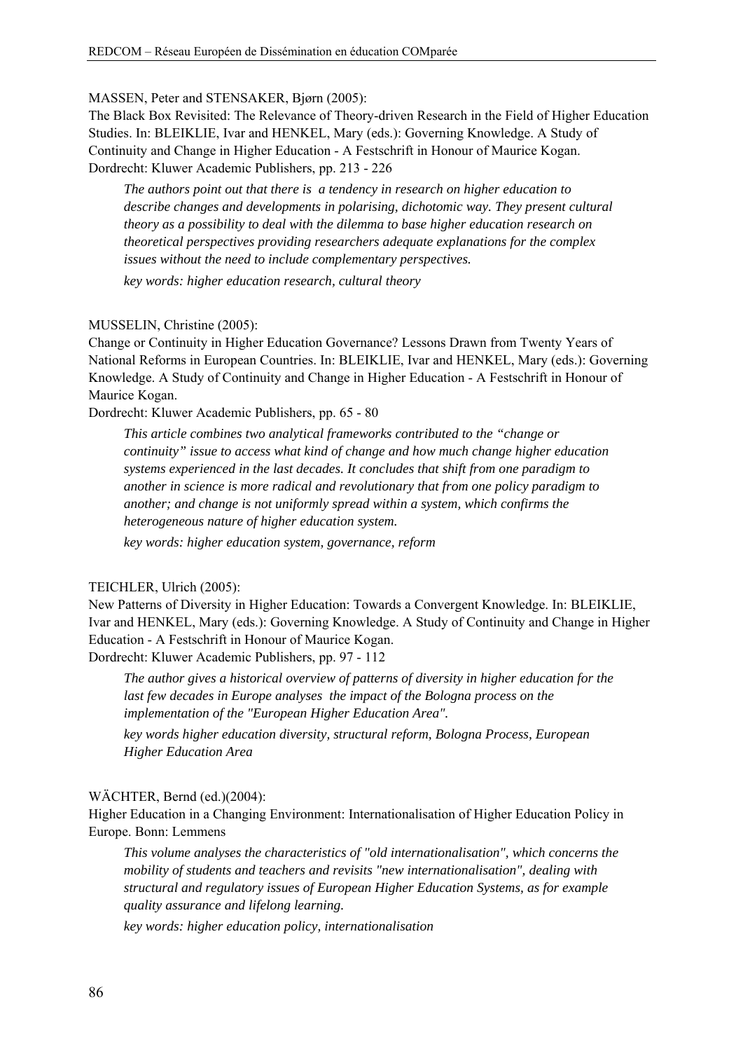MASSEN, Peter and STENSAKER, Bjørn (2005):
The Black Box Revisited: The Relevance of Theory-driven Research in the Field of Higher Education Studies. In: BLEIKLIE, Ivar and HENKEL, Mary (eds.): Governing Knowledge. A Study of Continuity and Change in Higher Education - A Festschrift in Honour of Maurice Kogan.
Dordrecht: Kluwer Academic Publishers, pp. 213 - 226

> *The authors point out that there is a tendency in research on higher education to describe changes and developments in polarising, dichotomic way. They present cultural theory as a possibility to deal with the dilemma to base higher education research on theoretical perspectives providing researchers adequate explanations for the complex issues without the need to include complementary perspectives.*
>
> *key words: higher education research, cultural theory*

MUSSELIN, Christine (2005):
Change or Continuity in Higher Education Governance? Lessons Drawn from Twenty Years of National Reforms in European Countries. In: BLEIKLIE, Ivar and HENKEL, Mary (eds.): Governing Knowledge. A Study of Continuity and Change in Higher Education - A Festschrift in Honour of Maurice Kogan.
Dordrecht: Kluwer Academic Publishers, pp. 65 - 80

> *This article combines two analytical frameworks contributed to the "change or continuity" issue to access what kind of change and how much change higher education systems experienced in the last decades. It concludes that shift from one paradigm to another in science is more radical and revolutionary that from one policy paradigm to another; and change is not uniformly spread within a system, which confirms the heterogeneous nature of higher education system.*
>
> *key words: higher education system, governance, reform*

TEICHLER, Ulrich (2005):
New Patterns of Diversity in Higher Education: Towards a Convergent Knowledge. In: BLEIKLIE, Ivar and HENKEL, Mary (eds.): Governing Knowledge. A Study of Continuity and Change in Higher Education - A Festschrift in Honour of Maurice Kogan.
Dordrecht: Kluwer Academic Publishers, pp. 97 - 112

> *The author gives a historical overview of patterns of diversity in higher education for the last few decades in Europe analyses the impact of the Bologna process on the implementation of the "European Higher Education Area".*
>
> *key words higher education diversity, structural reform, Bologna Process, European Higher Education Area*

WÄCHTER, Bernd (ed.)(2004):
Higher Education in a Changing Environment: Internationalisation of Higher Education Policy in Europe. Bonn: Lemmens

> *This volume analyses the characteristics of "old internationalisation", which concerns the mobility of students and teachers and revisits "new internationalisation", dealing with structural and regulatory issues of European Higher Education Systems, as for example quality assurance and lifelong learning.*
>
> *key words: higher education policy, internationalisation*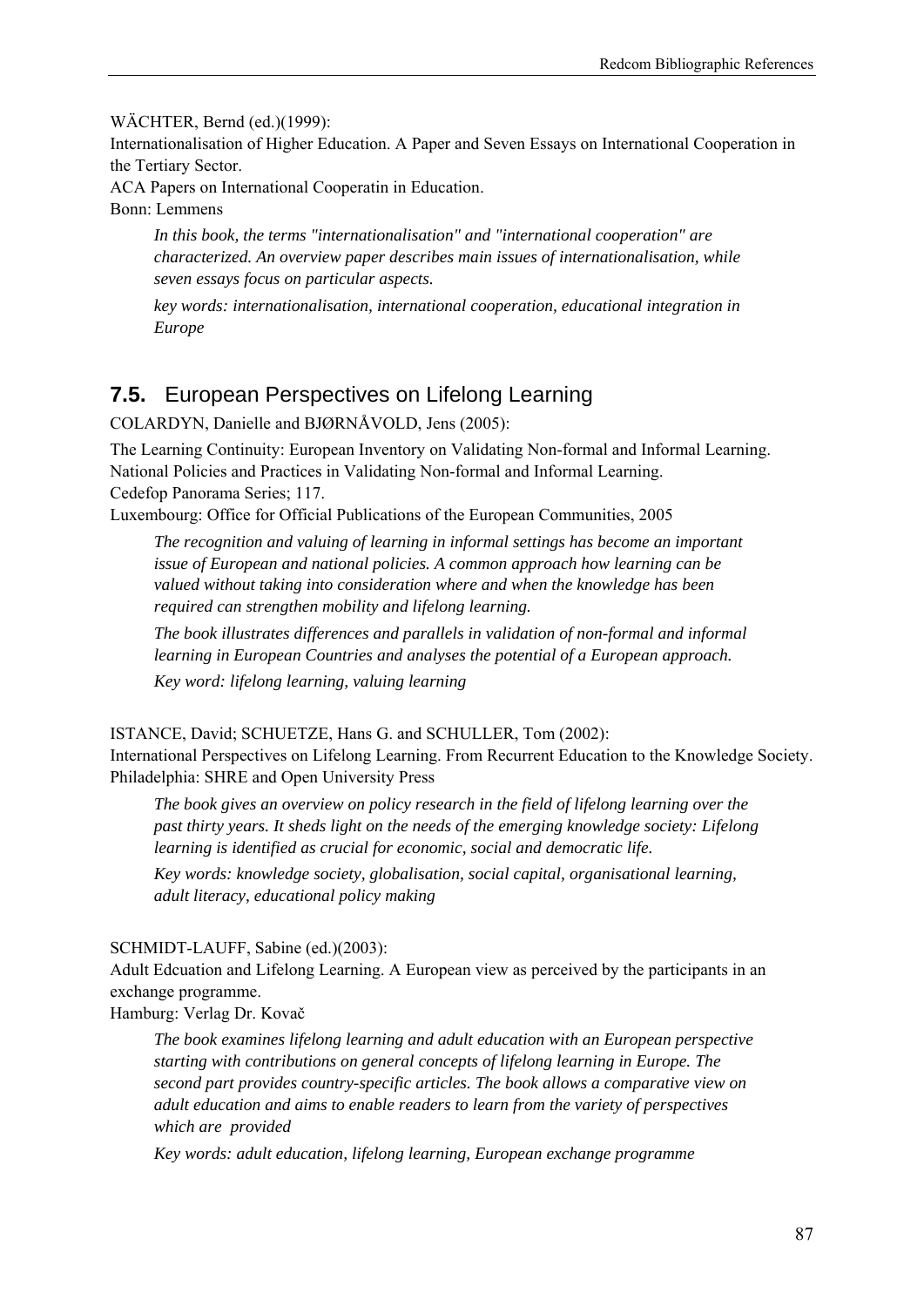WÄCHTER, Bernd (ed.)(1999):
Internationalisation of Higher Education. A Paper and Seven Essays on International Cooperation in the Tertiary Sector.
ACA Papers on International Cooperatin in Education.
Bonn: Lemmens

> *In this book, the terms "internationalisation" and "international cooperation" are characterized. An overview paper describes main issues of internationalisation, while seven essays focus on particular aspects.*
>
> *key words: internationalisation, international cooperation, educational integration in Europe*

## **7.5.** European Perspectives on Lifelong Learning

COLARDYN, Danielle and BJØRNÅVOLD, Jens (2005):
The Learning Continuity: European Inventory on Validating Non-formal and Informal Learning. National Policies and Practices in Validating Non-formal and Informal Learning.
Cedefop Panorama Series; 117.
Luxembourg: Office for Official Publications of the European Communities, 2005

> *The recognition and valuing of learning in informal settings has become an important issue of European and national policies. A common approach how learning can be valued without taking into consideration where and when the knowledge has been required can strengthen mobility and lifelong learning.*
>
> *The book illustrates differences and parallels in validation of non-formal and informal learning in European Countries and analyses the potential of a European approach.*
>
> *Key word: lifelong learning, valuing learning*

ISTANCE, David; SCHUETZE, Hans G. and SCHULLER, Tom (2002):
International Perspectives on Lifelong Learning. From Recurrent Education to the Knowledge Society.
Philadelphia: SHRE and Open University Press

> *The book gives an overview on policy research in the field of lifelong learning over the past thirty years. It sheds light on the needs of the emerging knowledge society: Lifelong learning is identified as crucial for economic, social and democratic life.*
>
> *Key words: knowledge society, globalisation, social capital, organisational learning, adult literacy, educational policy making*

SCHMIDT-LAUFF, Sabine (ed.)(2003):
Adult Edcuation and Lifelong Learning. A European view as perceived by the participants in an exchange programme.
Hamburg: Verlag Dr. Kovač

> *The book examines lifelong learning and adult education with an European perspective starting with contributions on general concepts of lifelong learning in Europe. The second part provides country-specific articles. The book allows a comparative view on adult education and aims to enable readers to learn from the variety of perspectives which are provided*
>
> *Key words: adult education, lifelong learning, European exchange programme*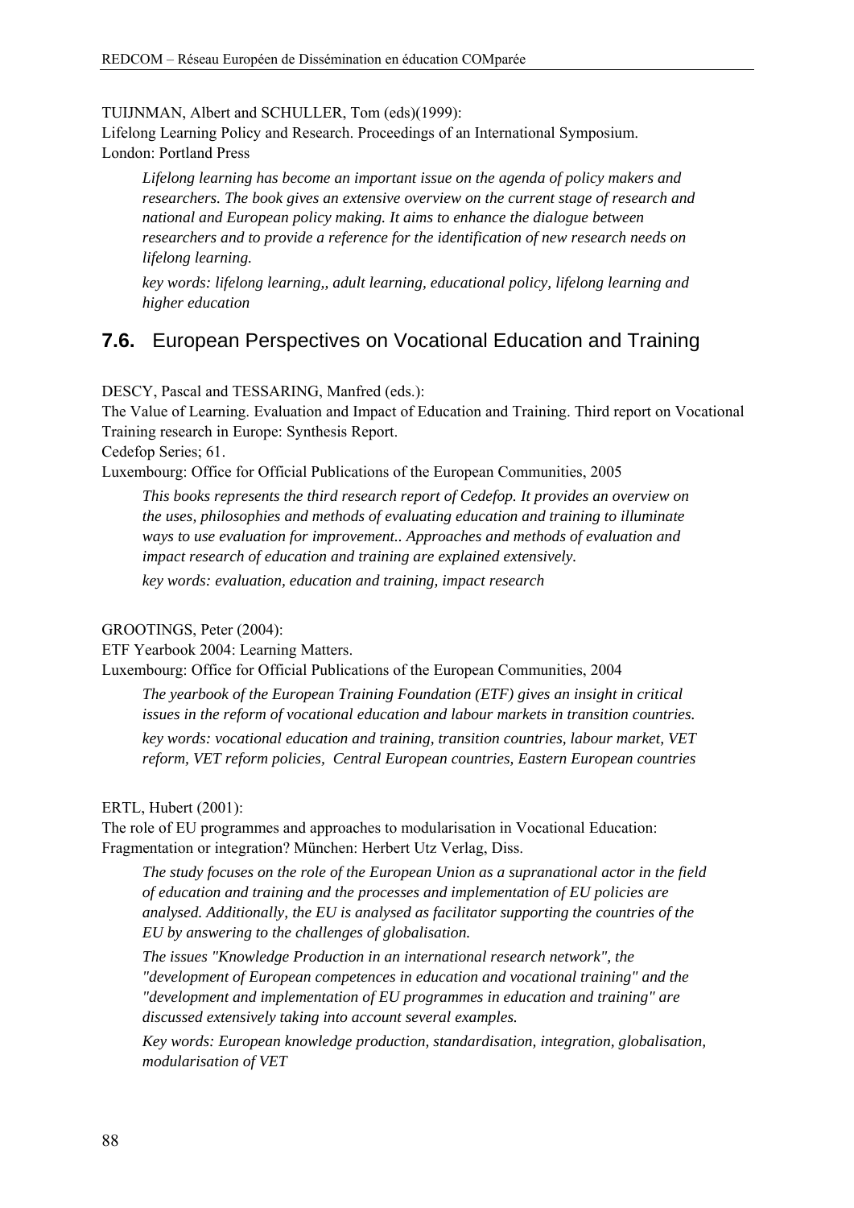TUIJNMAN, Albert and SCHULLER, Tom (eds)(1999):
Lifelong Learning Policy and Research. Proceedings of an International Symposium.
London: Portland Press

> *Lifelong learning has become an important issue on the agenda of policy makers and researchers. The book gives an extensive overview on the current stage of research and national and European policy making. It aims to enhance the dialogue between researchers and to provide a reference for the identification of new research needs on lifelong learning.*
>
> *key words: lifelong learning,, adult learning, educational policy, lifelong learning and higher education*

## **7.6.** European Perspectives on Vocational Education and Training

DESCY, Pascal and TESSARING, Manfred (eds.):
The Value of Learning. Evaluation and Impact of Education and Training. Third report on Vocational Training research in Europe: Synthesis Report.
Cedefop Series; 61.
Luxembourg: Office for Official Publications of the European Communities, 2005

> *This books represents the third research report of Cedefop. It provides an overview on the uses, philosophies and methods of evaluating education and training to illuminate ways to use evaluation for improvement.. Approaches and methods of evaluation and impact research of education and training are explained extensively.*
>
> *key words: evaluation, education and training, impact research*

GROOTINGS, Peter (2004):
ETF Yearbook 2004: Learning Matters.
Luxembourg: Office for Official Publications of the European Communities, 2004

> *The yearbook of the European Training Foundation (ETF) gives an insight in critical issues in the reform of vocational education and labour markets in transition countries.*
>
> *key words: vocational education and training, transition countries, labour market, VET reform, VET reform policies, Central European countries, Eastern European countries*

ERTL, Hubert (2001):
The role of EU programmes and approaches to modularisation in Vocational Education: Fragmentation or integration? München: Herbert Utz Verlag, Diss.

> *The study focuses on the role of the European Union as a supranational actor in the field of education and training and the processes and implementation of EU policies are analysed. Additionally, the EU is analysed as facilitator supporting the countries of the EU by answering to the challenges of globalisation.*
>
> *The issues "Knowledge Production in an international research network", the "development of European competences in education and vocational training" and the "development and implementation of EU programmes in education and training" are discussed extensively taking into account several examples.*
>
> *Key words: European knowledge production, standardisation, integration, globalisation, modularisation of VET*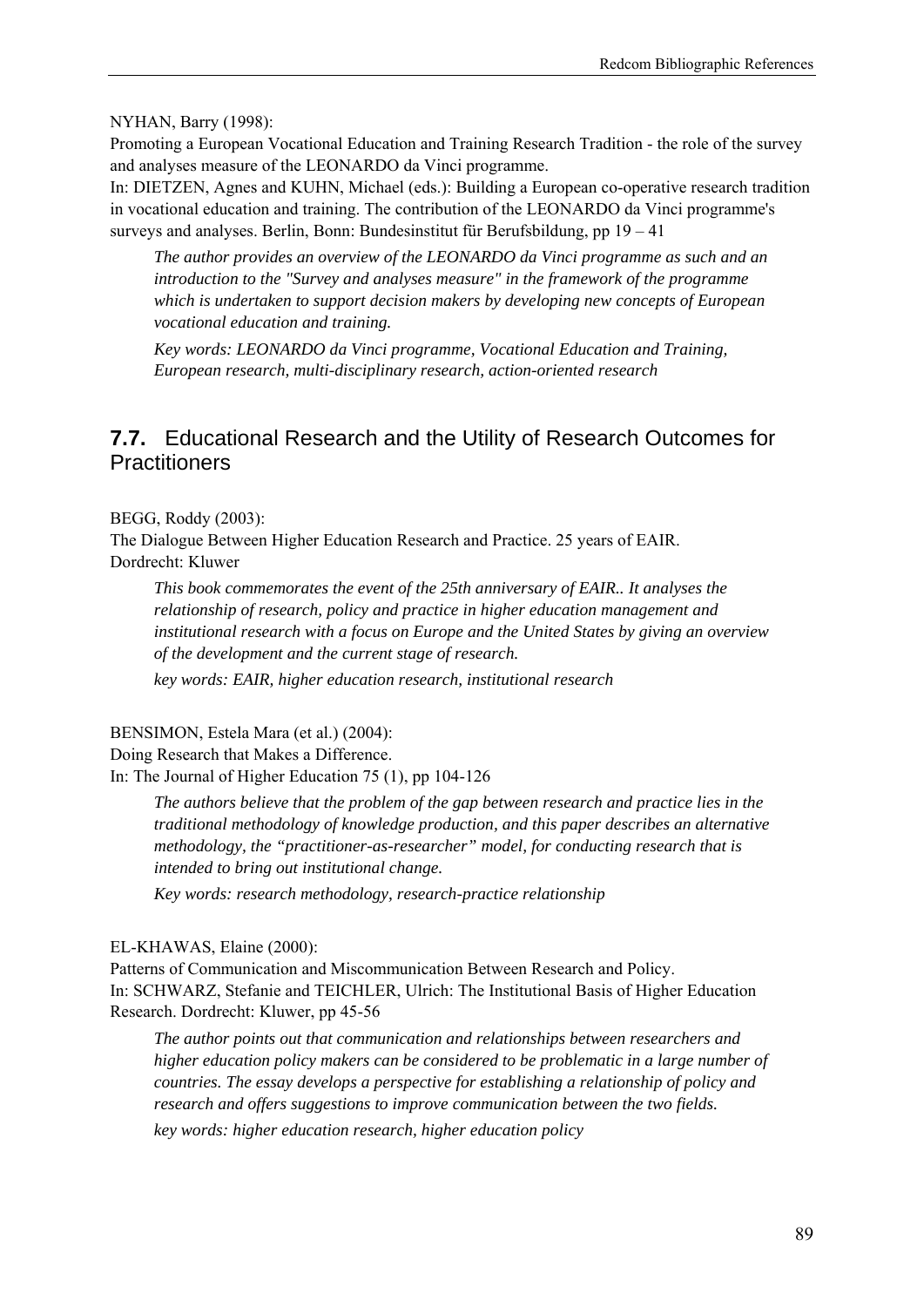NYHAN, Barry (1998):
Promoting a European Vocational Education and Training Research Tradition - the role of the survey and analyses measure of the LEONARDO da Vinci programme.
In: DIETZEN, Agnes and KUHN, Michael (eds.): Building a European co-operative research tradition in vocational education and training. The contribution of the LEONARDO da Vinci programme's surveys and analyses. Berlin, Bonn: Bundesinstitut für Berufsbildung, pp 19 – 41

> *The author provides an overview of the LEONARDO da Vinci programme as such and an introduction to the "Survey and analyses measure" in the framework of the programme which is undertaken to support decision makers by developing new concepts of European vocational education and training.*
>
> *Key words: LEONARDO da Vinci programme, Vocational Education and Training, European research, multi-disciplinary research, action-oriented research*

## **7.7.** Educational Research and the Utility of Research Outcomes for Practitioners

BEGG, Roddy (2003):
The Dialogue Between Higher Education Research and Practice. 25 years of EAIR.
Dordrecht: Kluwer

> *This book commemorates the event of the 25th anniversary of EAIR.. It analyses the relationship of research, policy and practice in higher education management and institutional research with a focus on Europe and the United States by giving an overview of the development and the current stage of research.*
>
> *key words: EAIR, higher education research, institutional research*

BENSIMON, Estela Mara (et al.) (2004):
Doing Research that Makes a Difference.
In: The Journal of Higher Education 75 (1), pp 104-126

> *The authors believe that the problem of the gap between research and practice lies in the traditional methodology of knowledge production, and this paper describes an alternative methodology, the "practitioner-as-researcher" model, for conducting research that is intended to bring out institutional change.*
>
> *Key words: research methodology, research-practice relationship*

EL-KHAWAS, Elaine (2000):
Patterns of Communication and Miscommunication Between Research and Policy.
In: SCHWARZ, Stefanie and TEICHLER, Ulrich: The Institutional Basis of Higher Education Research. Dordrecht: Kluwer, pp 45-56

> *The author points out that communication and relationships between researchers and higher education policy makers can be considered to be problematic in a large number of countries. The essay develops a perspective for establishing a relationship of policy and research and offers suggestions to improve communication between the two fields.*
>
> *key words: higher education research, higher education policy*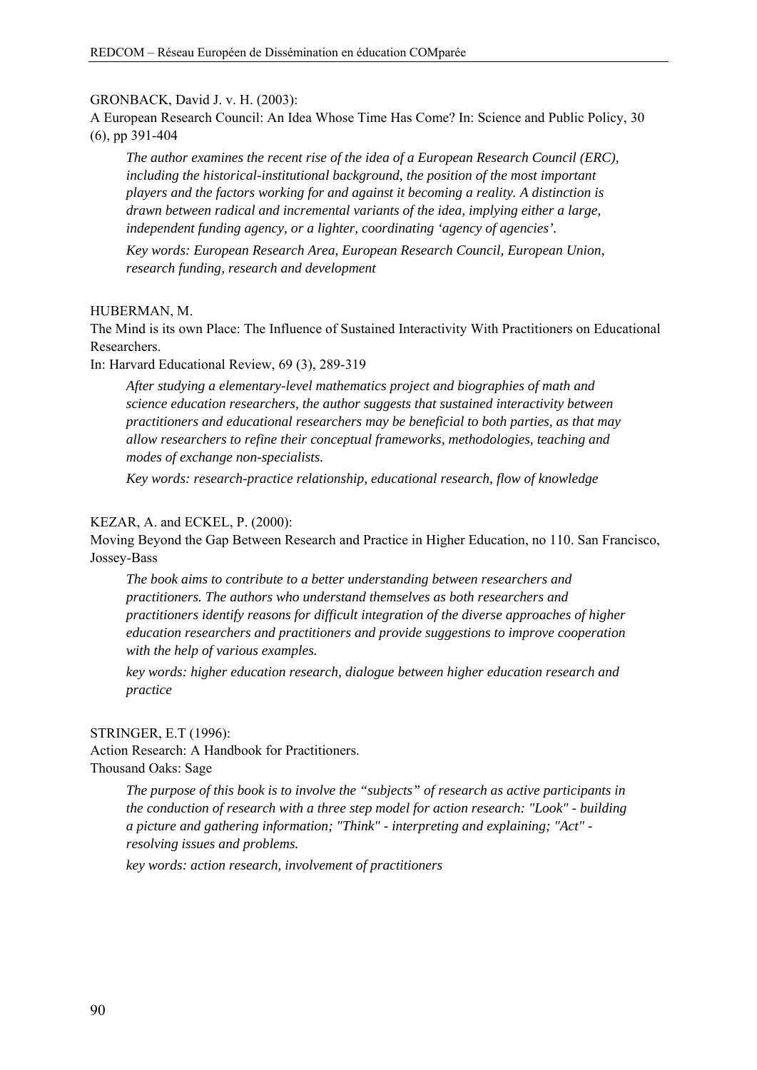GRONBACK, David J. v. H. (2003):
A European Research Council: An Idea Whose Time Has Come? In: Science and Public Policy, 30 (6), pp 391-404

> *The author examines the recent rise of the idea of a European Research Council (ERC), including the historical-institutional background, the position of the most important players and the factors working for and against it becoming a reality. A distinction is drawn between radical and incremental variants of the idea, implying either a large, independent funding agency, or a lighter, coordinating 'agency of agencies'.*
>
> *Key words: European Research Area, European Research Council, European Union, research funding, research and development*

HUBERMAN, M.
The Mind is its own Place: The Influence of Sustained Interactivity With Practitioners on Educational Researchers.
In: Harvard Educational Review, 69 (3), 289-319

> *After studying a elementary-level mathematics project and biographies of math and science education researchers, the author suggests that sustained interactivity between practitioners and educational researchers may be beneficial to both parties, as that may allow researchers to refine their conceptual frameworks, methodologies, teaching and modes of exchange non-specialists.*
>
> *Key words: research-practice relationship, educational research, flow of knowledge*

KEZAR, A. and ECKEL, P. (2000):
Moving Beyond the Gap Between Research and Practice in Higher Education, no 110. San Francisco, Jossey-Bass

> *The book aims to contribute to a better understanding between researchers and practitioners. The authors who understand themselves as both researchers and practitioners identify reasons for difficult integration of the diverse approaches of higher education researchers and practitioners and provide suggestions to improve cooperation with the help of various examples.*
>
> *key words: higher education research, dialogue between higher education research and practice*

STRINGER, E.T (1996):
Action Research: A Handbook for Practitioners.
Thousand Oaks: Sage

> *The purpose of this book is to involve the "subjects" of research as active participants in the conduction of research with a three step model for action research: "Look" - building a picture and gathering information; "Think" - interpreting and explaining; "Act" - resolving issues and problems.*
>
> *key words: action research, involvement of practitioners*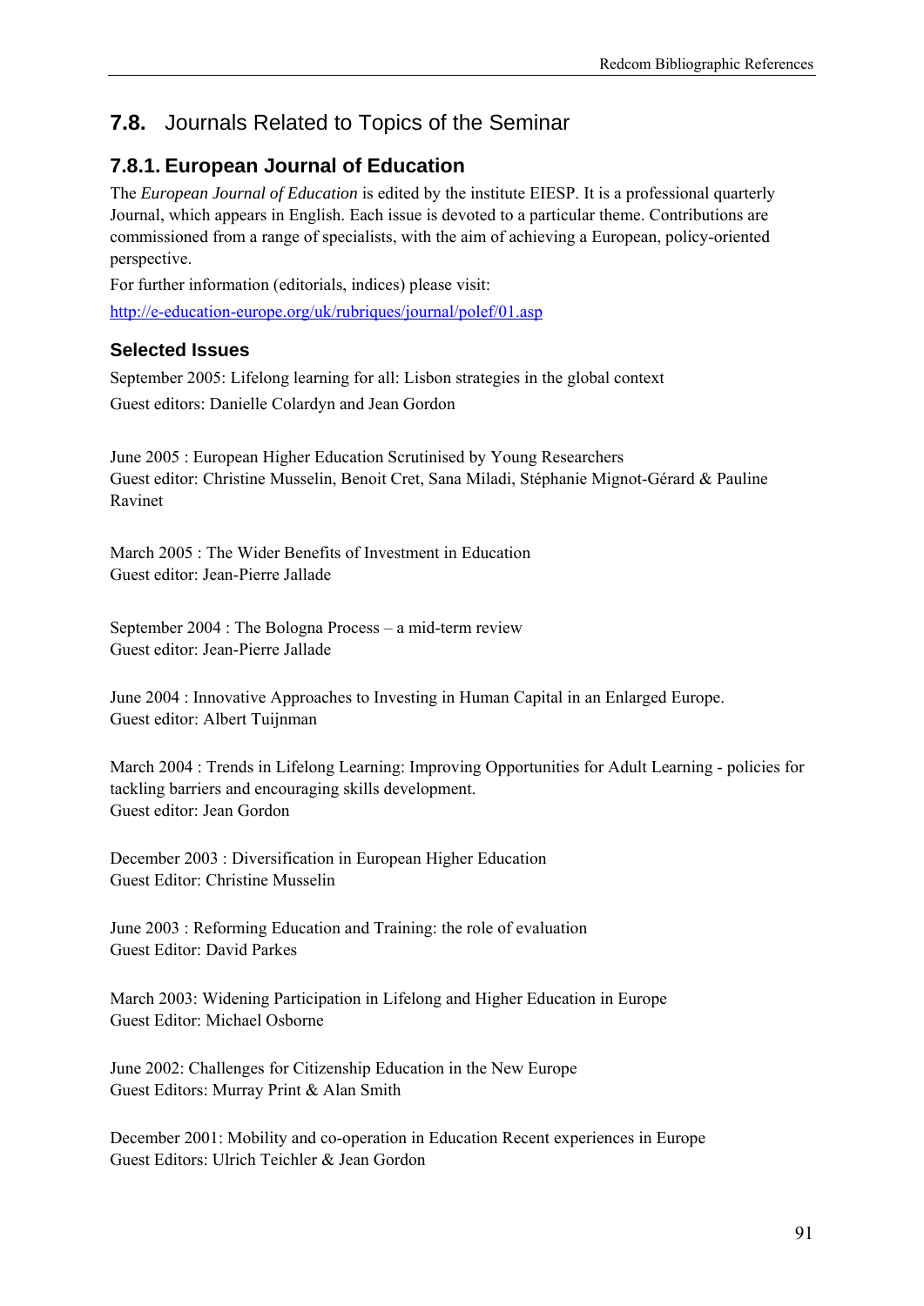## 7.8. Journals Related to Topics of the Seminar

### 7.8.1. European Journal of Education

The *European Journal of Education* is edited by the institute EIESP. It is a professional quarterly Journal, which appears in English. Each issue is devoted to a particular theme. Contributions are commissioned from a range of specialists, with the aim of achieving a European, policy-oriented perspective.

For further information (editorials, indices) please visit:

http://e-education-europe.org/uk/rubriques/journal/polef/01.asp

#### Selected Issues

September 2005: Lifelong learning for all: Lisbon strategies in the global context
Guest editors: Danielle Colardyn and Jean Gordon

June 2005 : European Higher Education Scrutinised by Young Researchers
Guest editor: Christine Musselin, Benoit Cret, Sana Miladi, Stéphanie Mignot-Gérard & Pauline Ravinet

March 2005 : The Wider Benefits of Investment in Education
Guest editor: Jean-Pierre Jallade

September 2004 : The Bologna Process – a mid-term review
Guest editor: Jean-Pierre Jallade

June 2004 : Innovative Approaches to Investing in Human Capital in an Enlarged Europe.
Guest editor: Albert Tuijnman

March 2004 : Trends in Lifelong Learning: Improving Opportunities for Adult Learning - policies for tackling barriers and encouraging skills development.
Guest editor: Jean Gordon

December 2003 : Diversification in European Higher Education
Guest Editor: Christine Musselin

June 2003 : Reforming Education and Training: the role of evaluation
Guest Editor: David Parkes

March 2003: Widening Participation in Lifelong and Higher Education in Europe
Guest Editor: Michael Osborne

June 2002: Challenges for Citizenship Education in the New Europe
Guest Editors: Murray Print & Alan Smith

December 2001: Mobility and co-operation in Education Recent experiences in Europe
Guest Editors: Ulrich Teichler & Jean Gordon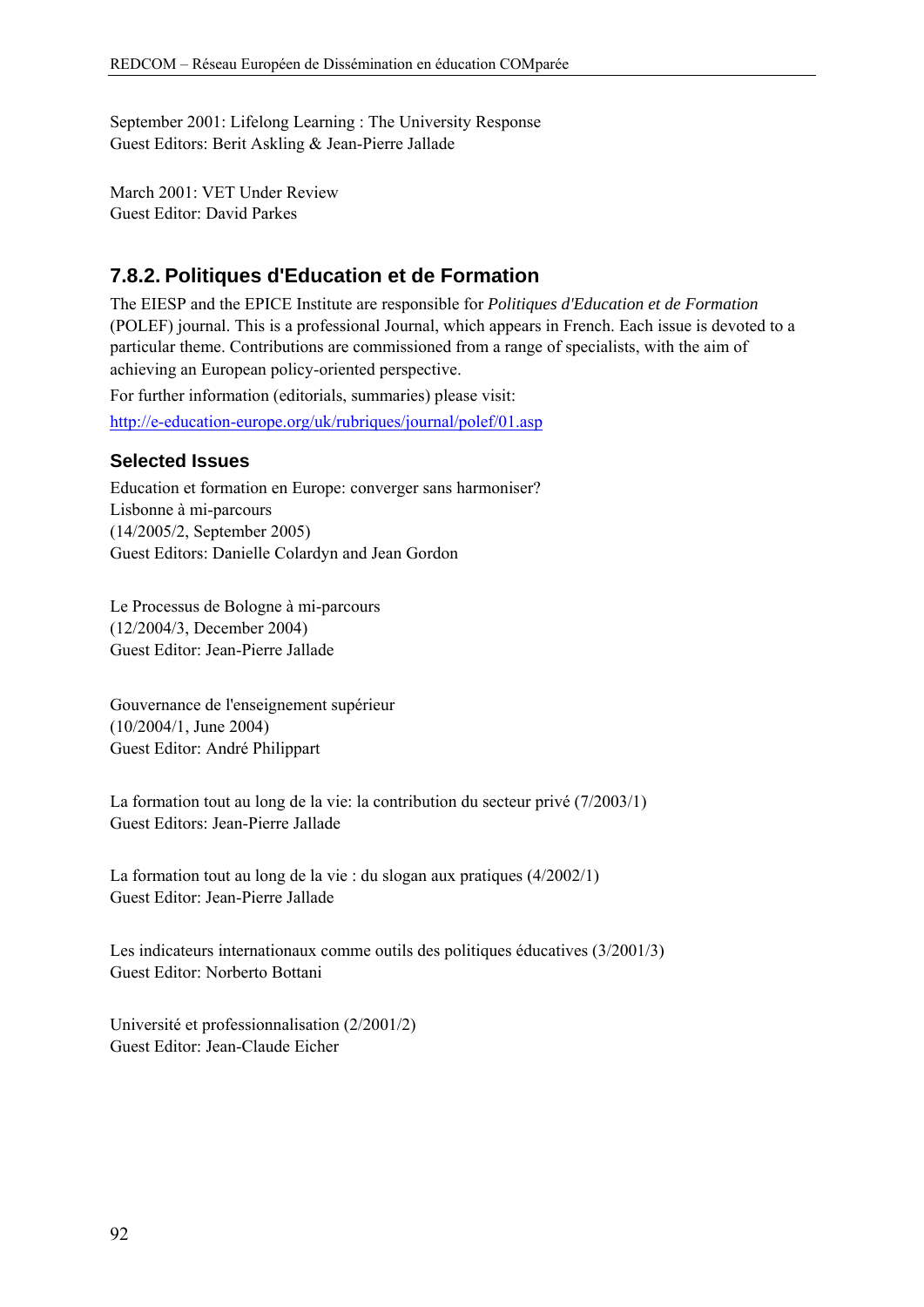September 2001: Lifelong Learning : The University Response
Guest Editors: Berit Askling & Jean-Pierre Jallade

March 2001: VET Under Review
Guest Editor: David Parkes

### 7.8.2. Politiques d'Education et de Formation

The EIESP and the EPICE Institute are responsible for *Politiques d'Education et de Formation* (POLEF) journal. This is a professional Journal, which appears in French. Each issue is devoted to a particular theme. Contributions are commissioned from a range of specialists, with the aim of achieving an European policy-oriented perspective.

For further information (editorials, summaries) please visit:

http://e-education-europe.org/uk/rubriques/journal/polef/01.asp

#### Selected Issues

Education et formation en Europe: converger sans harmoniser?
Lisbonne à mi-parcours
(14/2005/2, September 2005)
Guest Editors: Danielle Colardyn and Jean Gordon

Le Processus de Bologne à mi-parcours
(12/2004/3, December 2004)
Guest Editor: Jean-Pierre Jallade

Gouvernance de l'enseignement supérieur
(10/2004/1, June 2004)
Guest Editor: André Philippart

La formation tout au long de la vie: la contribution du secteur privé (7/2003/1)
Guest Editors: Jean-Pierre Jallade

La formation tout au long de la vie : du slogan aux pratiques (4/2002/1)
Guest Editor: Jean-Pierre Jallade

Les indicateurs internationaux comme outils des politiques éducatives (3/2001/3)
Guest Editor: Norberto Bottani

Université et professionnalisation (2/2001/2)
Guest Editor: Jean-Claude Eicher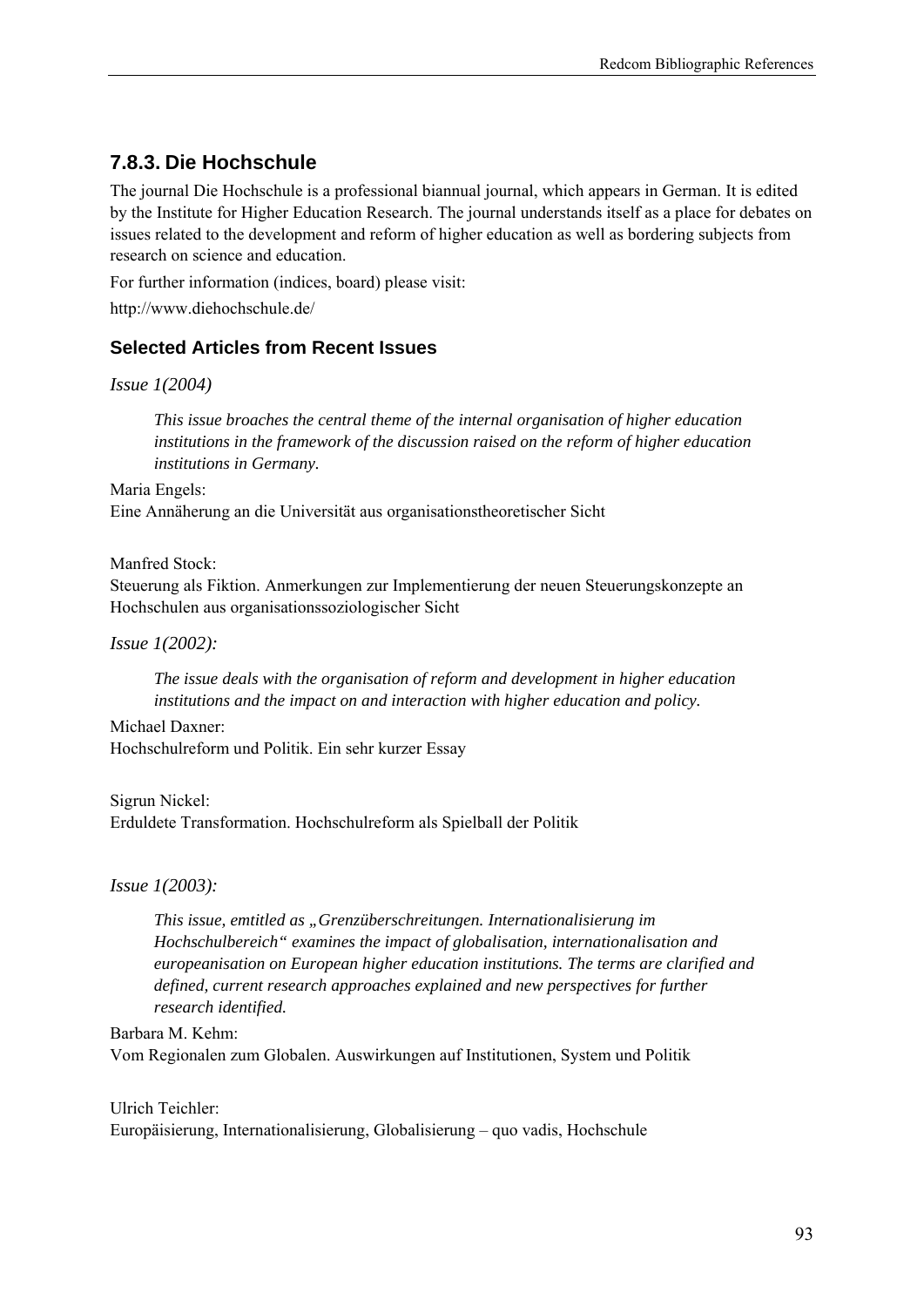### 7.8.3. Die Hochschule

The journal Die Hochschule is a professional biannual journal, which appears in German. It is edited by the Institute for Higher Education Research. The journal understands itself as a place for debates on issues related to the development and reform of higher education as well as bordering subjects from research on science and education.

For further information (indices, board) please visit:

http://www.diehochschule.de/

#### Selected Articles from Recent Issues

*Issue 1(2004)*

> *This issue broaches the central theme of the internal organisation of higher education institutions in the framework of the discussion raised on the reform of higher education institutions in Germany.*

Maria Engels:
Eine Annäherung an die Universität aus organisationstheoretischer Sicht

Manfred Stock:
Steuerung als Fiktion. Anmerkungen zur Implementierung der neuen Steuerungskonzepte an Hochschulen aus organisationssoziologischer Sicht

*Issue 1(2002):*

> *The issue deals with the organisation of reform and development in higher education institutions and the impact on and interaction with higher education and policy.*

Michael Daxner:
Hochschulreform und Politik. Ein sehr kurzer Essay

Sigrun Nickel:
Erduldete Transformation. Hochschulreform als Spielball der Politik

*Issue 1(2003):*

> *This issue, emtitled as „Grenzüberschreitungen. Internationalisierung im Hochschulbereich" examines the impact of globalisation, internationalisation and europeanisation on European higher education institutions. The terms are clarified and defined, current research approaches explained and new perspectives for further research identified.*

Barbara M. Kehm:
Vom Regionalen zum Globalen. Auswirkungen auf Institutionen, System und Politik

Ulrich Teichler:
Europäisierung, Internationalisierung, Globalisierung – quo vadis, Hochschule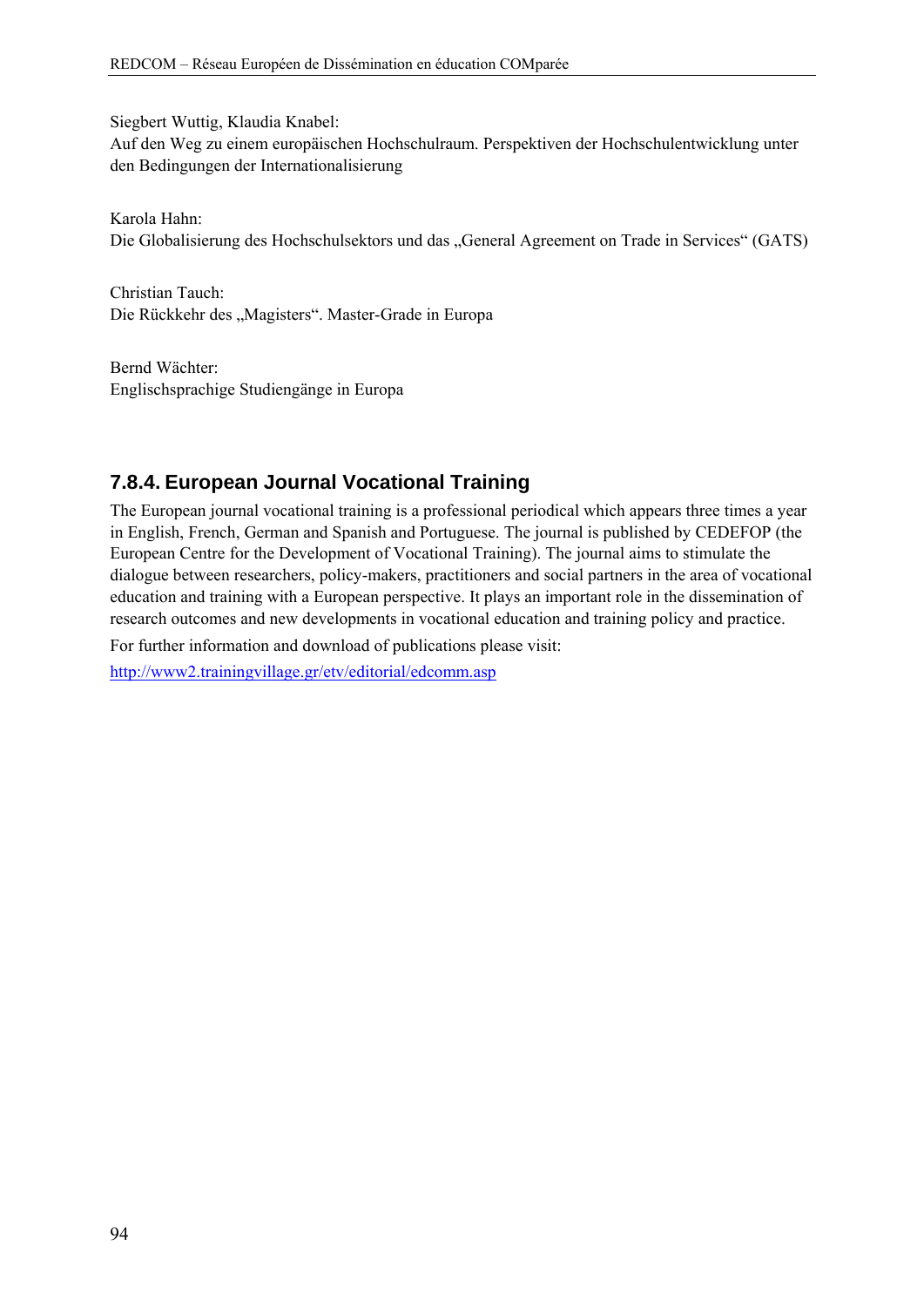Siegbert Wuttig, Klaudia Knabel:
Auf den Weg zu einem europäischen Hochschulraum. Perspektiven der Hochschulentwicklung unter den Bedingungen der Internationalisierung

Karola Hahn:
Die Globalisierung des Hochschulsektors und das „General Agreement on Trade in Services“ (GATS)

Christian Tauch:
Die Rückkehr des „Magisters“. Master-Grade in Europa

Bernd Wächter:
Englischsprachige Studiengänge in Europa

### 7.8.4. European Journal Vocational Training

The European journal vocational training is a professional periodical which appears three times a year in English, French, German and Spanish and Portuguese. The journal is published by CEDEFOP (the European Centre for the Development of Vocational Training). The journal aims to stimulate the dialogue between researchers, policy-makers, practitioners and social partners in the area of vocational education and training with a European perspective. It plays an important role in the dissemination of research outcomes and new developments in vocational education and training policy and practice.

For further information and download of publications please visit:

http://www2.trainingvillage.gr/etv/editorial/edcomm.asp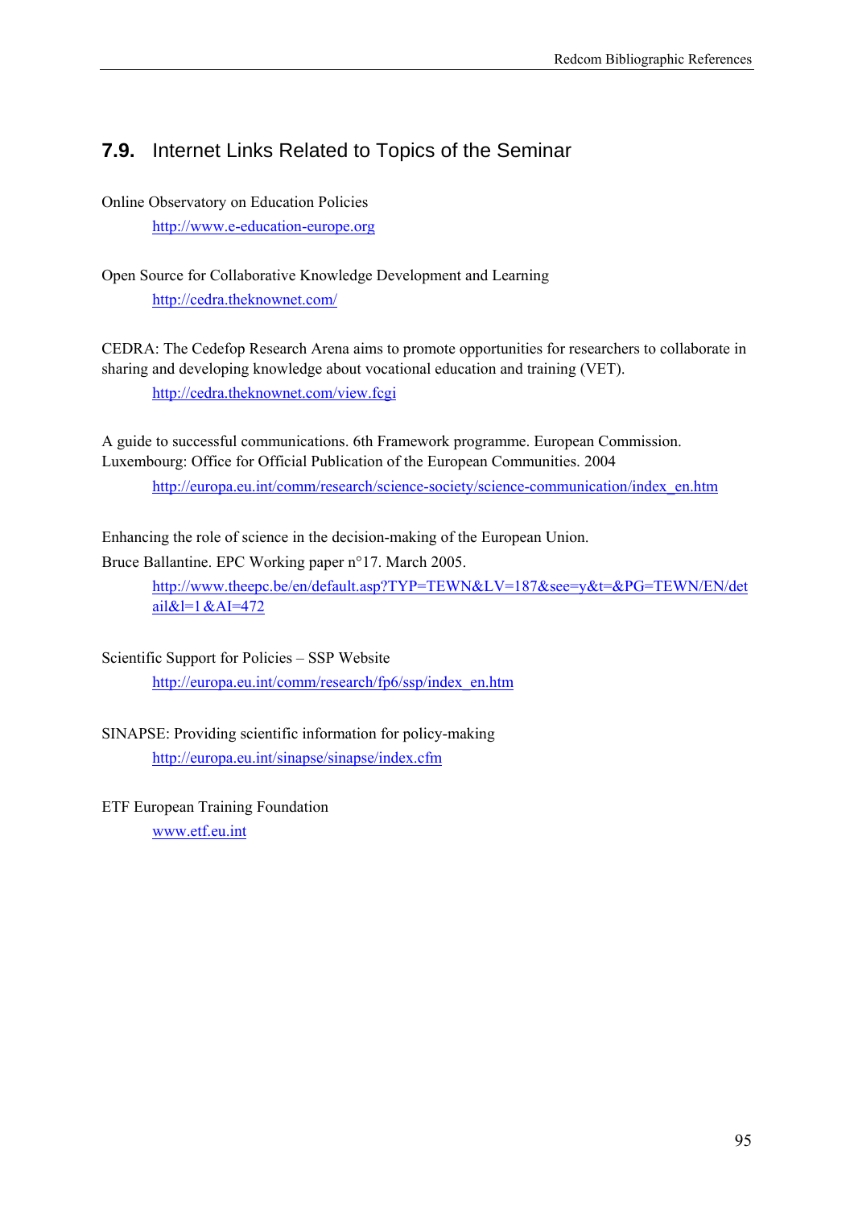## 7.9. Internet Links Related to Topics of the Seminar

Online Observatory on Education Policies

http://www.e-education-europe.org

Open Source for Collaborative Knowledge Development and Learning

http://cedra.theknownet.com/

CEDRA: The Cedefop Research Arena aims to promote opportunities for researchers to collaborate in sharing and developing knowledge about vocational education and training (VET).

http://cedra.theknownet.com/view.fcgi

A guide to successful communications. 6th Framework programme. European Commission. Luxembourg: Office for Official Publication of the European Communities. 2004

http://europa.eu.int/comm/research/science-society/science-communication/index_en.htm

Enhancing the role of science in the decision-making of the European Union.

Bruce Ballantine. EPC Working paper n°17. March 2005.

http://www.theepc.be/en/default.asp?TYP=TEWN&LV=187&see=y&t=&PG=TEWN/EN/detail&l=1&AI=472

Scientific Support for Policies – SSP Website

http://europa.eu.int/comm/research/fp6/ssp/index_en.htm

SINAPSE: Providing scientific information for policy-making

http://europa.eu.int/sinapse/sinapse/index.cfm

ETF European Training Foundation

www.etf.eu.int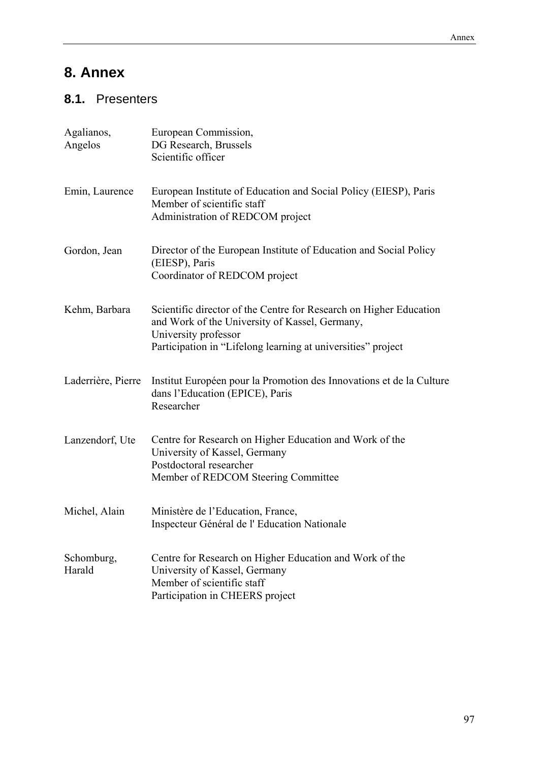# 8. Annex

## 8.1. Presenters

| | |
|---|---|
| Agalianos, Angelos | European Commission,<br>DG Research, Brussels<br>Scientific officer |
| Emin, Laurence | European Institute of Education and Social Policy (EIESP), Paris<br>Member of scientific staff<br>Administration of REDCOM project |
| Gordon, Jean | Director of the European Institute of Education and Social Policy (EIESP), Paris<br>Coordinator of REDCOM project |
| Kehm, Barbara | Scientific director of the Centre for Research on Higher Education and Work of the University of Kassel, Germany,<br>University professor<br>Participation in "Lifelong learning at universities" project |
| Laderrière, Pierre | Institut Européen pour la Promotion des Innovations et de la Culture dans l'Education (EPICE), Paris<br>Researcher |
| Lanzendorf, Ute | Centre for Research on Higher Education and Work of the University of Kassel, Germany<br>Postdoctoral researcher<br>Member of REDCOM Steering Committee |
| Michel, Alain | Ministère de l'Education, France,<br>Inspecteur Général de l' Education Nationale |
| Schomburg, Harald | Centre for Research on Higher Education and Work of the University of Kassel, Germany<br>Member of scientific staff<br>Participation in CHEERS project |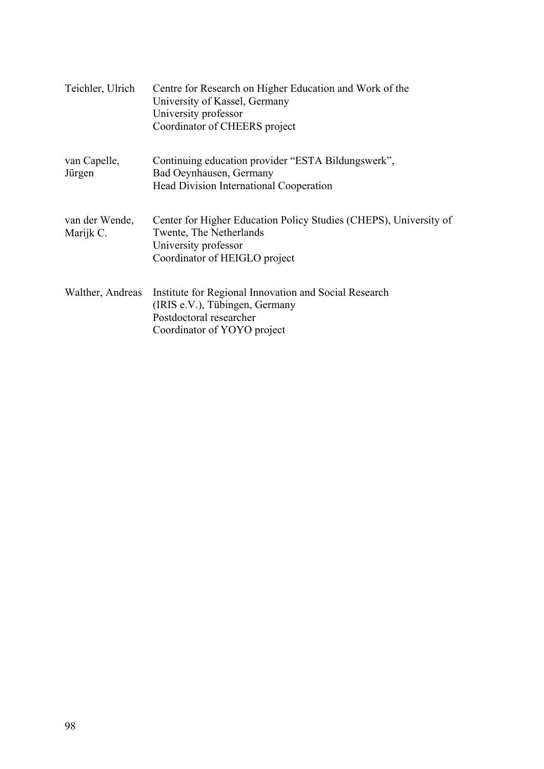| | |
|---|---|
| Teichler, Ulrich | Centre for Research on Higher Education and Work of the University of Kassel, Germany<br>University professor<br>Coordinator of CHEERS project |
| van Capelle, Jürgen | Continuing education provider "ESTA Bildungswerk", Bad Oeynhausen, Germany<br>Head Division International Cooperation |
| van der Wende, Marijk C. | Center for Higher Education Policy Studies (CHEPS), University of Twente, The Netherlands<br>University professor<br>Coordinator of HEIGLO project |
| Walther, Andreas | Institute for Regional Innovation and Social Research (IRIS e.V.), Tübingen, Germany<br>Postdoctoral researcher<br>Coordinator of YOYO project |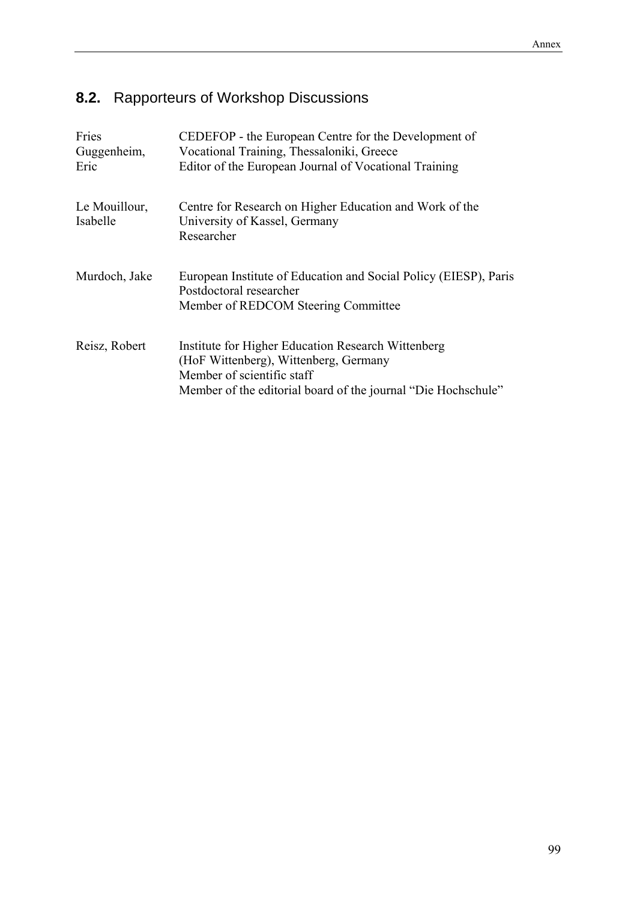## 8.2. Rapporteurs of Workshop Discussions

| | |
|---|---|
| Fries Guggenheim, Eric | CEDEFOP - the European Centre for the Development of Vocational Training, Thessaloniki, Greece<br>Editor of the European Journal of Vocational Training |
| Le Mouillour, Isabelle | Centre for Research on Higher Education and Work of the University of Kassel, Germany<br>Researcher |
| Murdoch, Jake | European Institute of Education and Social Policy (EIESP), Paris<br>Postdoctoral researcher<br>Member of REDCOM Steering Committee |
| Reisz, Robert | Institute for Higher Education Research Wittenberg (HoF Wittenberg), Wittenberg, Germany<br>Member of scientific staff<br>Member of the editorial board of the journal “Die Hochschule” |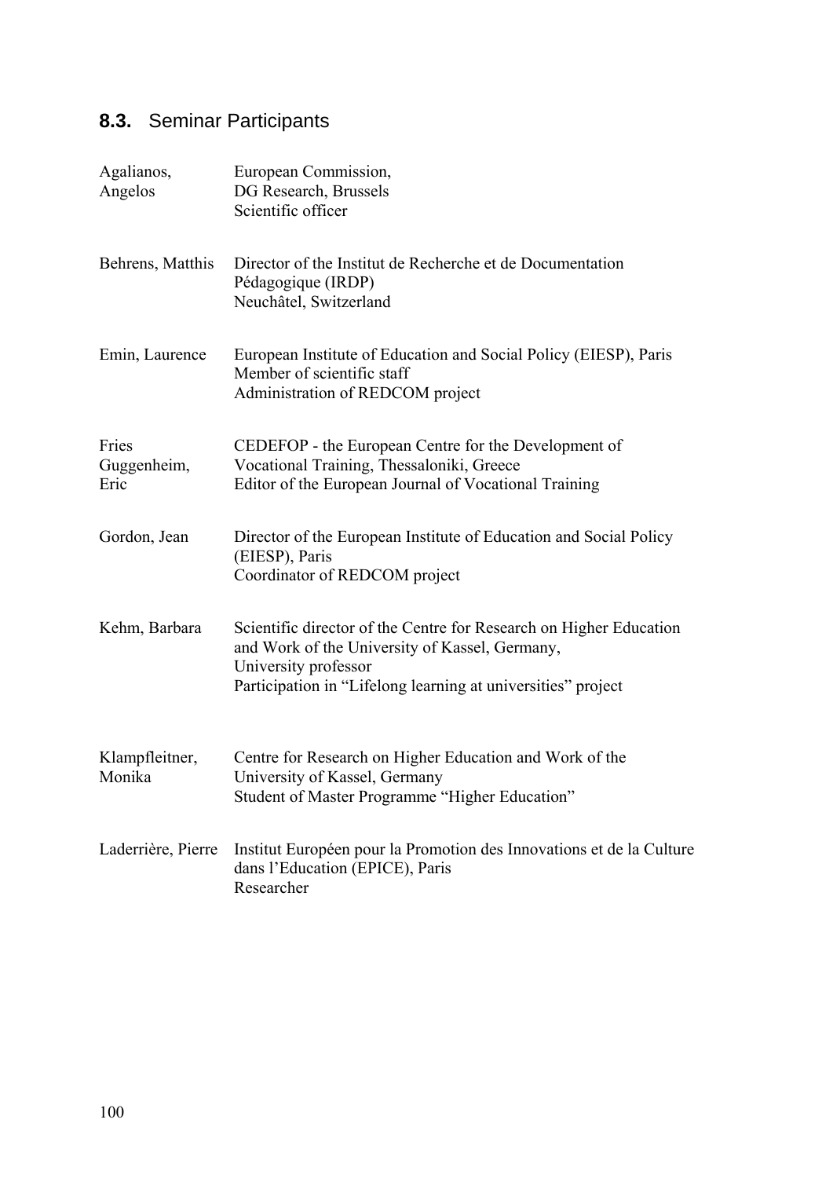## 8.3. Seminar Participants

| | |
|---|---|
| Agalianos, Angelos | European Commission,<br>DG Research, Brussels<br>Scientific officer |
| Behrens, Matthis | Director of the Institut de Recherche et de Documentation Pédagogique (IRDP)<br>Neuchâtel, Switzerland |
| Emin, Laurence | European Institute of Education and Social Policy (EIESP), Paris<br>Member of scientific staff<br>Administration of REDCOM project |
| Fries Guggenheim, Eric | CEDEFOP - the European Centre for the Development of Vocational Training, Thessaloniki, Greece<br>Editor of the European Journal of Vocational Training |
| Gordon, Jean | Director of the European Institute of Education and Social Policy (EIESP), Paris<br>Coordinator of REDCOM project |
| Kehm, Barbara | Scientific director of the Centre for Research on Higher Education and Work of the University of Kassel, Germany,<br>University professor<br>Participation in "Lifelong learning at universities" project |
| Klampfleitner, Monika | Centre for Research on Higher Education and Work of the University of Kassel, Germany<br>Student of Master Programme "Higher Education" |
| Laderrière, Pierre | Institut Européen pour la Promotion des Innovations et de la Culture dans l'Education (EPICE), Paris<br>Researcher |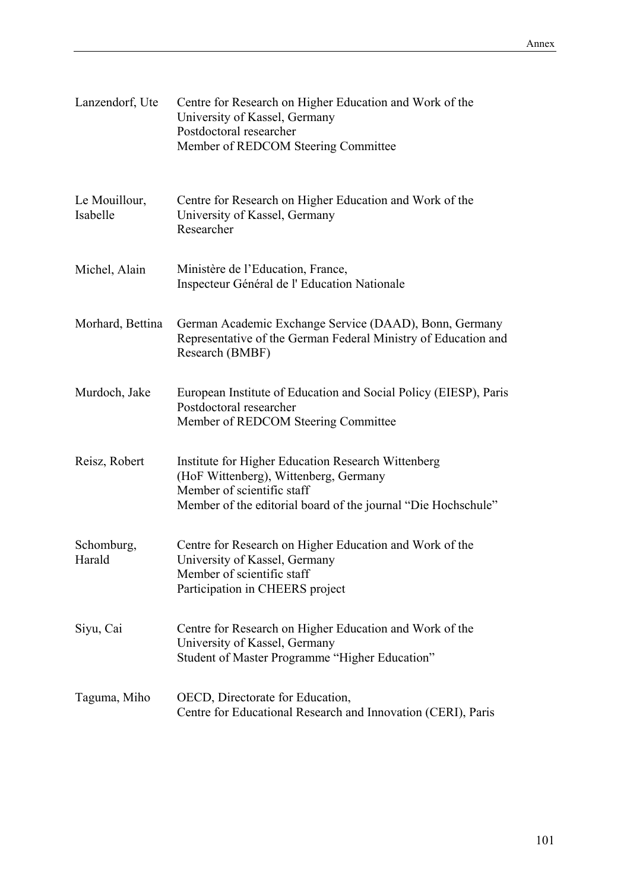| | |
|---|---|
| Lanzendorf, Ute | Centre for Research on Higher Education and Work of the University of Kassel, Germany<br>Postdoctoral researcher<br>Member of REDCOM Steering Committee |
| Le Mouillour, Isabelle | Centre for Research on Higher Education and Work of the University of Kassel, Germany<br>Researcher |
| Michel, Alain | Ministère de l'Education, France,<br>Inspecteur Général de l' Education Nationale |
| Morhard, Bettina | German Academic Exchange Service (DAAD), Bonn, Germany<br>Representative of the German Federal Ministry of Education and Research (BMBF) |
| Murdoch, Jake | European Institute of Education and Social Policy (EIESP), Paris<br>Postdoctoral researcher<br>Member of REDCOM Steering Committee |
| Reisz, Robert | Institute for Higher Education Research Wittenberg (HoF Wittenberg), Wittenberg, Germany<br>Member of scientific staff<br>Member of the editorial board of the journal "Die Hochschule" |
| Schomburg, Harald | Centre for Research on Higher Education and Work of the University of Kassel, Germany<br>Member of scientific staff<br>Participation in CHEERS project |
| Siyu, Cai | Centre for Research on Higher Education and Work of the University of Kassel, Germany<br>Student of Master Programme "Higher Education" |
| Taguma, Miho | OECD, Directorate for Education,<br>Centre for Educational Research and Innovation (CERI), Paris |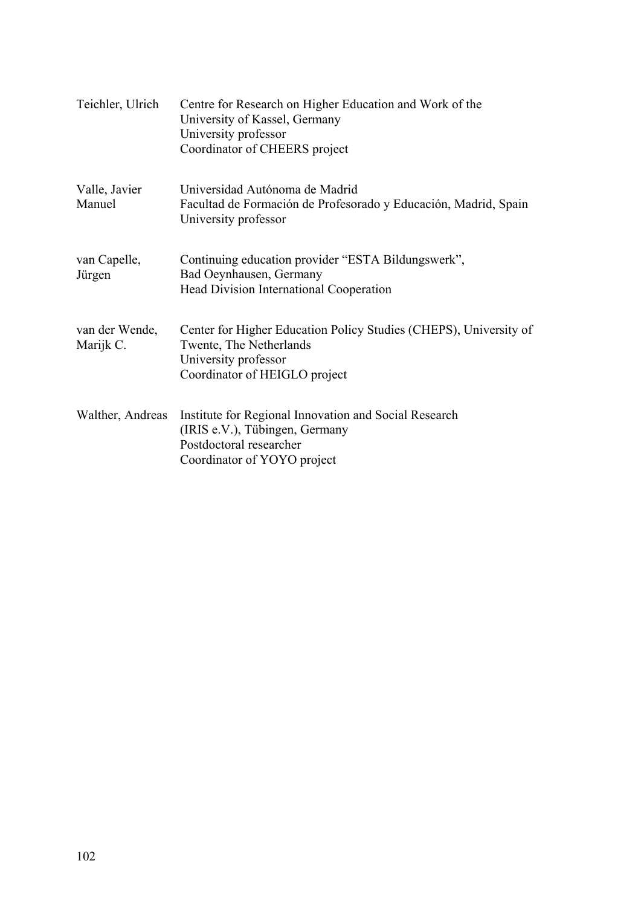| | |
|---|---|
| Teichler, Ulrich | Centre for Research on Higher Education and Work of the University of Kassel, Germany<br>University professor<br>Coordinator of CHEERS project |
| Valle, Javier Manuel | Universidad Autónoma de Madrid<br>Facultad de Formación de Profesorado y Educación, Madrid, Spain<br>University professor |
| van Capelle, Jürgen | Continuing education provider “ESTA Bildungswerk”, Bad Oeynhausen, Germany<br>Head Division International Cooperation |
| van der Wende, Marijk C. | Center for Higher Education Policy Studies (CHEPS), University of Twente, The Netherlands<br>University professor<br>Coordinator of HEIGLO project |
| Walther, Andreas | Institute for Regional Innovation and Social Research (IRIS e.V.), Tübingen, Germany<br>Postdoctoral researcher<br>Coordinator of YOYO project |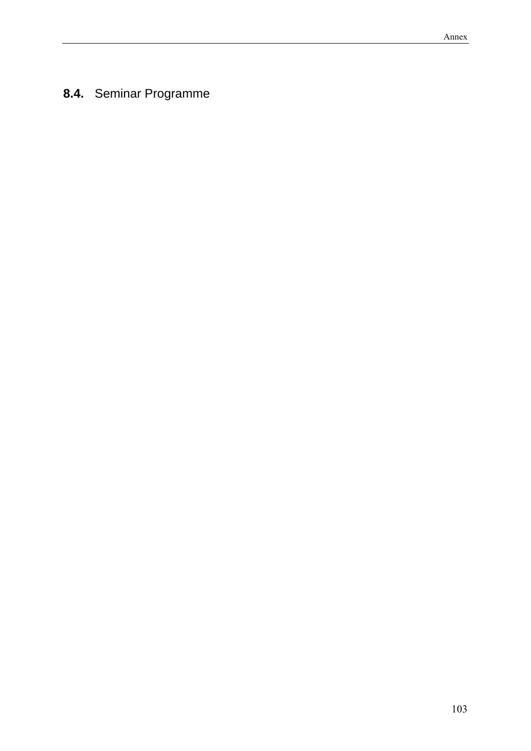## 8.4. Seminar Programme